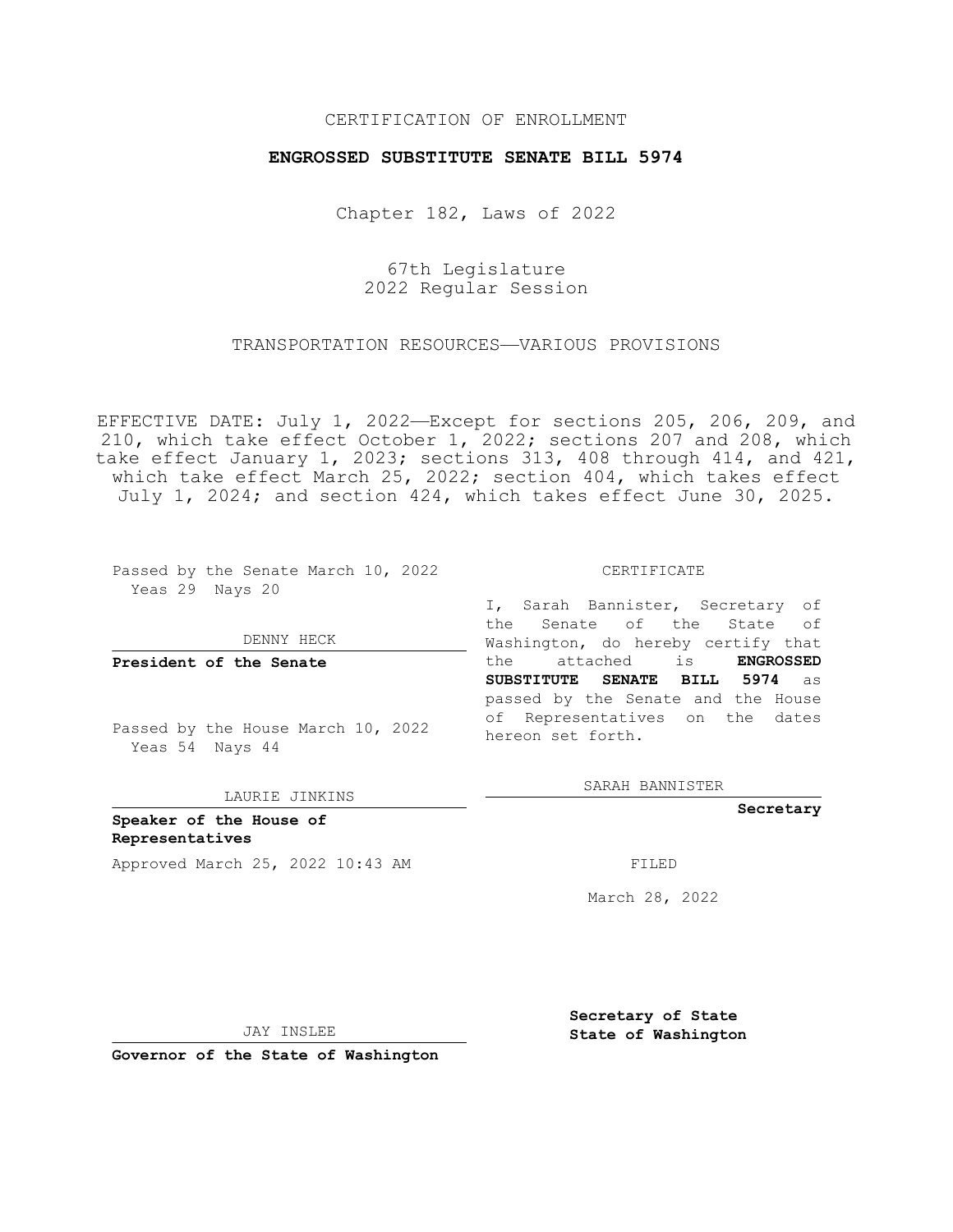CERTIFICATION OF ENROLLMENT

# ENGROSSED SUBSTITUTE SENATE BILL 5974

Chapter 182, Laws of 2022

67th Legislature
2022 Regular Session

TRANSPORTATION RESOURCES—VARIOUS PROVISIONS

EFFECTIVE DATE: July 1, 2022—Except for sections 205, 206, 209, and 210, which take effect October 1, 2022; sections 207 and 208, which take effect January 1, 2023; sections 313, 408 through 414, and 421, which take effect March 25, 2022; section 404, which takes effect July 1, 2024; and section 424, which takes effect June 30, 2025.

Passed by the Senate March 10, 2022
Yeas 29 Nays 20

DENNY HECK

**President of the Senate**

Passed by the House March 10, 2022
Yeas 54 Nays 44

LAURIE JINKINS

**Speaker of the House of Representatives**

Approved March 25, 2022 10:43 AM

JAY INSLEE

**Governor of the State of Washington**

CERTIFICATE

I, Sarah Bannister, Secretary of the Senate of the State of Washington, do hereby certify that the attached is **ENGROSSED SUBSTITUTE SENATE BILL 5974** as passed by the Senate and the House of Representatives on the dates hereon set forth.

SARAH BANNISTER

**Secretary**

FILED

March 28, 2022

**Secretary of State**
**State of Washington**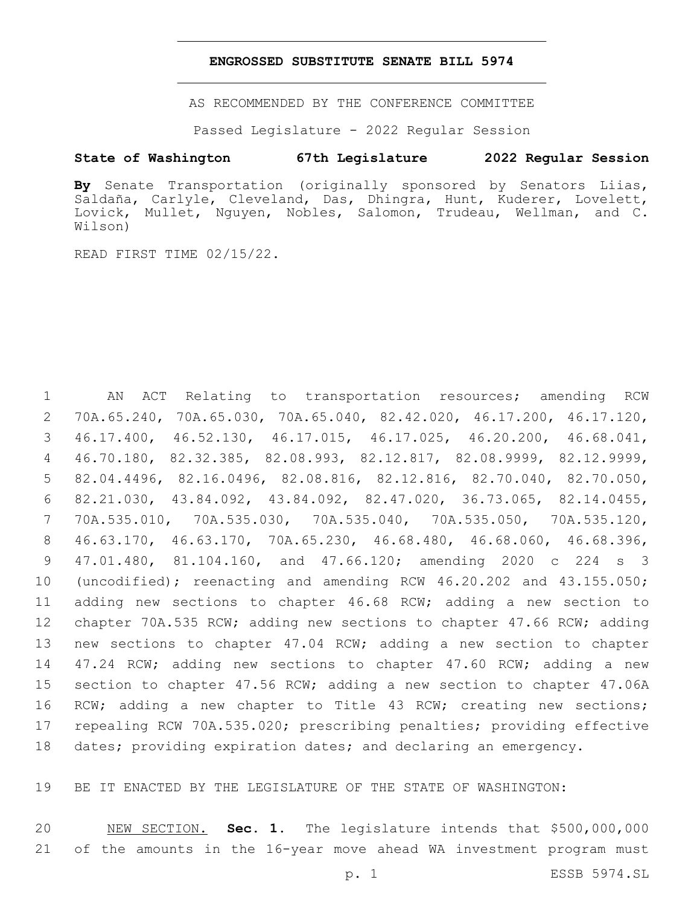# ENGROSSED SUBSTITUTE SENATE BILL 5974

AS RECOMMENDED BY THE CONFERENCE COMMITTEE

Passed Legislature - 2022 Regular Session

**State of Washington 67th Legislature 2022 Regular Session**

**By** Senate Transportation (originally sponsored by Senators Liias, Saldaña, Carlyle, Cleveland, Das, Dhingra, Hunt, Kuderer, Lovelett, Lovick, Mullet, Nguyen, Nobles, Salomon, Trudeau, Wellman, and C. Wilson)

READ FIRST TIME 02/15/22.

AN ACT Relating to transportation resources; amending RCW 70A.65.240, 70A.65.030, 70A.65.040, 82.42.020, 46.17.200, 46.17.120, 46.17.400, 46.52.130, 46.17.015, 46.17.025, 46.20.200, 46.68.041, 46.70.180, 82.32.385, 82.08.993, 82.12.817, 82.08.9999, 82.12.9999, 82.04.4496, 82.16.0496, 82.08.816, 82.12.816, 82.70.040, 82.70.050, 82.21.030, 43.84.092, 43.84.092, 82.47.020, 36.73.065, 82.14.0455, 70A.535.010, 70A.535.030, 70A.535.040, 70A.535.050, 70A.535.120, 46.63.170, 46.63.170, 70A.65.230, 46.68.480, 46.68.060, 46.68.396, 47.01.480, 81.104.160, and 47.66.120; amending 2020 c 224 s 3 (uncodified); reenacting and amending RCW 46.20.202 and 43.155.050; adding new sections to chapter 46.68 RCW; adding a new section to chapter 70A.535 RCW; adding new sections to chapter 47.66 RCW; adding new sections to chapter 47.04 RCW; adding a new section to chapter 47.24 RCW; adding new sections to chapter 47.60 RCW; adding a new section to chapter 47.56 RCW; adding a new section to chapter 47.06A RCW; adding a new chapter to Title 43 RCW; creating new sections; repealing RCW 70A.535.020; prescribing penalties; providing effective dates; providing expiration dates; and declaring an emergency.

BE IT ENACTED BY THE LEGISLATURE OF THE STATE OF WASHINGTON:

NEW SECTION. **Sec. 1.** The legislature intends that $500,000,000 of the amounts in the 16-year move ahead WA investment program must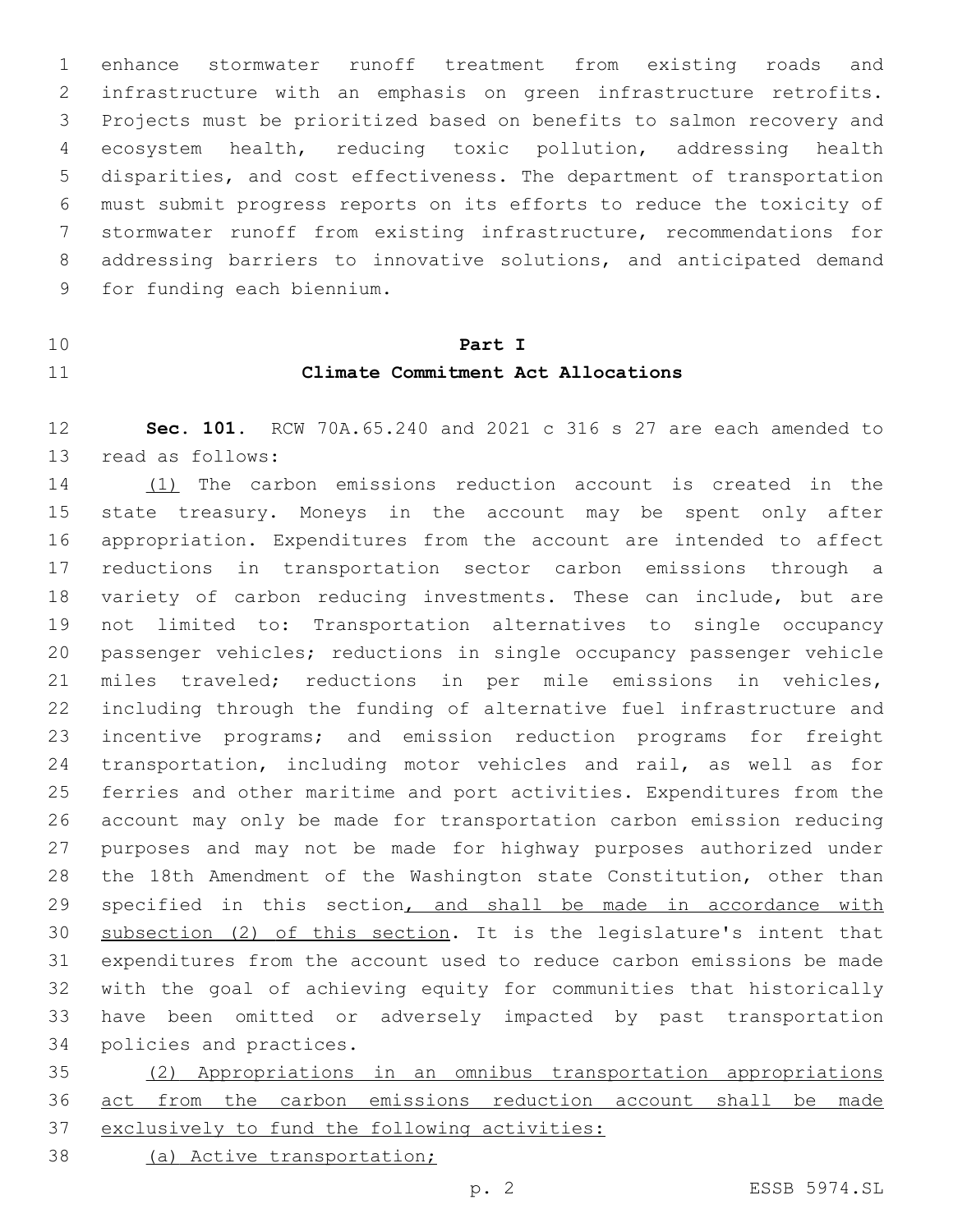enhance stormwater runoff treatment from existing roads and infrastructure with an emphasis on green infrastructure retrofits. Projects must be prioritized based on benefits to salmon recovery and ecosystem health, reducing toxic pollution, addressing health disparities, and cost effectiveness. The department of transportation must submit progress reports on its efforts to reduce the toxicity of stormwater runoff from existing infrastructure, recommendations for addressing barriers to innovative solutions, and anticipated demand for funding each biennium.

## Part I
## Climate Commitment Act Allocations

**Sec. 101.** RCW 70A.65.240 and 2021 c 316 s 27 are each amended to read as follows:

(1) The carbon emissions reduction account is created in the state treasury. Moneys in the account may be spent only after appropriation. Expenditures from the account are intended to affect reductions in transportation sector carbon emissions through a variety of carbon reducing investments. These can include, but are not limited to: Transportation alternatives to single occupancy passenger vehicles; reductions in single occupancy passenger vehicle miles traveled; reductions in per mile emissions in vehicles, including through the funding of alternative fuel infrastructure and incentive programs; and emission reduction programs for freight transportation, including motor vehicles and rail, as well as for ferries and other maritime and port activities. Expenditures from the account may only be made for transportation carbon emission reducing purposes and may not be made for highway purposes authorized under the 18th Amendment of the Washington state Constitution, other than specified in this section, and shall be made in accordance with subsection (2) of this section. It is the legislature's intent that expenditures from the account used to reduce carbon emissions be made with the goal of achieving equity for communities that historically have been omitted or adversely impacted by past transportation policies and practices.

(2) Appropriations in an omnibus transportation appropriations act from the carbon emissions reduction account shall be made exclusively to fund the following activities:

(a) Active transportation;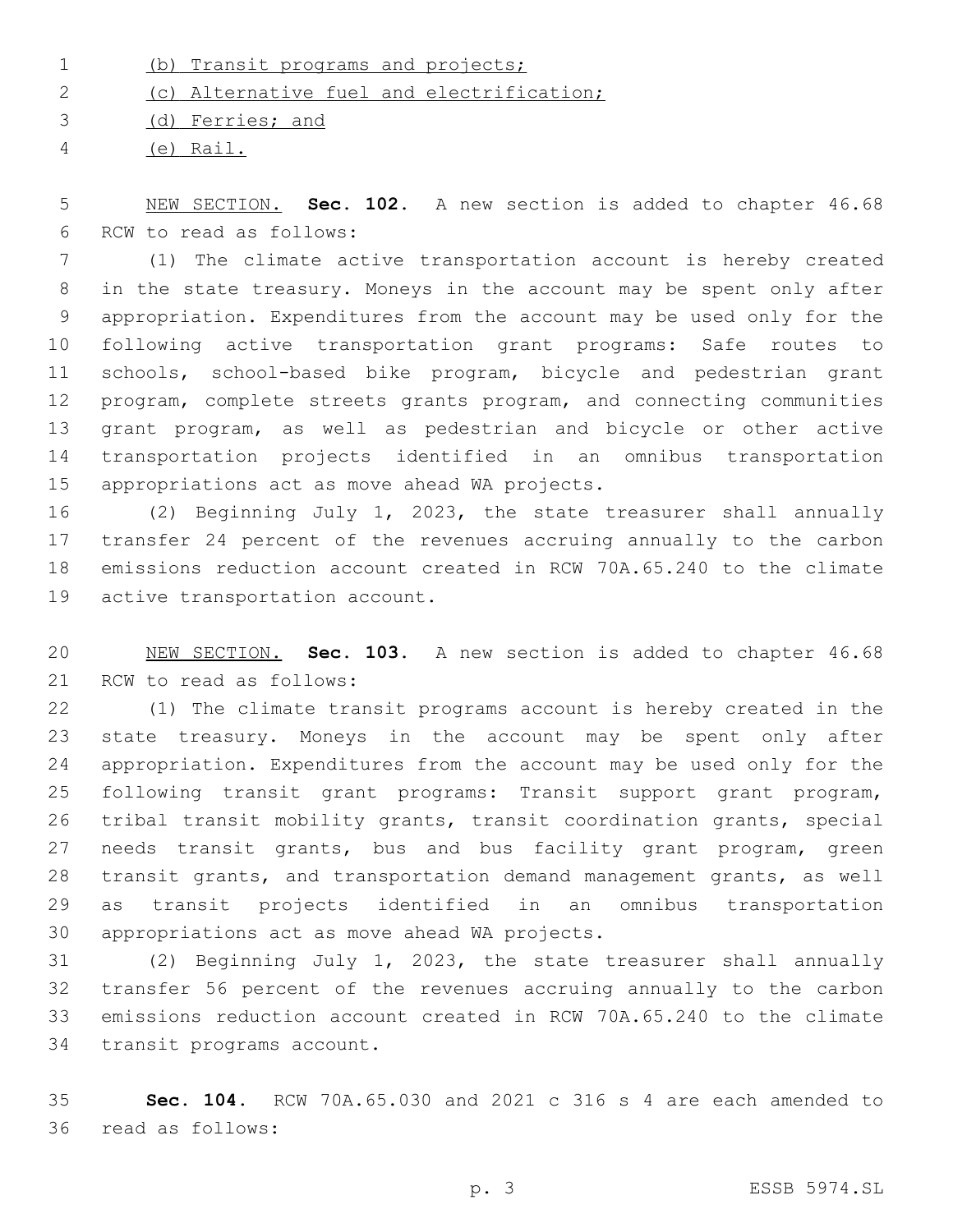(b) Transit programs and projects;

(c) Alternative fuel and electrification;

(d) Ferries; and

(e) Rail.

NEW SECTION. **Sec. 102.** A new section is added to chapter 46.68 RCW to read as follows:

(1) The climate active transportation account is hereby created in the state treasury. Moneys in the account may be spent only after appropriation. Expenditures from the account may be used only for the following active transportation grant programs: Safe routes to schools, school-based bike program, bicycle and pedestrian grant program, complete streets grants program, and connecting communities grant program, as well as pedestrian and bicycle or other active transportation projects identified in an omnibus transportation appropriations act as move ahead WA projects.

(2) Beginning July 1, 2023, the state treasurer shall annually transfer 24 percent of the revenues accruing annually to the carbon emissions reduction account created in RCW 70A.65.240 to the climate active transportation account.

NEW SECTION. **Sec. 103.** A new section is added to chapter 46.68 RCW to read as follows:

(1) The climate transit programs account is hereby created in the state treasury. Moneys in the account may be spent only after appropriation. Expenditures from the account may be used only for the following transit grant programs: Transit support grant program, tribal transit mobility grants, transit coordination grants, special needs transit grants, bus and bus facility grant program, green transit grants, and transportation demand management grants, as well as transit projects identified in an omnibus transportation appropriations act as move ahead WA projects.

(2) Beginning July 1, 2023, the state treasurer shall annually transfer 56 percent of the revenues accruing annually to the carbon emissions reduction account created in RCW 70A.65.240 to the climate transit programs account.

**Sec. 104.** RCW 70A.65.030 and 2021 c 316 s 4 are each amended to read as follows: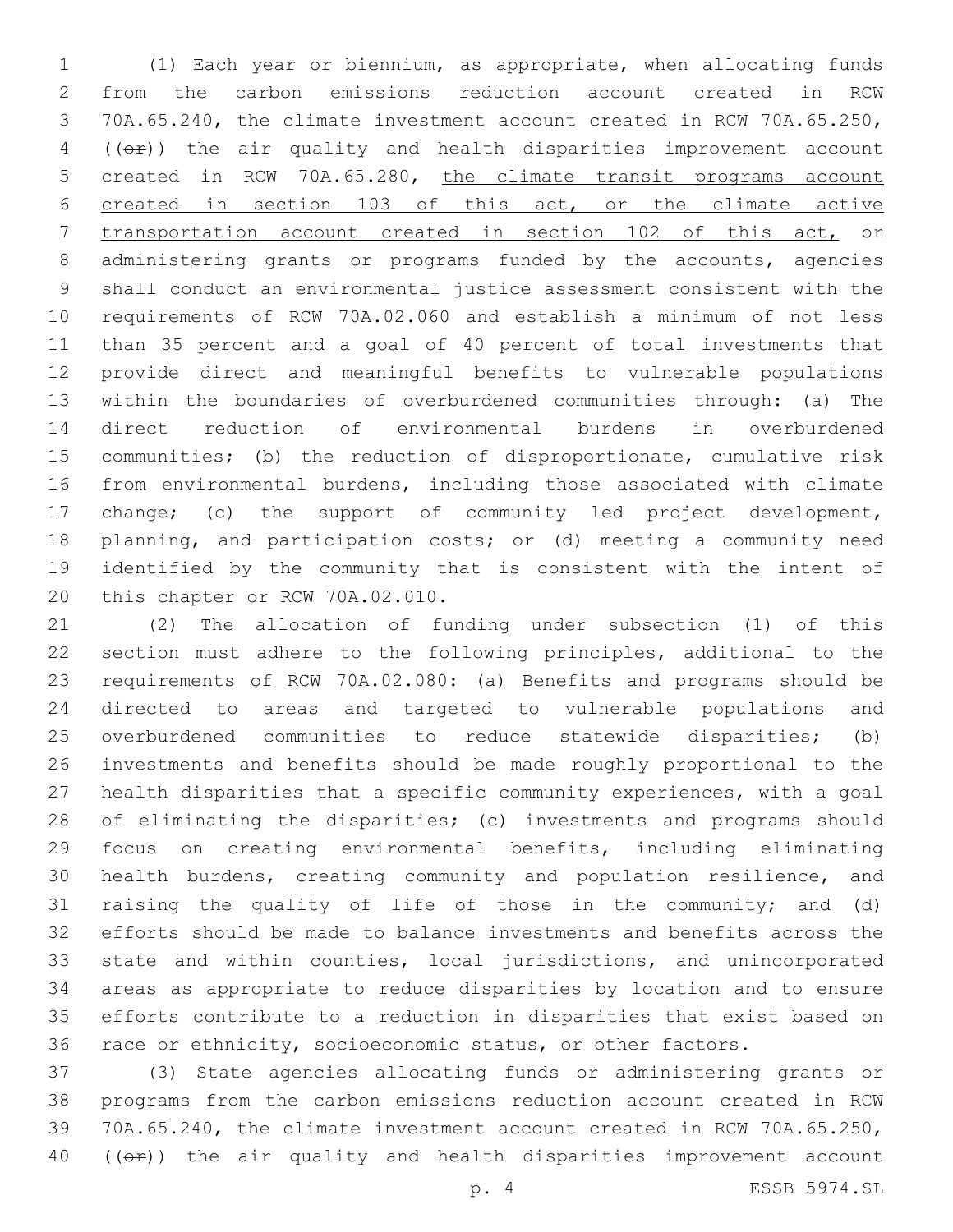(1) Each year or biennium, as appropriate, when allocating funds from the carbon emissions reduction account created in RCW 70A.65.240, the climate investment account created in RCW 70A.65.250, ((~~or~~)) the air quality and health disparities improvement account created in RCW 70A.65.280, <u>the climate transit programs account created in section 103 of this act, or the climate active transportation account created in section 102 of this act,</u> or administering grants or programs funded by the accounts, agencies shall conduct an environmental justice assessment consistent with the requirements of RCW 70A.02.060 and establish a minimum of not less than 35 percent and a goal of 40 percent of total investments that provide direct and meaningful benefits to vulnerable populations within the boundaries of overburdened communities through: (a) The direct reduction of environmental burdens in overburdened communities; (b) the reduction of disproportionate, cumulative risk from environmental burdens, including those associated with climate change; (c) the support of community led project development, planning, and participation costs; or (d) meeting a community need identified by the community that is consistent with the intent of this chapter or RCW 70A.02.010.

(2) The allocation of funding under subsection (1) of this section must adhere to the following principles, additional to the requirements of RCW 70A.02.080: (a) Benefits and programs should be directed to areas and targeted to vulnerable populations and overburdened communities to reduce statewide disparities; (b) investments and benefits should be made roughly proportional to the health disparities that a specific community experiences, with a goal of eliminating the disparities; (c) investments and programs should focus on creating environmental benefits, including eliminating health burdens, creating community and population resilience, and raising the quality of life of those in the community; and (d) efforts should be made to balance investments and benefits across the state and within counties, local jurisdictions, and unincorporated areas as appropriate to reduce disparities by location and to ensure efforts contribute to a reduction in disparities that exist based on race or ethnicity, socioeconomic status, or other factors.

(3) State agencies allocating funds or administering grants or programs from the carbon emissions reduction account created in RCW 70A.65.240, the climate investment account created in RCW 70A.65.250, ((~~or~~)) the air quality and health disparities improvement account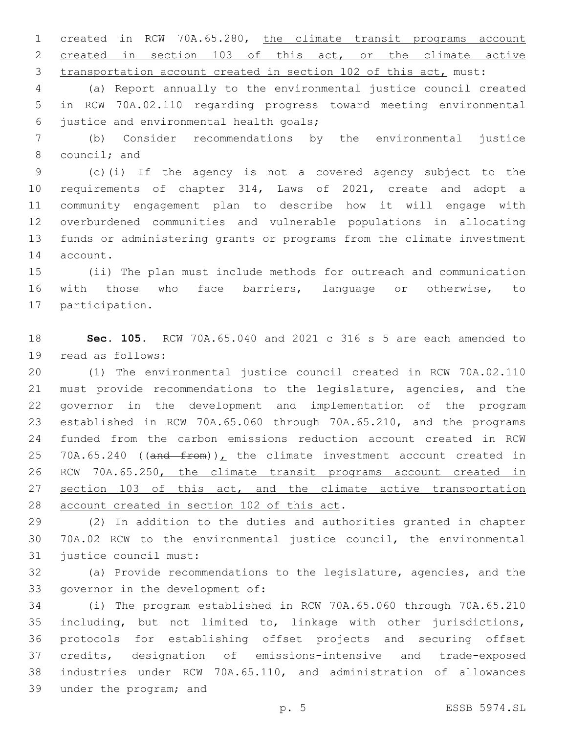created in RCW 70A.65.280, the climate transit programs account created in section 103 of this act, or the climate active transportation account created in section 102 of this act, must:

(a) Report annually to the environmental justice council created in RCW 70A.02.110 regarding progress toward meeting environmental justice and environmental health goals;

(b) Consider recommendations by the environmental justice council; and

(c)(i) If the agency is not a covered agency subject to the requirements of chapter 314, Laws of 2021, create and adopt a community engagement plan to describe how it will engage with overburdened communities and vulnerable populations in allocating funds or administering grants or programs from the climate investment account.

(ii) The plan must include methods for outreach and communication with those who face barriers, language or otherwise, to participation.

**Sec. 105.** RCW 70A.65.040 and 2021 c 316 s 5 are each amended to read as follows:

(1) The environmental justice council created in RCW 70A.02.110 must provide recommendations to the legislature, agencies, and the governor in the development and implementation of the program established in RCW 70A.65.060 through 70A.65.210, and the programs funded from the carbon emissions reduction account created in RCW 70A.65.240 ((and from)), the climate investment account created in RCW 70A.65.250, the climate transit programs account created in section 103 of this act, and the climate active transportation account created in section 102 of this act.

(2) In addition to the duties and authorities granted in chapter 70A.02 RCW to the environmental justice council, the environmental justice council must:

(a) Provide recommendations to the legislature, agencies, and the governor in the development of:

(i) The program established in RCW 70A.65.060 through 70A.65.210 including, but not limited to, linkage with other jurisdictions, protocols for establishing offset projects and securing offset credits, designation of emissions-intensive and trade-exposed industries under RCW 70A.65.110, and administration of allowances under the program; and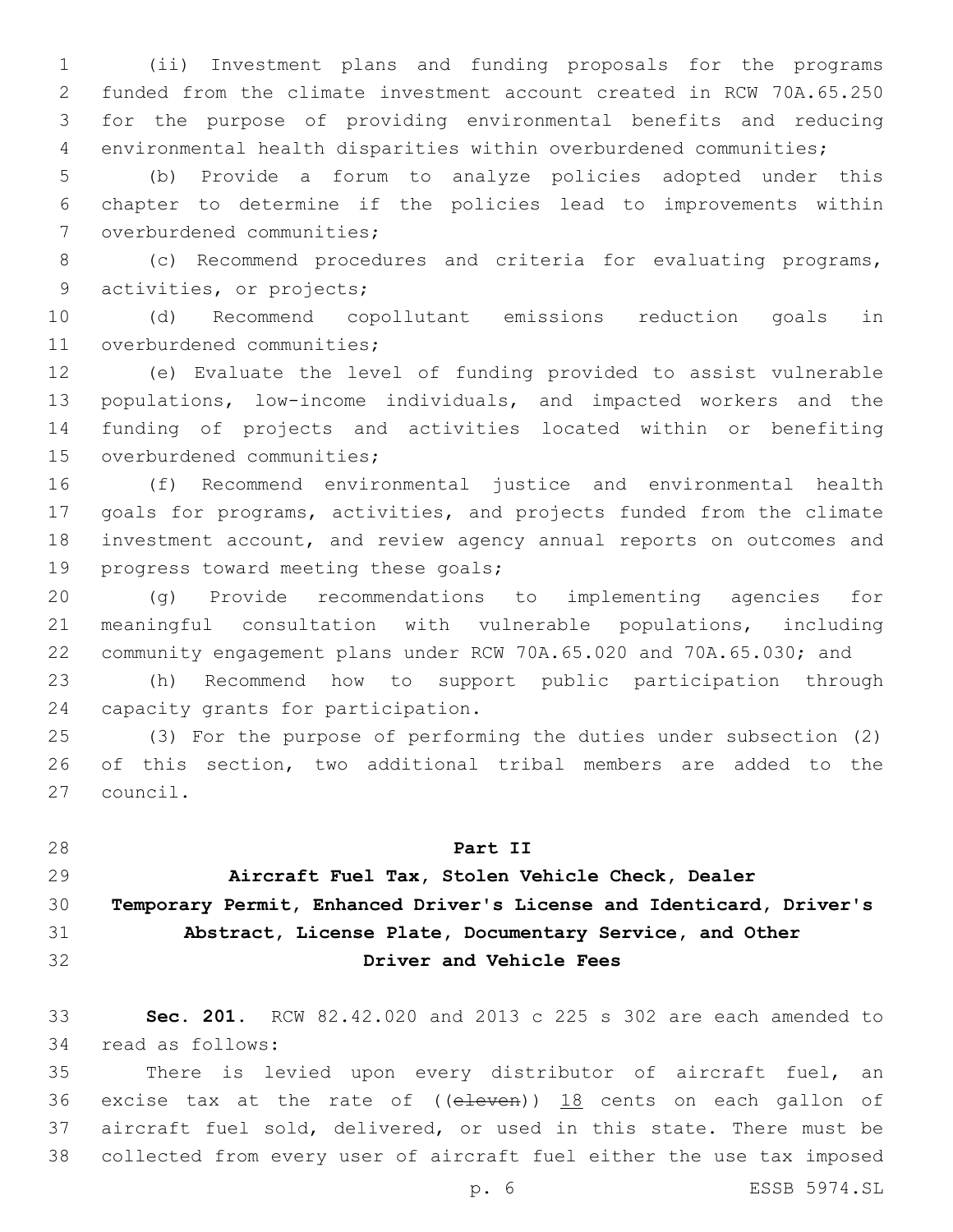(ii) Investment plans and funding proposals for the programs funded from the climate investment account created in RCW 70A.65.250 for the purpose of providing environmental benefits and reducing environmental health disparities within overburdened communities;

(b) Provide a forum to analyze policies adopted under this chapter to determine if the policies lead to improvements within overburdened communities;

(c) Recommend procedures and criteria for evaluating programs, activities, or projects;

(d) Recommend copollutant emissions reduction goals in overburdened communities;

(e) Evaluate the level of funding provided to assist vulnerable populations, low-income individuals, and impacted workers and the funding of projects and activities located within or benefiting overburdened communities;

(f) Recommend environmental justice and environmental health goals for programs, activities, and projects funded from the climate investment account, and review agency annual reports on outcomes and progress toward meeting these goals;

(g) Provide recommendations to implementing agencies for meaningful consultation with vulnerable populations, including community engagement plans under RCW 70A.65.020 and 70A.65.030; and

(h) Recommend how to support public participation through capacity grants for participation.

(3) For the purpose of performing the duties under subsection (2) of this section, two additional tribal members are added to the council.

## Part II
## Aircraft Fuel Tax, Stolen Vehicle Check, Dealer Temporary Permit, Enhanced Driver's License and Identicard, Driver's Abstract, License Plate, Documentary Service, and Other Driver and Vehicle Fees

**Sec. 201.** RCW 82.42.020 and 2013 c 225 s 302 are each amended to read as follows:

There is levied upon every distributor of aircraft fuel, an excise tax at the rate of ((~~eleven~~)) 18 cents on each gallon of aircraft fuel sold, delivered, or used in this state. There must be collected from every user of aircraft fuel either the use tax imposed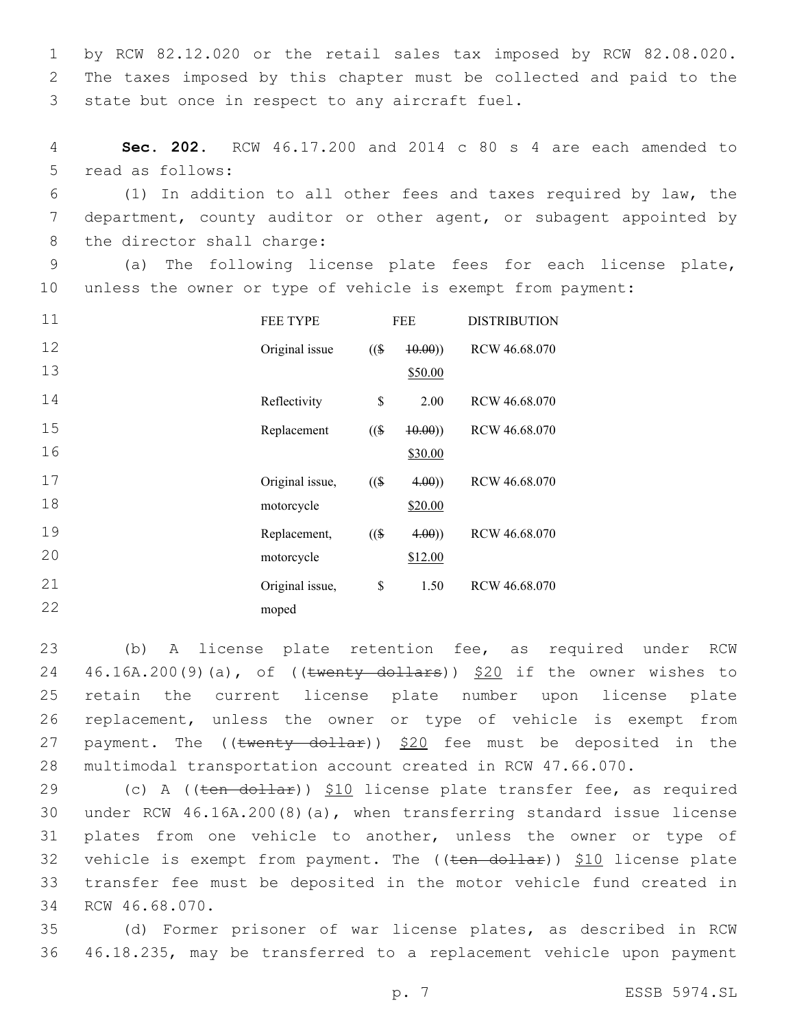by RCW 82.12.020 or the retail sales tax imposed by RCW 82.08.020. The taxes imposed by this chapter must be collected and paid to the state but once in respect to any aircraft fuel.

**Sec. 202.** RCW 46.17.200 and 2014 c 80 s 4 are each amended to read as follows:

(1) In addition to all other fees and taxes required by law, the department, county auditor or other agent, or subagent appointed by the director shall charge:

(a) The following license plate fees for each license plate, unless the owner or type of vehicle is exempt from payment:

| FEE TYPE | FEE | DISTRIBUTION |
|---|---|---|
| Original issue | (($ ~~10.00~~)) $50.00 | RCW 46.68.070 |
| Reflectivity | $ 2.00 | RCW 46.68.070 |
| Replacement | (($ ~~10.00~~)) $30.00 | RCW 46.68.070 |
| Original issue, motorcycle | (($ ~~4.00~~)) $20.00 | RCW 46.68.070 |
| Replacement, motorcycle | (($ ~~4.00~~)) $12.00 | RCW 46.68.070 |
| Original issue, moped | $ 1.50 | RCW 46.68.070 |

(b) A license plate retention fee, as required under RCW 46.16A.200(9)(a), of ((~~twenty dollars~~)) $20 if the owner wishes to retain the current license plate number upon license plate replacement, unless the owner or type of vehicle is exempt from payment. The ((~~twenty dollar~~)) $20 fee must be deposited in the multimodal transportation account created in RCW 47.66.070.

(c) A ((~~ten dollar~~)) $10 license plate transfer fee, as required under RCW 46.16A.200(8)(a), when transferring standard issue license plates from one vehicle to another, unless the owner or type of vehicle is exempt from payment. The ((~~ten dollar~~)) $10 license plate transfer fee must be deposited in the motor vehicle fund created in RCW 46.68.070.

(d) Former prisoner of war license plates, as described in RCW 46.18.235, may be transferred to a replacement vehicle upon payment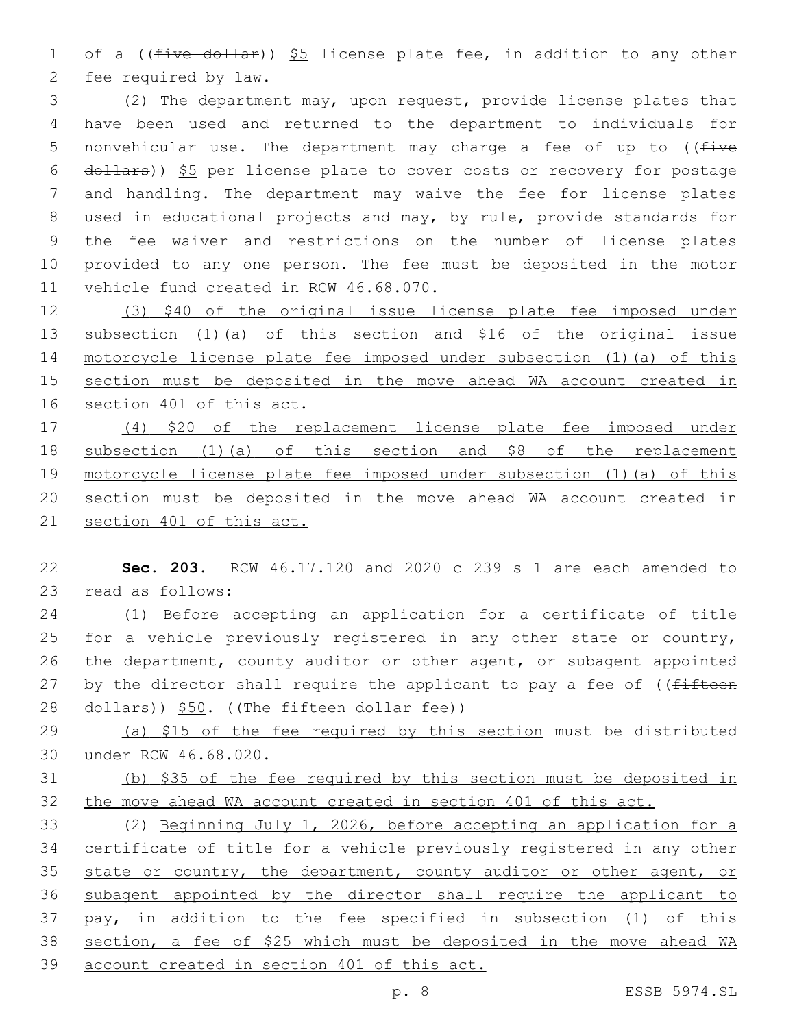of a ((~~five dollar~~)) $5 license plate fee, in addition to any other fee required by law.

(2) The department may, upon request, provide license plates that have been used and returned to the department to individuals for nonvehicular use. The department may charge a fee of up to ((~~five dollars~~)) $5 per license plate to cover costs or recovery for postage and handling. The department may waive the fee for license plates used in educational projects and may, by rule, provide standards for the fee waiver and restrictions on the number of license plates provided to any one person. The fee must be deposited in the motor vehicle fund created in RCW 46.68.070.

<u>(3) $40 of the original issue license plate fee imposed under subsection (1)(a) of this section and $16 of the original issue motorcycle license plate fee imposed under subsection (1)(a) of this section must be deposited in the move ahead WA account created in section 401 of this act.</u>

<u>(4) $20 of the replacement license plate fee imposed under subsection (1)(a) of this section and $8 of the replacement motorcycle license plate fee imposed under subsection (1)(a) of this section must be deposited in the move ahead WA account created in section 401 of this act.</u>

**Sec. 203.** RCW 46.17.120 and 2020 c 239 s 1 are each amended to read as follows:

(1) Before accepting an application for a certificate of title for a vehicle previously registered in any other state or country, the department, county auditor or other agent, or subagent appointed by the director shall require the applicant to pay a fee of ((~~fifteen dollars~~)) $50. ((~~The fifteen dollar fee~~))

<u>(a) $15 of the fee required by this section</u> must be distributed under RCW 46.68.020.

<u>(b) $35 of the fee required by this section must be deposited in the move ahead WA account created in section 401 of this act.</u>

(2) <u>Beginning July 1, 2026, before accepting an application for a certificate of title for a vehicle previously registered in any other state or country, the department, county auditor or other agent, or subagent appointed by the director shall require the applicant to pay, in addition to the fee specified in subsection (1) of this section, a fee of $25 which must be deposited in the move ahead WA account created in section 401 of this act.</u>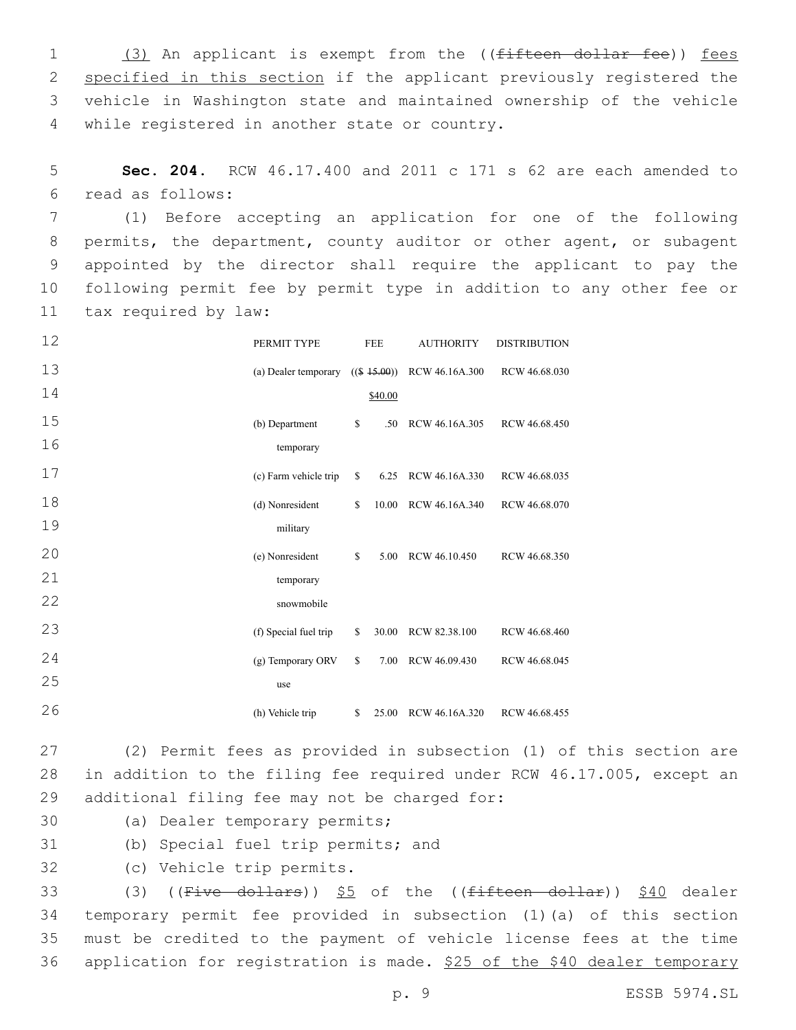(3) An applicant is exempt from the ((~~fifteen dollar fee~~)) fees specified in this section if the applicant previously registered the vehicle in Washington state and maintained ownership of the vehicle while registered in another state or country.

**Sec. 204.** RCW 46.17.400 and 2011 c 171 s 62 are each amended to read as follows:

(1) Before accepting an application for one of the following permits, the department, county auditor or other agent, or subagent appointed by the director shall require the applicant to pay the following permit fee by permit type in addition to any other fee or tax required by law:

| PERMIT TYPE | FEE | AUTHORITY | DISTRIBUTION |
|---|---|---|---|
| (a) Dealer temporary | (($ ~~15.00~~)) $40.00 | RCW 46.16A.300 | RCW 46.68.030 |
| (b) Department temporary | $ .50 | RCW 46.16A.305 | RCW 46.68.450 |
| (c) Farm vehicle trip | $ 6.25 | RCW 46.16A.330 | RCW 46.68.035 |
| (d) Nonresident military | $ 10.00 | RCW 46.16A.340 | RCW 46.68.070 |
| (e) Nonresident temporary snowmobile | $ 5.00 | RCW 46.10.450 | RCW 46.68.350 |
| (f) Special fuel trip | $ 30.00 | RCW 82.38.100 | RCW 46.68.460 |
| (g) Temporary ORV use | $ 7.00 | RCW 46.09.430 | RCW 46.68.045 |
| (h) Vehicle trip | $ 25.00 | RCW 46.16A.320 | RCW 46.68.455 |

(2) Permit fees as provided in subsection (1) of this section are in addition to the filing fee required under RCW 46.17.005, except an additional filing fee may not be charged for:

(a) Dealer temporary permits;

(b) Special fuel trip permits; and

(c) Vehicle trip permits.

(3) ((~~Five dollars~~)) $5 of the ((~~fifteen dollar~~)) $40 dealer temporary permit fee provided in subsection (1)(a) of this section must be credited to the payment of vehicle license fees at the time application for registration is made. $25 of the $40 dealer temporary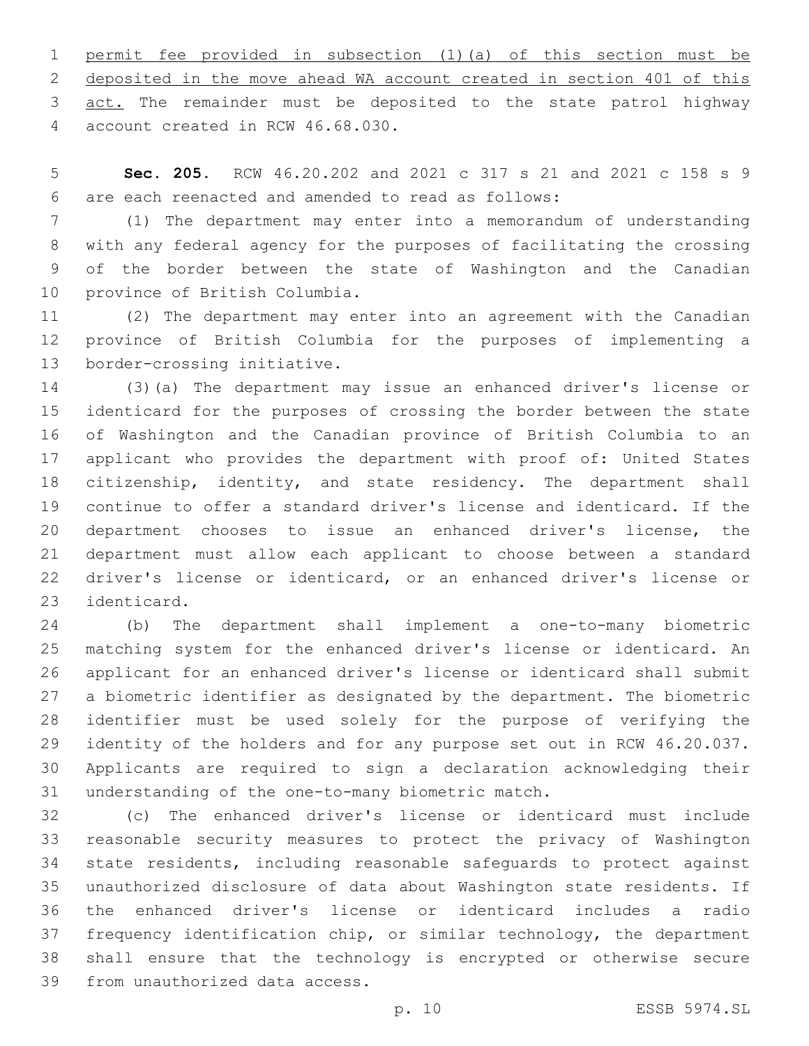permit fee provided in subsection (1)(a) of this section must be deposited in the move ahead WA account created in section 401 of this act. The remainder must be deposited to the state patrol highway account created in RCW 46.68.030.

**Sec. 205.** RCW 46.20.202 and 2021 c 317 s 21 and 2021 c 158 s 9 are each reenacted and amended to read as follows:

(1) The department may enter into a memorandum of understanding with any federal agency for the purposes of facilitating the crossing of the border between the state of Washington and the Canadian province of British Columbia.

(2) The department may enter into an agreement with the Canadian province of British Columbia for the purposes of implementing a border-crossing initiative.

(3)(a) The department may issue an enhanced driver's license or identicard for the purposes of crossing the border between the state of Washington and the Canadian province of British Columbia to an applicant who provides the department with proof of: United States citizenship, identity, and state residency. The department shall continue to offer a standard driver's license and identicard. If the department chooses to issue an enhanced driver's license, the department must allow each applicant to choose between a standard driver's license or identicard, or an enhanced driver's license or identicard.

(b) The department shall implement a one-to-many biometric matching system for the enhanced driver's license or identicard. An applicant for an enhanced driver's license or identicard shall submit a biometric identifier as designated by the department. The biometric identifier must be used solely for the purpose of verifying the identity of the holders and for any purpose set out in RCW 46.20.037. Applicants are required to sign a declaration acknowledging their understanding of the one-to-many biometric match.

(c) The enhanced driver's license or identicard must include reasonable security measures to protect the privacy of Washington state residents, including reasonable safeguards to protect against unauthorized disclosure of data about Washington state residents. If the enhanced driver's license or identicard includes a radio frequency identification chip, or similar technology, the department shall ensure that the technology is encrypted or otherwise secure from unauthorized data access.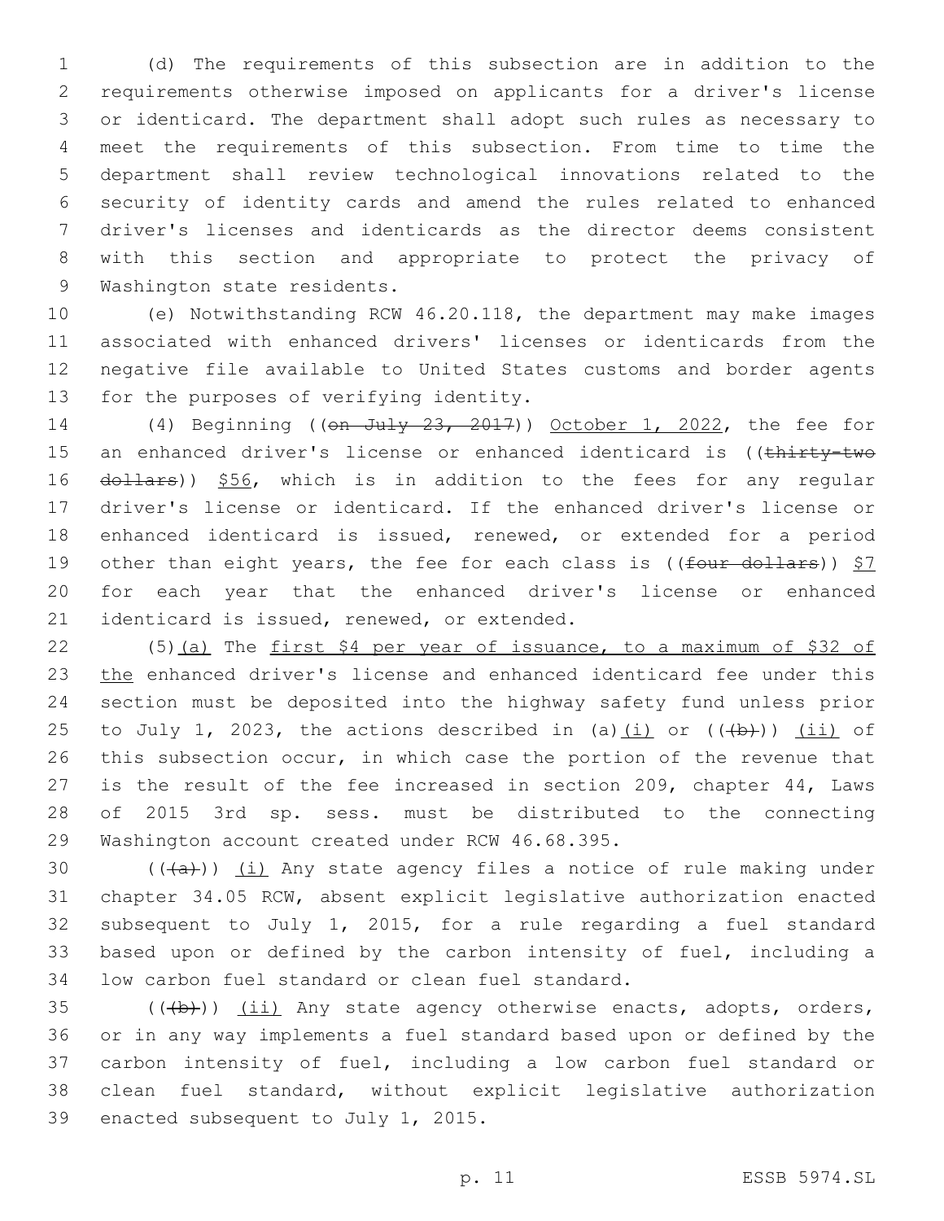(d) The requirements of this subsection are in addition to the requirements otherwise imposed on applicants for a driver's license or identicard. The department shall adopt such rules as necessary to meet the requirements of this subsection. From time to time the department shall review technological innovations related to the security of identity cards and amend the rules related to enhanced driver's licenses and identicards as the director deems consistent with this section and appropriate to protect the privacy of Washington state residents.

(e) Notwithstanding RCW 46.20.118, the department may make images associated with enhanced drivers' licenses or identicards from the negative file available to United States customs and border agents for the purposes of verifying identity.

(4) Beginning ((~~on July 23, 2017~~)) <u>October 1, 2022</u>, the fee for an enhanced driver's license or enhanced identicard is ((~~thirty-two dollars~~)) <u>$56</u>, which is in addition to the fees for any regular driver's license or identicard. If the enhanced driver's license or enhanced identicard is issued, renewed, or extended for a period other than eight years, the fee for each class is ((~~four dollars~~)) <u>$7</u> for each year that the enhanced driver's license or enhanced identicard is issued, renewed, or extended.

(5)<u>(a)</u> The <u>first $4 per year of issuance, to a maximum of $32 of the</u> enhanced driver's license and enhanced identicard fee under this section must be deposited into the highway safety fund unless prior to July 1, 2023, the actions described in (a)<u>(i)</u> or ((~~(b)~~)) <u>(ii)</u> of this subsection occur, in which case the portion of the revenue that is the result of the fee increased in section 209, chapter 44, Laws of 2015 3rd sp. sess. must be distributed to the connecting Washington account created under RCW 46.68.395.

((~~(a)~~)) <u>(i)</u> Any state agency files a notice of rule making under chapter 34.05 RCW, absent explicit legislative authorization enacted subsequent to July 1, 2015, for a rule regarding a fuel standard based upon or defined by the carbon intensity of fuel, including a low carbon fuel standard or clean fuel standard.

((~~(b)~~)) <u>(ii)</u> Any state agency otherwise enacts, adopts, orders, or in any way implements a fuel standard based upon or defined by the carbon intensity of fuel, including a low carbon fuel standard or clean fuel standard, without explicit legislative authorization enacted subsequent to July 1, 2015.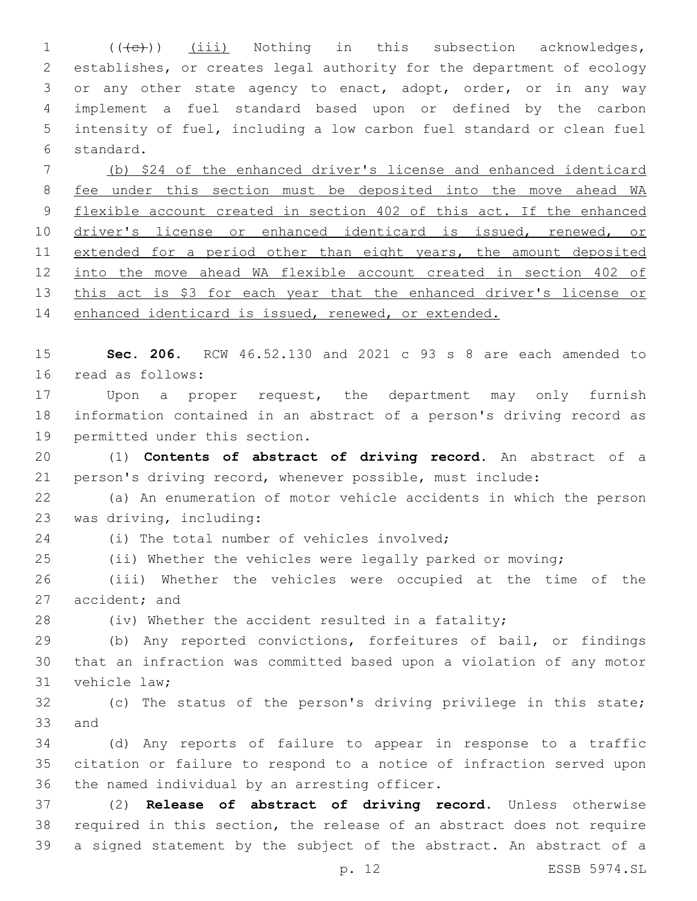(((c))) (iii) Nothing in this subsection acknowledges, establishes, or creates legal authority for the department of ecology or any other state agency to enact, adopt, order, or in any way implement a fuel standard based upon or defined by the carbon intensity of fuel, including a low carbon fuel standard or clean fuel standard.

(b) $24 of the enhanced driver's license and enhanced identicard fee under this section must be deposited into the move ahead WA flexible account created in section 402 of this act. If the enhanced driver's license or enhanced identicard is issued, renewed, or extended for a period other than eight years, the amount deposited into the move ahead WA flexible account created in section 402 of this act is $3 for each year that the enhanced driver's license or enhanced identicard is issued, renewed, or extended.

**Sec. 206.** RCW 46.52.130 and 2021 c 93 s 8 are each amended to read as follows:

Upon a proper request, the department may only furnish information contained in an abstract of a person's driving record as permitted under this section.

(1) **Contents of abstract of driving record.** An abstract of a person's driving record, whenever possible, must include:

(a) An enumeration of motor vehicle accidents in which the person was driving, including:

(i) The total number of vehicles involved;

(ii) Whether the vehicles were legally parked or moving;

(iii) Whether the vehicles were occupied at the time of the accident; and

(iv) Whether the accident resulted in a fatality;

(b) Any reported convictions, forfeitures of bail, or findings that an infraction was committed based upon a violation of any motor vehicle law;

(c) The status of the person's driving privilege in this state; and

(d) Any reports of failure to appear in response to a traffic citation or failure to respond to a notice of infraction served upon the named individual by an arresting officer.

(2) **Release of abstract of driving record.** Unless otherwise required in this section, the release of an abstract does not require a signed statement by the subject of the abstract. An abstract of a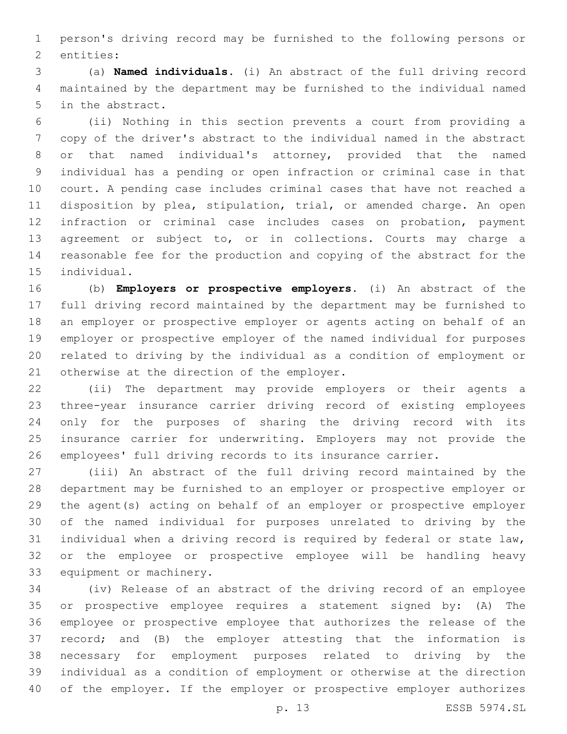person's driving record may be furnished to the following persons or entities:

(a) **Named individuals.** (i) An abstract of the full driving record maintained by the department may be furnished to the individual named in the abstract.

(ii) Nothing in this section prevents a court from providing a copy of the driver's abstract to the individual named in the abstract or that named individual's attorney, provided that the named individual has a pending or open infraction or criminal case in that court. A pending case includes criminal cases that have not reached a disposition by plea, stipulation, trial, or amended charge. An open infraction or criminal case includes cases on probation, payment agreement or subject to, or in collections. Courts may charge a reasonable fee for the production and copying of the abstract for the individual.

(b) **Employers or prospective employers.** (i) An abstract of the full driving record maintained by the department may be furnished to an employer or prospective employer or agents acting on behalf of an employer or prospective employer of the named individual for purposes related to driving by the individual as a condition of employment or otherwise at the direction of the employer.

(ii) The department may provide employers or their agents a three-year insurance carrier driving record of existing employees only for the purposes of sharing the driving record with its insurance carrier for underwriting. Employers may not provide the employees' full driving records to its insurance carrier.

(iii) An abstract of the full driving record maintained by the department may be furnished to an employer or prospective employer or the agent(s) acting on behalf of an employer or prospective employer of the named individual for purposes unrelated to driving by the individual when a driving record is required by federal or state law, or the employee or prospective employee will be handling heavy equipment or machinery.

(iv) Release of an abstract of the driving record of an employee or prospective employee requires a statement signed by: (A) The employee or prospective employee that authorizes the release of the record; and (B) the employer attesting that the information is necessary for employment purposes related to driving by the individual as a condition of employment or otherwise at the direction of the employer. If the employer or prospective employer authorizes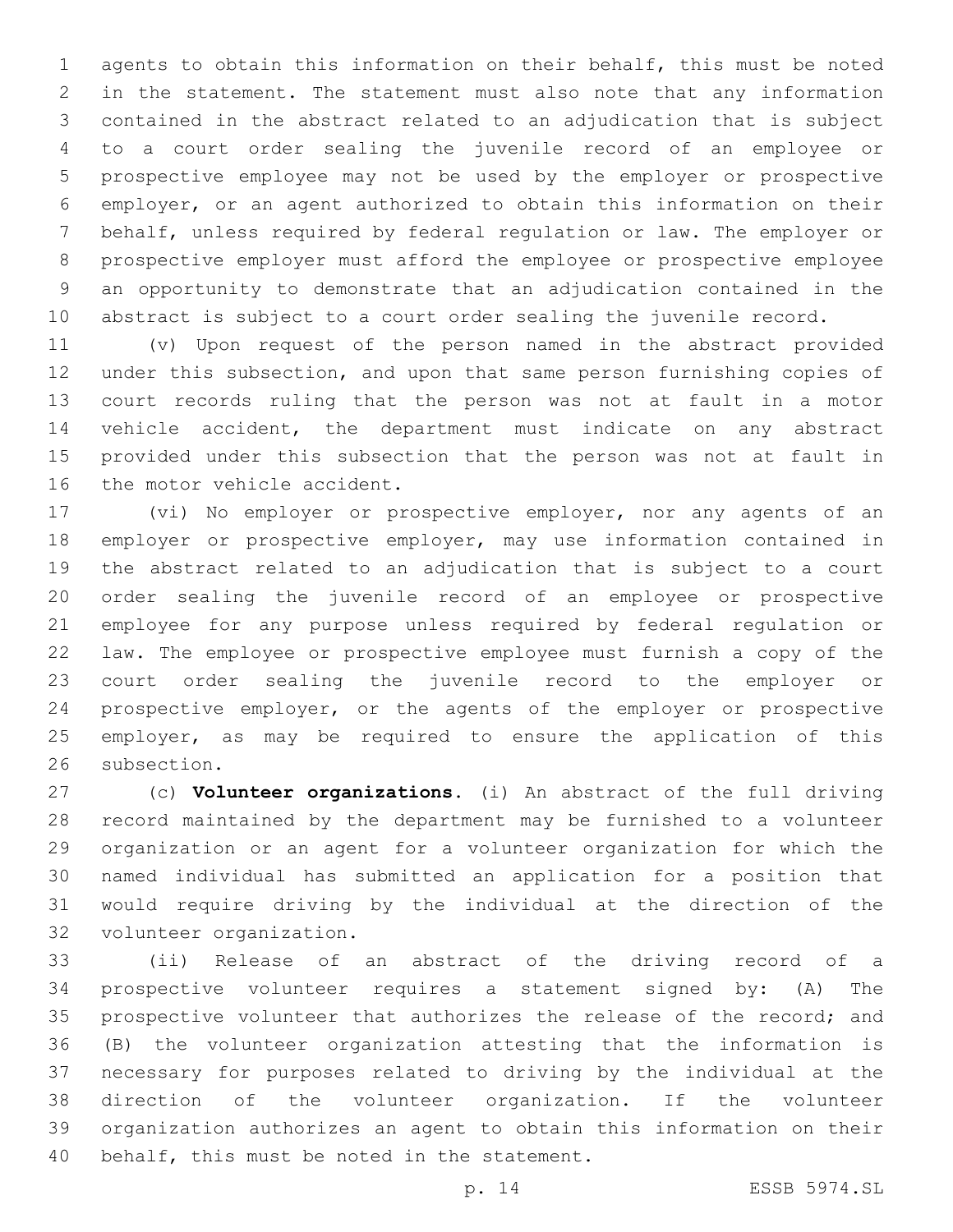agents to obtain this information on their behalf, this must be noted in the statement. The statement must also note that any information contained in the abstract related to an adjudication that is subject to a court order sealing the juvenile record of an employee or prospective employee may not be used by the employer or prospective employer, or an agent authorized to obtain this information on their behalf, unless required by federal regulation or law. The employer or prospective employer must afford the employee or prospective employee an opportunity to demonstrate that an adjudication contained in the abstract is subject to a court order sealing the juvenile record.

(v) Upon request of the person named in the abstract provided under this subsection, and upon that same person furnishing copies of court records ruling that the person was not at fault in a motor vehicle accident, the department must indicate on any abstract provided under this subsection that the person was not at fault in the motor vehicle accident.

(vi) No employer or prospective employer, nor any agents of an employer or prospective employer, may use information contained in the abstract related to an adjudication that is subject to a court order sealing the juvenile record of an employee or prospective employee for any purpose unless required by federal regulation or law. The employee or prospective employee must furnish a copy of the court order sealing the juvenile record to the employer or prospective employer, or the agents of the employer or prospective employer, as may be required to ensure the application of this subsection.

(c) **Volunteer organizations.** (i) An abstract of the full driving record maintained by the department may be furnished to a volunteer organization or an agent for a volunteer organization for which the named individual has submitted an application for a position that would require driving by the individual at the direction of the volunteer organization.

(ii) Release of an abstract of the driving record of a prospective volunteer requires a statement signed by: (A) The prospective volunteer that authorizes the release of the record; and (B) the volunteer organization attesting that the information is necessary for purposes related to driving by the individual at the direction of the volunteer organization. If the volunteer organization authorizes an agent to obtain this information on their behalf, this must be noted in the statement.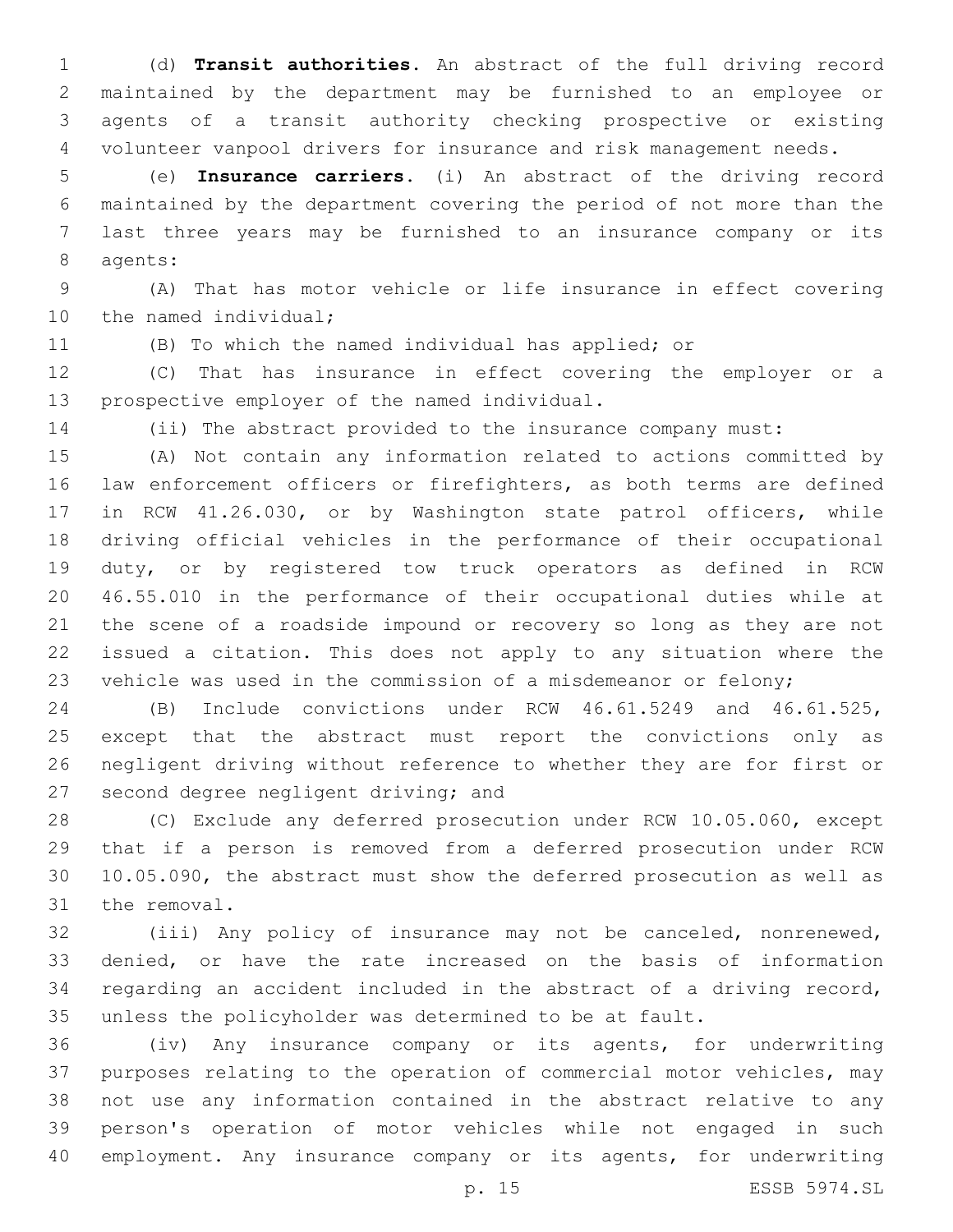(d) **Transit authorities.** An abstract of the full driving record maintained by the department may be furnished to an employee or agents of a transit authority checking prospective or existing volunteer vanpool drivers for insurance and risk management needs.

(e) **Insurance carriers.** (i) An abstract of the driving record maintained by the department covering the period of not more than the last three years may be furnished to an insurance company or its agents:

(A) That has motor vehicle or life insurance in effect covering the named individual;

(B) To which the named individual has applied; or

(C) That has insurance in effect covering the employer or a prospective employer of the named individual.

(ii) The abstract provided to the insurance company must:

(A) Not contain any information related to actions committed by law enforcement officers or firefighters, as both terms are defined in RCW 41.26.030, or by Washington state patrol officers, while driving official vehicles in the performance of their occupational duty, or by registered tow truck operators as defined in RCW 46.55.010 in the performance of their occupational duties while at the scene of a roadside impound or recovery so long as they are not issued a citation. This does not apply to any situation where the vehicle was used in the commission of a misdemeanor or felony;

(B) Include convictions under RCW 46.61.5249 and 46.61.525, except that the abstract must report the convictions only as negligent driving without reference to whether they are for first or second degree negligent driving; and

(C) Exclude any deferred prosecution under RCW 10.05.060, except that if a person is removed from a deferred prosecution under RCW 10.05.090, the abstract must show the deferred prosecution as well as the removal.

(iii) Any policy of insurance may not be canceled, nonrenewed, denied, or have the rate increased on the basis of information regarding an accident included in the abstract of a driving record, unless the policyholder was determined to be at fault.

(iv) Any insurance company or its agents, for underwriting purposes relating to the operation of commercial motor vehicles, may not use any information contained in the abstract relative to any person's operation of motor vehicles while not engaged in such employment. Any insurance company or its agents, for underwriting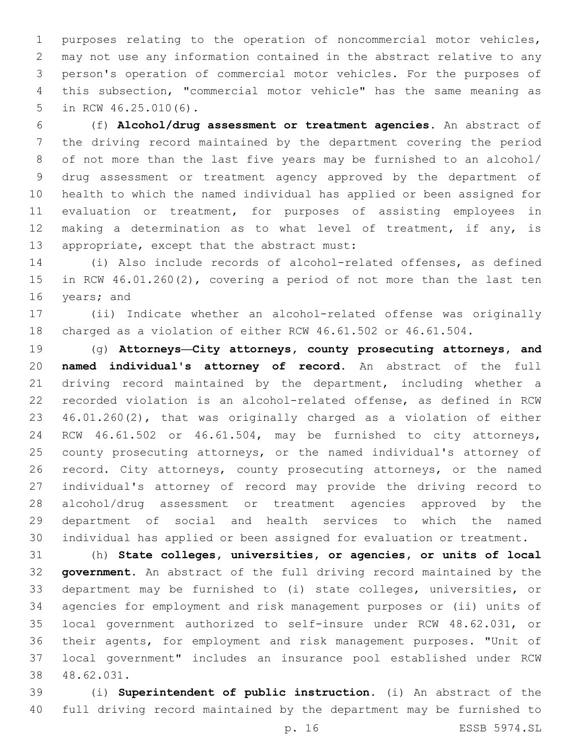purposes relating to the operation of noncommercial motor vehicles, may not use any information contained in the abstract relative to any person's operation of commercial motor vehicles. For the purposes of this subsection, "commercial motor vehicle" has the same meaning as in RCW 46.25.010(6).

(f) **Alcohol/drug assessment or treatment agencies.** An abstract of the driving record maintained by the department covering the period of not more than the last five years may be furnished to an alcohol/drug assessment or treatment agency approved by the department of health to which the named individual has applied or been assigned for evaluation or treatment, for purposes of assisting employees in making a determination as to what level of treatment, if any, is appropriate, except that the abstract must:

(i) Also include records of alcohol-related offenses, as defined in RCW 46.01.260(2), covering a period of not more than the last ten years; and

(ii) Indicate whether an alcohol-related offense was originally charged as a violation of either RCW 46.61.502 or 46.61.504.

(g) **Attorneys—City attorneys, county prosecuting attorneys, and named individual's attorney of record.** An abstract of the full driving record maintained by the department, including whether a recorded violation is an alcohol-related offense, as defined in RCW 46.01.260(2), that was originally charged as a violation of either RCW 46.61.502 or 46.61.504, may be furnished to city attorneys, county prosecuting attorneys, or the named individual's attorney of record. City attorneys, county prosecuting attorneys, or the named individual's attorney of record may provide the driving record to alcohol/drug assessment or treatment agencies approved by the department of social and health services to which the named individual has applied or been assigned for evaluation or treatment.

(h) **State colleges, universities, or agencies, or units of local government.** An abstract of the full driving record maintained by the department may be furnished to (i) state colleges, universities, or agencies for employment and risk management purposes or (ii) units of local government authorized to self-insure under RCW 48.62.031, or their agents, for employment and risk management purposes. "Unit of local government" includes an insurance pool established under RCW 48.62.031.

(i) **Superintendent of public instruction.** (i) An abstract of the full driving record maintained by the department may be furnished to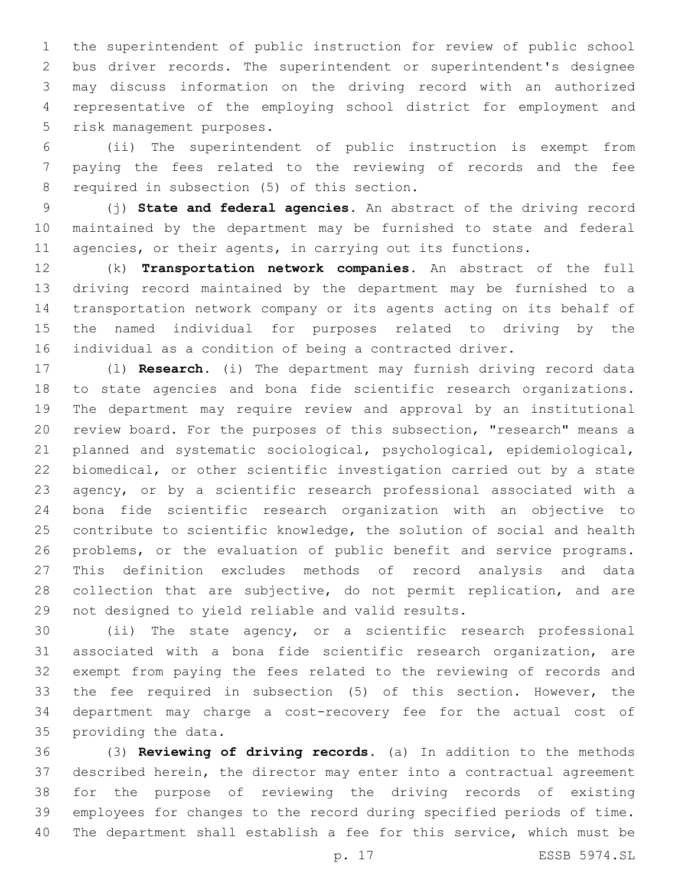the superintendent of public instruction for review of public school bus driver records. The superintendent or superintendent's designee may discuss information on the driving record with an authorized representative of the employing school district for employment and risk management purposes.

(ii) The superintendent of public instruction is exempt from paying the fees related to the reviewing of records and the fee required in subsection (5) of this section.

(j) **State and federal agencies.** An abstract of the driving record maintained by the department may be furnished to state and federal agencies, or their agents, in carrying out its functions.

(k) **Transportation network companies.** An abstract of the full driving record maintained by the department may be furnished to a transportation network company or its agents acting on its behalf of the named individual for purposes related to driving by the individual as a condition of being a contracted driver.

(l) **Research.** (i) The department may furnish driving record data to state agencies and bona fide scientific research organizations. The department may require review and approval by an institutional review board. For the purposes of this subsection, "research" means a planned and systematic sociological, psychological, epidemiological, biomedical, or other scientific investigation carried out by a state agency, or by a scientific research professional associated with a bona fide scientific research organization with an objective to contribute to scientific knowledge, the solution of social and health problems, or the evaluation of public benefit and service programs. This definition excludes methods of record analysis and data collection that are subjective, do not permit replication, and are not designed to yield reliable and valid results.

(ii) The state agency, or a scientific research professional associated with a bona fide scientific research organization, are exempt from paying the fees related to the reviewing of records and the fee required in subsection (5) of this section. However, the department may charge a cost-recovery fee for the actual cost of providing the data.

(3) **Reviewing of driving records.** (a) In addition to the methods described herein, the director may enter into a contractual agreement for the purpose of reviewing the driving records of existing employees for changes to the record during specified periods of time. The department shall establish a fee for this service, which must be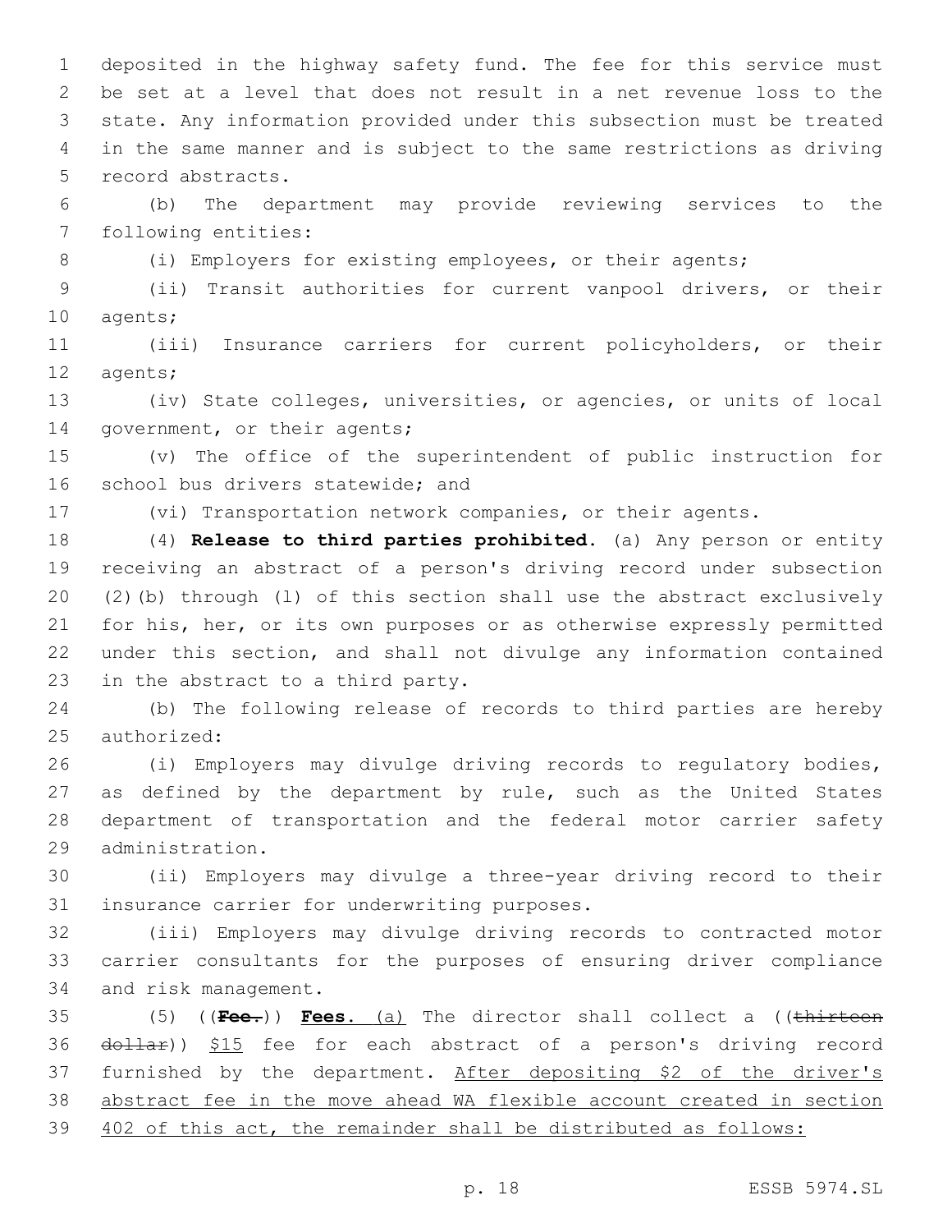deposited in the highway safety fund. The fee for this service must be set at a level that does not result in a net revenue loss to the state. Any information provided under this subsection must be treated in the same manner and is subject to the same restrictions as driving record abstracts.

(b) The department may provide reviewing services to the following entities:

(i) Employers for existing employees, or their agents;

(ii) Transit authorities for current vanpool drivers, or their agents;

(iii) Insurance carriers for current policyholders, or their agents;

(iv) State colleges, universities, or agencies, or units of local government, or their agents;

(v) The office of the superintendent of public instruction for school bus drivers statewide; and

(vi) Transportation network companies, or their agents.

(4) **Release to third parties prohibited.** (a) Any person or entity receiving an abstract of a person's driving record under subsection (2)(b) through (l) of this section shall use the abstract exclusively for his, her, or its own purposes or as otherwise expressly permitted under this section, and shall not divulge any information contained in the abstract to a third party.

(b) The following release of records to third parties are hereby authorized:

(i) Employers may divulge driving records to regulatory bodies, as defined by the department by rule, such as the United States department of transportation and the federal motor carrier safety administration.

(ii) Employers may divulge a three-year driving record to their insurance carrier for underwriting purposes.

(iii) Employers may divulge driving records to contracted motor carrier consultants for the purposes of ensuring driver compliance and risk management.

(5) ((~~**Fee.**~~)) **Fees**. (a) The director shall collect a ((~~thirteen dollar~~)) $15 fee for each abstract of a person's driving record furnished by the department. After depositing $2 of the driver's abstract fee in the move ahead WA flexible account created in section 402 of this act, the remainder shall be distributed as follows: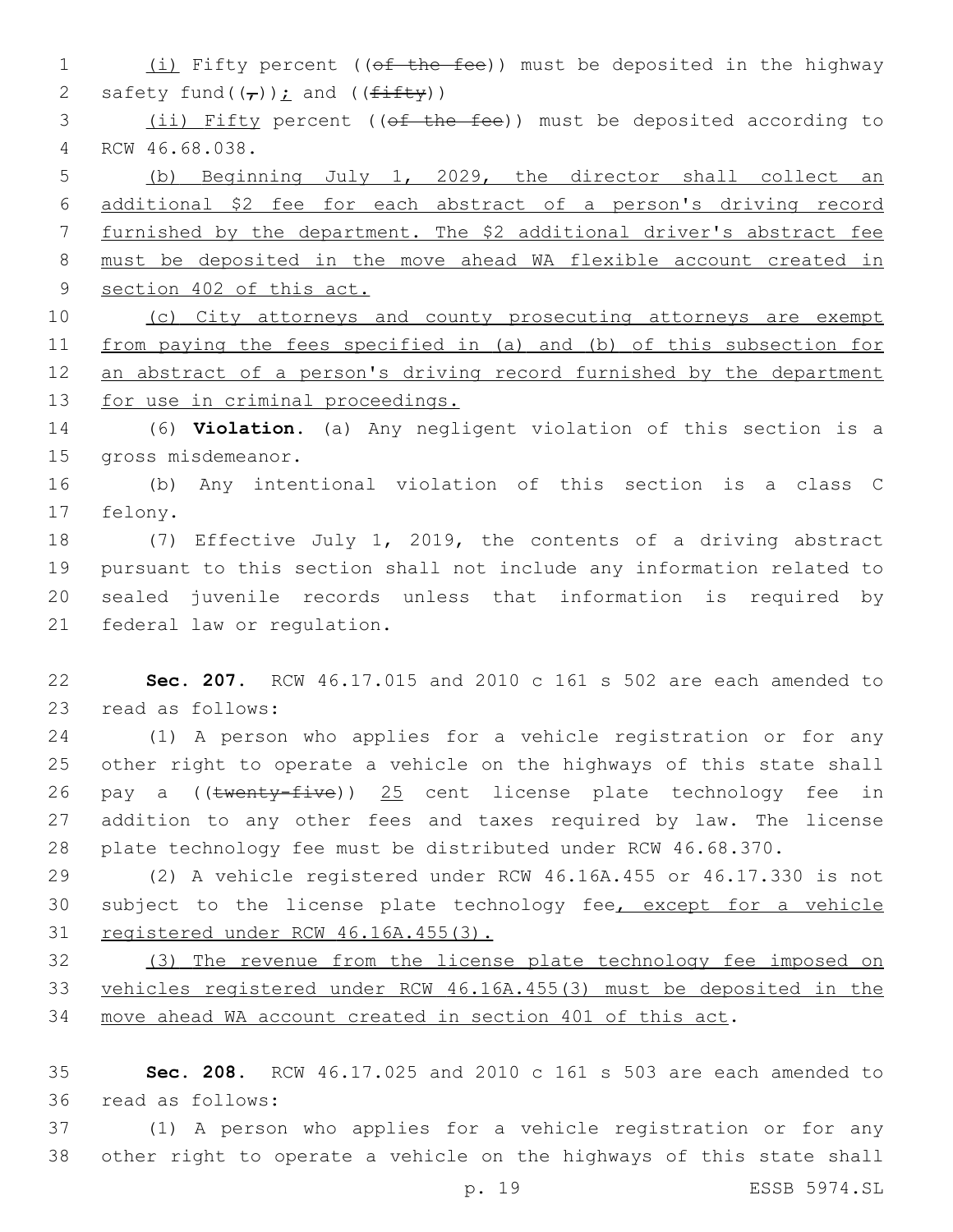(i) Fifty percent ((of the fee)) must be deposited in the highway safety fund((,)); and ((fifty))

(ii) Fifty percent ((of the fee)) must be deposited according to RCW 46.68.038.

(b) Beginning July 1, 2029, the director shall collect an additional $2 fee for each abstract of a person's driving record furnished by the department. The $2 additional driver's abstract fee must be deposited in the move ahead WA flexible account created in section 402 of this act.

(c) City attorneys and county prosecuting attorneys are exempt from paying the fees specified in (a) and (b) of this subsection for an abstract of a person's driving record furnished by the department for use in criminal proceedings.

(6) **Violation.** (a) Any negligent violation of this section is a gross misdemeanor.

(b) Any intentional violation of this section is a class C felony.

(7) Effective July 1, 2019, the contents of a driving abstract pursuant to this section shall not include any information related to sealed juvenile records unless that information is required by federal law or regulation.

**Sec. 207.** RCW 46.17.015 and 2010 c 161 s 502 are each amended to read as follows:

(1) A person who applies for a vehicle registration or for any other right to operate a vehicle on the highways of this state shall pay a ((twenty-five)) 25 cent license plate technology fee in addition to any other fees and taxes required by law. The license plate technology fee must be distributed under RCW 46.68.370.

(2) A vehicle registered under RCW 46.16A.455 or 46.17.330 is not subject to the license plate technology fee, except for a vehicle registered under RCW 46.16A.455(3).

(3) The revenue from the license plate technology fee imposed on vehicles registered under RCW 46.16A.455(3) must be deposited in the move ahead WA account created in section 401 of this act.

**Sec. 208.** RCW 46.17.025 and 2010 c 161 s 503 are each amended to read as follows:

(1) A person who applies for a vehicle registration or for any other right to operate a vehicle on the highways of this state shall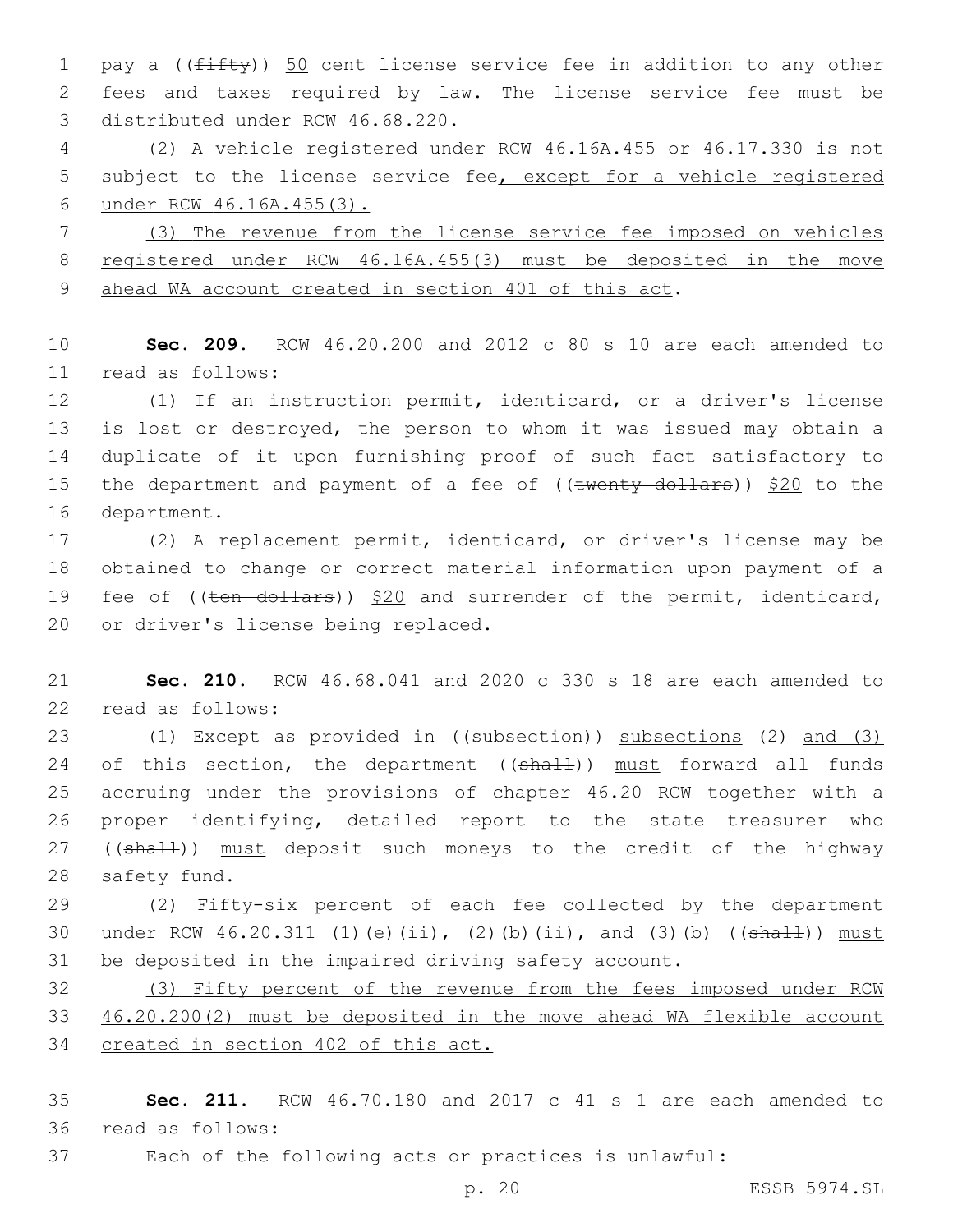pay a ((~~fifty~~)) 50 cent license service fee in addition to any other fees and taxes required by law. The license service fee must be distributed under RCW 46.68.220.

(2) A vehicle registered under RCW 46.16A.455 or 46.17.330 is not subject to the license service fee, except for a vehicle registered under RCW 46.16A.455(3).

(3) The revenue from the license service fee imposed on vehicles registered under RCW 46.16A.455(3) must be deposited in the move ahead WA account created in section 401 of this act.

**Sec. 209.** RCW 46.20.200 and 2012 c 80 s 10 are each amended to read as follows:

(1) If an instruction permit, identicard, or a driver's license is lost or destroyed, the person to whom it was issued may obtain a duplicate of it upon furnishing proof of such fact satisfactory to the department and payment of a fee of ((~~twenty dollars~~)) $20 to the department.

(2) A replacement permit, identicard, or driver's license may be obtained to change or correct material information upon payment of a fee of ((~~ten dollars~~)) $20 and surrender of the permit, identicard, or driver's license being replaced.

**Sec. 210.** RCW 46.68.041 and 2020 c 330 s 18 are each amended to read as follows:

(1) Except as provided in ((~~subsection~~)) subsections (2) and (3) of this section, the department ((~~shall~~)) must forward all funds accruing under the provisions of chapter 46.20 RCW together with a proper identifying, detailed report to the state treasurer who ((~~shall~~)) must deposit such moneys to the credit of the highway safety fund.

(2) Fifty-six percent of each fee collected by the department under RCW 46.20.311 (1)(e)(ii), (2)(b)(ii), and (3)(b) ((~~shall~~)) must be deposited in the impaired driving safety account.

(3) Fifty percent of the revenue from the fees imposed under RCW 46.20.200(2) must be deposited in the move ahead WA flexible account created in section 402 of this act.

**Sec. 211.** RCW 46.70.180 and 2017 c 41 s 1 are each amended to read as follows:

Each of the following acts or practices is unlawful: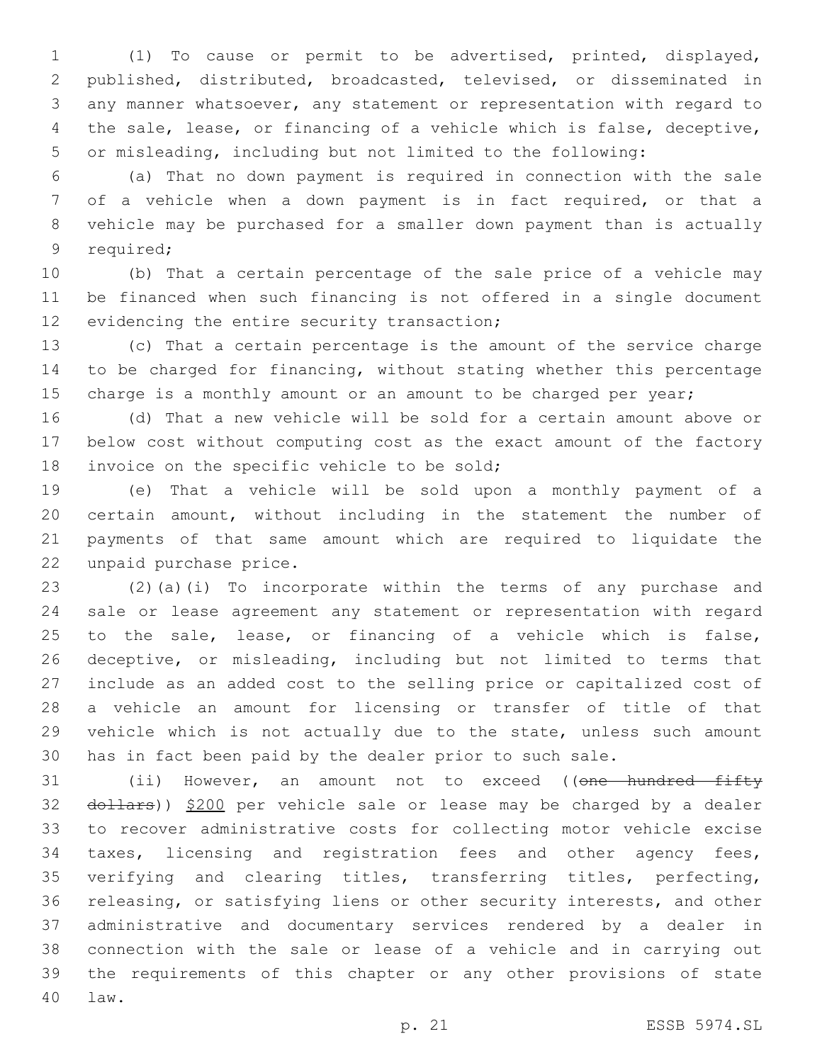(1) To cause or permit to be advertised, printed, displayed, published, distributed, broadcasted, televised, or disseminated in any manner whatsoever, any statement or representation with regard to the sale, lease, or financing of a vehicle which is false, deceptive, or misleading, including but not limited to the following:

(a) That no down payment is required in connection with the sale of a vehicle when a down payment is in fact required, or that a vehicle may be purchased for a smaller down payment than is actually required;

(b) That a certain percentage of the sale price of a vehicle may be financed when such financing is not offered in a single document evidencing the entire security transaction;

(c) That a certain percentage is the amount of the service charge to be charged for financing, without stating whether this percentage charge is a monthly amount or an amount to be charged per year;

(d) That a new vehicle will be sold for a certain amount above or below cost without computing cost as the exact amount of the factory invoice on the specific vehicle to be sold;

(e) That a vehicle will be sold upon a monthly payment of a certain amount, without including in the statement the number of payments of that same amount which are required to liquidate the unpaid purchase price.

(2)(a)(i) To incorporate within the terms of any purchase and sale or lease agreement any statement or representation with regard to the sale, lease, or financing of a vehicle which is false, deceptive, or misleading, including but not limited to terms that include as an added cost to the selling price or capitalized cost of a vehicle an amount for licensing or transfer of title of that vehicle which is not actually due to the state, unless such amount has in fact been paid by the dealer prior to such sale.

(ii) However, an amount not to exceed ((~~one hundred fifty dollars~~)) <u>$200</u> per vehicle sale or lease may be charged by a dealer to recover administrative costs for collecting motor vehicle excise taxes, licensing and registration fees and other agency fees, verifying and clearing titles, transferring titles, perfecting, releasing, or satisfying liens or other security interests, and other administrative and documentary services rendered by a dealer in connection with the sale or lease of a vehicle and in carrying out the requirements of this chapter or any other provisions of state law.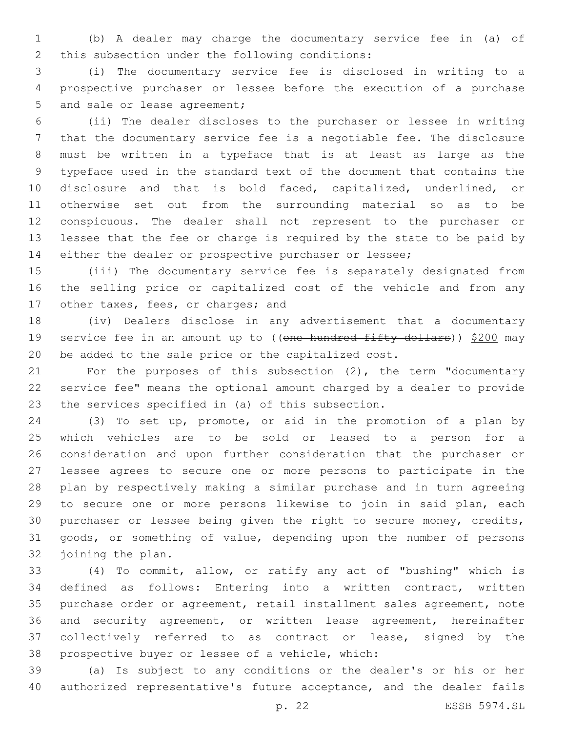(b) A dealer may charge the documentary service fee in (a) of this subsection under the following conditions:

(i) The documentary service fee is disclosed in writing to a prospective purchaser or lessee before the execution of a purchase and sale or lease agreement;

(ii) The dealer discloses to the purchaser or lessee in writing that the documentary service fee is a negotiable fee. The disclosure must be written in a typeface that is at least as large as the typeface used in the standard text of the document that contains the disclosure and that is bold faced, capitalized, underlined, or otherwise set out from the surrounding material so as to be conspicuous. The dealer shall not represent to the purchaser or lessee that the fee or charge is required by the state to be paid by either the dealer or prospective purchaser or lessee;

(iii) The documentary service fee is separately designated from the selling price or capitalized cost of the vehicle and from any other taxes, fees, or charges; and

(iv) Dealers disclose in any advertisement that a documentary service fee in an amount up to ((~~one hundred fifty dollars~~)) <u>$200</u> may be added to the sale price or the capitalized cost.

For the purposes of this subsection (2), the term "documentary service fee" means the optional amount charged by a dealer to provide the services specified in (a) of this subsection.

(3) To set up, promote, or aid in the promotion of a plan by which vehicles are to be sold or leased to a person for a consideration and upon further consideration that the purchaser or lessee agrees to secure one or more persons to participate in the plan by respectively making a similar purchase and in turn agreeing to secure one or more persons likewise to join in said plan, each purchaser or lessee being given the right to secure money, credits, goods, or something of value, depending upon the number of persons joining the plan.

(4) To commit, allow, or ratify any act of "bushing" which is defined as follows: Entering into a written contract, written purchase order or agreement, retail installment sales agreement, note and security agreement, or written lease agreement, hereinafter collectively referred to as contract or lease, signed by the prospective buyer or lessee of a vehicle, which:

(a) Is subject to any conditions or the dealer's or his or her authorized representative's future acceptance, and the dealer fails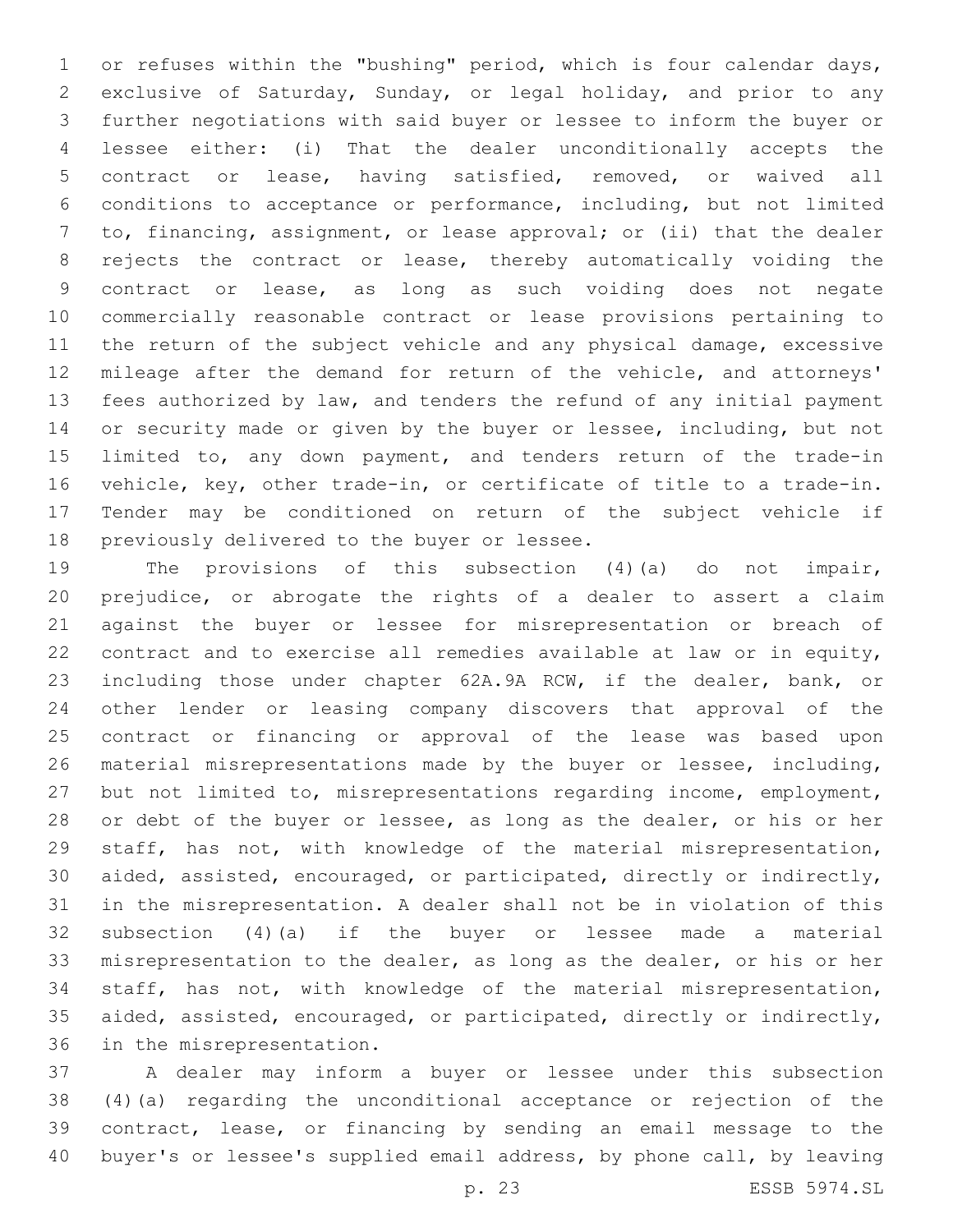or refuses within the "bushing" period, which is four calendar days, exclusive of Saturday, Sunday, or legal holiday, and prior to any further negotiations with said buyer or lessee to inform the buyer or lessee either: (i) That the dealer unconditionally accepts the contract or lease, having satisfied, removed, or waived all conditions to acceptance or performance, including, but not limited to, financing, assignment, or lease approval; or (ii) that the dealer rejects the contract or lease, thereby automatically voiding the contract or lease, as long as such voiding does not negate commercially reasonable contract or lease provisions pertaining to the return of the subject vehicle and any physical damage, excessive mileage after the demand for return of the vehicle, and attorneys' fees authorized by law, and tenders the refund of any initial payment or security made or given by the buyer or lessee, including, but not limited to, any down payment, and tenders return of the trade-in vehicle, key, other trade-in, or certificate of title to a trade-in. Tender may be conditioned on return of the subject vehicle if previously delivered to the buyer or lessee.

The provisions of this subsection (4)(a) do not impair, prejudice, or abrogate the rights of a dealer to assert a claim against the buyer or lessee for misrepresentation or breach of contract and to exercise all remedies available at law or in equity, including those under chapter 62A.9A RCW, if the dealer, bank, or other lender or leasing company discovers that approval of the contract or financing or approval of the lease was based upon material misrepresentations made by the buyer or lessee, including, but not limited to, misrepresentations regarding income, employment, or debt of the buyer or lessee, as long as the dealer, or his or her staff, has not, with knowledge of the material misrepresentation, aided, assisted, encouraged, or participated, directly or indirectly, in the misrepresentation. A dealer shall not be in violation of this subsection (4)(a) if the buyer or lessee made a material misrepresentation to the dealer, as long as the dealer, or his or her staff, has not, with knowledge of the material misrepresentation, aided, assisted, encouraged, or participated, directly or indirectly, in the misrepresentation.

A dealer may inform a buyer or lessee under this subsection (4)(a) regarding the unconditional acceptance or rejection of the contract, lease, or financing by sending an email message to the buyer's or lessee's supplied email address, by phone call, by leaving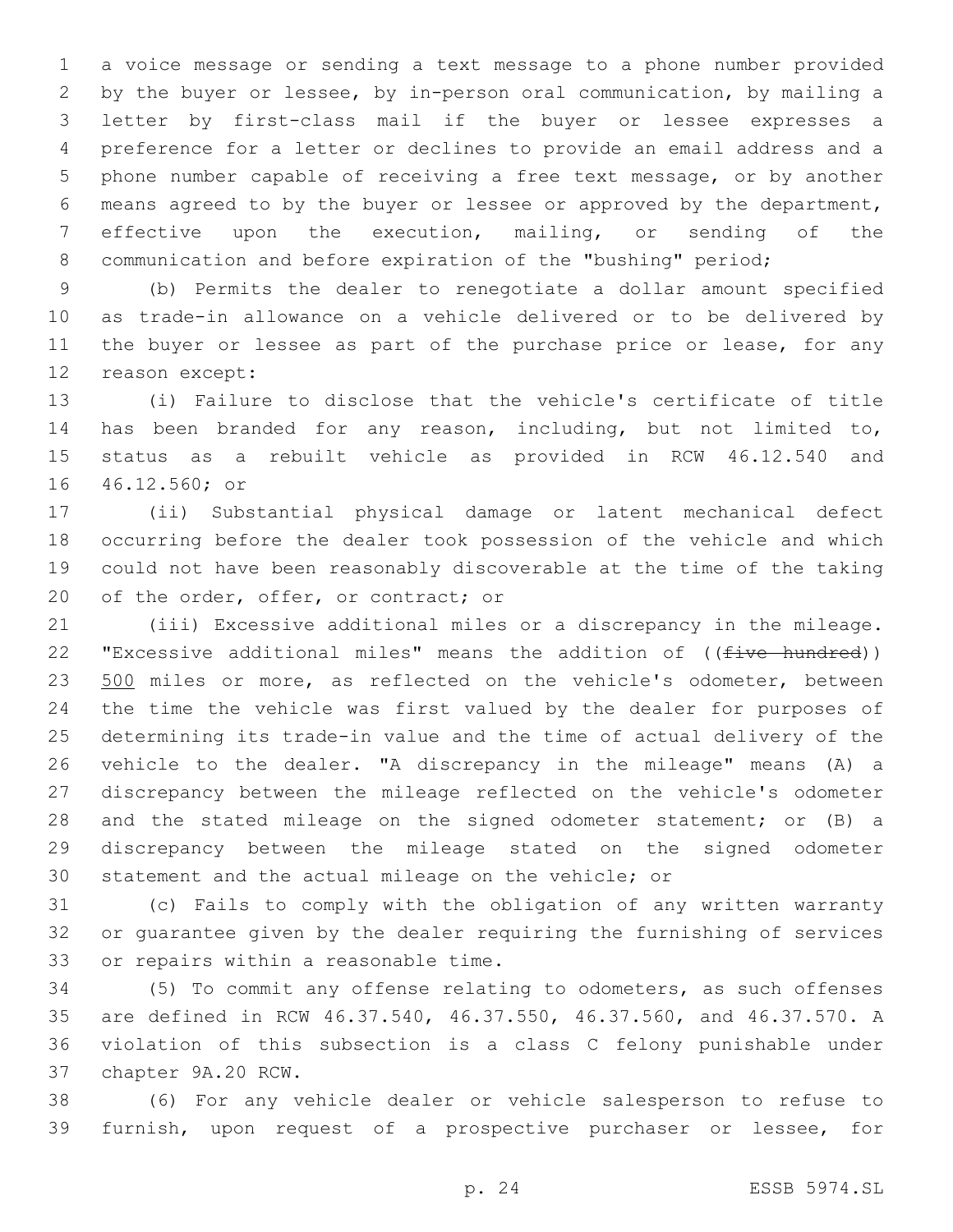a voice message or sending a text message to a phone number provided by the buyer or lessee, by in-person oral communication, by mailing a letter by first-class mail if the buyer or lessee expresses a preference for a letter or declines to provide an email address and a phone number capable of receiving a free text message, or by another means agreed to by the buyer or lessee or approved by the department, effective upon the execution, mailing, or sending of the communication and before expiration of the "bushing" period;

(b) Permits the dealer to renegotiate a dollar amount specified as trade-in allowance on a vehicle delivered or to be delivered by the buyer or lessee as part of the purchase price or lease, for any reason except:

(i) Failure to disclose that the vehicle's certificate of title has been branded for any reason, including, but not limited to, status as a rebuilt vehicle as provided in RCW 46.12.540 and 46.12.560; or

(ii) Substantial physical damage or latent mechanical defect occurring before the dealer took possession of the vehicle and which could not have been reasonably discoverable at the time of the taking of the order, offer, or contract; or

(iii) Excessive additional miles or a discrepancy in the mileage. "Excessive additional miles" means the addition of ((~~five hundred~~)) <u>500</u> miles or more, as reflected on the vehicle's odometer, between the time the vehicle was first valued by the dealer for purposes of determining its trade-in value and the time of actual delivery of the vehicle to the dealer. "A discrepancy in the mileage" means (A) a discrepancy between the mileage reflected on the vehicle's odometer and the stated mileage on the signed odometer statement; or (B) a discrepancy between the mileage stated on the signed odometer statement and the actual mileage on the vehicle; or

(c) Fails to comply with the obligation of any written warranty or guarantee given by the dealer requiring the furnishing of services or repairs within a reasonable time.

(5) To commit any offense relating to odometers, as such offenses are defined in RCW 46.37.540, 46.37.550, 46.37.560, and 46.37.570. A violation of this subsection is a class C felony punishable under chapter 9A.20 RCW.

(6) For any vehicle dealer or vehicle salesperson to refuse to furnish, upon request of a prospective purchaser or lessee, for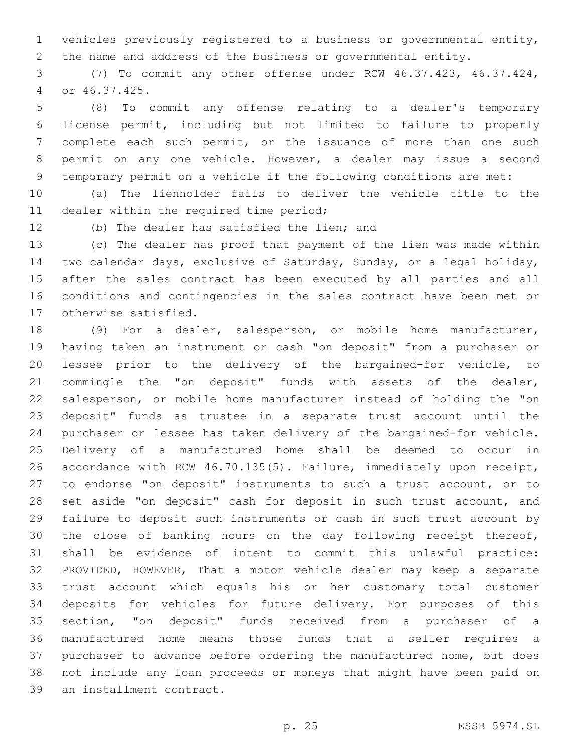vehicles previously registered to a business or governmental entity, the name and address of the business or governmental entity.

(7) To commit any other offense under RCW 46.37.423, 46.37.424, or 46.37.425.

(8) To commit any offense relating to a dealer's temporary license permit, including but not limited to failure to properly complete each such permit, or the issuance of more than one such permit on any one vehicle. However, a dealer may issue a second temporary permit on a vehicle if the following conditions are met:

(a) The lienholder fails to deliver the vehicle title to the dealer within the required time period;

(b) The dealer has satisfied the lien; and

(c) The dealer has proof that payment of the lien was made within two calendar days, exclusive of Saturday, Sunday, or a legal holiday, after the sales contract has been executed by all parties and all conditions and contingencies in the sales contract have been met or otherwise satisfied.

(9) For a dealer, salesperson, or mobile home manufacturer, having taken an instrument or cash "on deposit" from a purchaser or lessee prior to the delivery of the bargained-for vehicle, to commingle the "on deposit" funds with assets of the dealer, salesperson, or mobile home manufacturer instead of holding the "on deposit" funds as trustee in a separate trust account until the purchaser or lessee has taken delivery of the bargained-for vehicle. Delivery of a manufactured home shall be deemed to occur in accordance with RCW 46.70.135(5). Failure, immediately upon receipt, to endorse "on deposit" instruments to such a trust account, or to set aside "on deposit" cash for deposit in such trust account, and failure to deposit such instruments or cash in such trust account by the close of banking hours on the day following receipt thereof, shall be evidence of intent to commit this unlawful practice: PROVIDED, HOWEVER, That a motor vehicle dealer may keep a separate trust account which equals his or her customary total customer deposits for vehicles for future delivery. For purposes of this section, "on deposit" funds received from a purchaser of a manufactured home means those funds that a seller requires a purchaser to advance before ordering the manufactured home, but does not include any loan proceeds or moneys that might have been paid on an installment contract.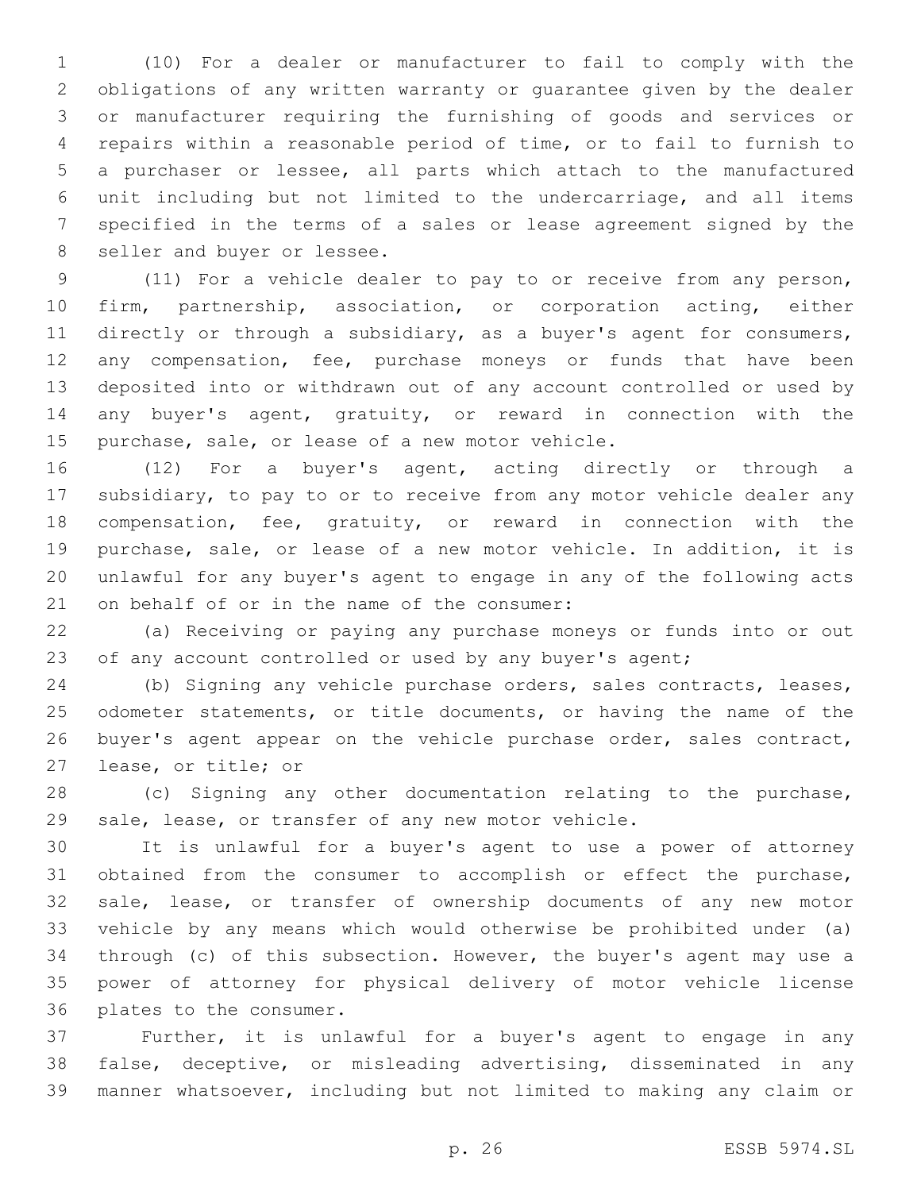(10) For a dealer or manufacturer to fail to comply with the obligations of any written warranty or guarantee given by the dealer or manufacturer requiring the furnishing of goods and services or repairs within a reasonable period of time, or to fail to furnish to a purchaser or lessee, all parts which attach to the manufactured unit including but not limited to the undercarriage, and all items specified in the terms of a sales or lease agreement signed by the seller and buyer or lessee.

(11) For a vehicle dealer to pay to or receive from any person, firm, partnership, association, or corporation acting, either directly or through a subsidiary, as a buyer's agent for consumers, any compensation, fee, purchase moneys or funds that have been deposited into or withdrawn out of any account controlled or used by any buyer's agent, gratuity, or reward in connection with the purchase, sale, or lease of a new motor vehicle.

(12) For a buyer's agent, acting directly or through a subsidiary, to pay to or to receive from any motor vehicle dealer any compensation, fee, gratuity, or reward in connection with the purchase, sale, or lease of a new motor vehicle. In addition, it is unlawful for any buyer's agent to engage in any of the following acts on behalf of or in the name of the consumer:

(a) Receiving or paying any purchase moneys or funds into or out of any account controlled or used by any buyer's agent;

(b) Signing any vehicle purchase orders, sales contracts, leases, odometer statements, or title documents, or having the name of the buyer's agent appear on the vehicle purchase order, sales contract, lease, or title; or

(c) Signing any other documentation relating to the purchase, sale, lease, or transfer of any new motor vehicle.

It is unlawful for a buyer's agent to use a power of attorney obtained from the consumer to accomplish or effect the purchase, sale, lease, or transfer of ownership documents of any new motor vehicle by any means which would otherwise be prohibited under (a) through (c) of this subsection. However, the buyer's agent may use a power of attorney for physical delivery of motor vehicle license plates to the consumer.

Further, it is unlawful for a buyer's agent to engage in any false, deceptive, or misleading advertising, disseminated in any manner whatsoever, including but not limited to making any claim or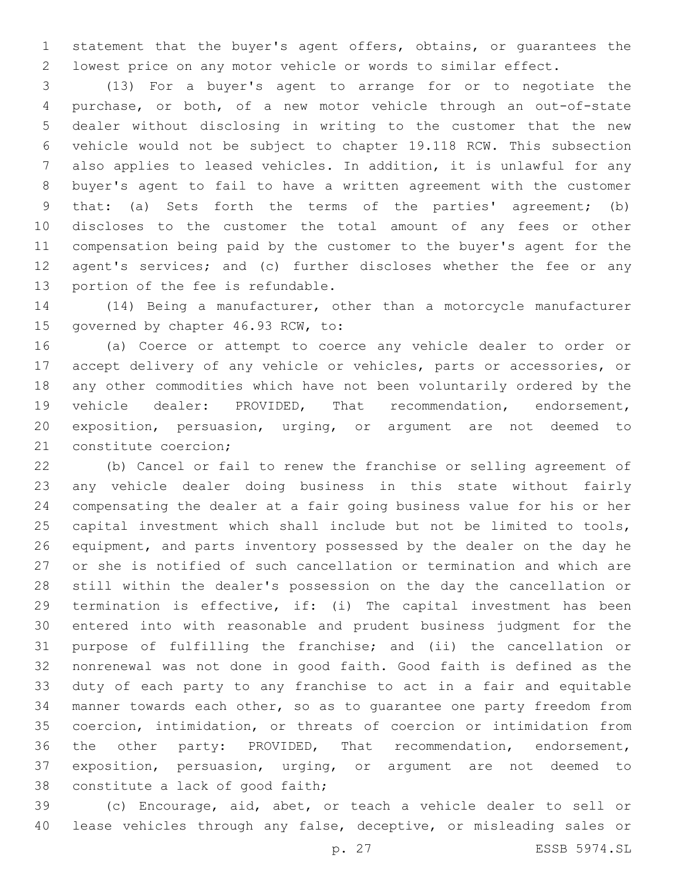statement that the buyer's agent offers, obtains, or guarantees the lowest price on any motor vehicle or words to similar effect.

(13) For a buyer's agent to arrange for or to negotiate the purchase, or both, of a new motor vehicle through an out-of-state dealer without disclosing in writing to the customer that the new vehicle would not be subject to chapter 19.118 RCW. This subsection also applies to leased vehicles. In addition, it is unlawful for any buyer's agent to fail to have a written agreement with the customer that: (a) Sets forth the terms of the parties' agreement; (b) discloses to the customer the total amount of any fees or other compensation being paid by the customer to the buyer's agent for the agent's services; and (c) further discloses whether the fee or any portion of the fee is refundable.

(14) Being a manufacturer, other than a motorcycle manufacturer governed by chapter 46.93 RCW, to:

(a) Coerce or attempt to coerce any vehicle dealer to order or accept delivery of any vehicle or vehicles, parts or accessories, or any other commodities which have not been voluntarily ordered by the vehicle dealer: PROVIDED, That recommendation, endorsement, exposition, persuasion, urging, or argument are not deemed to constitute coercion;

(b) Cancel or fail to renew the franchise or selling agreement of any vehicle dealer doing business in this state without fairly compensating the dealer at a fair going business value for his or her capital investment which shall include but not be limited to tools, equipment, and parts inventory possessed by the dealer on the day he or she is notified of such cancellation or termination and which are still within the dealer's possession on the day the cancellation or termination is effective, if: (i) The capital investment has been entered into with reasonable and prudent business judgment for the purpose of fulfilling the franchise; and (ii) the cancellation or nonrenewal was not done in good faith. Good faith is defined as the duty of each party to any franchise to act in a fair and equitable manner towards each other, so as to guarantee one party freedom from coercion, intimidation, or threats of coercion or intimidation from the other party: PROVIDED, That recommendation, endorsement, exposition, persuasion, urging, or argument are not deemed to constitute a lack of good faith;

(c) Encourage, aid, abet, or teach a vehicle dealer to sell or lease vehicles through any false, deceptive, or misleading sales or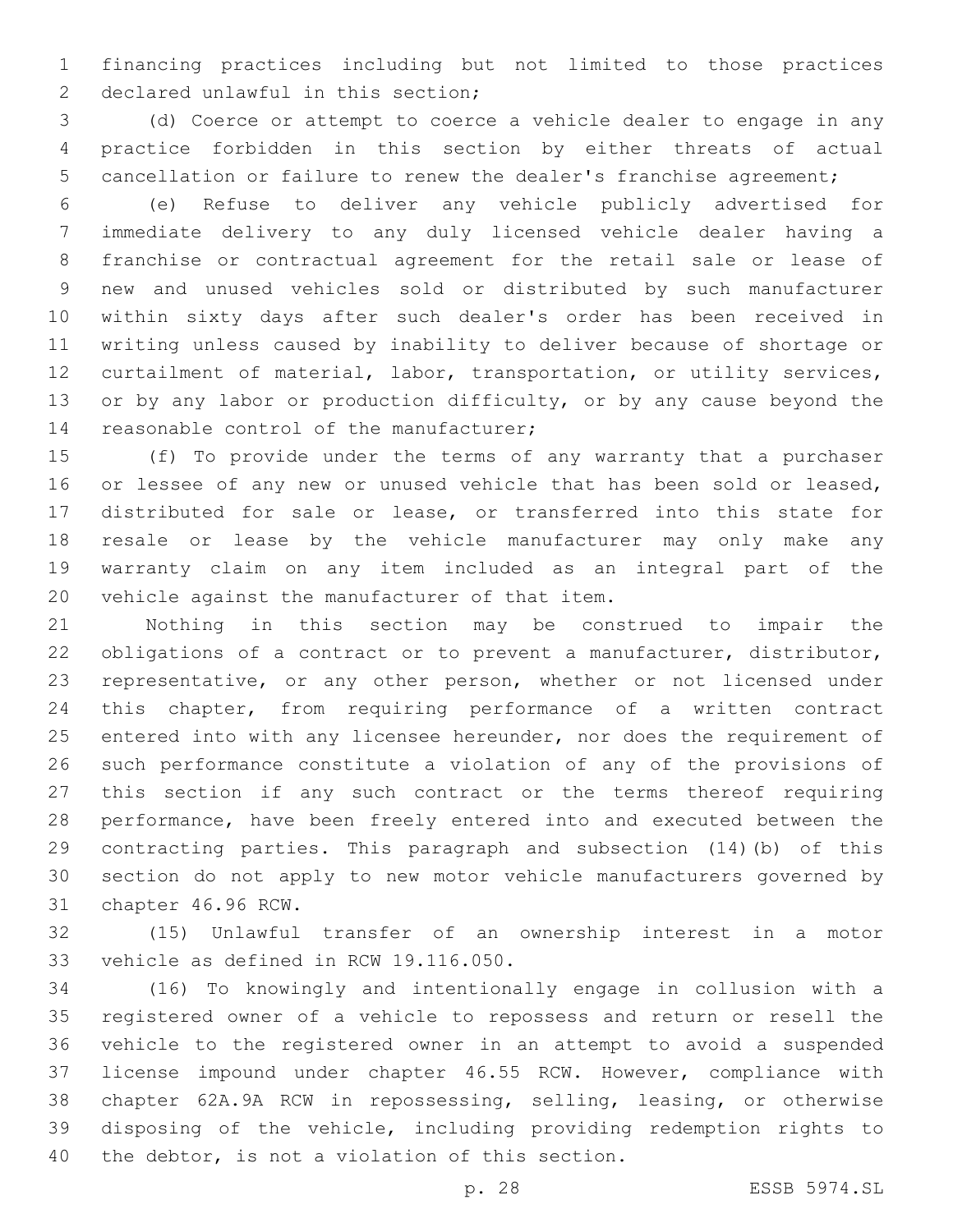financing practices including but not limited to those practices declared unlawful in this section;

(d) Coerce or attempt to coerce a vehicle dealer to engage in any practice forbidden in this section by either threats of actual cancellation or failure to renew the dealer's franchise agreement;

(e) Refuse to deliver any vehicle publicly advertised for immediate delivery to any duly licensed vehicle dealer having a franchise or contractual agreement for the retail sale or lease of new and unused vehicles sold or distributed by such manufacturer within sixty days after such dealer's order has been received in writing unless caused by inability to deliver because of shortage or curtailment of material, labor, transportation, or utility services, or by any labor or production difficulty, or by any cause beyond the reasonable control of the manufacturer;

(f) To provide under the terms of any warranty that a purchaser or lessee of any new or unused vehicle that has been sold or leased, distributed for sale or lease, or transferred into this state for resale or lease by the vehicle manufacturer may only make any warranty claim on any item included as an integral part of the vehicle against the manufacturer of that item.

Nothing in this section may be construed to impair the obligations of a contract or to prevent a manufacturer, distributor, representative, or any other person, whether or not licensed under this chapter, from requiring performance of a written contract entered into with any licensee hereunder, nor does the requirement of such performance constitute a violation of any of the provisions of this section if any such contract or the terms thereof requiring performance, have been freely entered into and executed between the contracting parties. This paragraph and subsection (14)(b) of this section do not apply to new motor vehicle manufacturers governed by chapter 46.96 RCW.

(15) Unlawful transfer of an ownership interest in a motor vehicle as defined in RCW 19.116.050.

(16) To knowingly and intentionally engage in collusion with a registered owner of a vehicle to repossess and return or resell the vehicle to the registered owner in an attempt to avoid a suspended license impound under chapter 46.55 RCW. However, compliance with chapter 62A.9A RCW in repossessing, selling, leasing, or otherwise disposing of the vehicle, including providing redemption rights to the debtor, is not a violation of this section.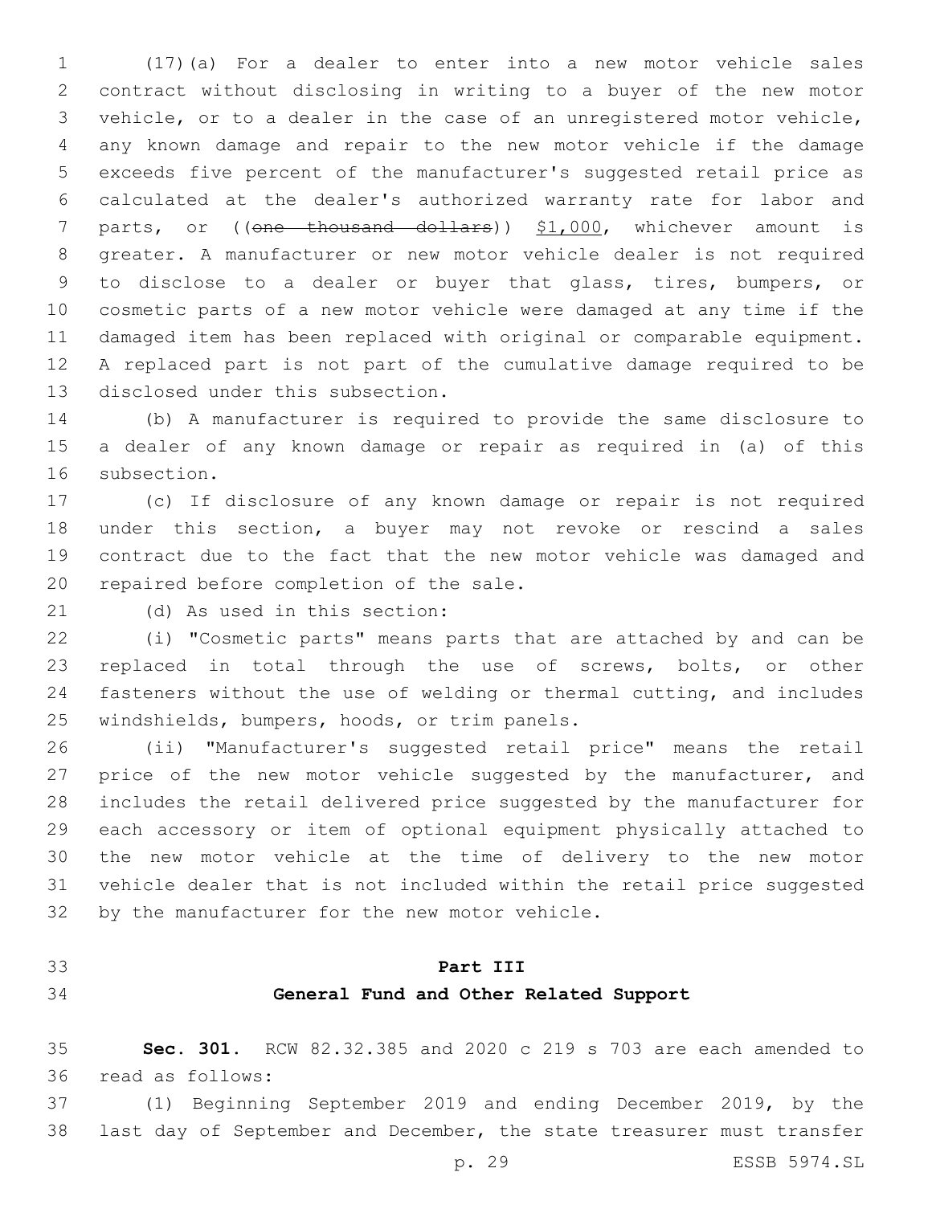(17)(a) For a dealer to enter into a new motor vehicle sales contract without disclosing in writing to a buyer of the new motor vehicle, or to a dealer in the case of an unregistered motor vehicle, any known damage and repair to the new motor vehicle if the damage exceeds five percent of the manufacturer's suggested retail price as calculated at the dealer's authorized warranty rate for labor and parts, or ((~~one thousand dollars~~)) $1,000, whichever amount is greater. A manufacturer or new motor vehicle dealer is not required to disclose to a dealer or buyer that glass, tires, bumpers, or cosmetic parts of a new motor vehicle were damaged at any time if the damaged item has been replaced with original or comparable equipment. A replaced part is not part of the cumulative damage required to be disclosed under this subsection.

(b) A manufacturer is required to provide the same disclosure to a dealer of any known damage or repair as required in (a) of this subsection.

(c) If disclosure of any known damage or repair is not required under this section, a buyer may not revoke or rescind a sales contract due to the fact that the new motor vehicle was damaged and repaired before completion of the sale.

(d) As used in this section:

(i) "Cosmetic parts" means parts that are attached by and can be replaced in total through the use of screws, bolts, or other fasteners without the use of welding or thermal cutting, and includes windshields, bumpers, hoods, or trim panels.

(ii) "Manufacturer's suggested retail price" means the retail price of the new motor vehicle suggested by the manufacturer, and includes the retail delivered price suggested by the manufacturer for each accessory or item of optional equipment physically attached to the new motor vehicle at the time of delivery to the new motor vehicle dealer that is not included within the retail price suggested by the manufacturer for the new motor vehicle.

## Part III
## General Fund and Other Related Support

**Sec. 301.** RCW 82.32.385 and 2020 c 219 s 703 are each amended to read as follows:

(1) Beginning September 2019 and ending December 2019, by the last day of September and December, the state treasurer must transfer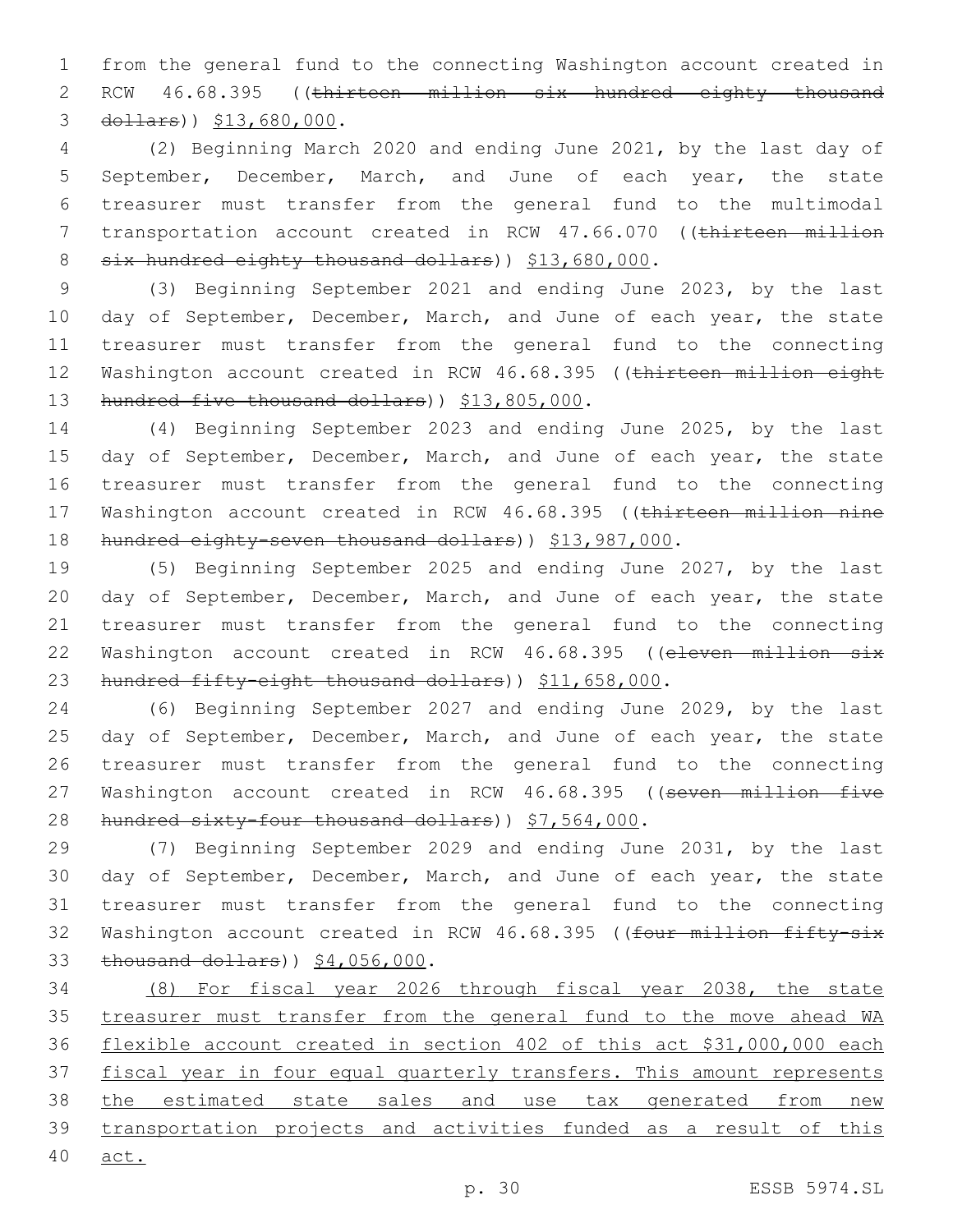from the general fund to the connecting Washington account created in RCW 46.68.395 ((~~thirteen million six hundred eighty thousand dollars~~)) $13,680,000.

(2) Beginning March 2020 and ending June 2021, by the last day of September, December, March, and June of each year, the state treasurer must transfer from the general fund to the multimodal transportation account created in RCW 47.66.070 ((~~thirteen million six hundred eighty thousand dollars~~)) $13,680,000.

(3) Beginning September 2021 and ending June 2023, by the last day of September, December, March, and June of each year, the state treasurer must transfer from the general fund to the connecting Washington account created in RCW 46.68.395 ((~~thirteen million eight hundred five thousand dollars~~)) $13,805,000.

(4) Beginning September 2023 and ending June 2025, by the last day of September, December, March, and June of each year, the state treasurer must transfer from the general fund to the connecting Washington account created in RCW 46.68.395 ((~~thirteen million nine hundred eighty-seven thousand dollars~~)) $13,987,000.

(5) Beginning September 2025 and ending June 2027, by the last day of September, December, March, and June of each year, the state treasurer must transfer from the general fund to the connecting Washington account created in RCW 46.68.395 ((~~eleven million six hundred fifty-eight thousand dollars~~)) $11,658,000.

(6) Beginning September 2027 and ending June 2029, by the last day of September, December, March, and June of each year, the state treasurer must transfer from the general fund to the connecting Washington account created in RCW 46.68.395 ((~~seven million five hundred sixty-four thousand dollars~~)) $7,564,000.

(7) Beginning September 2029 and ending June 2031, by the last day of September, December, March, and June of each year, the state treasurer must transfer from the general fund to the connecting Washington account created in RCW 46.68.395 ((~~four million fifty-six thousand dollars~~)) $4,056,000.

(8) For fiscal year 2026 through fiscal year 2038, the state treasurer must transfer from the general fund to the move ahead WA flexible account created in section 402 of this act $31,000,000 each fiscal year in four equal quarterly transfers. This amount represents the estimated state sales and use tax generated from new transportation projects and activities funded as a result of this act.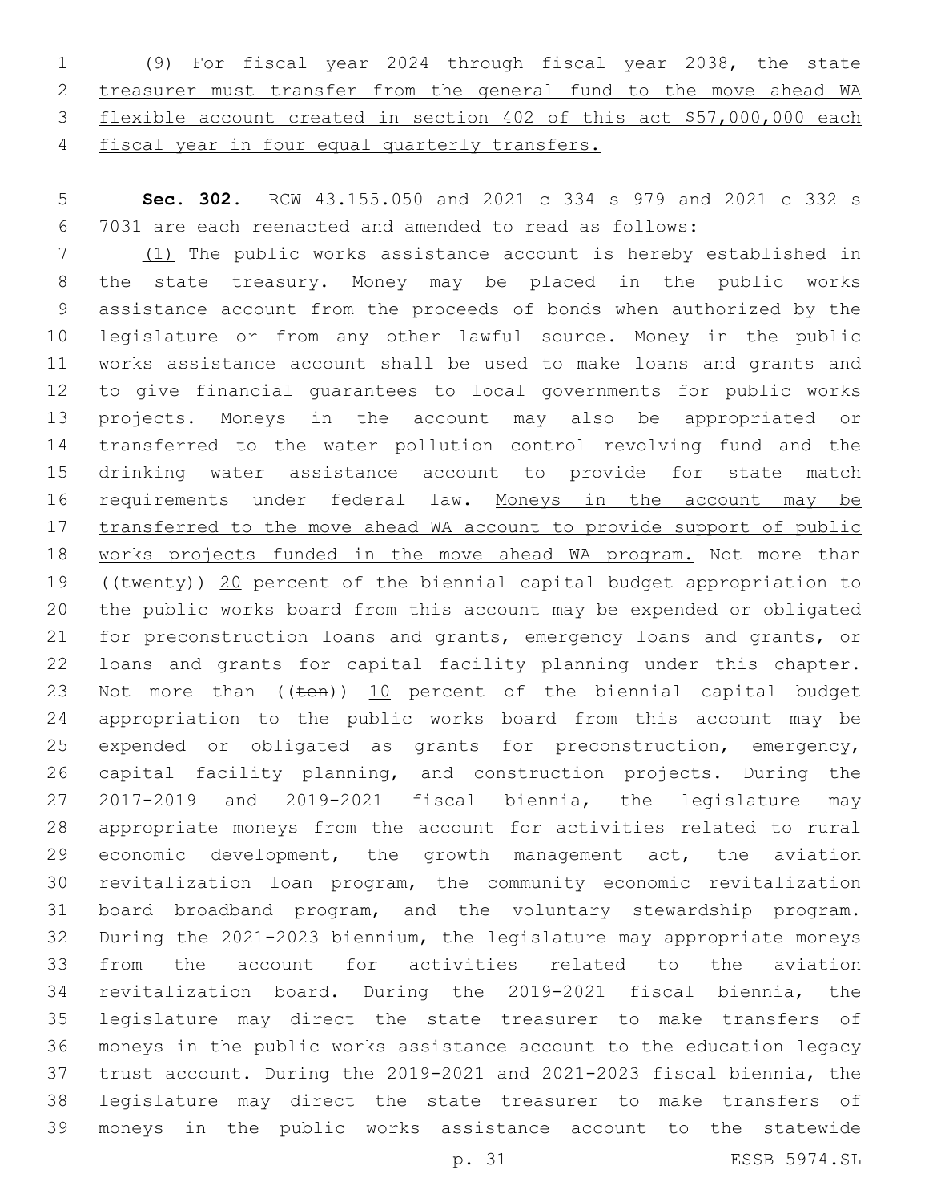(9) For fiscal year 2024 through fiscal year 2038, the state treasurer must transfer from the general fund to the move ahead WA flexible account created in section 402 of this act $57,000,000 each fiscal year in four equal quarterly transfers.

**Sec. 302.** RCW 43.155.050 and 2021 c 334 s 979 and 2021 c 332 s 7031 are each reenacted and amended to read as follows:

(1) The public works assistance account is hereby established in the state treasury. Money may be placed in the public works assistance account from the proceeds of bonds when authorized by the legislature or from any other lawful source. Money in the public works assistance account shall be used to make loans and grants and to give financial guarantees to local governments for public works projects. Moneys in the account may also be appropriated or transferred to the water pollution control revolving fund and the drinking water assistance account to provide for state match requirements under federal law. Moneys in the account may be transferred to the move ahead WA account to provide support of public works projects funded in the move ahead WA program. Not more than ((~~twenty~~)) 20 percent of the biennial capital budget appropriation to the public works board from this account may be expended or obligated for preconstruction loans and grants, emergency loans and grants, or loans and grants for capital facility planning under this chapter. Not more than ((~~ten~~)) 10 percent of the biennial capital budget appropriation to the public works board from this account may be expended or obligated as grants for preconstruction, emergency, capital facility planning, and construction projects. During the 2017-2019 and 2019-2021 fiscal biennia, the legislature may appropriate moneys from the account for activities related to rural economic development, the growth management act, the aviation revitalization loan program, the community economic revitalization board broadband program, and the voluntary stewardship program. During the 2021-2023 biennium, the legislature may appropriate moneys from the account for activities related to the aviation revitalization board. During the 2019-2021 fiscal biennia, the legislature may direct the state treasurer to make transfers of moneys in the public works assistance account to the education legacy trust account. During the 2019-2021 and 2021-2023 fiscal biennia, the legislature may direct the state treasurer to make transfers of moneys in the public works assistance account to the statewide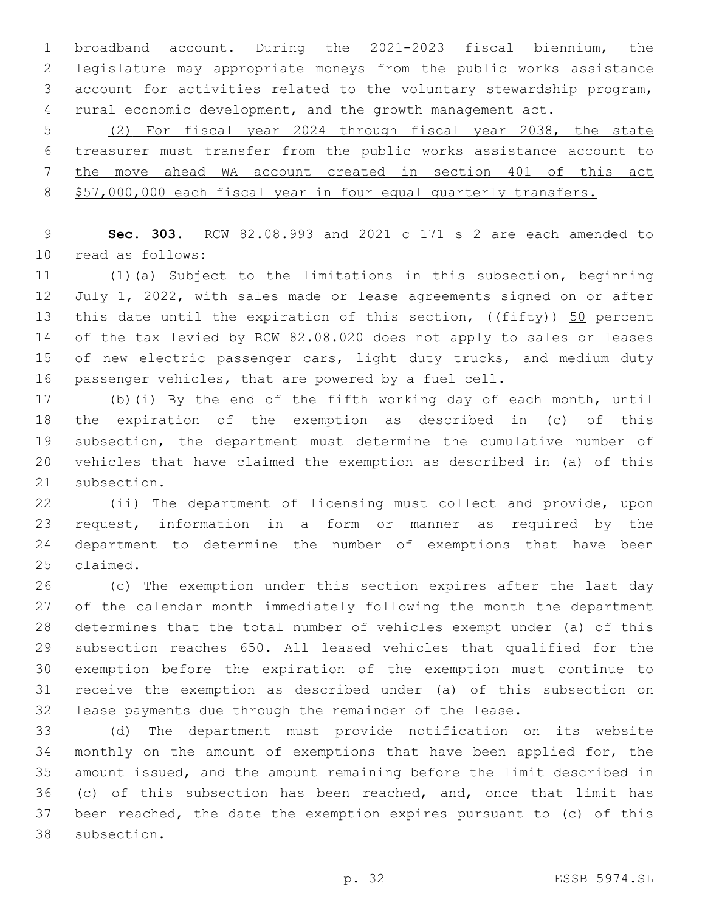broadband account. During the 2021-2023 fiscal biennium, the legislature may appropriate moneys from the public works assistance account for activities related to the voluntary stewardship program, rural economic development, and the growth management act.

(2) For fiscal year 2024 through fiscal year 2038, the state treasurer must transfer from the public works assistance account to the move ahead WA account created in section 401 of this act $57,000,000 each fiscal year in four equal quarterly transfers.

**Sec. 303.** RCW 82.08.993 and 2021 c 171 s 2 are each amended to read as follows:

(1)(a) Subject to the limitations in this subsection, beginning July 1, 2022, with sales made or lease agreements signed on or after this date until the expiration of this section, ((~~fifty~~)) 50 percent of the tax levied by RCW 82.08.020 does not apply to sales or leases of new electric passenger cars, light duty trucks, and medium duty passenger vehicles, that are powered by a fuel cell.

(b)(i) By the end of the fifth working day of each month, until the expiration of the exemption as described in (c) of this subsection, the department must determine the cumulative number of vehicles that have claimed the exemption as described in (a) of this subsection.

(ii) The department of licensing must collect and provide, upon request, information in a form or manner as required by the department to determine the number of exemptions that have been claimed.

(c) The exemption under this section expires after the last day of the calendar month immediately following the month the department determines that the total number of vehicles exempt under (a) of this subsection reaches 650. All leased vehicles that qualified for the exemption before the expiration of the exemption must continue to receive the exemption as described under (a) of this subsection on lease payments due through the remainder of the lease.

(d) The department must provide notification on its website monthly on the amount of exemptions that have been applied for, the amount issued, and the amount remaining before the limit described in (c) of this subsection has been reached, and, once that limit has been reached, the date the exemption expires pursuant to (c) of this subsection.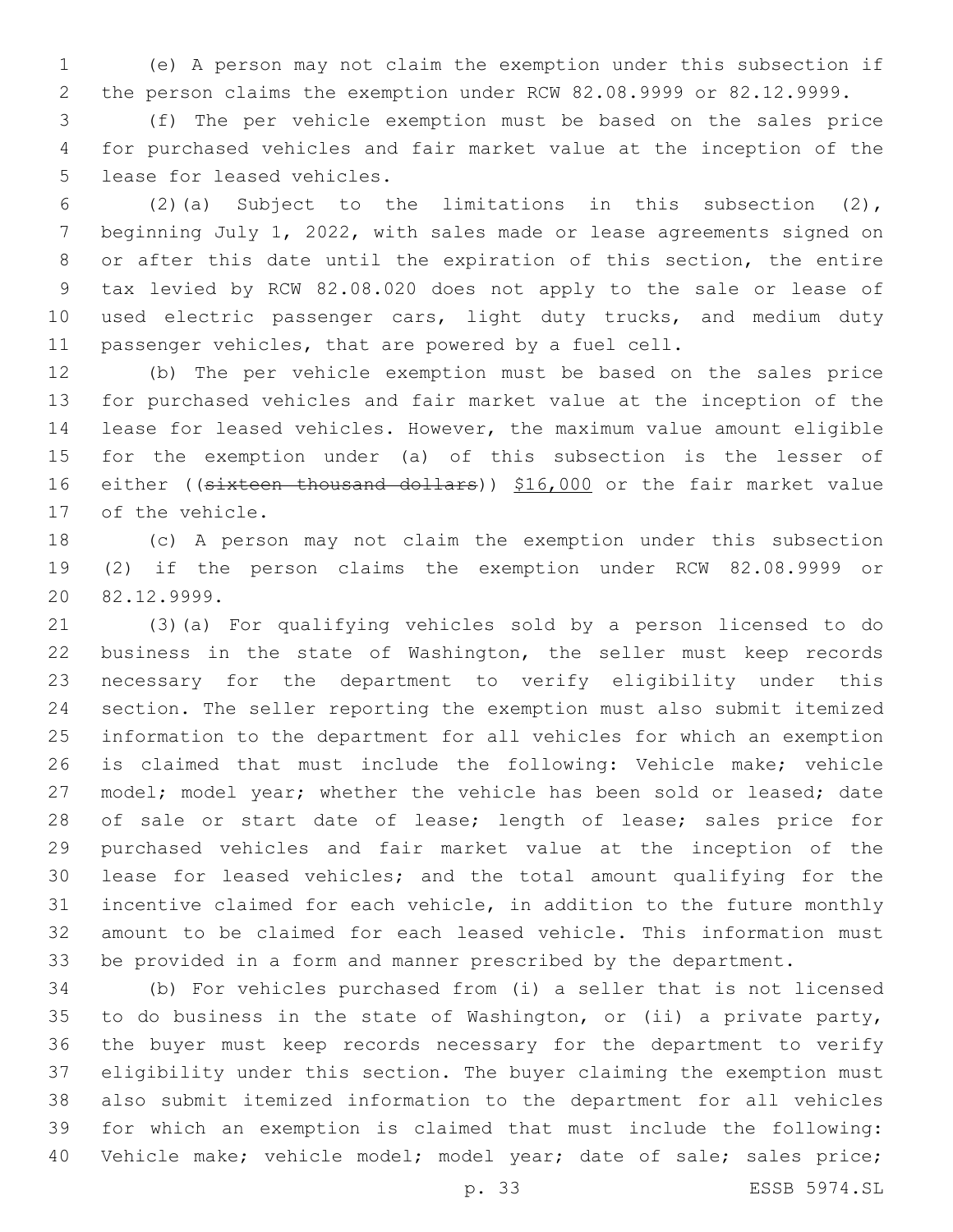(e) A person may not claim the exemption under this subsection if the person claims the exemption under RCW 82.08.9999 or 82.12.9999.

(f) The per vehicle exemption must be based on the sales price for purchased vehicles and fair market value at the inception of the lease for leased vehicles.

(2)(a) Subject to the limitations in this subsection (2), beginning July 1, 2022, with sales made or lease agreements signed on or after this date until the expiration of this section, the entire tax levied by RCW 82.08.020 does not apply to the sale or lease of used electric passenger cars, light duty trucks, and medium duty passenger vehicles, that are powered by a fuel cell.

(b) The per vehicle exemption must be based on the sales price for purchased vehicles and fair market value at the inception of the lease for leased vehicles. However, the maximum value amount eligible for the exemption under (a) of this subsection is the lesser of either ((~~sixteen thousand dollars~~)) <u>$16,000</u> or the fair market value of the vehicle.

(c) A person may not claim the exemption under this subsection (2) if the person claims the exemption under RCW 82.08.9999 or 82.12.9999.

(3)(a) For qualifying vehicles sold by a person licensed to do business in the state of Washington, the seller must keep records necessary for the department to verify eligibility under this section. The seller reporting the exemption must also submit itemized information to the department for all vehicles for which an exemption is claimed that must include the following: Vehicle make; vehicle model; model year; whether the vehicle has been sold or leased; date of sale or start date of lease; length of lease; sales price for purchased vehicles and fair market value at the inception of the lease for leased vehicles; and the total amount qualifying for the incentive claimed for each vehicle, in addition to the future monthly amount to be claimed for each leased vehicle. This information must be provided in a form and manner prescribed by the department.

(b) For vehicles purchased from (i) a seller that is not licensed to do business in the state of Washington, or (ii) a private party, the buyer must keep records necessary for the department to verify eligibility under this section. The buyer claiming the exemption must also submit itemized information to the department for all vehicles for which an exemption is claimed that must include the following: Vehicle make; vehicle model; model year; date of sale; sales price;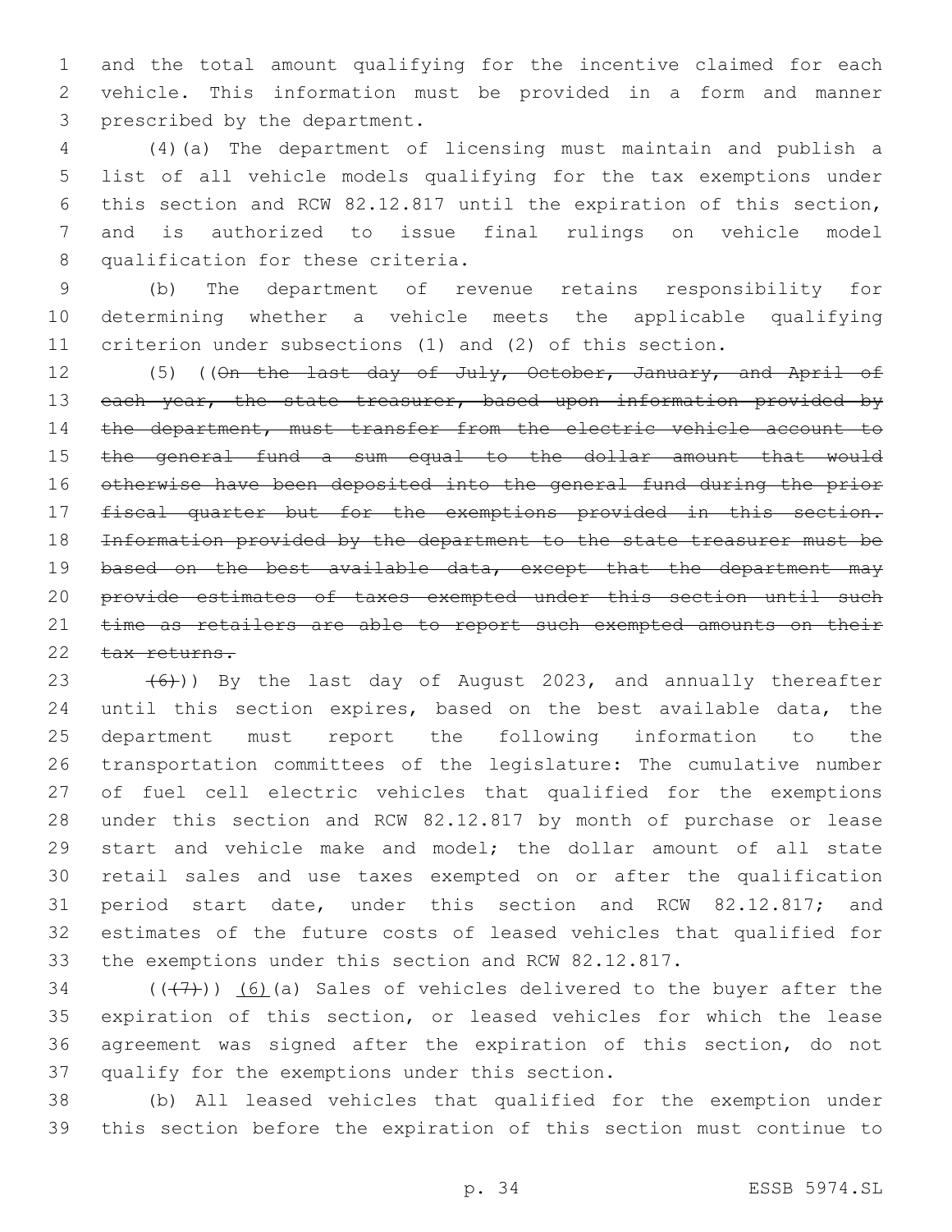and the total amount qualifying for the incentive claimed for each vehicle. This information must be provided in a form and manner prescribed by the department.

(4)(a) The department of licensing must maintain and publish a list of all vehicle models qualifying for the tax exemptions under this section and RCW 82.12.817 until the expiration of this section, and is authorized to issue final rulings on vehicle model qualification for these criteria.

(b) The department of revenue retains responsibility for determining whether a vehicle meets the applicable qualifying criterion under subsections (1) and (2) of this section.

(5) ((~~On the last day of July, October, January, and April of each year, the state treasurer, based upon information provided by the department, must transfer from the electric vehicle account to the general fund a sum equal to the dollar amount that would otherwise have been deposited into the general fund during the prior fiscal quarter but for the exemptions provided in this section. Information provided by the department to the state treasurer must be based on the best available data, except that the department may provide estimates of taxes exempted under this section until such time as retailers are able to report such exempted amounts on their tax returns.~~

~~(6)~~)) By the last day of August 2023, and annually thereafter until this section expires, based on the best available data, the department must report the following information to the transportation committees of the legislature: The cumulative number of fuel cell electric vehicles that qualified for the exemptions under this section and RCW 82.12.817 by month of purchase or lease start and vehicle make and model; the dollar amount of all state retail sales and use taxes exempted on or after the qualification period start date, under this section and RCW 82.12.817; and estimates of the future costs of leased vehicles that qualified for the exemptions under this section and RCW 82.12.817.

((~~(7)~~)) <u>(6)</u>(a) Sales of vehicles delivered to the buyer after the expiration of this section, or leased vehicles for which the lease agreement was signed after the expiration of this section, do not qualify for the exemptions under this section.

(b) All leased vehicles that qualified for the exemption under this section before the expiration of this section must continue to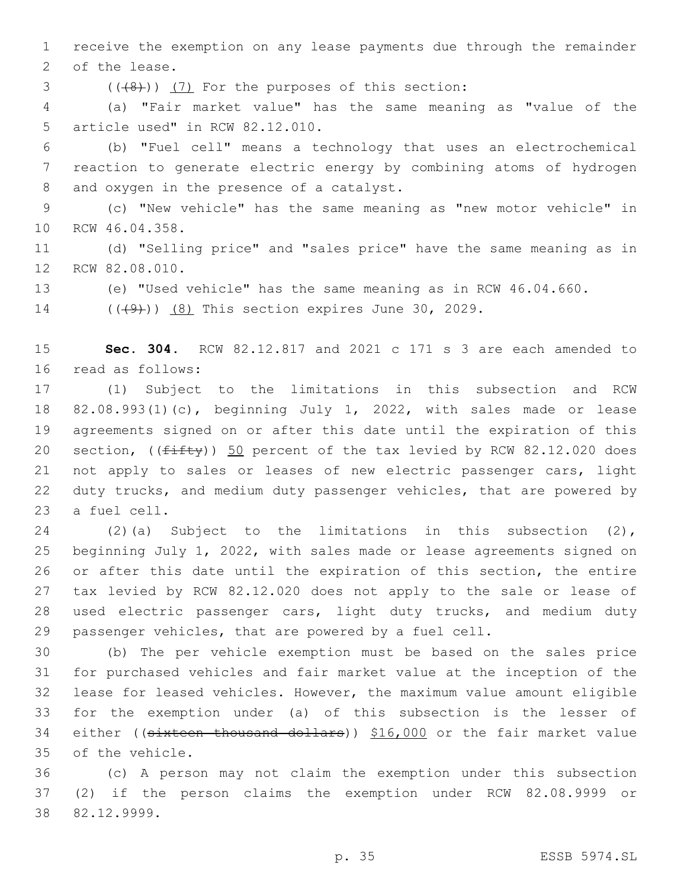receive the exemption on any lease payments due through the remainder of the lease.

(~~((8))~~) (7) For the purposes of this section:

(a) "Fair market value" has the same meaning as "value of the article used" in RCW 82.12.010.

(b) "Fuel cell" means a technology that uses an electrochemical reaction to generate electric energy by combining atoms of hydrogen and oxygen in the presence of a catalyst.

(c) "New vehicle" has the same meaning as "new motor vehicle" in RCW 46.04.358.

(d) "Selling price" and "sales price" have the same meaning as in RCW 82.08.010.

(e) "Used vehicle" has the same meaning as in RCW 46.04.660.

(~~((9))~~) (8) This section expires June 30, 2029.

**Sec. 304.** RCW 82.12.817 and 2021 c 171 s 3 are each amended to read as follows:

(1) Subject to the limitations in this subsection and RCW 82.08.993(1)(c), beginning July 1, 2022, with sales made or lease agreements signed on or after this date until the expiration of this section, ((~~fifty~~)) 50 percent of the tax levied by RCW 82.12.020 does not apply to sales or leases of new electric passenger cars, light duty trucks, and medium duty passenger vehicles, that are powered by a fuel cell.

(2)(a) Subject to the limitations in this subsection (2), beginning July 1, 2022, with sales made or lease agreements signed on or after this date until the expiration of this section, the entire tax levied by RCW 82.12.020 does not apply to the sale or lease of used electric passenger cars, light duty trucks, and medium duty passenger vehicles, that are powered by a fuel cell.

(b) The per vehicle exemption must be based on the sales price for purchased vehicles and fair market value at the inception of the lease for leased vehicles. However, the maximum value amount eligible for the exemption under (a) of this subsection is the lesser of either ((~~sixteen thousand dollars~~)) $16,000 or the fair market value of the vehicle.

(c) A person may not claim the exemption under this subsection (2) if the person claims the exemption under RCW 82.08.9999 or 82.12.9999.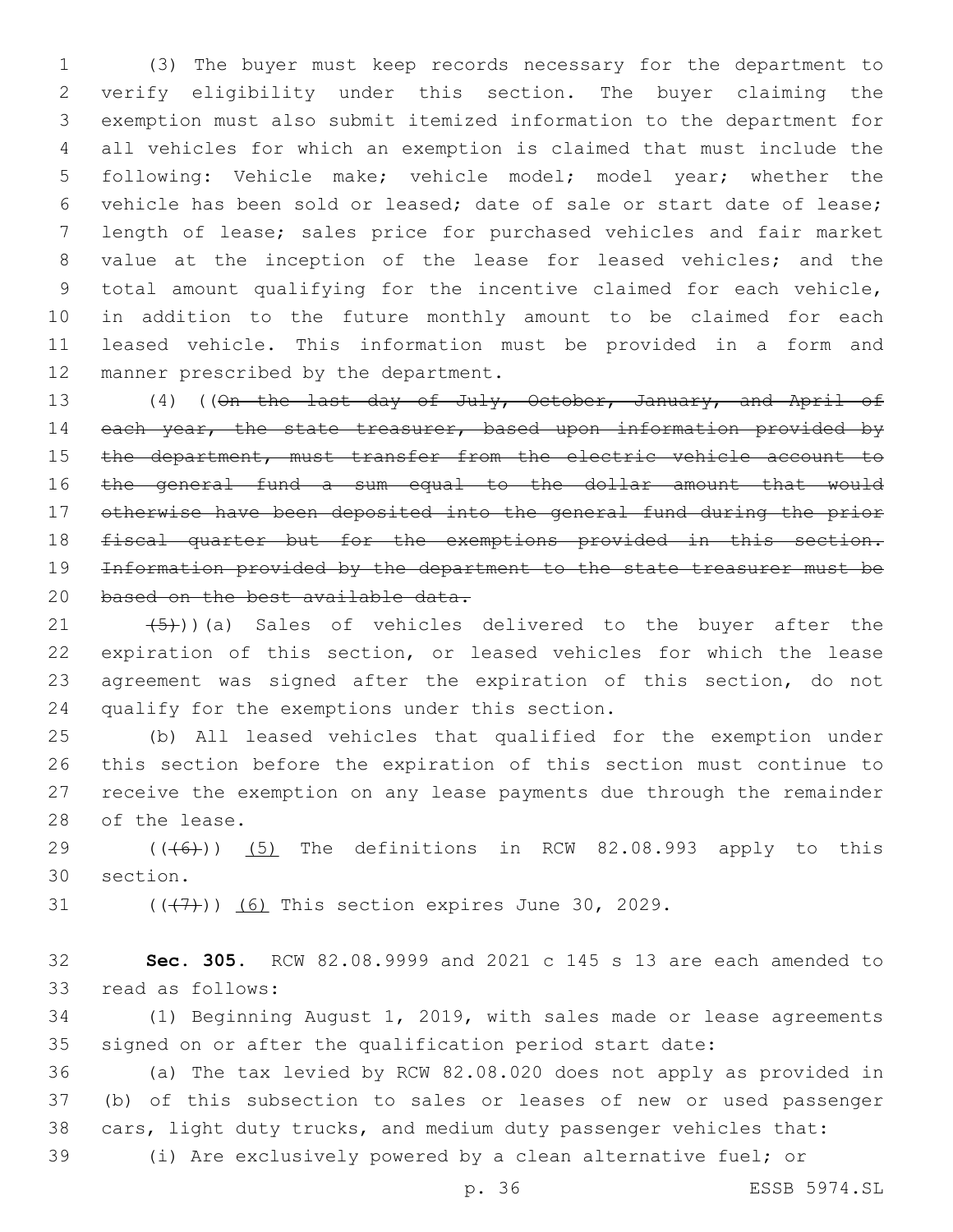(3) The buyer must keep records necessary for the department to verify eligibility under this section. The buyer claiming the exemption must also submit itemized information to the department for all vehicles for which an exemption is claimed that must include the following: Vehicle make; vehicle model; model year; whether the vehicle has been sold or leased; date of sale or start date of lease; length of lease; sales price for purchased vehicles and fair market value at the inception of the lease for leased vehicles; and the total amount qualifying for the incentive claimed for each vehicle, in addition to the future monthly amount to be claimed for each leased vehicle. This information must be provided in a form and manner prescribed by the department.

(4) ((~~On the last day of July, October, January, and April of each year, the state treasurer, based upon information provided by the department, must transfer from the electric vehicle account to the general fund a sum equal to the dollar amount that would otherwise have been deposited into the general fund during the prior fiscal quarter but for the exemptions provided in this section. Information provided by the department to the state treasurer must be based on the best available data.~~

~~(5)~~))(a) Sales of vehicles delivered to the buyer after the expiration of this section, or leased vehicles for which the lease agreement was signed after the expiration of this section, do not qualify for the exemptions under this section.

(b) All leased vehicles that qualified for the exemption under this section before the expiration of this section must continue to receive the exemption on any lease payments due through the remainder of the lease.

((~~(6)~~)) <u>(5)</u> The definitions in RCW 82.08.993 apply to this section.

((~~(7)~~)) <u>(6)</u> This section expires June 30, 2029.

**Sec. 305.** RCW 82.08.9999 and 2021 c 145 s 13 are each amended to read as follows:

(1) Beginning August 1, 2019, with sales made or lease agreements signed on or after the qualification period start date:

(a) The tax levied by RCW 82.08.020 does not apply as provided in (b) of this subsection to sales or leases of new or used passenger cars, light duty trucks, and medium duty passenger vehicles that:

(i) Are exclusively powered by a clean alternative fuel; or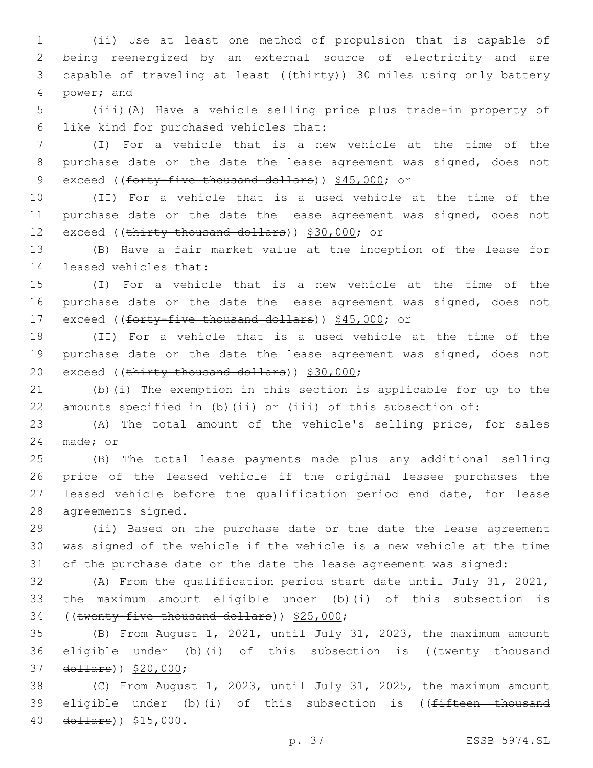(ii) Use at least one method of propulsion that is capable of being reenergized by an external source of electricity and are capable of traveling at least ((~~thirty~~)) <u>30</u> miles using only battery power; and

(iii)(A) Have a vehicle selling price plus trade-in property of like kind for purchased vehicles that:

(I) For a vehicle that is a new vehicle at the time of the purchase date or the date the lease agreement was signed, does not exceed ((~~forty-five thousand dollars~~)) <u>$45,000</u>; or

(II) For a vehicle that is a used vehicle at the time of the purchase date or the date the lease agreement was signed, does not exceed ((~~thirty thousand dollars~~)) <u>$30,000</u>; or

(B) Have a fair market value at the inception of the lease for leased vehicles that:

(I) For a vehicle that is a new vehicle at the time of the purchase date or the date the lease agreement was signed, does not exceed ((~~forty-five thousand dollars~~)) <u>$45,000</u>; or

(II) For a vehicle that is a used vehicle at the time of the purchase date or the date the lease agreement was signed, does not exceed ((~~thirty thousand dollars~~)) <u>$30,000</u>;

(b)(i) The exemption in this section is applicable for up to the amounts specified in (b)(ii) or (iii) of this subsection of:

(A) The total amount of the vehicle's selling price, for sales made; or

(B) The total lease payments made plus any additional selling price of the leased vehicle if the original lessee purchases the leased vehicle before the qualification period end date, for lease agreements signed.

(ii) Based on the purchase date or the date the lease agreement was signed of the vehicle if the vehicle is a new vehicle at the time of the purchase date or the date the lease agreement was signed:

(A) From the qualification period start date until July 31, 2021, the maximum amount eligible under (b)(i) of this subsection is ((~~twenty-five thousand dollars~~)) <u>$25,000</u>;

(B) From August 1, 2021, until July 31, 2023, the maximum amount eligible under (b)(i) of this subsection is ((~~twenty thousand dollars~~)) <u>$20,000</u>;

(C) From August 1, 2023, until July 31, 2025, the maximum amount eligible under (b)(i) of this subsection is ((~~fifteen thousand dollars~~)) <u>$15,000</u>.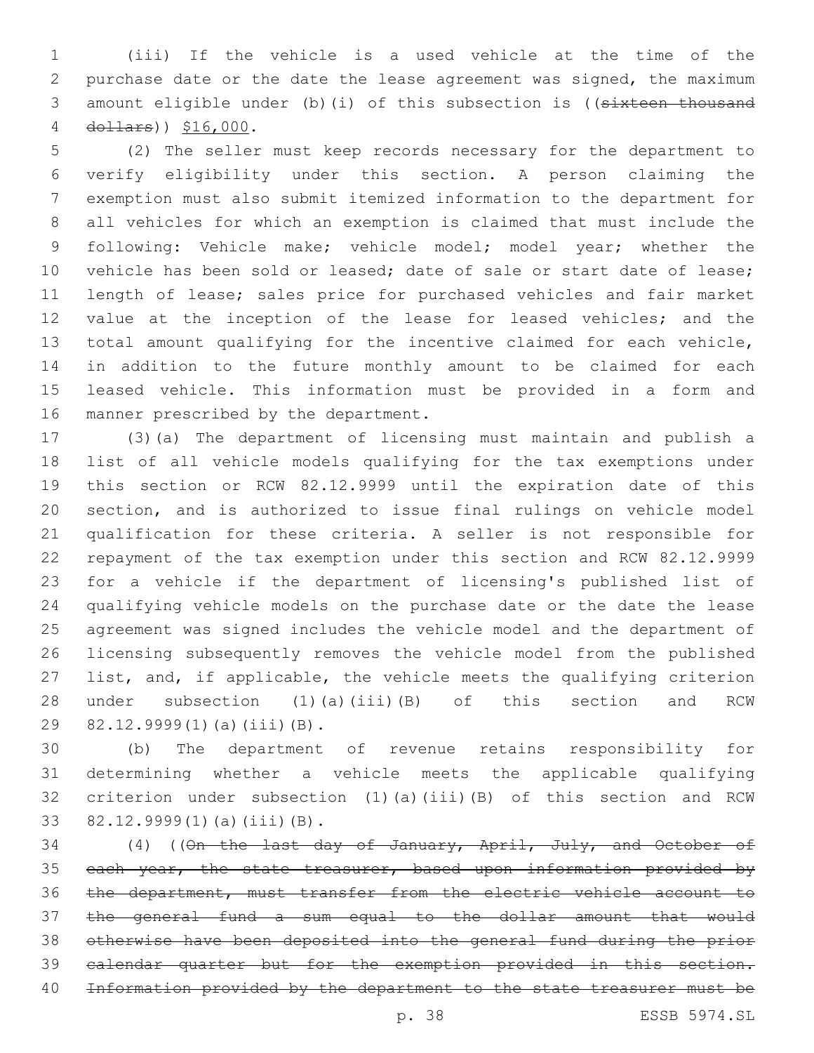(iii) If the vehicle is a used vehicle at the time of the purchase date or the date the lease agreement was signed, the maximum amount eligible under (b)(i) of this subsection is ((~~sixteen thousand dollars~~)) $16,000.

(2) The seller must keep records necessary for the department to verify eligibility under this section. A person claiming the exemption must also submit itemized information to the department for all vehicles for which an exemption is claimed that must include the following: Vehicle make; vehicle model; model year; whether the vehicle has been sold or leased; date of sale or start date of lease; length of lease; sales price for purchased vehicles and fair market value at the inception of the lease for leased vehicles; and the total amount qualifying for the incentive claimed for each vehicle, in addition to the future monthly amount to be claimed for each leased vehicle. This information must be provided in a form and manner prescribed by the department.

(3)(a) The department of licensing must maintain and publish a list of all vehicle models qualifying for the tax exemptions under this section or RCW 82.12.9999 until the expiration date of this section, and is authorized to issue final rulings on vehicle model qualification for these criteria. A seller is not responsible for repayment of the tax exemption under this section and RCW 82.12.9999 for a vehicle if the department of licensing's published list of qualifying vehicle models on the purchase date or the date the lease agreement was signed includes the vehicle model and the department of licensing subsequently removes the vehicle model from the published list, and, if applicable, the vehicle meets the qualifying criterion under subsection (1)(a)(iii)(B) of this section and RCW 82.12.9999(1)(a)(iii)(B).

(b) The department of revenue retains responsibility for determining whether a vehicle meets the applicable qualifying criterion under subsection (1)(a)(iii)(B) of this section and RCW 82.12.9999(1)(a)(iii)(B).

(4) ((~~On the last day of January, April, July, and October of each year, the state treasurer, based upon information provided by the department, must transfer from the electric vehicle account to the general fund a sum equal to the dollar amount that would otherwise have been deposited into the general fund during the prior calendar quarter but for the exemption provided in this section. Information provided by the department to the state treasurer must be~~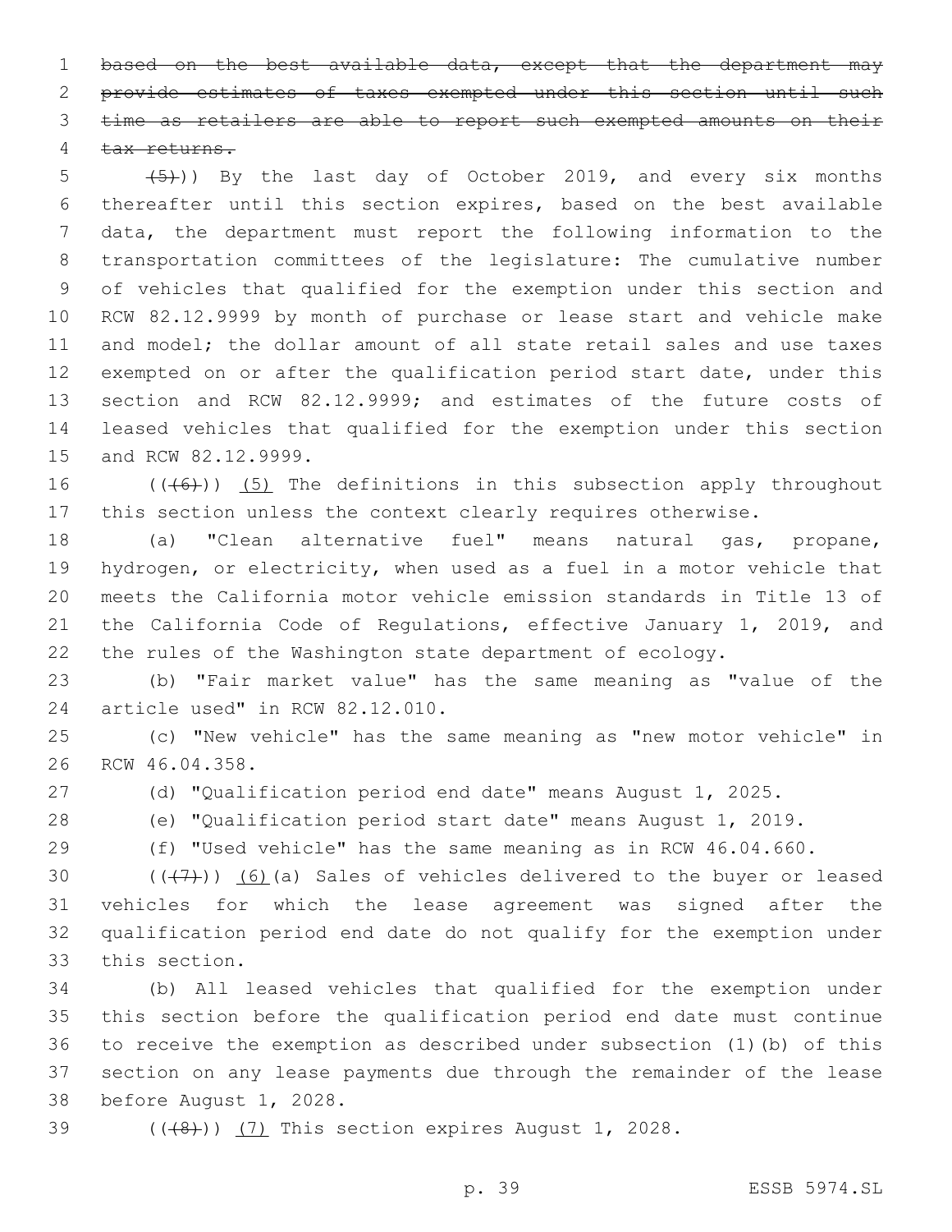~~based on the best available data, except that the department may provide estimates of taxes exempted under this section until such time as retailers are able to report such exempted amounts on their tax returns.~~

~~(5)~~)) By the last day of October 2019, and every six months thereafter until this section expires, based on the best available data, the department must report the following information to the transportation committees of the legislature: The cumulative number of vehicles that qualified for the exemption under this section and RCW 82.12.9999 by month of purchase or lease start and vehicle make and model; the dollar amount of all state retail sales and use taxes exempted on or after the qualification period start date, under this section and RCW 82.12.9999; and estimates of the future costs of leased vehicles that qualified for the exemption under this section and RCW 82.12.9999.

((~~(6)~~)) <u>(5)</u> The definitions in this subsection apply throughout this section unless the context clearly requires otherwise.

(a) "Clean alternative fuel" means natural gas, propane, hydrogen, or electricity, when used as a fuel in a motor vehicle that meets the California motor vehicle emission standards in Title 13 of the California Code of Regulations, effective January 1, 2019, and the rules of the Washington state department of ecology.

(b) "Fair market value" has the same meaning as "value of the article used" in RCW 82.12.010.

(c) "New vehicle" has the same meaning as "new motor vehicle" in RCW 46.04.358.

(d) "Qualification period end date" means August 1, 2025.

(e) "Qualification period start date" means August 1, 2019.

(f) "Used vehicle" has the same meaning as in RCW 46.04.660.

((~~(7)~~)) <u>(6)</u>(a) Sales of vehicles delivered to the buyer or leased vehicles for which the lease agreement was signed after the qualification period end date do not qualify for the exemption under this section.

(b) All leased vehicles that qualified for the exemption under this section before the qualification period end date must continue to receive the exemption as described under subsection (1)(b) of this section on any lease payments due through the remainder of the lease before August 1, 2028.

((~~(8)~~)) <u>(7)</u> This section expires August 1, 2028.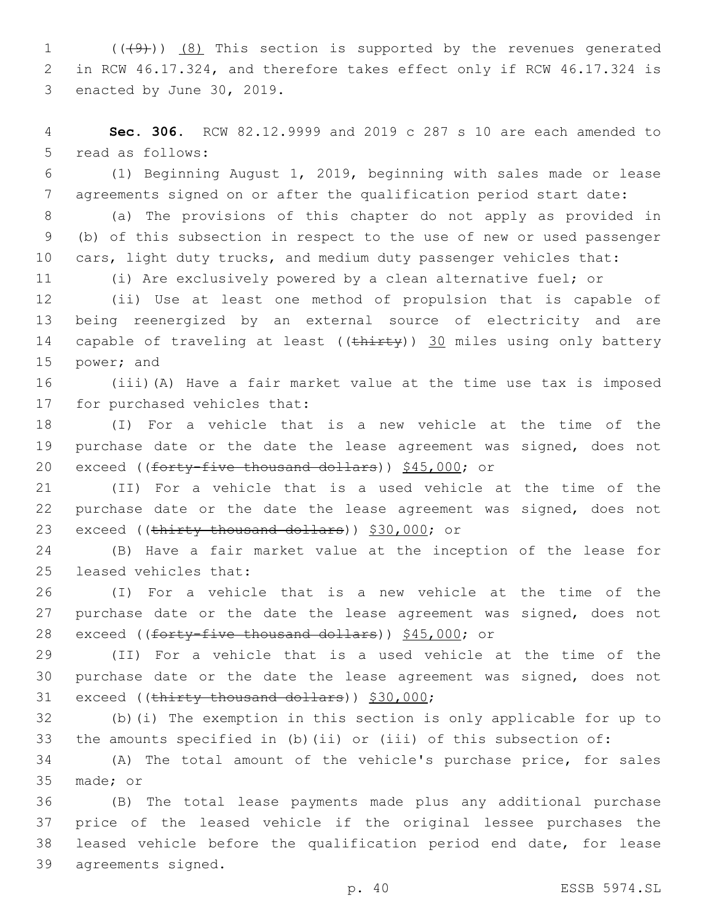((~~(9)~~)) (8) This section is supported by the revenues generated in RCW 46.17.324, and therefore takes effect only if RCW 46.17.324 is enacted by June 30, 2019.

**Sec. 306.** RCW 82.12.9999 and 2019 c 287 s 10 are each amended to read as follows:

(1) Beginning August 1, 2019, beginning with sales made or lease agreements signed on or after the qualification period start date:

(a) The provisions of this chapter do not apply as provided in (b) of this subsection in respect to the use of new or used passenger cars, light duty trucks, and medium duty passenger vehicles that:

(i) Are exclusively powered by a clean alternative fuel; or

(ii) Use at least one method of propulsion that is capable of being reenergized by an external source of electricity and are capable of traveling at least ((~~thirty~~)) 30 miles using only battery power; and

(iii)(A) Have a fair market value at the time use tax is imposed for purchased vehicles that:

(I) For a vehicle that is a new vehicle at the time of the purchase date or the date the lease agreement was signed, does not exceed ((~~forty-five thousand dollars~~)) $45,000; or

(II) For a vehicle that is a used vehicle at the time of the purchase date or the date the lease agreement was signed, does not exceed ((~~thirty thousand dollars~~)) $30,000; or

(B) Have a fair market value at the inception of the lease for leased vehicles that:

(I) For a vehicle that is a new vehicle at the time of the purchase date or the date the lease agreement was signed, does not exceed ((~~forty-five thousand dollars~~)) $45,000; or

(II) For a vehicle that is a used vehicle at the time of the purchase date or the date the lease agreement was signed, does not exceed ((~~thirty thousand dollars~~)) $30,000;

(b)(i) The exemption in this section is only applicable for up to the amounts specified in (b)(ii) or (iii) of this subsection of:

(A) The total amount of the vehicle's purchase price, for sales made; or

(B) The total lease payments made plus any additional purchase price of the leased vehicle if the original lessee purchases the leased vehicle before the qualification period end date, for lease agreements signed.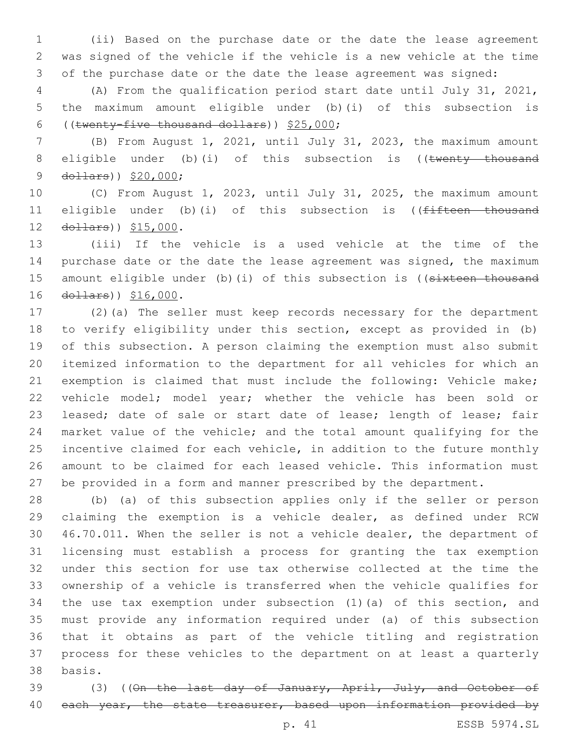(ii) Based on the purchase date or the date the lease agreement was signed of the vehicle if the vehicle is a new vehicle at the time of the purchase date or the date the lease agreement was signed:

(A) From the qualification period start date until July 31, 2021, the maximum amount eligible under (b)(i) of this subsection is ((~~twenty-five thousand dollars~~)) $25,000;

(B) From August 1, 2021, until July 31, 2023, the maximum amount eligible under (b)(i) of this subsection is ((~~twenty thousand dollars~~)) $20,000;

(C) From August 1, 2023, until July 31, 2025, the maximum amount eligible under (b)(i) of this subsection is ((~~fifteen thousand dollars~~)) $15,000.

(iii) If the vehicle is a used vehicle at the time of the purchase date or the date the lease agreement was signed, the maximum amount eligible under (b)(i) of this subsection is ((~~sixteen thousand dollars~~)) $16,000.

(2)(a) The seller must keep records necessary for the department to verify eligibility under this section, except as provided in (b) of this subsection. A person claiming the exemption must also submit itemized information to the department for all vehicles for which an exemption is claimed that must include the following: Vehicle make; vehicle model; model year; whether the vehicle has been sold or leased; date of sale or start date of lease; length of lease; fair market value of the vehicle; and the total amount qualifying for the incentive claimed for each vehicle, in addition to the future monthly amount to be claimed for each leased vehicle. This information must be provided in a form and manner prescribed by the department.

(b) (a) of this subsection applies only if the seller or person claiming the exemption is a vehicle dealer, as defined under RCW 46.70.011. When the seller is not a vehicle dealer, the department of licensing must establish a process for granting the tax exemption under this section for use tax otherwise collected at the time the ownership of a vehicle is transferred when the vehicle qualifies for the use tax exemption under subsection (1)(a) of this section, and must provide any information required under (a) of this subsection that it obtains as part of the vehicle titling and registration process for these vehicles to the department on at least a quarterly basis.

(3) ((~~On the last day of January, April, July, and October of each year, the state treasurer, based upon information provided by~~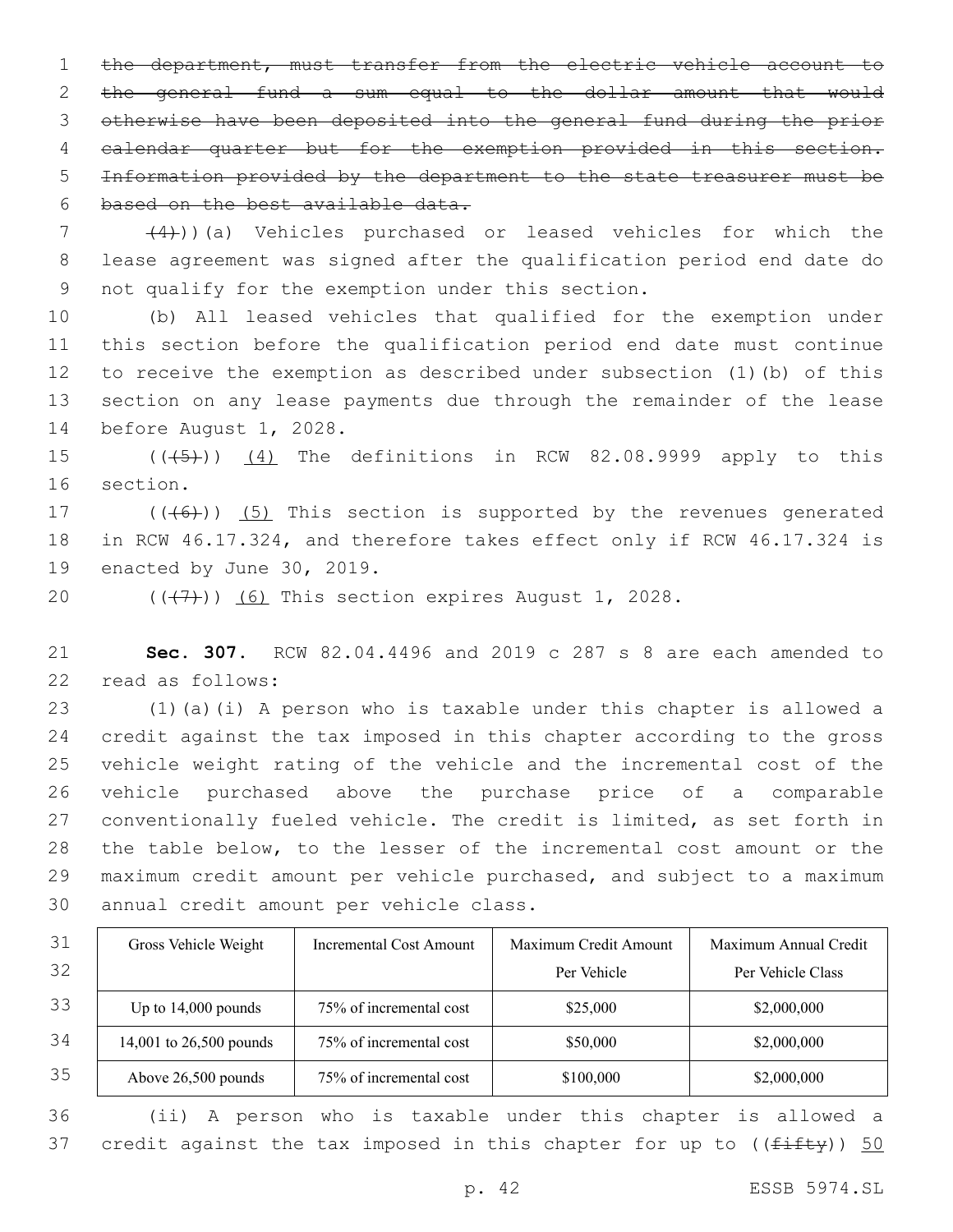~~the department, must transfer from the electric vehicle account to the general fund a sum equal to the dollar amount that would otherwise have been deposited into the general fund during the prior calendar quarter but for the exemption provided in this section. Information provided by the department to the state treasurer must be based on the best available data.~~

~~(4)~~))(a) Vehicles purchased or leased vehicles for which the lease agreement was signed after the qualification period end date do not qualify for the exemption under this section.

(b) All leased vehicles that qualified for the exemption under this section before the qualification period end date must continue to receive the exemption as described under subsection (1)(b) of this section on any lease payments due through the remainder of the lease before August 1, 2028.

((~~(5)~~)) <u>(4)</u> The definitions in RCW 82.08.9999 apply to this section.

((~~(6)~~)) <u>(5)</u> This section is supported by the revenues generated in RCW 46.17.324, and therefore takes effect only if RCW 46.17.324 is enacted by June 30, 2019.

((~~(7)~~)) <u>(6)</u> This section expires August 1, 2028.

**Sec. 307.** RCW 82.04.4496 and 2019 c 287 s 8 are each amended to read as follows:

(1)(a)(i) A person who is taxable under this chapter is allowed a credit against the tax imposed in this chapter according to the gross vehicle weight rating of the vehicle and the incremental cost of the vehicle purchased above the purchase price of a comparable conventionally fueled vehicle. The credit is limited, as set forth in the table below, to the lesser of the incremental cost amount or the maximum credit amount per vehicle purchased, and subject to a maximum annual credit amount per vehicle class.

| Gross Vehicle Weight | Incremental Cost Amount | Maximum Credit Amount Per Vehicle | Maximum Annual Credit Per Vehicle Class |
|---|---|---|---|
| Up to 14,000 pounds | 75% of incremental cost | $25,000 | $2,000,000 |
| 14,001 to 26,500 pounds | 75% of incremental cost | $50,000 | $2,000,000 |
| Above 26,500 pounds | 75% of incremental cost | $100,000 | $2,000,000 |

(ii) A person who is taxable under this chapter is allowed a credit against the tax imposed in this chapter for up to ((~~fifty~~)) <u>50</u>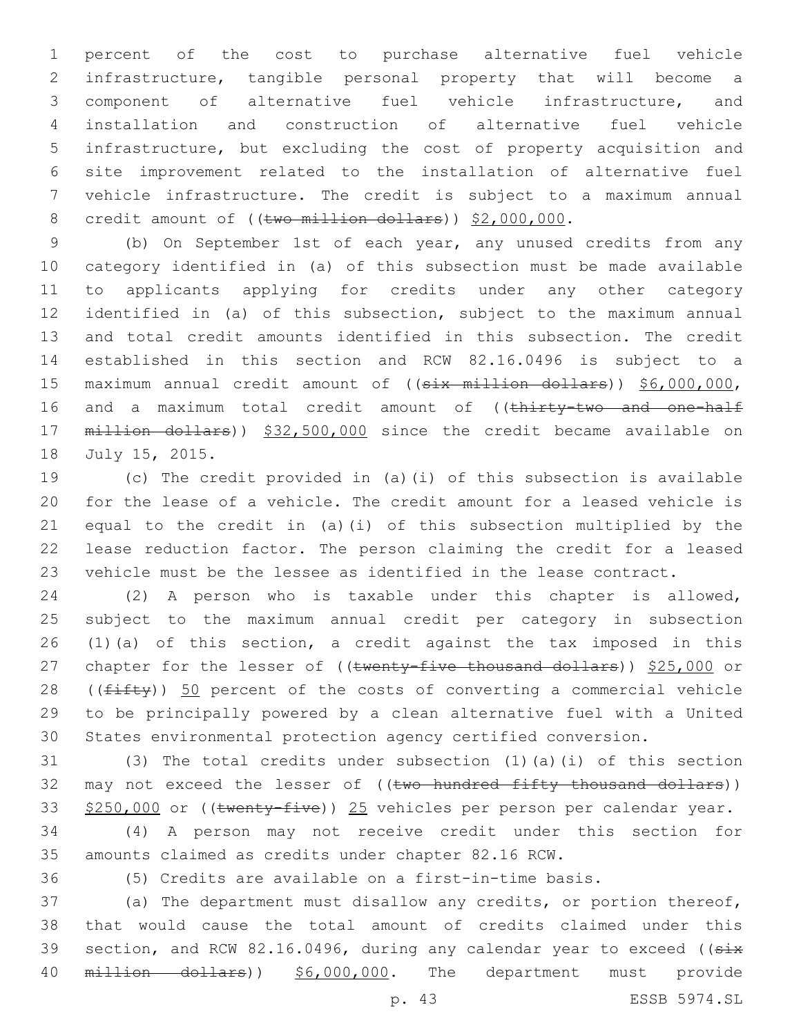percent of the cost to purchase alternative fuel vehicle infrastructure, tangible personal property that will become a component of alternative fuel vehicle infrastructure, and installation and construction of alternative fuel vehicle infrastructure, but excluding the cost of property acquisition and site improvement related to the installation of alternative fuel vehicle infrastructure. The credit is subject to a maximum annual credit amount of ((~~two million dollars~~)) $2,000,000.

(b) On September 1st of each year, any unused credits from any category identified in (a) of this subsection must be made available to applicants applying for credits under any other category identified in (a) of this subsection, subject to the maximum annual and total credit amounts identified in this subsection. The credit established in this section and RCW 82.16.0496 is subject to a maximum annual credit amount of ((~~six million dollars~~)) $6,000,000, and a maximum total credit amount of ((~~thirty-two and one-half million dollars~~)) $32,500,000 since the credit became available on July 15, 2015.

(c) The credit provided in (a)(i) of this subsection is available for the lease of a vehicle. The credit amount for a leased vehicle is equal to the credit in (a)(i) of this subsection multiplied by the lease reduction factor. The person claiming the credit for a leased vehicle must be the lessee as identified in the lease contract.

(2) A person who is taxable under this chapter is allowed, subject to the maximum annual credit per category in subsection (1)(a) of this section, a credit against the tax imposed in this chapter for the lesser of ((~~twenty-five thousand dollars~~)) $25,000 or ((~~fifty~~)) 50 percent of the costs of converting a commercial vehicle to be principally powered by a clean alternative fuel with a United States environmental protection agency certified conversion.

(3) The total credits under subsection (1)(a)(i) of this section may not exceed the lesser of ((~~two hundred fifty thousand dollars~~)) $250,000 or ((~~twenty-five~~)) 25 vehicles per person per calendar year.

(4) A person may not receive credit under this section for amounts claimed as credits under chapter 82.16 RCW.

(5) Credits are available on a first-in-time basis.

(a) The department must disallow any credits, or portion thereof, that would cause the total amount of credits claimed under this section, and RCW 82.16.0496, during any calendar year to exceed ((~~six million dollars~~)) $6,000,000. The department must provide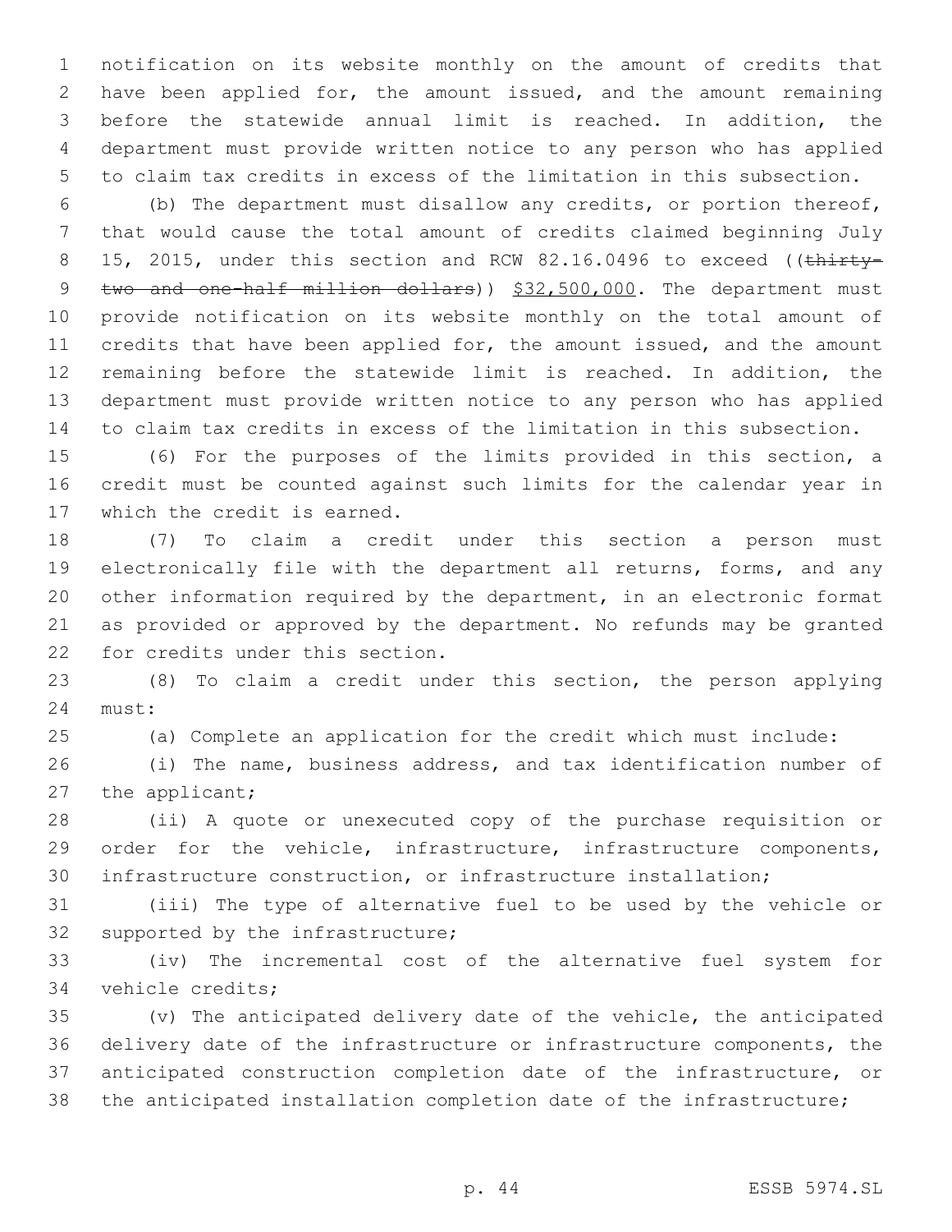notification on its website monthly on the amount of credits that have been applied for, the amount issued, and the amount remaining before the statewide annual limit is reached. In addition, the department must provide written notice to any person who has applied to claim tax credits in excess of the limitation in this subsection.

(b) The department must disallow any credits, or portion thereof, that would cause the total amount of credits claimed beginning July 15, 2015, under this section and RCW 82.16.0496 to exceed ((~~thirty-two and one-half million dollars~~)) <u>$32,500,000</u>. The department must provide notification on its website monthly on the total amount of credits that have been applied for, the amount issued, and the amount remaining before the statewide limit is reached. In addition, the department must provide written notice to any person who has applied to claim tax credits in excess of the limitation in this subsection.

(6) For the purposes of the limits provided in this section, a credit must be counted against such limits for the calendar year in which the credit is earned.

(7) To claim a credit under this section a person must electronically file with the department all returns, forms, and any other information required by the department, in an electronic format as provided or approved by the department. No refunds may be granted for credits under this section.

(8) To claim a credit under this section, the person applying must:

(a) Complete an application for the credit which must include:

(i) The name, business address, and tax identification number of the applicant;

(ii) A quote or unexecuted copy of the purchase requisition or order for the vehicle, infrastructure, infrastructure components, infrastructure construction, or infrastructure installation;

(iii) The type of alternative fuel to be used by the vehicle or supported by the infrastructure;

(iv) The incremental cost of the alternative fuel system for vehicle credits;

(v) The anticipated delivery date of the vehicle, the anticipated delivery date of the infrastructure or infrastructure components, the anticipated construction completion date of the infrastructure, or the anticipated installation completion date of the infrastructure;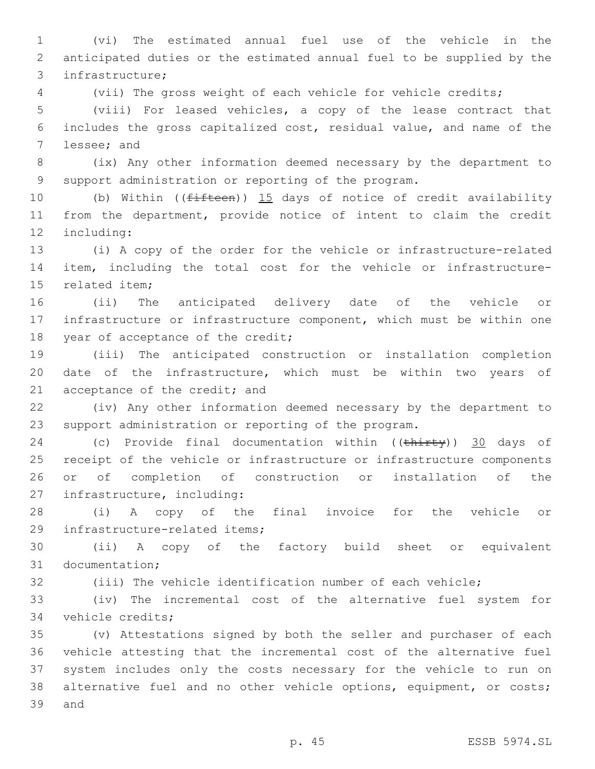(vi) The estimated annual fuel use of the vehicle in the anticipated duties or the estimated annual fuel to be supplied by the infrastructure;

(vii) The gross weight of each vehicle for vehicle credits;

(viii) For leased vehicles, a copy of the lease contract that includes the gross capitalized cost, residual value, and name of the lessee; and

(ix) Any other information deemed necessary by the department to support administration or reporting of the program.

(b) Within ((~~fifteen~~)) <u>15</u> days of notice of credit availability from the department, provide notice of intent to claim the credit including:

(i) A copy of the order for the vehicle or infrastructure-related item, including the total cost for the vehicle or infrastructure-related item;

(ii) The anticipated delivery date of the vehicle or infrastructure or infrastructure component, which must be within one year of acceptance of the credit;

(iii) The anticipated construction or installation completion date of the infrastructure, which must be within two years of acceptance of the credit; and

(iv) Any other information deemed necessary by the department to support administration or reporting of the program.

(c) Provide final documentation within ((~~thirty~~)) <u>30</u> days of receipt of the vehicle or infrastructure or infrastructure components or of completion of construction or installation of the infrastructure, including:

(i) A copy of the final invoice for the vehicle or infrastructure-related items;

(ii) A copy of the factory build sheet or equivalent documentation;

(iii) The vehicle identification number of each vehicle;

(iv) The incremental cost of the alternative fuel system for vehicle credits;

(v) Attestations signed by both the seller and purchaser of each vehicle attesting that the incremental cost of the alternative fuel system includes only the costs necessary for the vehicle to run on alternative fuel and no other vehicle options, equipment, or costs; and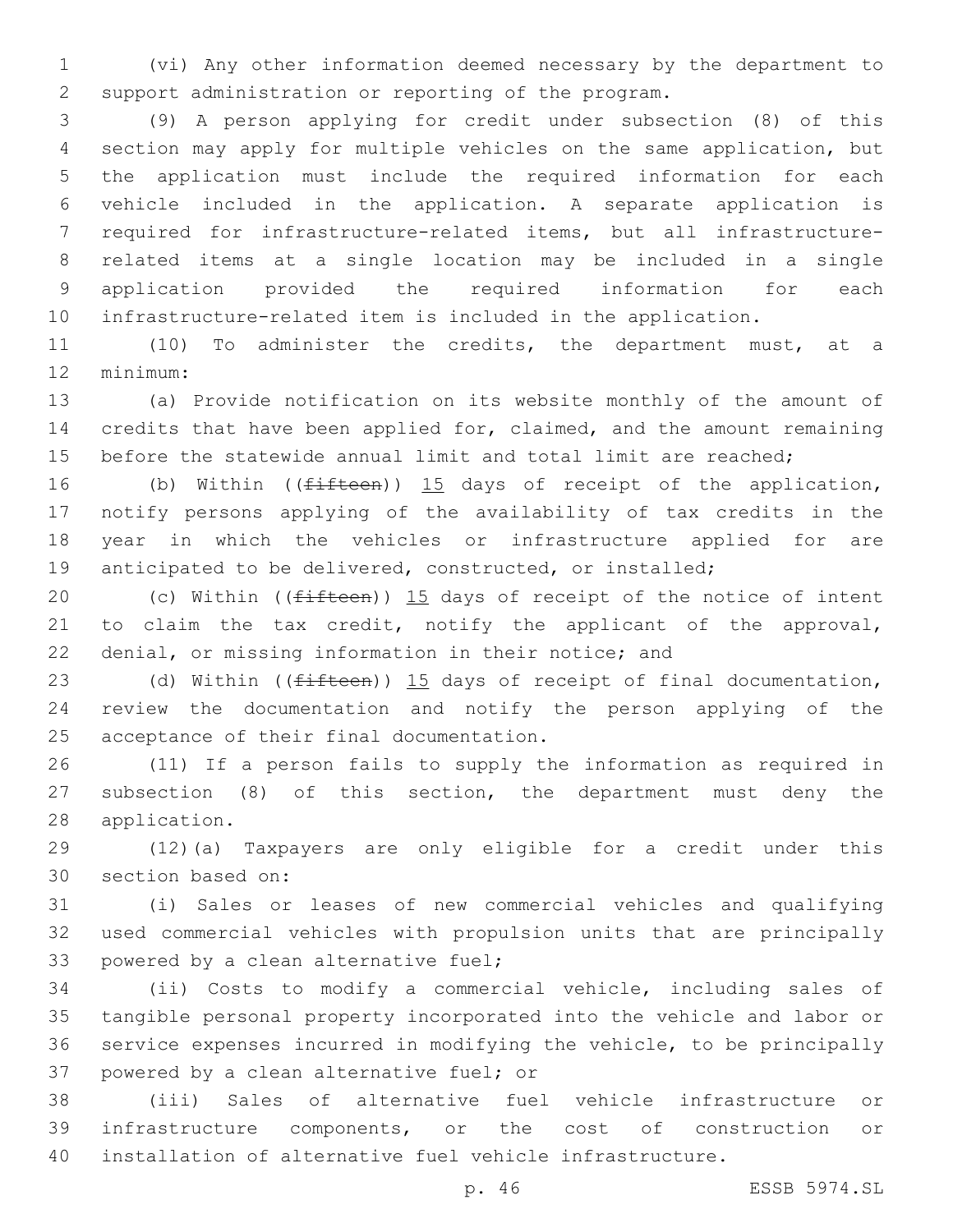(vi) Any other information deemed necessary by the department to support administration or reporting of the program.

(9) A person applying for credit under subsection (8) of this section may apply for multiple vehicles on the same application, but the application must include the required information for each vehicle included in the application. A separate application is required for infrastructure-related items, but all infrastructure-related items at a single location may be included in a single application provided the required information for each infrastructure-related item is included in the application.

(10) To administer the credits, the department must, at a minimum:

(a) Provide notification on its website monthly of the amount of credits that have been applied for, claimed, and the amount remaining before the statewide annual limit and total limit are reached;

(b) Within ((~~fifteen~~)) 15 days of receipt of the application, notify persons applying of the availability of tax credits in the year in which the vehicles or infrastructure applied for are anticipated to be delivered, constructed, or installed;

(c) Within ((~~fifteen~~)) 15 days of receipt of the notice of intent to claim the tax credit, notify the applicant of the approval, denial, or missing information in their notice; and

(d) Within ((~~fifteen~~)) 15 days of receipt of final documentation, review the documentation and notify the person applying of the acceptance of their final documentation.

(11) If a person fails to supply the information as required in subsection (8) of this section, the department must deny the application.

(12)(a) Taxpayers are only eligible for a credit under this section based on:

(i) Sales or leases of new commercial vehicles and qualifying used commercial vehicles with propulsion units that are principally powered by a clean alternative fuel;

(ii) Costs to modify a commercial vehicle, including sales of tangible personal property incorporated into the vehicle and labor or service expenses incurred in modifying the vehicle, to be principally powered by a clean alternative fuel; or

(iii) Sales of alternative fuel vehicle infrastructure or infrastructure components, or the cost of construction or installation of alternative fuel vehicle infrastructure.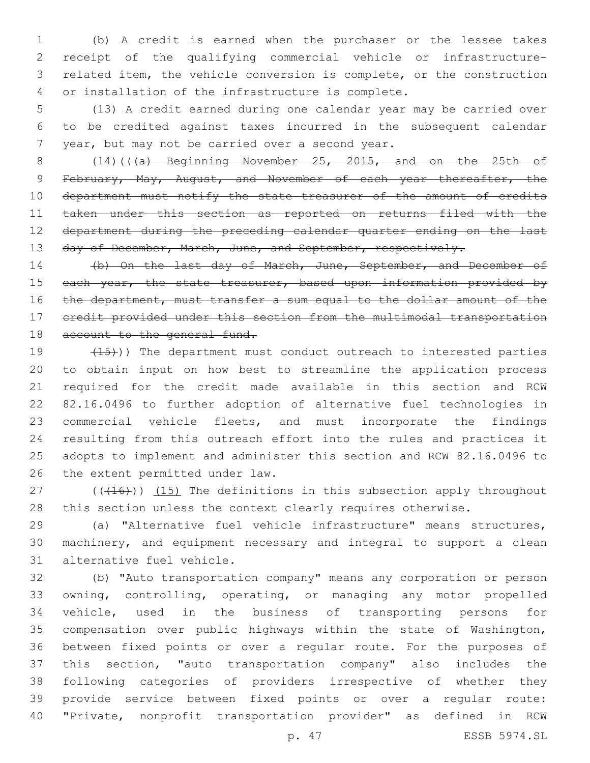(b) A credit is earned when the purchaser or the lessee takes receipt of the qualifying commercial vehicle or infrastructure-related item, the vehicle conversion is complete, or the construction or installation of the infrastructure is complete.

(13) A credit earned during one calendar year may be carried over to be credited against taxes incurred in the subsequent calendar year, but may not be carried over a second year.

(14)(( ~~(a) Beginning November 25, 2015, and on the 25th of February, May, August, and November of each year thereafter, the department must notify the state treasurer of the amount of credits taken under this section as reported on returns filed with the department during the preceding calendar quarter ending on the last day of December, March, June, and September, respectively.~~

~~(b) On the last day of March, June, September, and December of each year, the state treasurer, based upon information provided by the department, must transfer a sum equal to the dollar amount of the credit provided under this section from the multimodal transportation account to the general fund.~~

~~(15)~~)) The department must conduct outreach to interested parties to obtain input on how best to streamline the application process required for the credit made available in this section and RCW 82.16.0496 to further adoption of alternative fuel technologies in commercial vehicle fleets, and must incorporate the findings resulting from this outreach effort into the rules and practices it adopts to implement and administer this section and RCW 82.16.0496 to the extent permitted under law.

((~~(16)~~)) (15) The definitions in this subsection apply throughout this section unless the context clearly requires otherwise.

(a) "Alternative fuel vehicle infrastructure" means structures, machinery, and equipment necessary and integral to support a clean alternative fuel vehicle.

(b) "Auto transportation company" means any corporation or person owning, controlling, operating, or managing any motor propelled vehicle, used in the business of transporting persons for compensation over public highways within the state of Washington, between fixed points or over a regular route. For the purposes of this section, "auto transportation company" also includes the following categories of providers irrespective of whether they provide service between fixed points or over a regular route: "Private, nonprofit transportation provider" as defined in RCW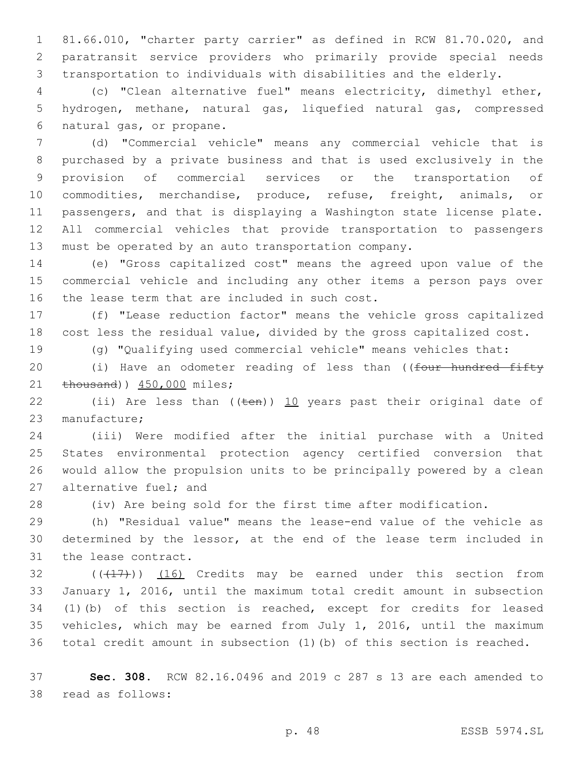81.66.010, "charter party carrier" as defined in RCW 81.70.020, and paratransit service providers who primarily provide special needs transportation to individuals with disabilities and the elderly.

(c) "Clean alternative fuel" means electricity, dimethyl ether, hydrogen, methane, natural gas, liquefied natural gas, compressed natural gas, or propane.

(d) "Commercial vehicle" means any commercial vehicle that is purchased by a private business and that is used exclusively in the provision of commercial services or the transportation of commodities, merchandise, produce, refuse, freight, animals, or passengers, and that is displaying a Washington state license plate. All commercial vehicles that provide transportation to passengers must be operated by an auto transportation company.

(e) "Gross capitalized cost" means the agreed upon value of the commercial vehicle and including any other items a person pays over the lease term that are included in such cost.

(f) "Lease reduction factor" means the vehicle gross capitalized cost less the residual value, divided by the gross capitalized cost.

(g) "Qualifying used commercial vehicle" means vehicles that:

(i) Have an odometer reading of less than ((~~four hundred fifty thousand~~)) 450,000 miles;

(ii) Are less than ((~~ten~~)) 10 years past their original date of manufacture;

(iii) Were modified after the initial purchase with a United States environmental protection agency certified conversion that would allow the propulsion units to be principally powered by a clean alternative fuel; and

(iv) Are being sold for the first time after modification.

(h) "Residual value" means the lease-end value of the vehicle as determined by the lessor, at the end of the lease term included in the lease contract.

((~~(17)~~)) (16) Credits may be earned under this section from January 1, 2016, until the maximum total credit amount in subsection (1)(b) of this section is reached, except for credits for leased vehicles, which may be earned from July 1, 2016, until the maximum total credit amount in subsection (1)(b) of this section is reached.

**Sec. 308.** RCW 82.16.0496 and 2019 c 287 s 13 are each amended to read as follows: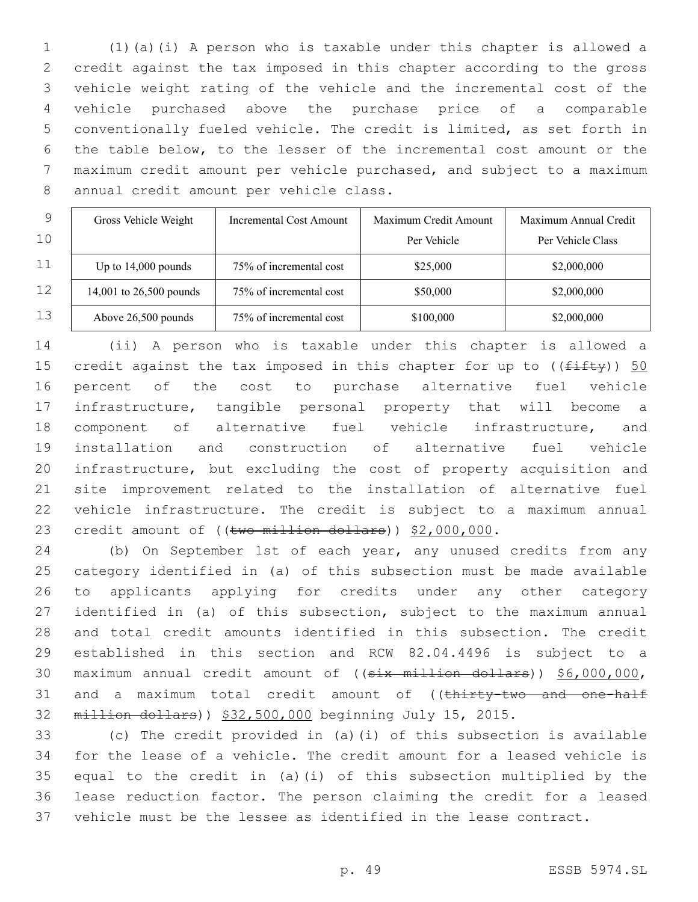(1)(a)(i) A person who is taxable under this chapter is allowed a credit against the tax imposed in this chapter according to the gross vehicle weight rating of the vehicle and the incremental cost of the vehicle purchased above the purchase price of a comparable conventionally fueled vehicle. The credit is limited, as set forth in the table below, to the lesser of the incremental cost amount or the maximum credit amount per vehicle purchased, and subject to a maximum annual credit amount per vehicle class.

| Gross Vehicle Weight | Incremental Cost Amount | Maximum Credit Amount Per Vehicle | Maximum Annual Credit Per Vehicle Class |
|---|---|---|---|
| Up to 14,000 pounds | 75% of incremental cost | $25,000 | $2,000,000 |
| 14,001 to 26,500 pounds | 75% of incremental cost | $50,000 | $2,000,000 |
| Above 26,500 pounds | 75% of incremental cost | $100,000 | $2,000,000 |

(ii) A person who is taxable under this chapter is allowed a credit against the tax imposed in this chapter for up to ((~~fifty~~)) 50 percent of the cost to purchase alternative fuel vehicle infrastructure, tangible personal property that will become a component of alternative fuel vehicle infrastructure, and installation and construction of alternative fuel vehicle infrastructure, but excluding the cost of property acquisition and site improvement related to the installation of alternative fuel vehicle infrastructure. The credit is subject to a maximum annual credit amount of ((~~two million dollars~~)) $2,000,000.

(b) On September 1st of each year, any unused credits from any category identified in (a) of this subsection must be made available to applicants applying for credits under any other category identified in (a) of this subsection, subject to the maximum annual and total credit amounts identified in this subsection. The credit established in this section and RCW 82.04.4496 is subject to a maximum annual credit amount of ((~~six million dollars~~)) $6,000,000, and a maximum total credit amount of ((~~thirty-two and one-half million dollars~~)) $32,500,000 beginning July 15, 2015.

(c) The credit provided in (a)(i) of this subsection is available for the lease of a vehicle. The credit amount for a leased vehicle is equal to the credit in (a)(i) of this subsection multiplied by the lease reduction factor. The person claiming the credit for a leased vehicle must be the lessee as identified in the lease contract.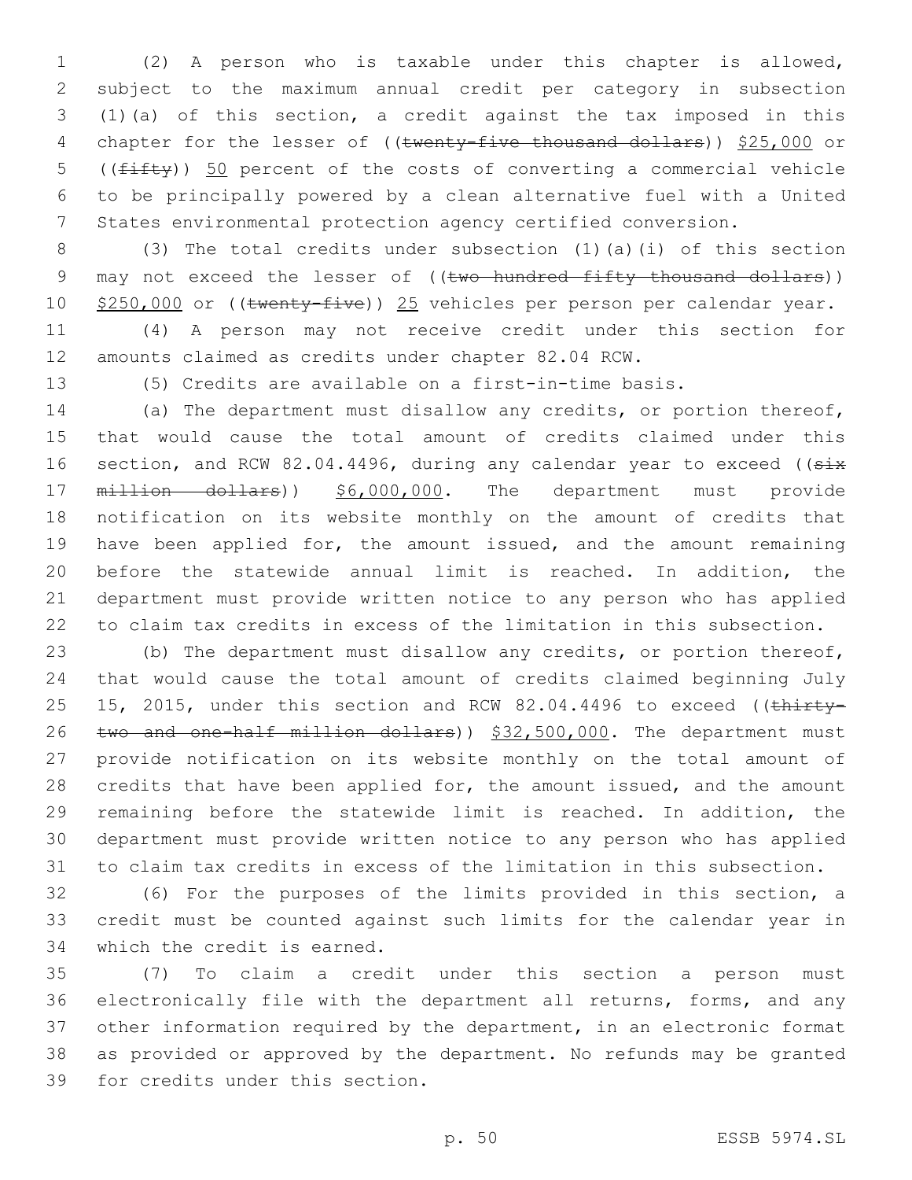(2) A person who is taxable under this chapter is allowed, subject to the maximum annual credit per category in subsection (1)(a) of this section, a credit against the tax imposed in this chapter for the lesser of ((~~twenty-five thousand dollars~~)) <u>$25,000</u> or ((~~fifty~~)) <u>50</u> percent of the costs of converting a commercial vehicle to be principally powered by a clean alternative fuel with a United States environmental protection agency certified conversion.

(3) The total credits under subsection (1)(a)(i) of this section may not exceed the lesser of ((~~two hundred fifty thousand dollars~~)) <u>$250,000</u> or ((~~twenty-five~~)) <u>25</u> vehicles per person per calendar year.

(4) A person may not receive credit under this section for amounts claimed as credits under chapter 82.04 RCW.

(5) Credits are available on a first-in-time basis.

(a) The department must disallow any credits, or portion thereof, that would cause the total amount of credits claimed under this section, and RCW 82.04.4496, during any calendar year to exceed ((~~six million dollars~~)) <u>$6,000,000</u>. The department must provide notification on its website monthly on the amount of credits that have been applied for, the amount issued, and the amount remaining before the statewide annual limit is reached. In addition, the department must provide written notice to any person who has applied to claim tax credits in excess of the limitation in this subsection.

(b) The department must disallow any credits, or portion thereof, that would cause the total amount of credits claimed beginning July 15, 2015, under this section and RCW 82.04.4496 to exceed ((~~thirty-two and one-half million dollars~~)) <u>$32,500,000</u>. The department must provide notification on its website monthly on the total amount of credits that have been applied for, the amount issued, and the amount remaining before the statewide limit is reached. In addition, the department must provide written notice to any person who has applied to claim tax credits in excess of the limitation in this subsection.

(6) For the purposes of the limits provided in this section, a credit must be counted against such limits for the calendar year in which the credit is earned.

(7) To claim a credit under this section a person must electronically file with the department all returns, forms, and any other information required by the department, in an electronic format as provided or approved by the department. No refunds may be granted for credits under this section.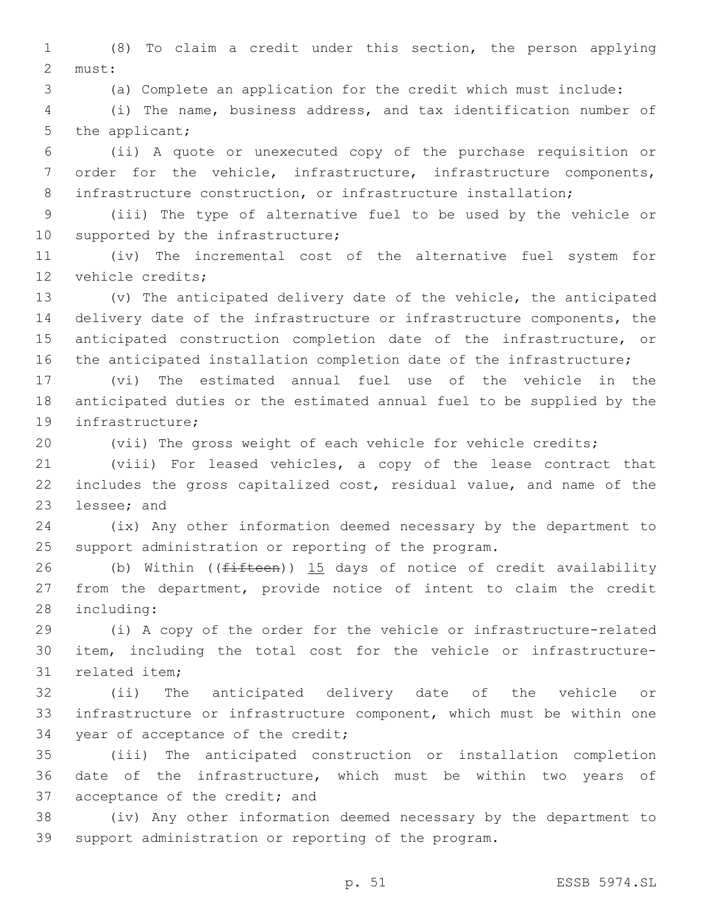(8) To claim a credit under this section, the person applying must:

(a) Complete an application for the credit which must include:

(i) The name, business address, and tax identification number of the applicant;

(ii) A quote or unexecuted copy of the purchase requisition or order for the vehicle, infrastructure, infrastructure components, infrastructure construction, or infrastructure installation;

(iii) The type of alternative fuel to be used by the vehicle or supported by the infrastructure;

(iv) The incremental cost of the alternative fuel system for vehicle credits;

(v) The anticipated delivery date of the vehicle, the anticipated delivery date of the infrastructure or infrastructure components, the anticipated construction completion date of the infrastructure, or the anticipated installation completion date of the infrastructure;

(vi) The estimated annual fuel use of the vehicle in the anticipated duties or the estimated annual fuel to be supplied by the infrastructure;

(vii) The gross weight of each vehicle for vehicle credits;

(viii) For leased vehicles, a copy of the lease contract that includes the gross capitalized cost, residual value, and name of the lessee; and

(ix) Any other information deemed necessary by the department to support administration or reporting of the program.

(b) Within ((~~fifteen~~)) <u>15</u> days of notice of credit availability from the department, provide notice of intent to claim the credit including:

(i) A copy of the order for the vehicle or infrastructure-related item, including the total cost for the vehicle or infrastructure-related item;

(ii) The anticipated delivery date of the vehicle or infrastructure or infrastructure component, which must be within one year of acceptance of the credit;

(iii) The anticipated construction or installation completion date of the infrastructure, which must be within two years of acceptance of the credit; and

(iv) Any other information deemed necessary by the department to support administration or reporting of the program.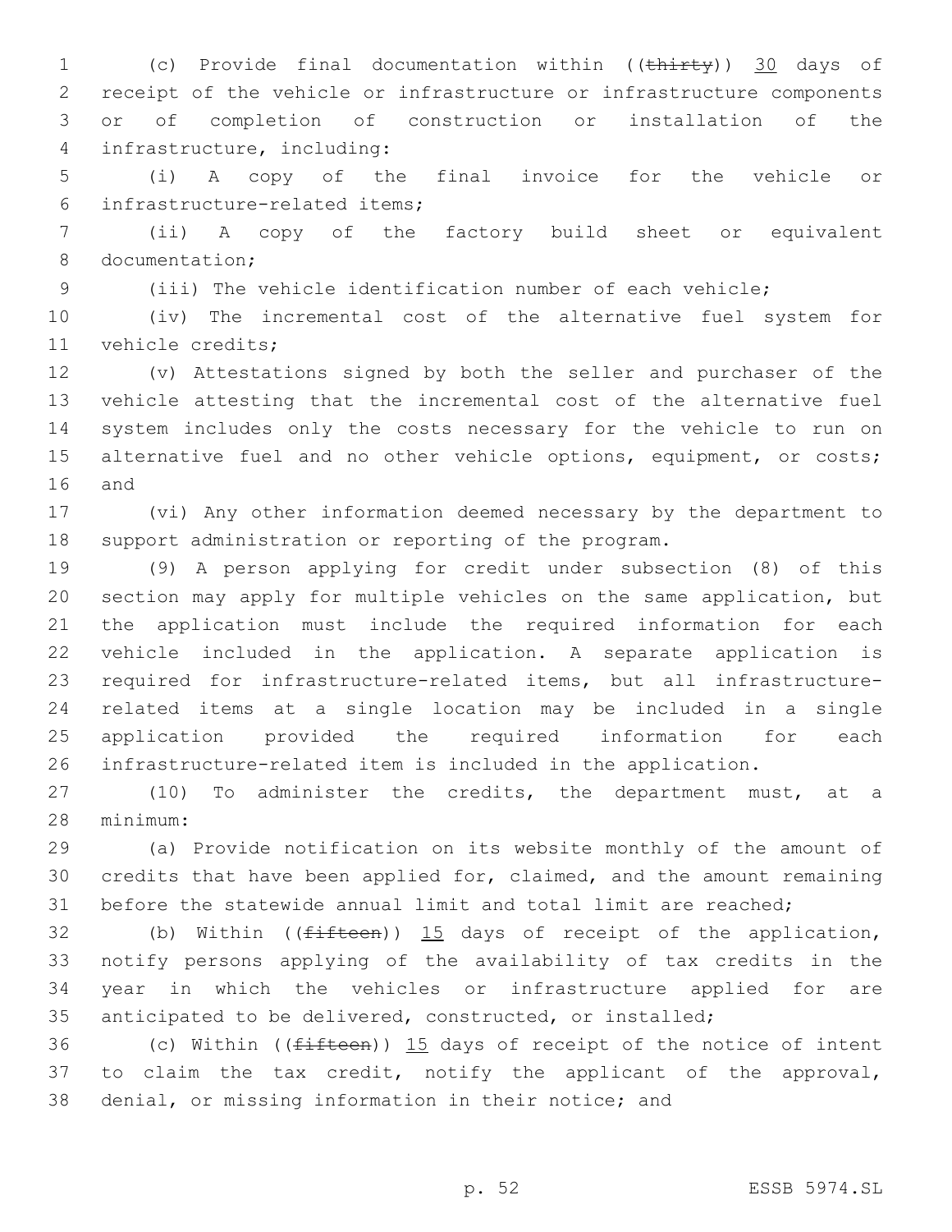(c) Provide final documentation within ((~~thirty~~)) 30 days of receipt of the vehicle or infrastructure or infrastructure components or of completion of construction or installation of the infrastructure, including:

(i) A copy of the final invoice for the vehicle or infrastructure-related items;

(ii) A copy of the factory build sheet or equivalent documentation;

(iii) The vehicle identification number of each vehicle;

(iv) The incremental cost of the alternative fuel system for vehicle credits;

(v) Attestations signed by both the seller and purchaser of the vehicle attesting that the incremental cost of the alternative fuel system includes only the costs necessary for the vehicle to run on alternative fuel and no other vehicle options, equipment, or costs; and

(vi) Any other information deemed necessary by the department to support administration or reporting of the program.

(9) A person applying for credit under subsection (8) of this section may apply for multiple vehicles on the same application, but the application must include the required information for each vehicle included in the application. A separate application is required for infrastructure-related items, but all infrastructure-related items at a single location may be included in a single application provided the required information for each infrastructure-related item is included in the application.

(10) To administer the credits, the department must, at a minimum:

(a) Provide notification on its website monthly of the amount of credits that have been applied for, claimed, and the amount remaining before the statewide annual limit and total limit are reached;

(b) Within ((~~fifteen~~)) 15 days of receipt of the application, notify persons applying of the availability of tax credits in the year in which the vehicles or infrastructure applied for are anticipated to be delivered, constructed, or installed;

(c) Within ((~~fifteen~~)) 15 days of receipt of the notice of intent to claim the tax credit, notify the applicant of the approval, denial, or missing information in their notice; and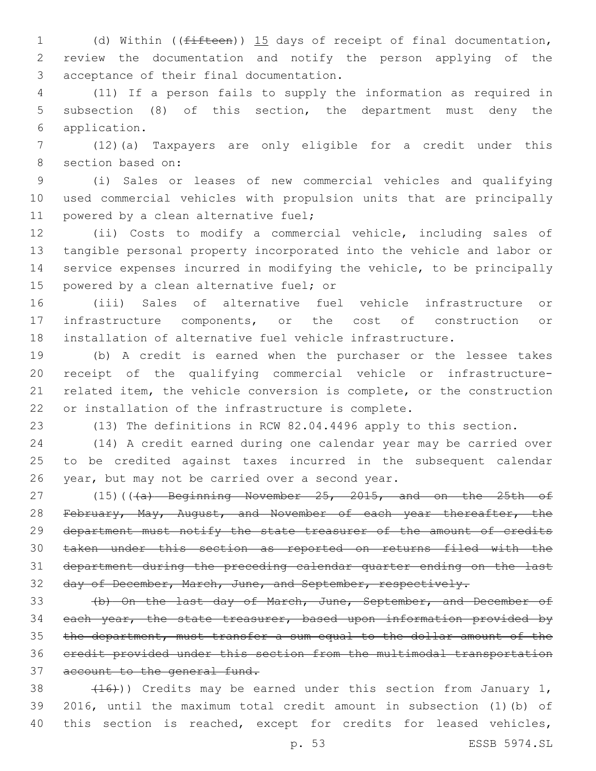(d) Within ((~~fifteen~~)) <u>15</u> days of receipt of final documentation, review the documentation and notify the person applying of the acceptance of their final documentation.

(11) If a person fails to supply the information as required in subsection (8) of this section, the department must deny the application.

(12)(a) Taxpayers are only eligible for a credit under this section based on:

(i) Sales or leases of new commercial vehicles and qualifying used commercial vehicles with propulsion units that are principally powered by a clean alternative fuel;

(ii) Costs to modify a commercial vehicle, including sales of tangible personal property incorporated into the vehicle and labor or service expenses incurred in modifying the vehicle, to be principally powered by a clean alternative fuel; or

(iii) Sales of alternative fuel vehicle infrastructure or infrastructure components, or the cost of construction or installation of alternative fuel vehicle infrastructure.

(b) A credit is earned when the purchaser or the lessee takes receipt of the qualifying commercial vehicle or infrastructure-related item, the vehicle conversion is complete, or the construction or installation of the infrastructure is complete.

(13) The definitions in RCW 82.04.4496 apply to this section.

(14) A credit earned during one calendar year may be carried over to be credited against taxes incurred in the subsequent calendar year, but may not be carried over a second year.

(15)((~~(a) Beginning November 25, 2015, and on the 25th of February, May, August, and November of each year thereafter, the department must notify the state treasurer of the amount of credits taken under this section as reported on returns filed with the department during the preceding calendar quarter ending on the last day of December, March, June, and September, respectively.~~

~~(b) On the last day of March, June, September, and December of each year, the state treasurer, based upon information provided by the department, must transfer a sum equal to the dollar amount of the credit provided under this section from the multimodal transportation account to the general fund.~~

~~(16)~~)) Credits may be earned under this section from January 1, 2016, until the maximum total credit amount in subsection (1)(b) of this section is reached, except for credits for leased vehicles,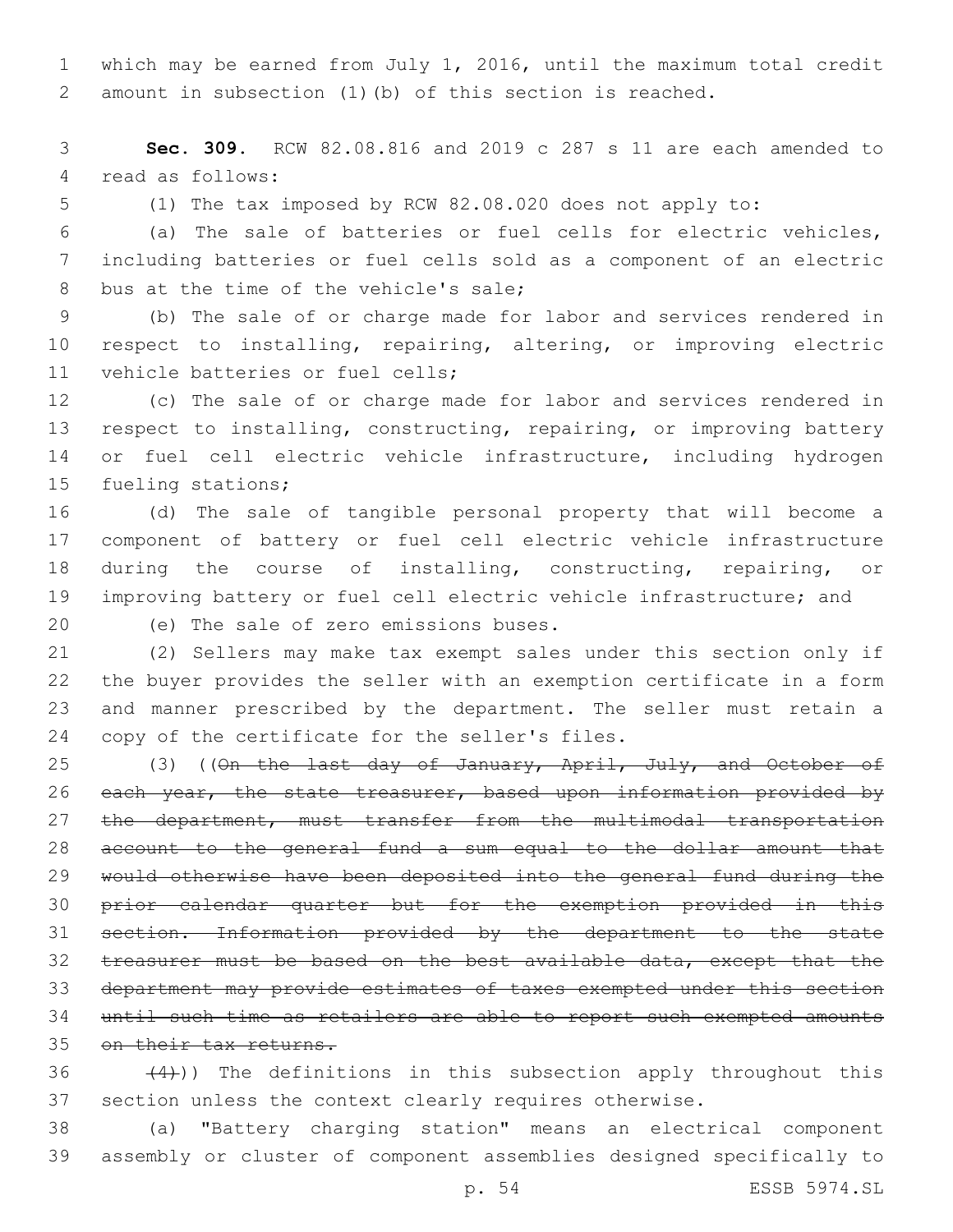which may be earned from July 1, 2016, until the maximum total credit amount in subsection (1)(b) of this section is reached.

**Sec. 309.** RCW 82.08.816 and 2019 c 287 s 11 are each amended to read as follows:

(1) The tax imposed by RCW 82.08.020 does not apply to:

(a) The sale of batteries or fuel cells for electric vehicles, including batteries or fuel cells sold as a component of an electric bus at the time of the vehicle's sale;

(b) The sale of or charge made for labor and services rendered in respect to installing, repairing, altering, or improving electric vehicle batteries or fuel cells;

(c) The sale of or charge made for labor and services rendered in respect to installing, constructing, repairing, or improving battery or fuel cell electric vehicle infrastructure, including hydrogen fueling stations;

(d) The sale of tangible personal property that will become a component of battery or fuel cell electric vehicle infrastructure during the course of installing, constructing, repairing, or improving battery or fuel cell electric vehicle infrastructure; and

(e) The sale of zero emissions buses.

(2) Sellers may make tax exempt sales under this section only if the buyer provides the seller with an exemption certificate in a form and manner prescribed by the department. The seller must retain a copy of the certificate for the seller's files.

(3) ((~~On the last day of January, April, July, and October of each year, the state treasurer, based upon information provided by the department, must transfer from the multimodal transportation account to the general fund a sum equal to the dollar amount that would otherwise have been deposited into the general fund during the prior calendar quarter but for the exemption provided in this section. Information provided by the department to the state treasurer must be based on the best available data, except that the department may provide estimates of taxes exempted under this section until such time as retailers are able to report such exempted amounts on their tax returns.~~

~~(4)~~)) The definitions in this subsection apply throughout this section unless the context clearly requires otherwise.

(a) "Battery charging station" means an electrical component assembly or cluster of component assemblies designed specifically to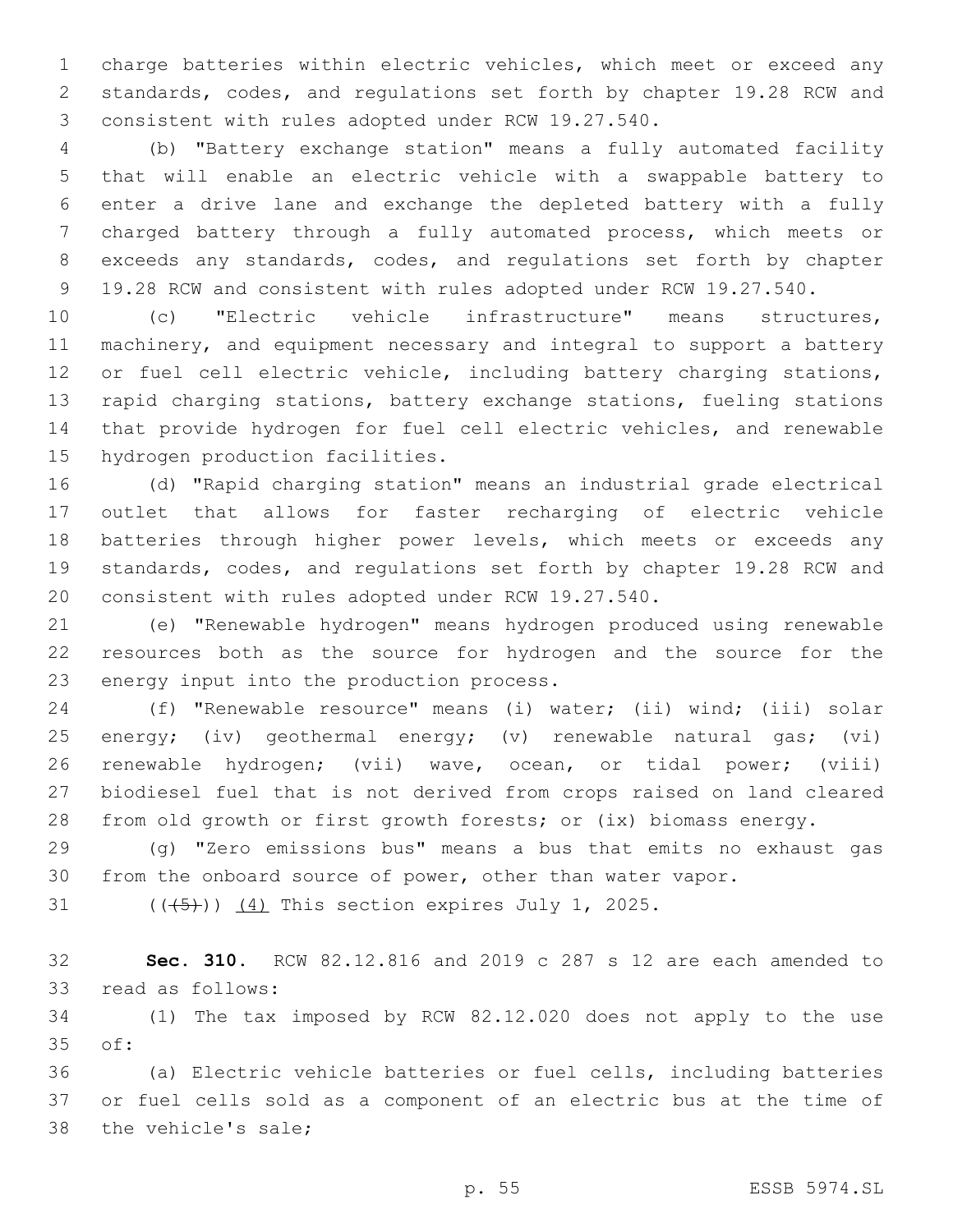charge batteries within electric vehicles, which meet or exceed any standards, codes, and regulations set forth by chapter 19.28 RCW and consistent with rules adopted under RCW 19.27.540.

(b) "Battery exchange station" means a fully automated facility that will enable an electric vehicle with a swappable battery to enter a drive lane and exchange the depleted battery with a fully charged battery through a fully automated process, which meets or exceeds any standards, codes, and regulations set forth by chapter 19.28 RCW and consistent with rules adopted under RCW 19.27.540.

(c) "Electric vehicle infrastructure" means structures, machinery, and equipment necessary and integral to support a battery or fuel cell electric vehicle, including battery charging stations, rapid charging stations, battery exchange stations, fueling stations that provide hydrogen for fuel cell electric vehicles, and renewable hydrogen production facilities.

(d) "Rapid charging station" means an industrial grade electrical outlet that allows for faster recharging of electric vehicle batteries through higher power levels, which meets or exceeds any standards, codes, and regulations set forth by chapter 19.28 RCW and consistent with rules adopted under RCW 19.27.540.

(e) "Renewable hydrogen" means hydrogen produced using renewable resources both as the source for hydrogen and the source for the energy input into the production process.

(f) "Renewable resource" means (i) water; (ii) wind; (iii) solar energy; (iv) geothermal energy; (v) renewable natural gas; (vi) renewable hydrogen; (vii) wave, ocean, or tidal power; (viii) biodiesel fuel that is not derived from crops raised on land cleared from old growth or first growth forests; or (ix) biomass energy.

(g) "Zero emissions bus" means a bus that emits no exhaust gas from the onboard source of power, other than water vapor.

~~((5))~~ (4) This section expires July 1, 2025.

**Sec. 310.** RCW 82.12.816 and 2019 c 287 s 12 are each amended to read as follows:

(1) The tax imposed by RCW 82.12.020 does not apply to the use of:

(a) Electric vehicle batteries or fuel cells, including batteries or fuel cells sold as a component of an electric bus at the time of the vehicle's sale;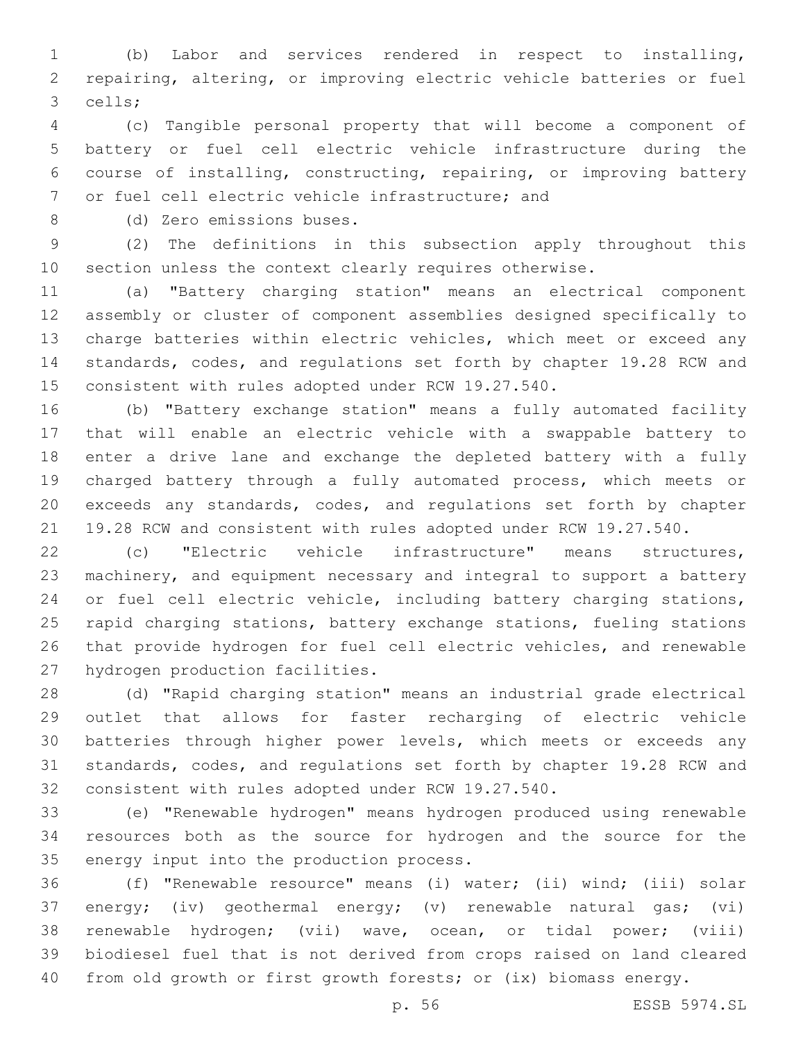(b) Labor and services rendered in respect to installing, repairing, altering, or improving electric vehicle batteries or fuel cells;

(c) Tangible personal property that will become a component of battery or fuel cell electric vehicle infrastructure during the course of installing, constructing, repairing, or improving battery or fuel cell electric vehicle infrastructure; and

(d) Zero emissions buses.

(2) The definitions in this subsection apply throughout this section unless the context clearly requires otherwise.

(a) "Battery charging station" means an electrical component assembly or cluster of component assemblies designed specifically to charge batteries within electric vehicles, which meet or exceed any standards, codes, and regulations set forth by chapter 19.28 RCW and consistent with rules adopted under RCW 19.27.540.

(b) "Battery exchange station" means a fully automated facility that will enable an electric vehicle with a swappable battery to enter a drive lane and exchange the depleted battery with a fully charged battery through a fully automated process, which meets or exceeds any standards, codes, and regulations set forth by chapter 19.28 RCW and consistent with rules adopted under RCW 19.27.540.

(c) "Electric vehicle infrastructure" means structures, machinery, and equipment necessary and integral to support a battery or fuel cell electric vehicle, including battery charging stations, rapid charging stations, battery exchange stations, fueling stations that provide hydrogen for fuel cell electric vehicles, and renewable hydrogen production facilities.

(d) "Rapid charging station" means an industrial grade electrical outlet that allows for faster recharging of electric vehicle batteries through higher power levels, which meets or exceeds any standards, codes, and regulations set forth by chapter 19.28 RCW and consistent with rules adopted under RCW 19.27.540.

(e) "Renewable hydrogen" means hydrogen produced using renewable resources both as the source for hydrogen and the source for the energy input into the production process.

(f) "Renewable resource" means (i) water; (ii) wind; (iii) solar energy; (iv) geothermal energy; (v) renewable natural gas; (vi) renewable hydrogen; (vii) wave, ocean, or tidal power; (viii) biodiesel fuel that is not derived from crops raised on land cleared from old growth or first growth forests; or (ix) biomass energy.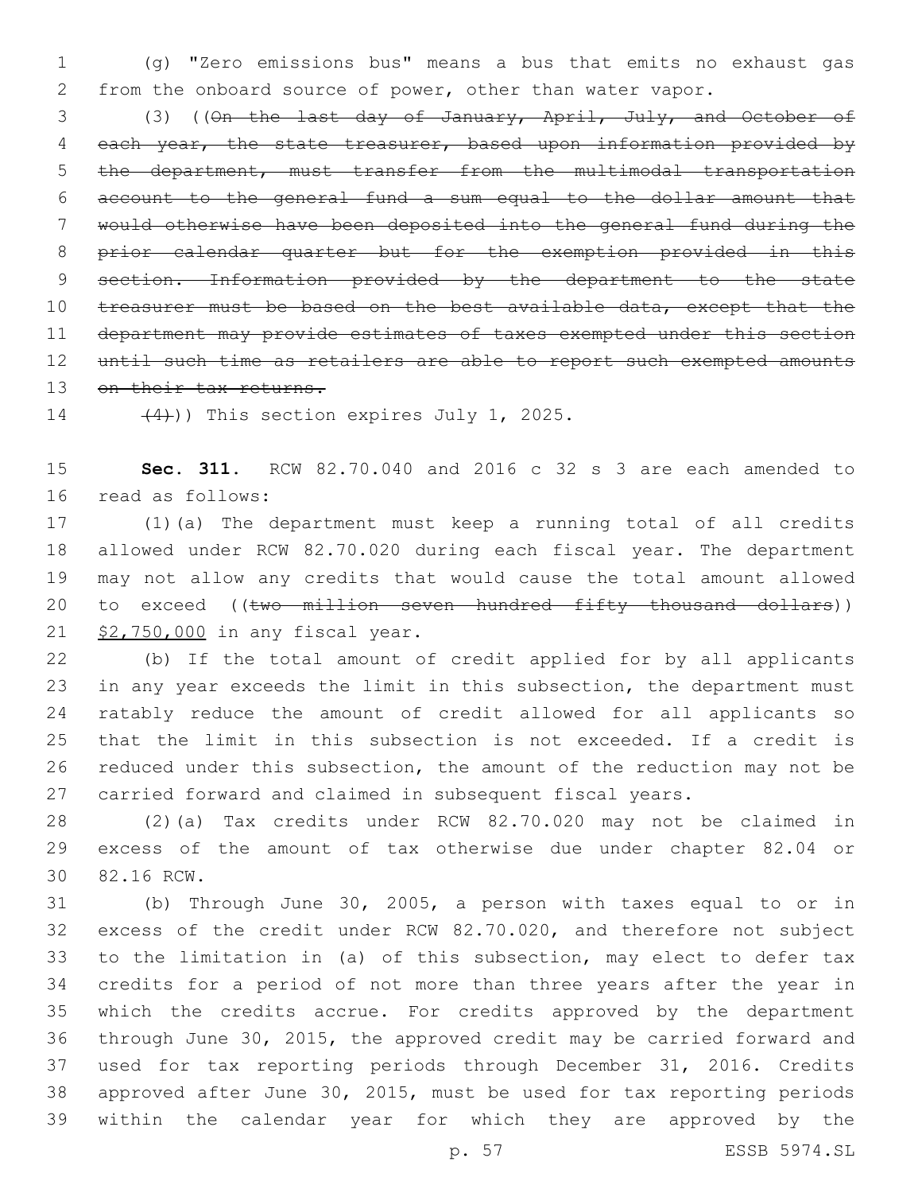(g) "Zero emissions bus" means a bus that emits no exhaust gas from the onboard source of power, other than water vapor.

(3) ((~~On the last day of January, April, July, and October of each year, the state treasurer, based upon information provided by the department, must transfer from the multimodal transportation account to the general fund a sum equal to the dollar amount that would otherwise have been deposited into the general fund during the prior calendar quarter but for the exemption provided in this section. Information provided by the department to the state treasurer must be based on the best available data, except that the department may provide estimates of taxes exempted under this section until such time as retailers are able to report such exempted amounts on their tax returns.~~

~~(4)~~)) This section expires July 1, 2025.

**Sec. 311.** RCW 82.70.040 and 2016 c 32 s 3 are each amended to read as follows:

(1)(a) The department must keep a running total of all credits allowed under RCW 82.70.020 during each fiscal year. The department may not allow any credits that would cause the total amount allowed to exceed ((~~two million seven hundred fifty thousand dollars~~)) <u>$2,750,000</u> in any fiscal year.

(b) If the total amount of credit applied for by all applicants in any year exceeds the limit in this subsection, the department must ratably reduce the amount of credit allowed for all applicants so that the limit in this subsection is not exceeded. If a credit is reduced under this subsection, the amount of the reduction may not be carried forward and claimed in subsequent fiscal years.

(2)(a) Tax credits under RCW 82.70.020 may not be claimed in excess of the amount of tax otherwise due under chapter 82.04 or 82.16 RCW.

(b) Through June 30, 2005, a person with taxes equal to or in excess of the credit under RCW 82.70.020, and therefore not subject to the limitation in (a) of this subsection, may elect to defer tax credits for a period of not more than three years after the year in which the credits accrue. For credits approved by the department through June 30, 2015, the approved credit may be carried forward and used for tax reporting periods through December 31, 2016. Credits approved after June 30, 2015, must be used for tax reporting periods within the calendar year for which they are approved by the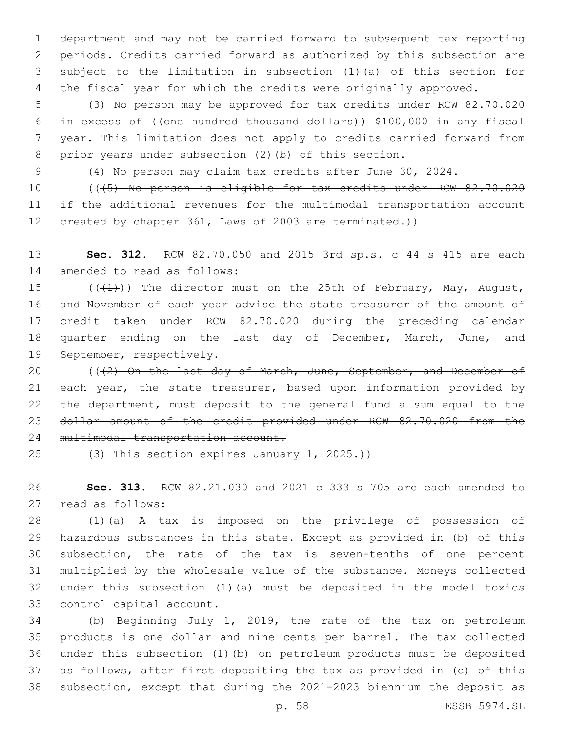department and may not be carried forward to subsequent tax reporting periods. Credits carried forward as authorized by this subsection are subject to the limitation in subsection (1)(a) of this section for the fiscal year for which the credits were originally approved.

(3) No person may be approved for tax credits under RCW 82.70.020 in excess of ((~~one hundred thousand dollars~~)) <u>$100,000</u> in any fiscal year. This limitation does not apply to credits carried forward from prior years under subsection (2)(b) of this section.

(4) No person may claim tax credits after June 30, 2024.

((~~(5) No person is eligible for tax credits under RCW 82.70.020 if the additional revenues for the multimodal transportation account created by chapter 361, Laws of 2003 are terminated.~~))

**Sec. 312.** RCW 82.70.050 and 2015 3rd sp.s. c 44 s 415 are each amended to read as follows:

((~~(1)~~)) The director must on the 25th of February, May, August, and November of each year advise the state treasurer of the amount of credit taken under RCW 82.70.020 during the preceding calendar quarter ending on the last day of December, March, June, and September, respectively.

((~~(2) On the last day of March, June, September, and December of each year, the state treasurer, based upon information provided by the department, must deposit to the general fund a sum equal to the dollar amount of the credit provided under RCW 82.70.020 from the multimodal transportation account.~~

~~(3) This section expires January 1, 2025.~~))

**Sec. 313.** RCW 82.21.030 and 2021 c 333 s 705 are each amended to read as follows:

(1)(a) A tax is imposed on the privilege of possession of hazardous substances in this state. Except as provided in (b) of this subsection, the rate of the tax is seven-tenths of one percent multiplied by the wholesale value of the substance. Moneys collected under this subsection (1)(a) must be deposited in the model toxics control capital account.

(b) Beginning July 1, 2019, the rate of the tax on petroleum products is one dollar and nine cents per barrel. The tax collected under this subsection (1)(b) on petroleum products must be deposited as follows, after first depositing the tax as provided in (c) of this subsection, except that during the 2021-2023 biennium the deposit as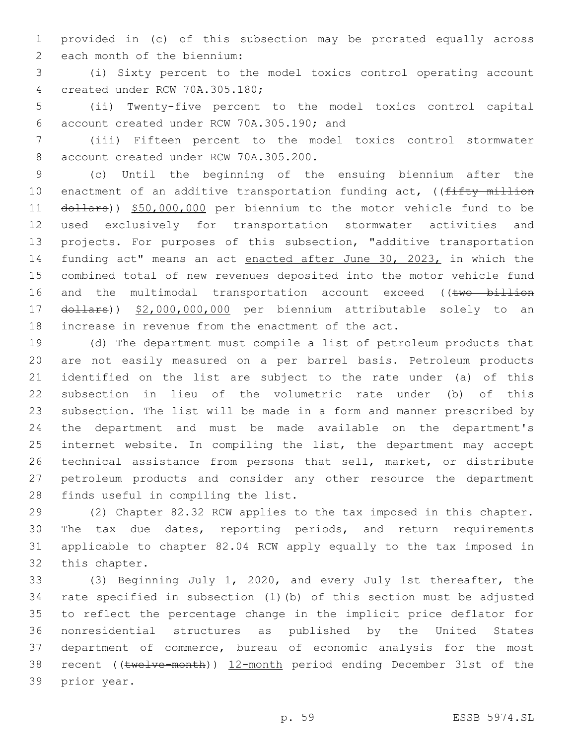provided in (c) of this subsection may be prorated equally across each month of the biennium:

(i) Sixty percent to the model toxics control operating account created under RCW 70A.305.180;

(ii) Twenty-five percent to the model toxics control capital account created under RCW 70A.305.190; and

(iii) Fifteen percent to the model toxics control stormwater account created under RCW 70A.305.200.

(c) Until the beginning of the ensuing biennium after the enactment of an additive transportation funding act, ((~~fifty million dollars~~)) <u>$50,000,000</u> per biennium to the motor vehicle fund to be used exclusively for transportation stormwater activities and projects. For purposes of this subsection, "additive transportation funding act" means an act <u>enacted after June 30, 2023,</u> in which the combined total of new revenues deposited into the motor vehicle fund and the multimodal transportation account exceed ((~~two billion dollars~~)) <u>$2,000,000,000</u> per biennium attributable solely to an increase in revenue from the enactment of the act.

(d) The department must compile a list of petroleum products that are not easily measured on a per barrel basis. Petroleum products identified on the list are subject to the rate under (a) of this subsection in lieu of the volumetric rate under (b) of this subsection. The list will be made in a form and manner prescribed by the department and must be made available on the department's internet website. In compiling the list, the department may accept technical assistance from persons that sell, market, or distribute petroleum products and consider any other resource the department finds useful in compiling the list.

(2) Chapter 82.32 RCW applies to the tax imposed in this chapter. The tax due dates, reporting periods, and return requirements applicable to chapter 82.04 RCW apply equally to the tax imposed in this chapter.

(3) Beginning July 1, 2020, and every July 1st thereafter, the rate specified in subsection (1)(b) of this section must be adjusted to reflect the percentage change in the implicit price deflator for nonresidential structures as published by the United States department of commerce, bureau of economic analysis for the most recent ((~~twelve-month~~)) <u>12-month</u> period ending December 31st of the prior year.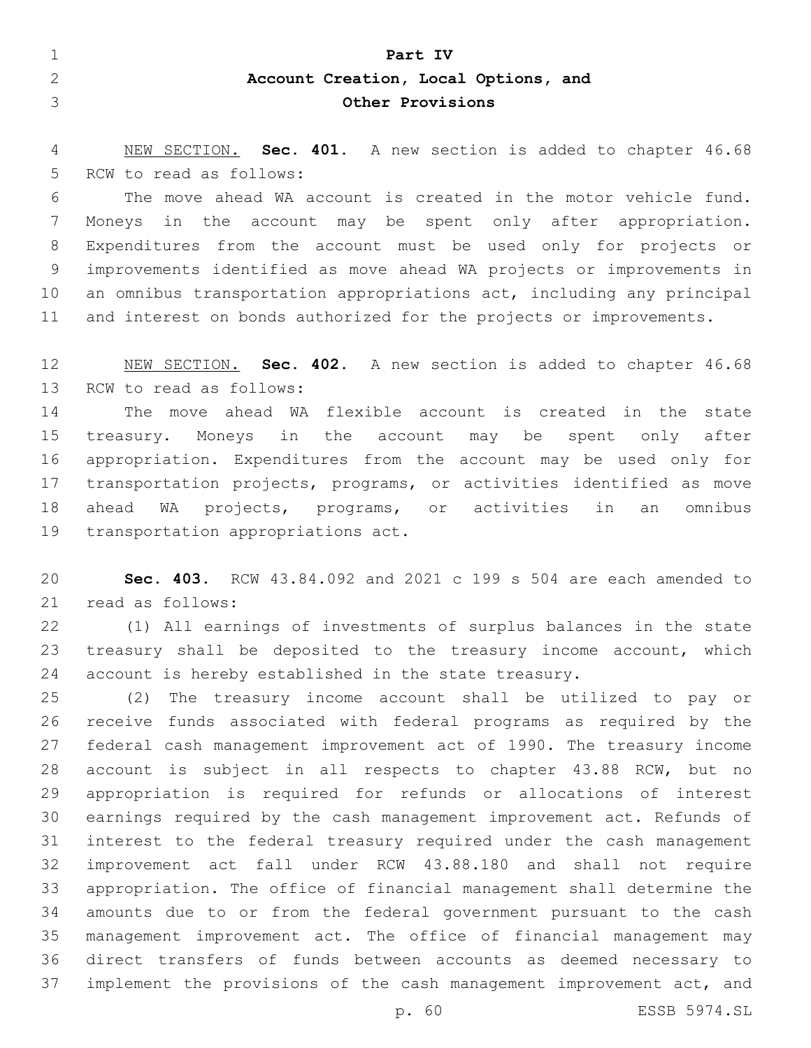# Part IV
## Account Creation, Local Options, and Other Provisions

NEW SECTION. **Sec. 401.** A new section is added to chapter 46.68 RCW to read as follows:

The move ahead WA account is created in the motor vehicle fund. Moneys in the account may be spent only after appropriation. Expenditures from the account must be used only for projects or improvements identified as move ahead WA projects or improvements in an omnibus transportation appropriations act, including any principal and interest on bonds authorized for the projects or improvements.

NEW SECTION. **Sec. 402.** A new section is added to chapter 46.68 RCW to read as follows:

The move ahead WA flexible account is created in the state treasury. Moneys in the account may be spent only after appropriation. Expenditures from the account may be used only for transportation projects, programs, or activities identified as move ahead WA projects, programs, or activities in an omnibus transportation appropriations act.

**Sec. 403.** RCW 43.84.092 and 2021 c 199 s 504 are each amended to read as follows:

(1) All earnings of investments of surplus balances in the state treasury shall be deposited to the treasury income account, which account is hereby established in the state treasury.

(2) The treasury income account shall be utilized to pay or receive funds associated with federal programs as required by the federal cash management improvement act of 1990. The treasury income account is subject in all respects to chapter 43.88 RCW, but no appropriation is required for refunds or allocations of interest earnings required by the cash management improvement act. Refunds of interest to the federal treasury required under the cash management improvement act fall under RCW 43.88.180 and shall not require appropriation. The office of financial management shall determine the amounts due to or from the federal government pursuant to the cash management improvement act. The office of financial management may direct transfers of funds between accounts as deemed necessary to implement the provisions of the cash management improvement act, and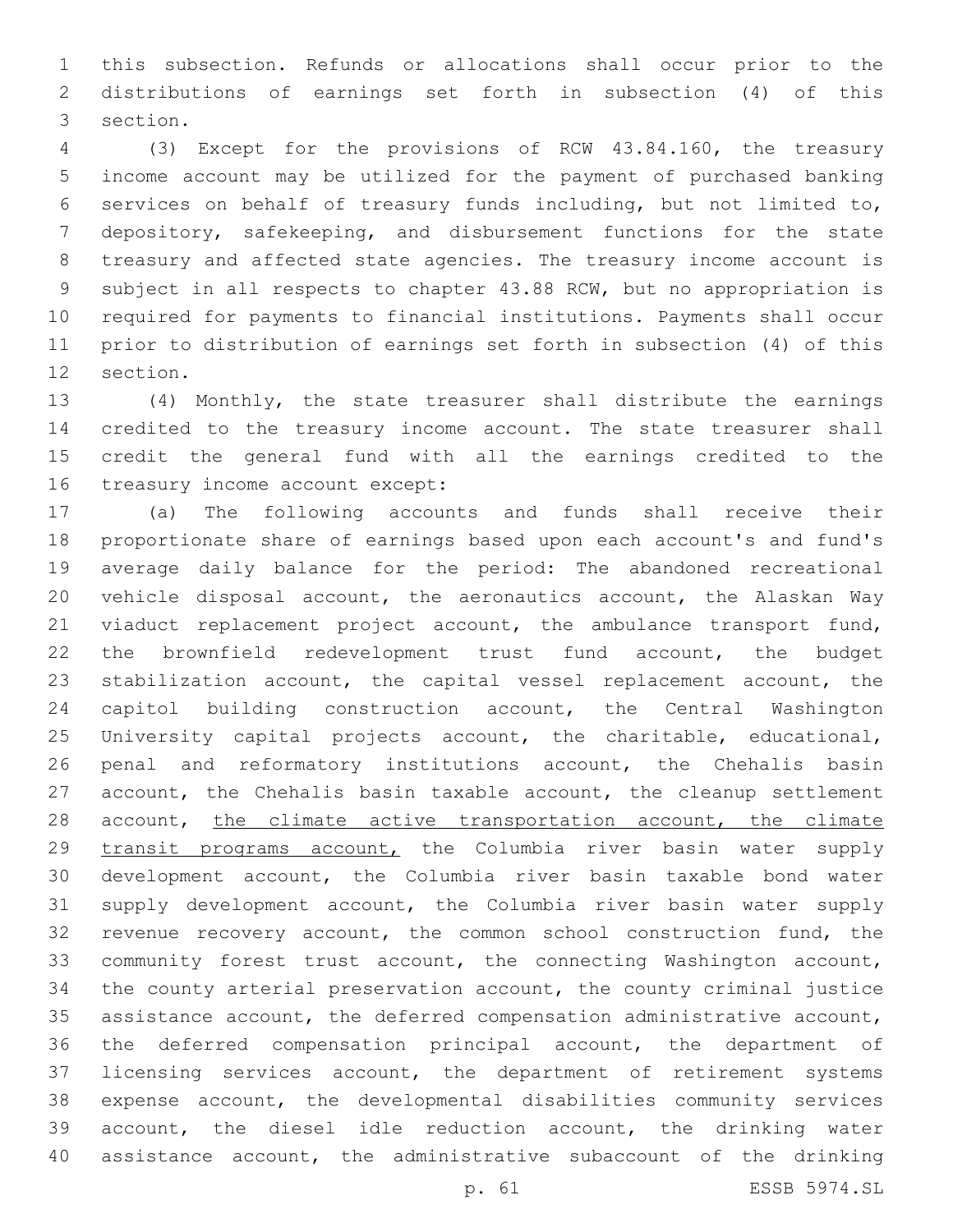this subsection. Refunds or allocations shall occur prior to the distributions of earnings set forth in subsection (4) of this section.

(3) Except for the provisions of RCW 43.84.160, the treasury income account may be utilized for the payment of purchased banking services on behalf of treasury funds including, but not limited to, depository, safekeeping, and disbursement functions for the state treasury and affected state agencies. The treasury income account is subject in all respects to chapter 43.88 RCW, but no appropriation is required for payments to financial institutions. Payments shall occur prior to distribution of earnings set forth in subsection (4) of this section.

(4) Monthly, the state treasurer shall distribute the earnings credited to the treasury income account. The state treasurer shall credit the general fund with all the earnings credited to the treasury income account except:

(a) The following accounts and funds shall receive their proportionate share of earnings based upon each account's and fund's average daily balance for the period: The abandoned recreational vehicle disposal account, the aeronautics account, the Alaskan Way viaduct replacement project account, the ambulance transport fund, the brownfield redevelopment trust fund account, the budget stabilization account, the capital vessel replacement account, the capitol building construction account, the Central Washington University capital projects account, the charitable, educational, penal and reformatory institutions account, the Chehalis basin account, the Chehalis basin taxable account, the cleanup settlement account, <u>the climate active transportation account, the climate transit programs account,</u> the Columbia river basin water supply development account, the Columbia river basin taxable bond water supply development account, the Columbia river basin water supply revenue recovery account, the common school construction fund, the community forest trust account, the connecting Washington account, the county arterial preservation account, the county criminal justice assistance account, the deferred compensation administrative account, the deferred compensation principal account, the department of licensing services account, the department of retirement systems expense account, the developmental disabilities community services account, the diesel idle reduction account, the drinking water assistance account, the administrative subaccount of the drinking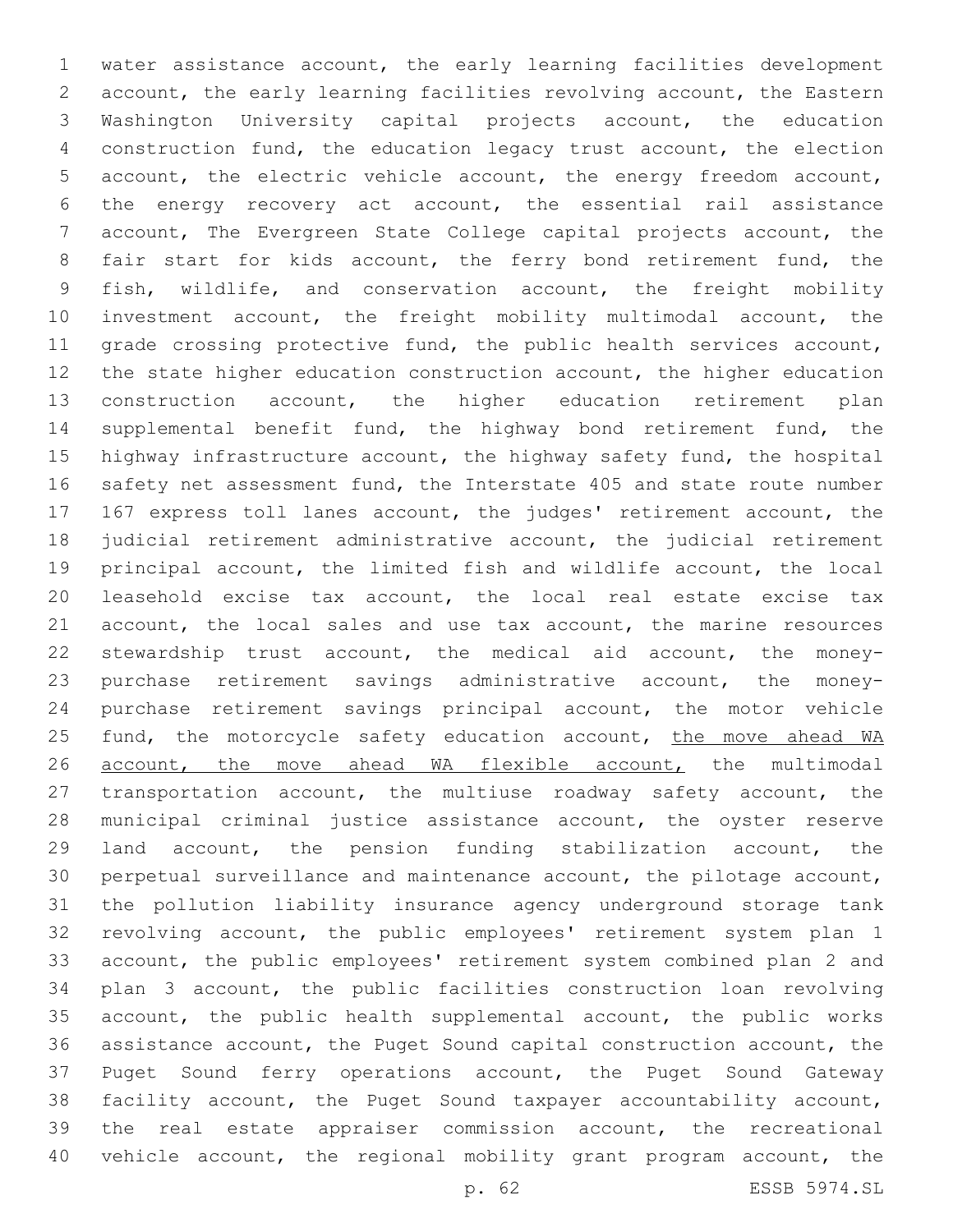water assistance account, the early learning facilities development account, the early learning facilities revolving account, the Eastern Washington University capital projects account, the education construction fund, the education legacy trust account, the election account, the electric vehicle account, the energy freedom account, the energy recovery act account, the essential rail assistance account, The Evergreen State College capital projects account, the fair start for kids account, the ferry bond retirement fund, the fish, wildlife, and conservation account, the freight mobility investment account, the freight mobility multimodal account, the grade crossing protective fund, the public health services account, the state higher education construction account, the higher education construction account, the higher education retirement plan supplemental benefit fund, the highway bond retirement fund, the highway infrastructure account, the highway safety fund, the hospital safety net assessment fund, the Interstate 405 and state route number 167 express toll lanes account, the judges' retirement account, the judicial retirement administrative account, the judicial retirement principal account, the limited fish and wildlife account, the local leasehold excise tax account, the local real estate excise tax account, the local sales and use tax account, the marine resources stewardship trust account, the medical aid account, the money-purchase retirement savings administrative account, the money-purchase retirement savings principal account, the motor vehicle fund, the motorcycle safety education account, <u>the move ahead WA account, the move ahead WA flexible account,</u> the multimodal transportation account, the multiuse roadway safety account, the municipal criminal justice assistance account, the oyster reserve land account, the pension funding stabilization account, the perpetual surveillance and maintenance account, the pilotage account, the pollution liability insurance agency underground storage tank revolving account, the public employees' retirement system plan 1 account, the public employees' retirement system combined plan 2 and plan 3 account, the public facilities construction loan revolving account, the public health supplemental account, the public works assistance account, the Puget Sound capital construction account, the Puget Sound ferry operations account, the Puget Sound Gateway facility account, the Puget Sound taxpayer accountability account, the real estate appraiser commission account, the recreational vehicle account, the regional mobility grant program account, the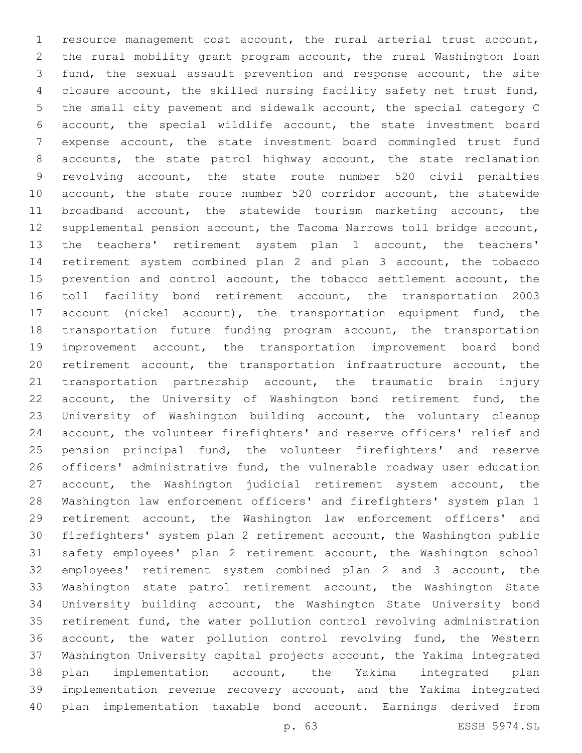resource management cost account, the rural arterial trust account, the rural mobility grant program account, the rural Washington loan fund, the sexual assault prevention and response account, the site closure account, the skilled nursing facility safety net trust fund, the small city pavement and sidewalk account, the special category C account, the special wildlife account, the state investment board expense account, the state investment board commingled trust fund accounts, the state patrol highway account, the state reclamation revolving account, the state route number 520 civil penalties account, the state route number 520 corridor account, the statewide broadband account, the statewide tourism marketing account, the supplemental pension account, the Tacoma Narrows toll bridge account, the teachers' retirement system plan 1 account, the teachers' retirement system combined plan 2 and plan 3 account, the tobacco prevention and control account, the tobacco settlement account, the toll facility bond retirement account, the transportation 2003 account (nickel account), the transportation equipment fund, the transportation future funding program account, the transportation improvement account, the transportation improvement board bond retirement account, the transportation infrastructure account, the transportation partnership account, the traumatic brain injury account, the University of Washington bond retirement fund, the University of Washington building account, the voluntary cleanup account, the volunteer firefighters' and reserve officers' relief and pension principal fund, the volunteer firefighters' and reserve officers' administrative fund, the vulnerable roadway user education account, the Washington judicial retirement system account, the Washington law enforcement officers' and firefighters' system plan 1 retirement account, the Washington law enforcement officers' and firefighters' system plan 2 retirement account, the Washington public safety employees' plan 2 retirement account, the Washington school employees' retirement system combined plan 2 and 3 account, the Washington state patrol retirement account, the Washington State University building account, the Washington State University bond retirement fund, the water pollution control revolving administration account, the water pollution control revolving fund, the Western Washington University capital projects account, the Yakima integrated plan implementation account, the Yakima integrated plan implementation revenue recovery account, and the Yakima integrated plan implementation taxable bond account. Earnings derived from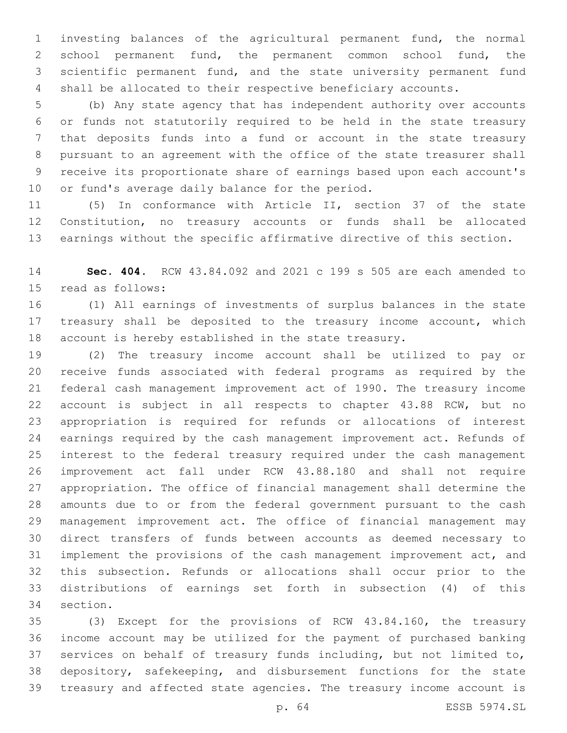investing balances of the agricultural permanent fund, the normal school permanent fund, the permanent common school fund, the scientific permanent fund, and the state university permanent fund shall be allocated to their respective beneficiary accounts.

(b) Any state agency that has independent authority over accounts or funds not statutorily required to be held in the state treasury that deposits funds into a fund or account in the state treasury pursuant to an agreement with the office of the state treasurer shall receive its proportionate share of earnings based upon each account's or fund's average daily balance for the period.

(5) In conformance with Article II, section 37 of the state Constitution, no treasury accounts or funds shall be allocated earnings without the specific affirmative directive of this section.

**Sec. 404.** RCW 43.84.092 and 2021 c 199 s 505 are each amended to read as follows:

(1) All earnings of investments of surplus balances in the state treasury shall be deposited to the treasury income account, which account is hereby established in the state treasury.

(2) The treasury income account shall be utilized to pay or receive funds associated with federal programs as required by the federal cash management improvement act of 1990. The treasury income account is subject in all respects to chapter 43.88 RCW, but no appropriation is required for refunds or allocations of interest earnings required by the cash management improvement act. Refunds of interest to the federal treasury required under the cash management improvement act fall under RCW 43.88.180 and shall not require appropriation. The office of financial management shall determine the amounts due to or from the federal government pursuant to the cash management improvement act. The office of financial management may direct transfers of funds between accounts as deemed necessary to implement the provisions of the cash management improvement act, and this subsection. Refunds or allocations shall occur prior to the distributions of earnings set forth in subsection (4) of this section.

(3) Except for the provisions of RCW 43.84.160, the treasury income account may be utilized for the payment of purchased banking services on behalf of treasury funds including, but not limited to, depository, safekeeping, and disbursement functions for the state treasury and affected state agencies. The treasury income account is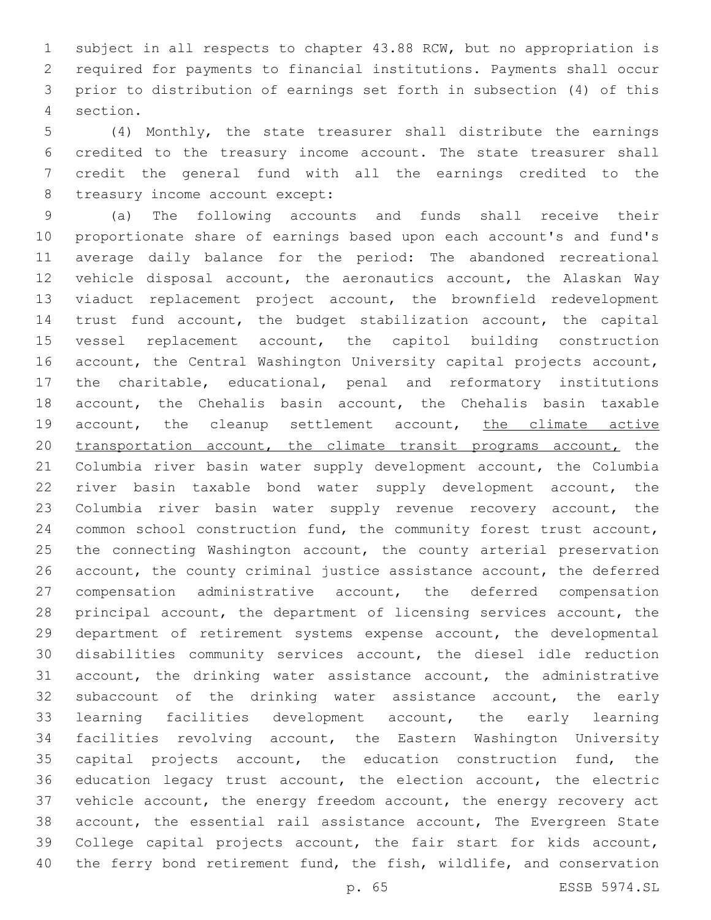subject in all respects to chapter 43.88 RCW, but no appropriation is required for payments to financial institutions. Payments shall occur prior to distribution of earnings set forth in subsection (4) of this section.

(4) Monthly, the state treasurer shall distribute the earnings credited to the treasury income account. The state treasurer shall credit the general fund with all the earnings credited to the treasury income account except:

(a) The following accounts and funds shall receive their proportionate share of earnings based upon each account's and fund's average daily balance for the period: The abandoned recreational vehicle disposal account, the aeronautics account, the Alaskan Way viaduct replacement project account, the brownfield redevelopment trust fund account, the budget stabilization account, the capital vessel replacement account, the capitol building construction account, the Central Washington University capital projects account, the charitable, educational, penal and reformatory institutions account, the Chehalis basin account, the Chehalis basin taxable account, the cleanup settlement account, <u>the climate active transportation account, the climate transit programs account,</u> the Columbia river basin water supply development account, the Columbia river basin taxable bond water supply development account, the Columbia river basin water supply revenue recovery account, the common school construction fund, the community forest trust account, the connecting Washington account, the county arterial preservation account, the county criminal justice assistance account, the deferred compensation administrative account, the deferred compensation principal account, the department of licensing services account, the department of retirement systems expense account, the developmental disabilities community services account, the diesel idle reduction account, the drinking water assistance account, the administrative subaccount of the drinking water assistance account, the early learning facilities development account, the early learning facilities revolving account, the Eastern Washington University capital projects account, the education construction fund, the education legacy trust account, the election account, the electric vehicle account, the energy freedom account, the energy recovery act account, the essential rail assistance account, The Evergreen State College capital projects account, the fair start for kids account, the ferry bond retirement fund, the fish, wildlife, and conservation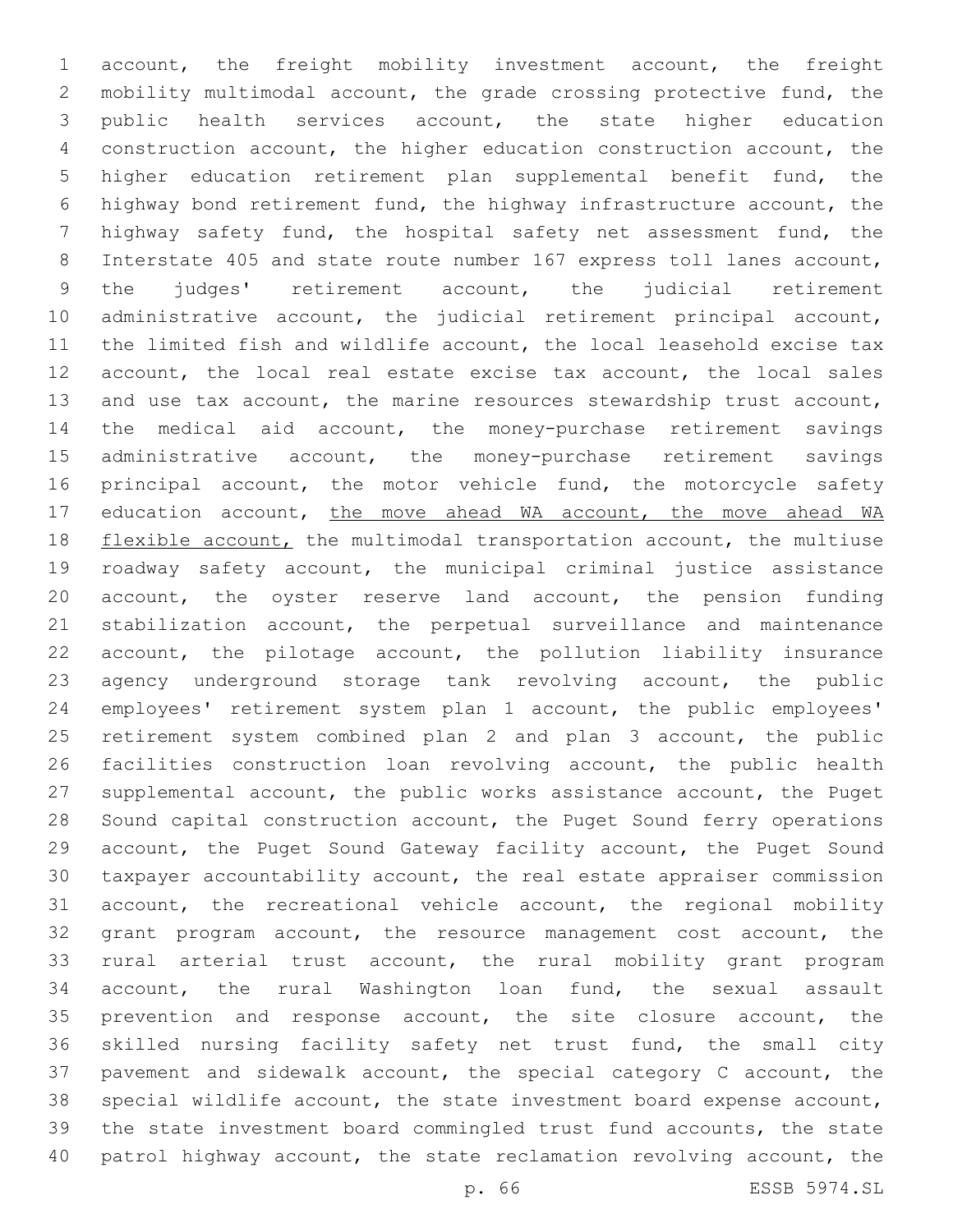account, the freight mobility investment account, the freight mobility multimodal account, the grade crossing protective fund, the public health services account, the state higher education construction account, the higher education construction account, the higher education retirement plan supplemental benefit fund, the highway bond retirement fund, the highway infrastructure account, the highway safety fund, the hospital safety net assessment fund, the Interstate 405 and state route number 167 express toll lanes account, the judges' retirement account, the judicial retirement administrative account, the judicial retirement principal account, the limited fish and wildlife account, the local leasehold excise tax account, the local real estate excise tax account, the local sales and use tax account, the marine resources stewardship trust account, the medical aid account, the money-purchase retirement savings administrative account, the money-purchase retirement savings principal account, the motor vehicle fund, the motorcycle safety education account, <u>the move ahead WA account, the move ahead WA flexible account,</u> the multimodal transportation account, the multiuse roadway safety account, the municipal criminal justice assistance account, the oyster reserve land account, the pension funding stabilization account, the perpetual surveillance and maintenance account, the pilotage account, the pollution liability insurance agency underground storage tank revolving account, the public employees' retirement system plan 1 account, the public employees' retirement system combined plan 2 and plan 3 account, the public facilities construction loan revolving account, the public health supplemental account, the public works assistance account, the Puget Sound capital construction account, the Puget Sound ferry operations account, the Puget Sound Gateway facility account, the Puget Sound taxpayer accountability account, the real estate appraiser commission account, the recreational vehicle account, the regional mobility grant program account, the resource management cost account, the rural arterial trust account, the rural mobility grant program account, the rural Washington loan fund, the sexual assault prevention and response account, the site closure account, the skilled nursing facility safety net trust fund, the small city pavement and sidewalk account, the special category C account, the special wildlife account, the state investment board expense account, the state investment board commingled trust fund accounts, the state patrol highway account, the state reclamation revolving account, the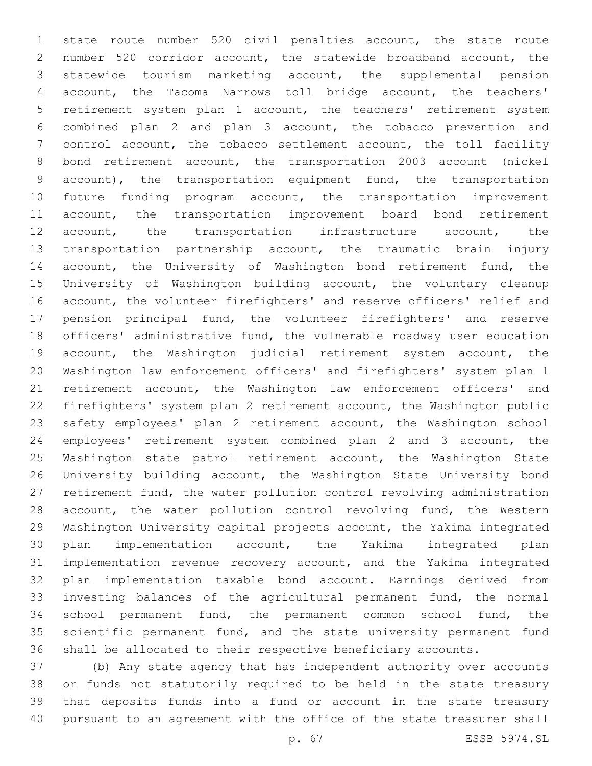state route number 520 civil penalties account, the state route number 520 corridor account, the statewide broadband account, the statewide tourism marketing account, the supplemental pension account, the Tacoma Narrows toll bridge account, the teachers' retirement system plan 1 account, the teachers' retirement system combined plan 2 and plan 3 account, the tobacco prevention and control account, the tobacco settlement account, the toll facility bond retirement account, the transportation 2003 account (nickel account), the transportation equipment fund, the transportation future funding program account, the transportation improvement account, the transportation improvement board bond retirement account, the transportation infrastructure account, the transportation partnership account, the traumatic brain injury account, the University of Washington bond retirement fund, the University of Washington building account, the voluntary cleanup account, the volunteer firefighters' and reserve officers' relief and pension principal fund, the volunteer firefighters' and reserve officers' administrative fund, the vulnerable roadway user education account, the Washington judicial retirement system account, the Washington law enforcement officers' and firefighters' system plan 1 retirement account, the Washington law enforcement officers' and firefighters' system plan 2 retirement account, the Washington public safety employees' plan 2 retirement account, the Washington school employees' retirement system combined plan 2 and 3 account, the Washington state patrol retirement account, the Washington State University building account, the Washington State University bond retirement fund, the water pollution control revolving administration account, the water pollution control revolving fund, the Western Washington University capital projects account, the Yakima integrated plan implementation account, the Yakima integrated plan implementation revenue recovery account, and the Yakima integrated plan implementation taxable bond account. Earnings derived from investing balances of the agricultural permanent fund, the normal school permanent fund, the permanent common school fund, the scientific permanent fund, and the state university permanent fund shall be allocated to their respective beneficiary accounts.

(b) Any state agency that has independent authority over accounts or funds not statutorily required to be held in the state treasury that deposits funds into a fund or account in the state treasury pursuant to an agreement with the office of the state treasurer shall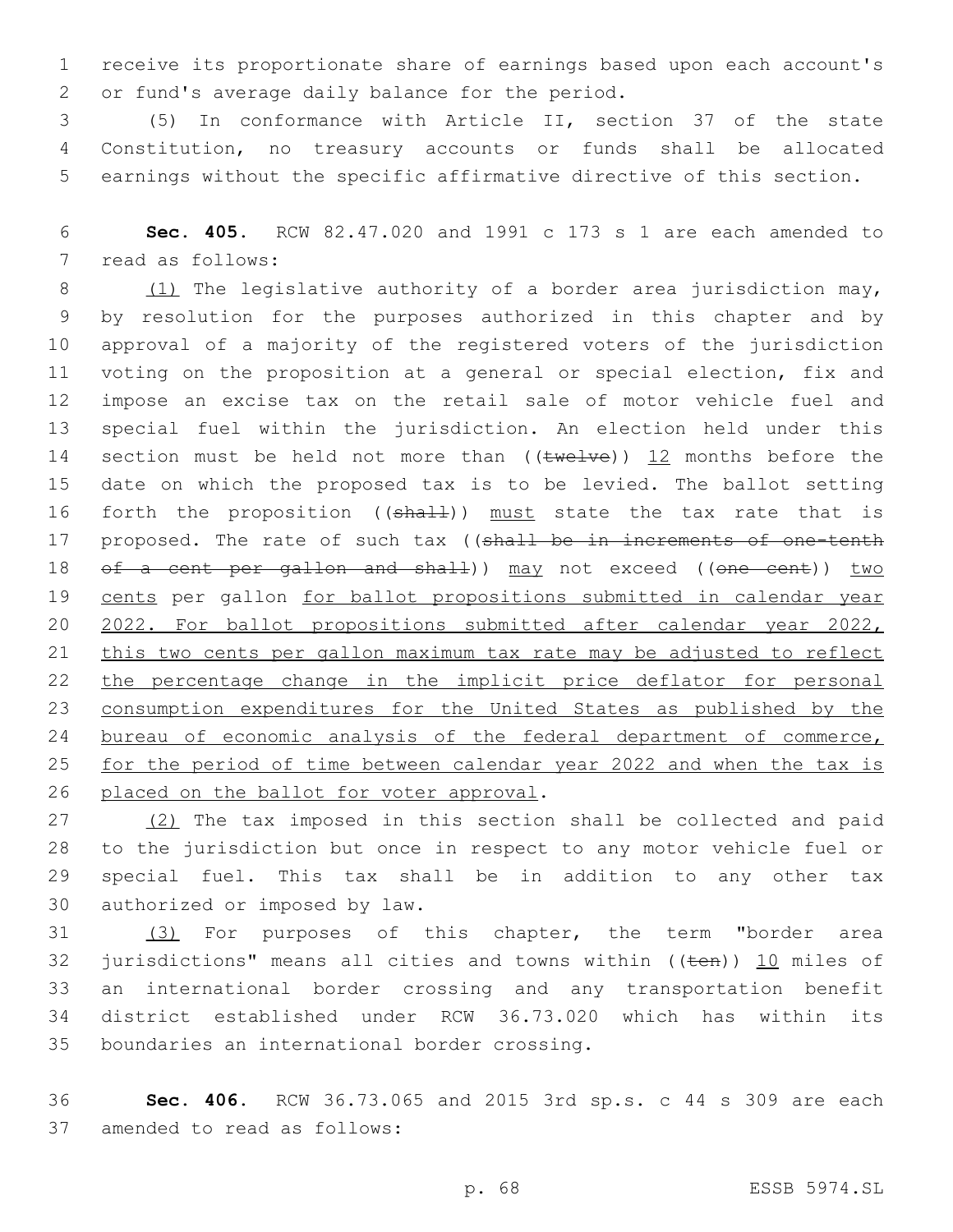receive its proportionate share of earnings based upon each account's or fund's average daily balance for the period.

(5) In conformance with Article II, section 37 of the state Constitution, no treasury accounts or funds shall be allocated earnings without the specific affirmative directive of this section.

**Sec. 405.** RCW 82.47.020 and 1991 c 173 s 1 are each amended to read as follows:

(1) The legislative authority of a border area jurisdiction may, by resolution for the purposes authorized in this chapter and by approval of a majority of the registered voters of the jurisdiction voting on the proposition at a general or special election, fix and impose an excise tax on the retail sale of motor vehicle fuel and special fuel within the jurisdiction. An election held under this section must be held not more than ((~~twelve~~)) 12 months before the date on which the proposed tax is to be levied. The ballot setting forth the proposition ((~~shall~~)) must state the tax rate that is proposed. The rate of such tax ((~~shall be in increments of one-tenth of a cent per gallon and shall~~)) may not exceed ((~~one cent~~)) two cents per gallon for ballot propositions submitted in calendar year 2022. For ballot propositions submitted after calendar year 2022, this two cents per gallon maximum tax rate may be adjusted to reflect the percentage change in the implicit price deflator for personal consumption expenditures for the United States as published by the bureau of economic analysis of the federal department of commerce, for the period of time between calendar year 2022 and when the tax is placed on the ballot for voter approval.

(2) The tax imposed in this section shall be collected and paid to the jurisdiction but once in respect to any motor vehicle fuel or special fuel. This tax shall be in addition to any other tax authorized or imposed by law.

(3) For purposes of this chapter, the term "border area jurisdictions" means all cities and towns within ((~~ten~~)) 10 miles of an international border crossing and any transportation benefit district established under RCW 36.73.020 which has within its boundaries an international border crossing.

**Sec. 406.** RCW 36.73.065 and 2015 3rd sp.s. c 44 s 309 are each amended to read as follows: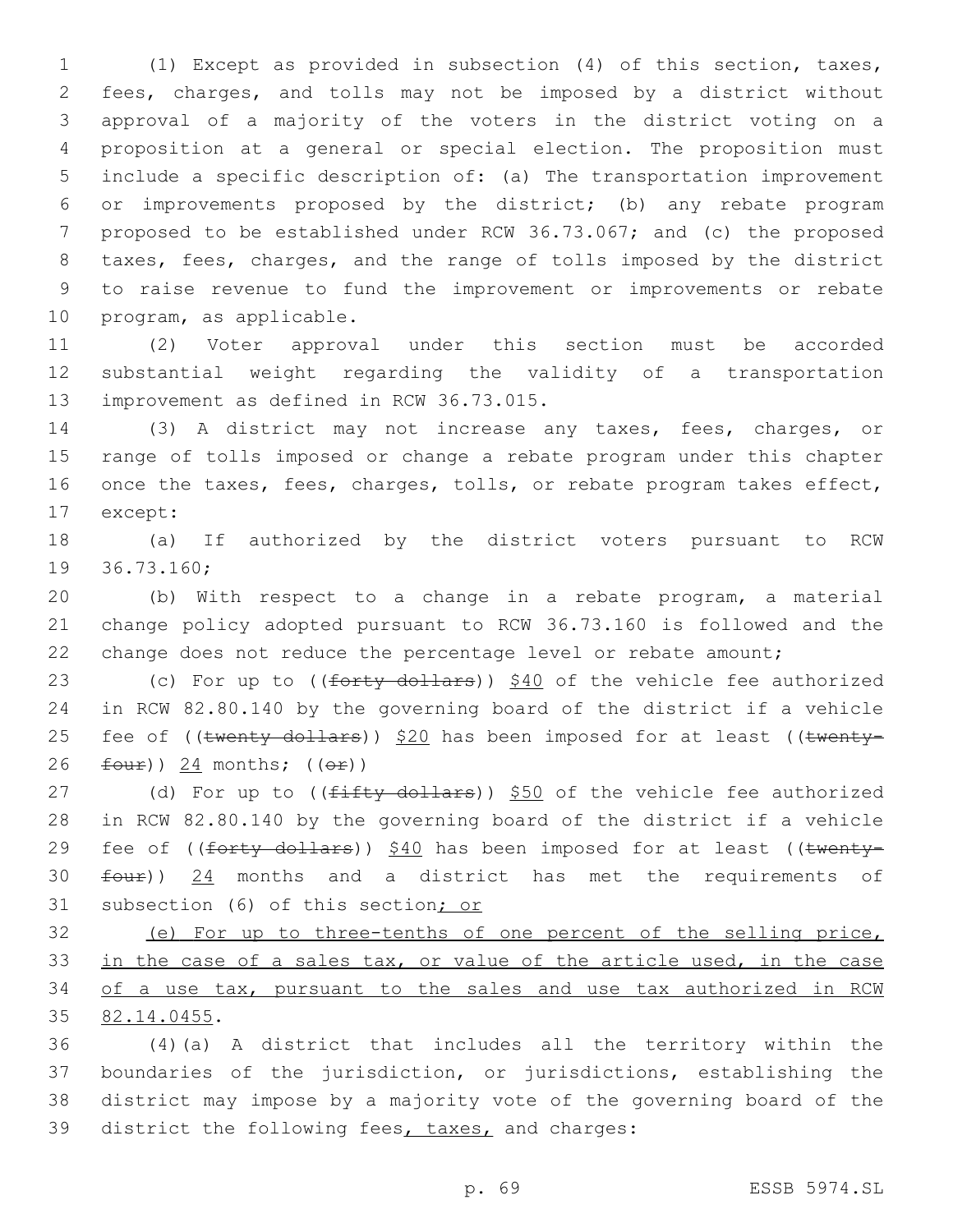(1) Except as provided in subsection (4) of this section, taxes, fees, charges, and tolls may not be imposed by a district without approval of a majority of the voters in the district voting on a proposition at a general or special election. The proposition must include a specific description of: (a) The transportation improvement or improvements proposed by the district; (b) any rebate program proposed to be established under RCW 36.73.067; and (c) the proposed taxes, fees, charges, and the range of tolls imposed by the district to raise revenue to fund the improvement or improvements or rebate program, as applicable.

(2) Voter approval under this section must be accorded substantial weight regarding the validity of a transportation improvement as defined in RCW 36.73.015.

(3) A district may not increase any taxes, fees, charges, or range of tolls imposed or change a rebate program under this chapter once the taxes, fees, charges, tolls, or rebate program takes effect, except:

(a) If authorized by the district voters pursuant to RCW 36.73.160;

(b) With respect to a change in a rebate program, a material change policy adopted pursuant to RCW 36.73.160 is followed and the change does not reduce the percentage level or rebate amount;

(c) For up to ((~~forty dollars~~)) <u>$40</u> of the vehicle fee authorized in RCW 82.80.140 by the governing board of the district if a vehicle fee of ((~~twenty dollars~~)) <u>$20</u> has been imposed for at least ((~~twenty-four~~)) <u>24</u> months; ((~~or~~))

(d) For up to ((~~fifty dollars~~)) <u>$50</u> of the vehicle fee authorized in RCW 82.80.140 by the governing board of the district if a vehicle fee of ((~~forty dollars~~)) <u>$40</u> has been imposed for at least ((~~twenty-four~~)) <u>24</u> months and a district has met the requirements of subsection (6) of this section<u>; or</u>

<u>(e) For up to three-tenths of one percent of the selling price, in the case of a sales tax, or value of the article used, in the case of a use tax, pursuant to the sales and use tax authorized in RCW 82.14.0455</u>.

(4)(a) A district that includes all the territory within the boundaries of the jurisdiction, or jurisdictions, establishing the district may impose by a majority vote of the governing board of the district the following fees<u>, taxes,</u> and charges: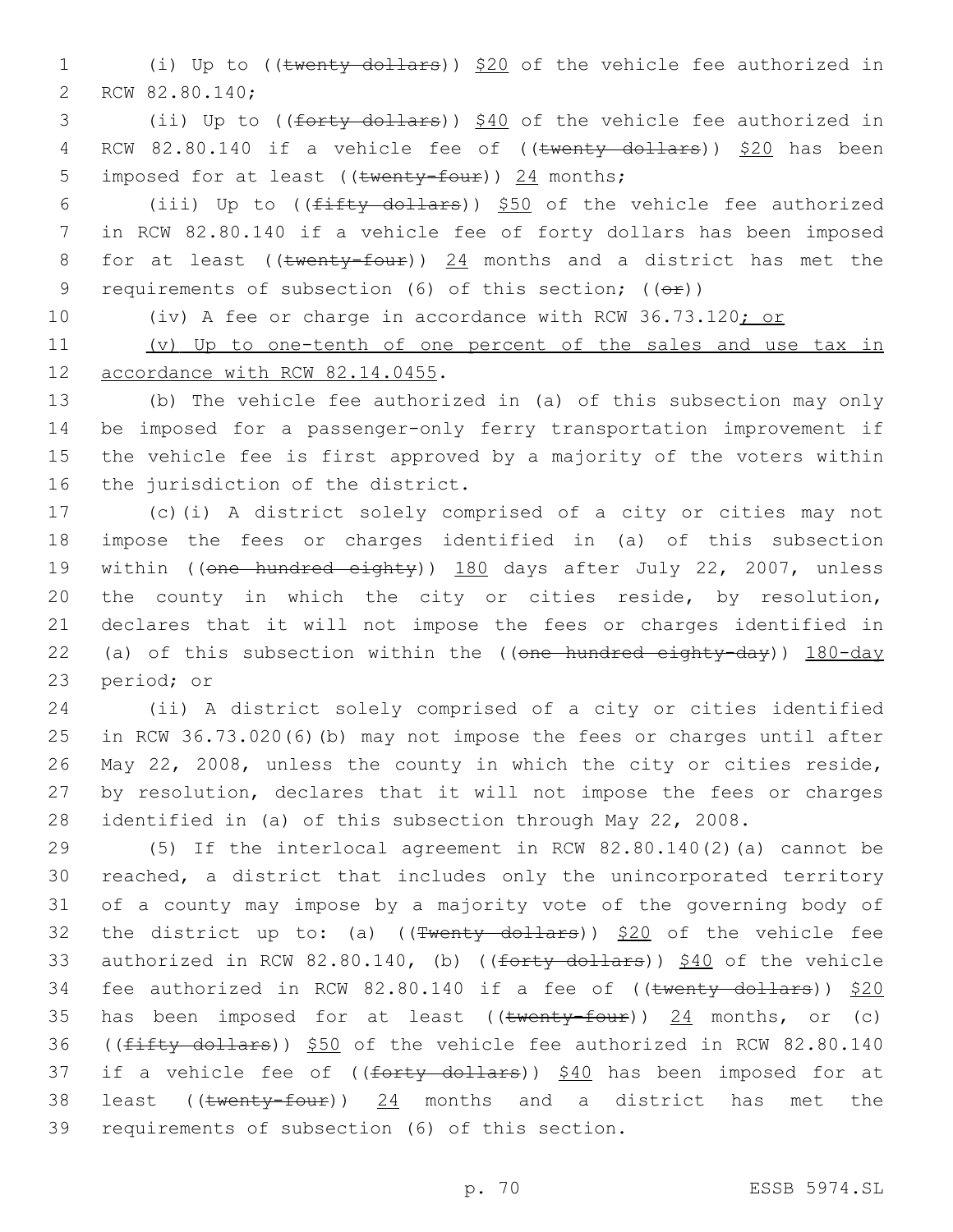(i) Up to ((~~twenty dollars~~)) <u>$20</u> of the vehicle fee authorized in RCW 82.80.140;

(ii) Up to ((~~forty dollars~~)) <u>$40</u> of the vehicle fee authorized in RCW 82.80.140 if a vehicle fee of ((~~twenty dollars~~)) <u>$20</u> has been imposed for at least ((~~twenty-four~~)) <u>24</u> months;

(iii) Up to ((~~fifty dollars~~)) <u>$50</u> of the vehicle fee authorized in RCW 82.80.140 if a vehicle fee of forty dollars has been imposed for at least ((~~twenty-four~~)) <u>24</u> months and a district has met the requirements of subsection (6) of this section; ((~~or~~))

(iv) A fee or charge in accordance with RCW 36.73.120<u>; or</u>

<u>(v) Up to one-tenth of one percent of the sales and use tax in accordance with RCW 82.14.0455</u>.

(b) The vehicle fee authorized in (a) of this subsection may only be imposed for a passenger-only ferry transportation improvement if the vehicle fee is first approved by a majority of the voters within the jurisdiction of the district.

(c)(i) A district solely comprised of a city or cities may not impose the fees or charges identified in (a) of this subsection within ((~~one hundred eighty~~)) <u>180</u> days after July 22, 2007, unless the county in which the city or cities reside, by resolution, declares that it will not impose the fees or charges identified in (a) of this subsection within the ((~~one hundred eighty-day~~)) <u>180-day</u> period; or

(ii) A district solely comprised of a city or cities identified in RCW 36.73.020(6)(b) may not impose the fees or charges until after May 22, 2008, unless the county in which the city or cities reside, by resolution, declares that it will not impose the fees or charges identified in (a) of this subsection through May 22, 2008.

(5) If the interlocal agreement in RCW 82.80.140(2)(a) cannot be reached, a district that includes only the unincorporated territory of a county may impose by a majority vote of the governing body of the district up to: (a) ((~~Twenty dollars~~)) <u>$20</u> of the vehicle fee authorized in RCW 82.80.140, (b) ((~~forty dollars~~)) <u>$40</u> of the vehicle fee authorized in RCW 82.80.140 if a fee of ((~~twenty dollars~~)) <u>$20</u> has been imposed for at least ((~~twenty-four~~)) <u>24</u> months, or (c) ((~~fifty dollars~~)) <u>$50</u> of the vehicle fee authorized in RCW 82.80.140 if a vehicle fee of ((~~forty dollars~~)) <u>$40</u> has been imposed for at least ((~~twenty-four~~)) <u>24</u> months and a district has met the requirements of subsection (6) of this section.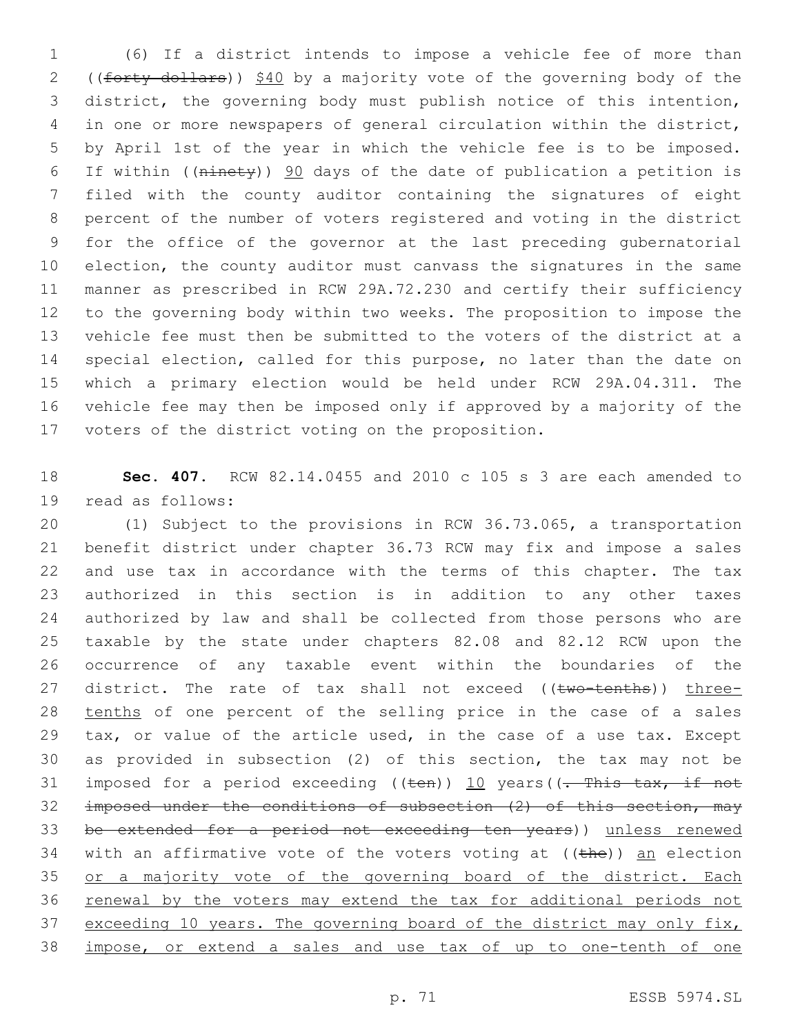(6) If a district intends to impose a vehicle fee of more than ((~~forty dollars~~)) <u>$40</u> by a majority vote of the governing body of the district, the governing body must publish notice of this intention, in one or more newspapers of general circulation within the district, by April 1st of the year in which the vehicle fee is to be imposed. If within ((~~ninety~~)) <u>90</u> days of the date of publication a petition is filed with the county auditor containing the signatures of eight percent of the number of voters registered and voting in the district for the office of the governor at the last preceding gubernatorial election, the county auditor must canvass the signatures in the same manner as prescribed in RCW 29A.72.230 and certify their sufficiency to the governing body within two weeks. The proposition to impose the vehicle fee must then be submitted to the voters of the district at a special election, called for this purpose, no later than the date on which a primary election would be held under RCW 29A.04.311. The vehicle fee may then be imposed only if approved by a majority of the voters of the district voting on the proposition.

**Sec. 407.** RCW 82.14.0455 and 2010 c 105 s 3 are each amended to read as follows:

(1) Subject to the provisions in RCW 36.73.065, a transportation benefit district under chapter 36.73 RCW may fix and impose a sales and use tax in accordance with the terms of this chapter. The tax authorized in this section is in addition to any other taxes authorized by law and shall be collected from those persons who are taxable by the state under chapters 82.08 and 82.12 RCW upon the occurrence of any taxable event within the boundaries of the district. The rate of tax shall not exceed ((~~two-tenths~~)) <u>three-tenths</u> of one percent of the selling price in the case of a sales tax, or value of the article used, in the case of a use tax. Except as provided in subsection (2) of this section, the tax may not be imposed for a period exceeding ((~~ten~~)) <u>10</u> years((~~. This tax, if not imposed under the conditions of subsection (2) of this section, may be extended for a period not exceeding ten years~~)) <u>unless renewed</u> with an affirmative vote of the voters voting at ((~~the~~)) <u>an</u> election <u>or a majority vote of the governing board of the district. Each renewal by the voters may extend the tax for additional periods not exceeding 10 years. The governing board of the district may only fix, impose, or extend a sales and use tax of up to one-tenth of one</u>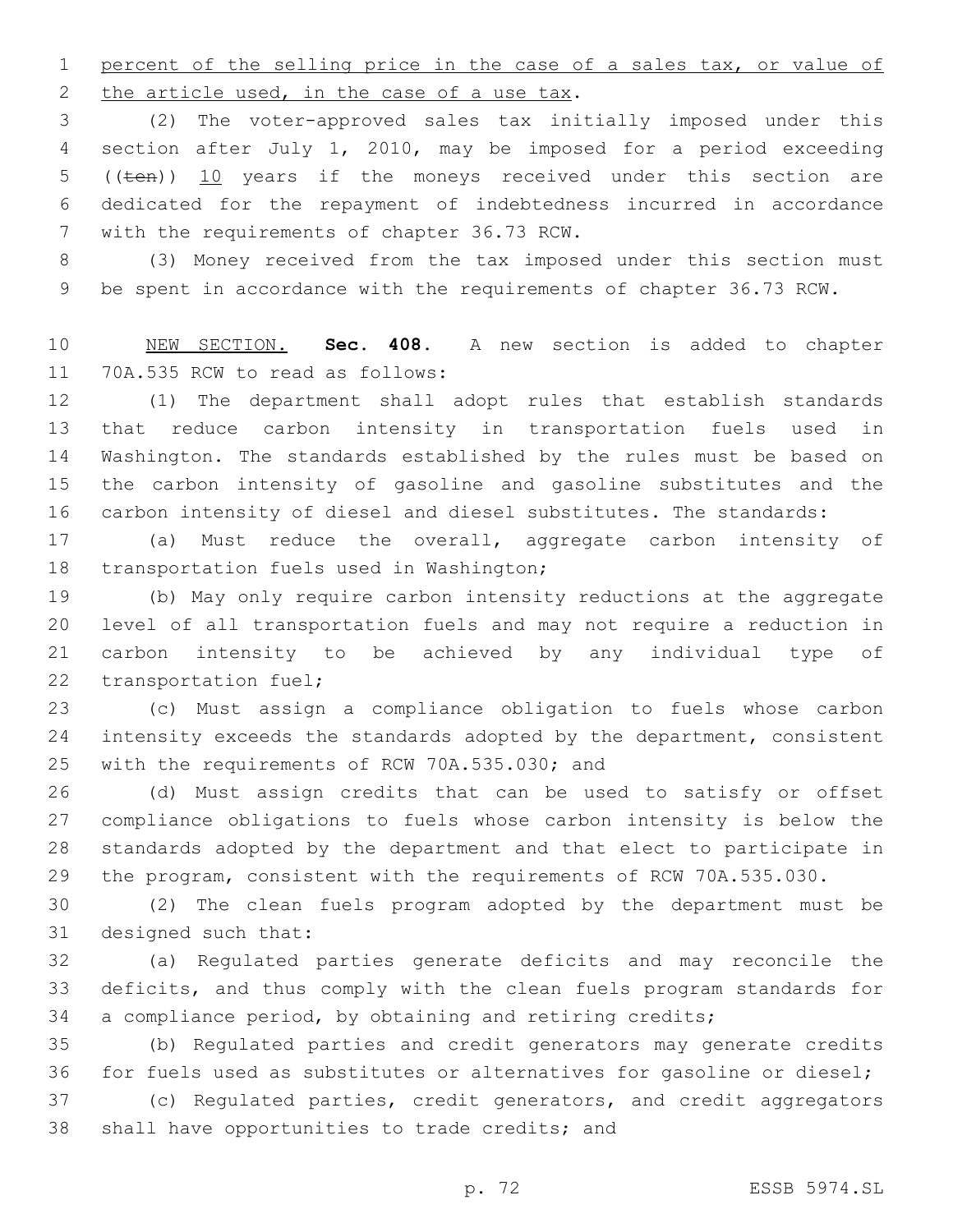percent of the selling price in the case of a sales tax, or value of the article used, in the case of a use tax.

(2) The voter-approved sales tax initially imposed under this section after July 1, 2010, may be imposed for a period exceeding ((ten)) 10 years if the moneys received under this section are dedicated for the repayment of indebtedness incurred in accordance with the requirements of chapter 36.73 RCW.

(3) Money received from the tax imposed under this section must be spent in accordance with the requirements of chapter 36.73 RCW.

NEW SECTION. **Sec. 408.** A new section is added to chapter 70A.535 RCW to read as follows:

(1) The department shall adopt rules that establish standards that reduce carbon intensity in transportation fuels used in Washington. The standards established by the rules must be based on the carbon intensity of gasoline and gasoline substitutes and the carbon intensity of diesel and diesel substitutes. The standards:

(a) Must reduce the overall, aggregate carbon intensity of transportation fuels used in Washington;

(b) May only require carbon intensity reductions at the aggregate level of all transportation fuels and may not require a reduction in carbon intensity to be achieved by any individual type of transportation fuel;

(c) Must assign a compliance obligation to fuels whose carbon intensity exceeds the standards adopted by the department, consistent with the requirements of RCW 70A.535.030; and

(d) Must assign credits that can be used to satisfy or offset compliance obligations to fuels whose carbon intensity is below the standards adopted by the department and that elect to participate in the program, consistent with the requirements of RCW 70A.535.030.

(2) The clean fuels program adopted by the department must be designed such that:

(a) Regulated parties generate deficits and may reconcile the deficits, and thus comply with the clean fuels program standards for a compliance period, by obtaining and retiring credits;

(b) Regulated parties and credit generators may generate credits for fuels used as substitutes or alternatives for gasoline or diesel;

(c) Regulated parties, credit generators, and credit aggregators shall have opportunities to trade credits; and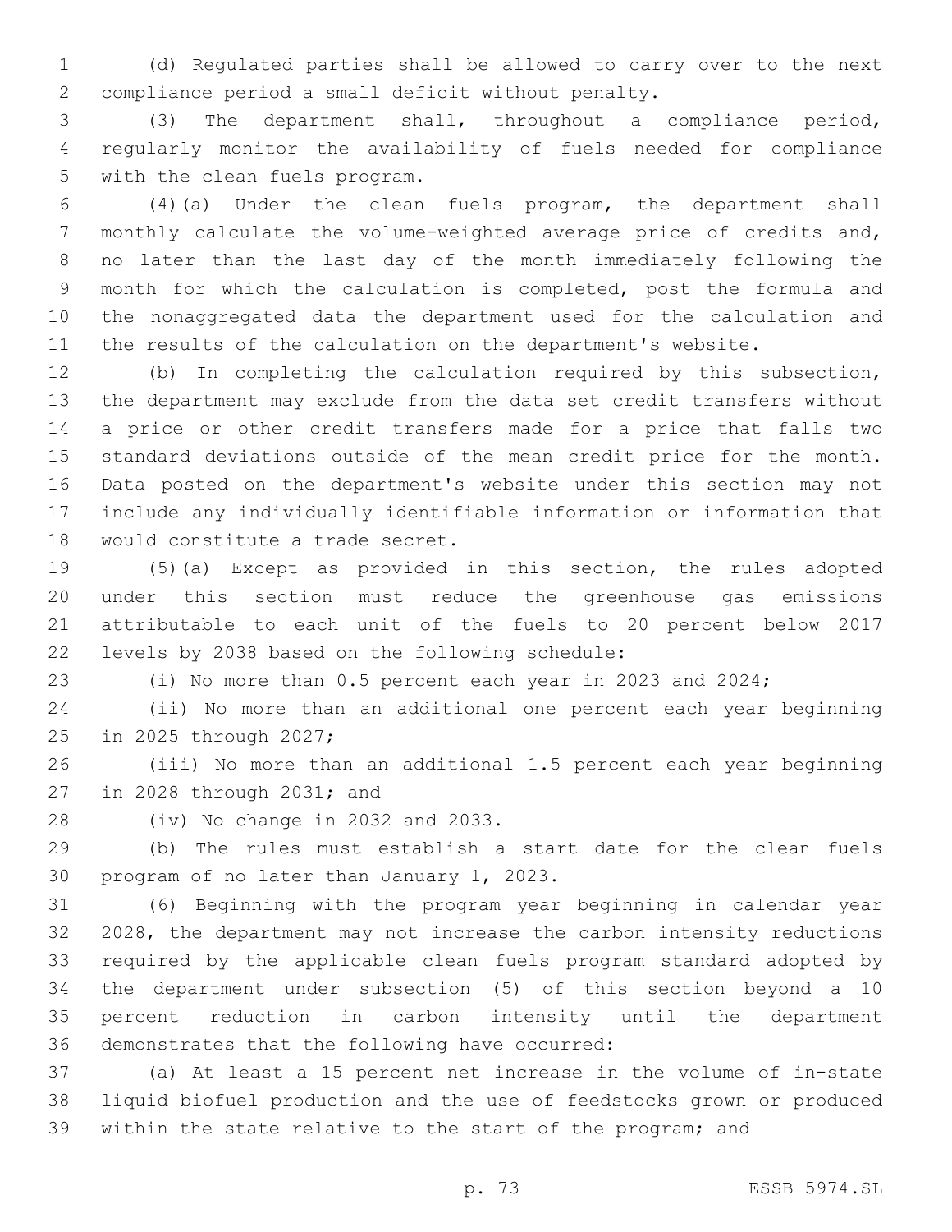(d) Regulated parties shall be allowed to carry over to the next compliance period a small deficit without penalty.

(3) The department shall, throughout a compliance period, regularly monitor the availability of fuels needed for compliance with the clean fuels program.

(4)(a) Under the clean fuels program, the department shall monthly calculate the volume-weighted average price of credits and, no later than the last day of the month immediately following the month for which the calculation is completed, post the formula and the nonaggregated data the department used for the calculation and the results of the calculation on the department's website.

(b) In completing the calculation required by this subsection, the department may exclude from the data set credit transfers without a price or other credit transfers made for a price that falls two standard deviations outside of the mean credit price for the month. Data posted on the department's website under this section may not include any individually identifiable information or information that would constitute a trade secret.

(5)(a) Except as provided in this section, the rules adopted under this section must reduce the greenhouse gas emissions attributable to each unit of the fuels to 20 percent below 2017 levels by 2038 based on the following schedule:

(i) No more than 0.5 percent each year in 2023 and 2024;

(ii) No more than an additional one percent each year beginning in 2025 through 2027;

(iii) No more than an additional 1.5 percent each year beginning in 2028 through 2031; and

(iv) No change in 2032 and 2033.

(b) The rules must establish a start date for the clean fuels program of no later than January 1, 2023.

(6) Beginning with the program year beginning in calendar year 2028, the department may not increase the carbon intensity reductions required by the applicable clean fuels program standard adopted by the department under subsection (5) of this section beyond a 10 percent reduction in carbon intensity until the department demonstrates that the following have occurred:

(a) At least a 15 percent net increase in the volume of in-state liquid biofuel production and the use of feedstocks grown or produced within the state relative to the start of the program; and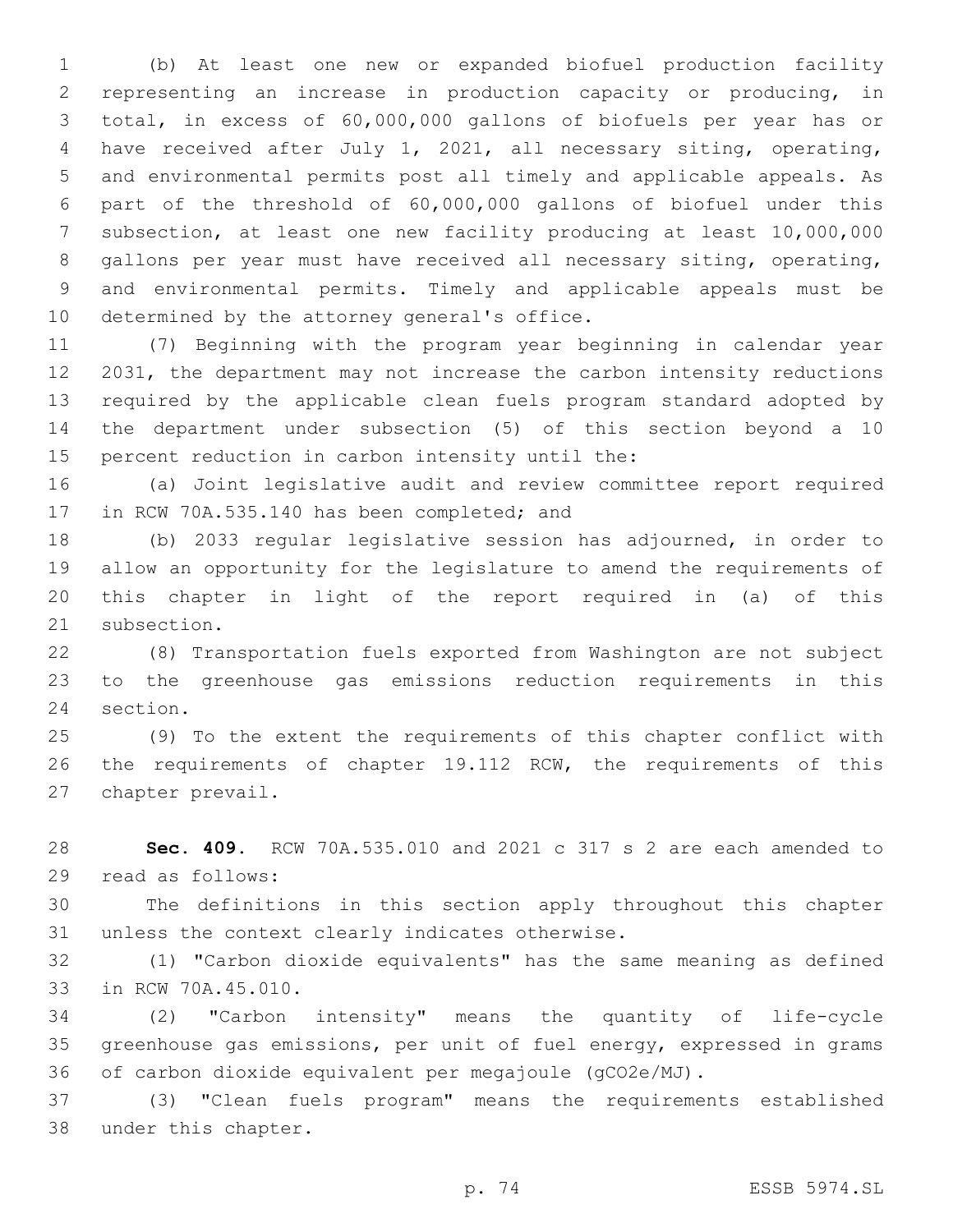(b) At least one new or expanded biofuel production facility representing an increase in production capacity or producing, in total, in excess of 60,000,000 gallons of biofuels per year has or have received after July 1, 2021, all necessary siting, operating, and environmental permits post all timely and applicable appeals. As part of the threshold of 60,000,000 gallons of biofuel under this subsection, at least one new facility producing at least 10,000,000 gallons per year must have received all necessary siting, operating, and environmental permits. Timely and applicable appeals must be determined by the attorney general's office.

(7) Beginning with the program year beginning in calendar year 2031, the department may not increase the carbon intensity reductions required by the applicable clean fuels program standard adopted by the department under subsection (5) of this section beyond a 10 percent reduction in carbon intensity until the:

(a) Joint legislative audit and review committee report required in RCW 70A.535.140 has been completed; and

(b) 2033 regular legislative session has adjourned, in order to allow an opportunity for the legislature to amend the requirements of this chapter in light of the report required in (a) of this subsection.

(8) Transportation fuels exported from Washington are not subject to the greenhouse gas emissions reduction requirements in this section.

(9) To the extent the requirements of this chapter conflict with the requirements of chapter 19.112 RCW, the requirements of this chapter prevail.

**Sec. 409.** RCW 70A.535.010 and 2021 c 317 s 2 are each amended to read as follows:

The definitions in this section apply throughout this chapter unless the context clearly indicates otherwise.

(1) "Carbon dioxide equivalents" has the same meaning as defined in RCW 70A.45.010.

(2) "Carbon intensity" means the quantity of life-cycle greenhouse gas emissions, per unit of fuel energy, expressed in grams of carbon dioxide equivalent per megajoule ($gCO_2e/MJ$).

(3) "Clean fuels program" means the requirements established under this chapter.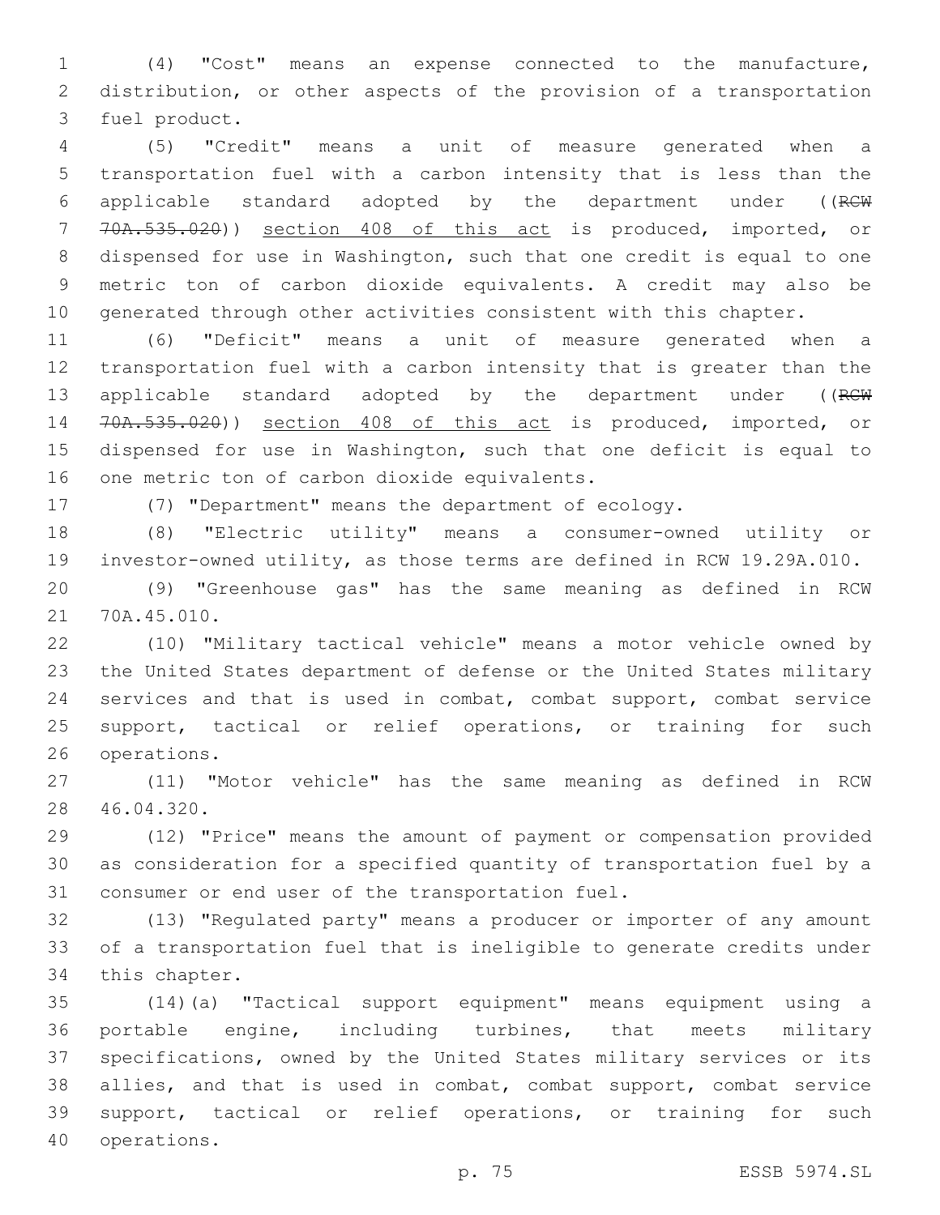(4) "Cost" means an expense connected to the manufacture, distribution, or other aspects of the provision of a transportation fuel product.

(5) "Credit" means a unit of measure generated when a transportation fuel with a carbon intensity that is less than the applicable standard adopted by the department under ((~~RCW 70A.535.020~~)) <u>section 408 of this act</u> is produced, imported, or dispensed for use in Washington, such that one credit is equal to one metric ton of carbon dioxide equivalents. A credit may also be generated through other activities consistent with this chapter.

(6) "Deficit" means a unit of measure generated when a transportation fuel with a carbon intensity that is greater than the applicable standard adopted by the department under ((~~RCW 70A.535.020~~)) <u>section 408 of this act</u> is produced, imported, or dispensed for use in Washington, such that one deficit is equal to one metric ton of carbon dioxide equivalents.

(7) "Department" means the department of ecology.

(8) "Electric utility" means a consumer-owned utility or investor-owned utility, as those terms are defined in RCW 19.29A.010.

(9) "Greenhouse gas" has the same meaning as defined in RCW 70A.45.010.

(10) "Military tactical vehicle" means a motor vehicle owned by the United States department of defense or the United States military services and that is used in combat, combat support, combat service support, tactical or relief operations, or training for such operations.

(11) "Motor vehicle" has the same meaning as defined in RCW 46.04.320.

(12) "Price" means the amount of payment or compensation provided as consideration for a specified quantity of transportation fuel by a consumer or end user of the transportation fuel.

(13) "Regulated party" means a producer or importer of any amount of a transportation fuel that is ineligible to generate credits under this chapter.

(14)(a) "Tactical support equipment" means equipment using a portable engine, including turbines, that meets military specifications, owned by the United States military services or its allies, and that is used in combat, combat support, combat service support, tactical or relief operations, or training for such operations.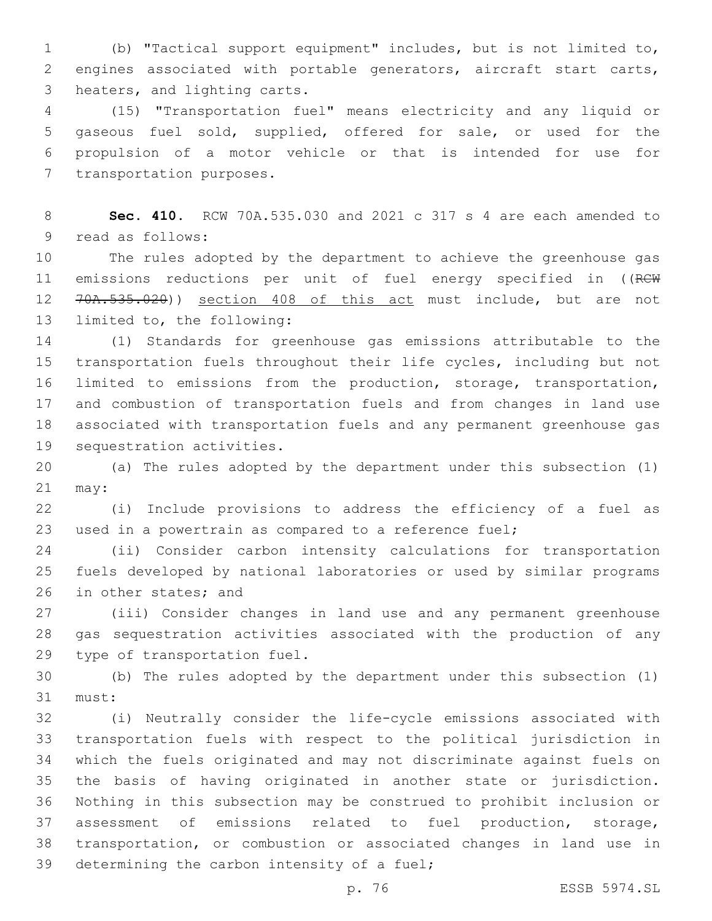(b) "Tactical support equipment" includes, but is not limited to, engines associated with portable generators, aircraft start carts, heaters, and lighting carts.

(15) "Transportation fuel" means electricity and any liquid or gaseous fuel sold, supplied, offered for sale, or used for the propulsion of a motor vehicle or that is intended for use for transportation purposes.

**Sec. 410.** RCW 70A.535.030 and 2021 c 317 s 4 are each amended to read as follows:

The rules adopted by the department to achieve the greenhouse gas emissions reductions per unit of fuel energy specified in ((~~RCW 70A.535.020~~)) section 408 of this act must include, but are not limited to, the following:

(1) Standards for greenhouse gas emissions attributable to the transportation fuels throughout their life cycles, including but not limited to emissions from the production, storage, transportation, and combustion of transportation fuels and from changes in land use associated with transportation fuels and any permanent greenhouse gas sequestration activities.

(a) The rules adopted by the department under this subsection (1) may:

(i) Include provisions to address the efficiency of a fuel as used in a powertrain as compared to a reference fuel;

(ii) Consider carbon intensity calculations for transportation fuels developed by national laboratories or used by similar programs in other states; and

(iii) Consider changes in land use and any permanent greenhouse gas sequestration activities associated with the production of any type of transportation fuel.

(b) The rules adopted by the department under this subsection (1) must:

(i) Neutrally consider the life-cycle emissions associated with transportation fuels with respect to the political jurisdiction in which the fuels originated and may not discriminate against fuels on the basis of having originated in another state or jurisdiction. Nothing in this subsection may be construed to prohibit inclusion or assessment of emissions related to fuel production, storage, transportation, or combustion or associated changes in land use in determining the carbon intensity of a fuel;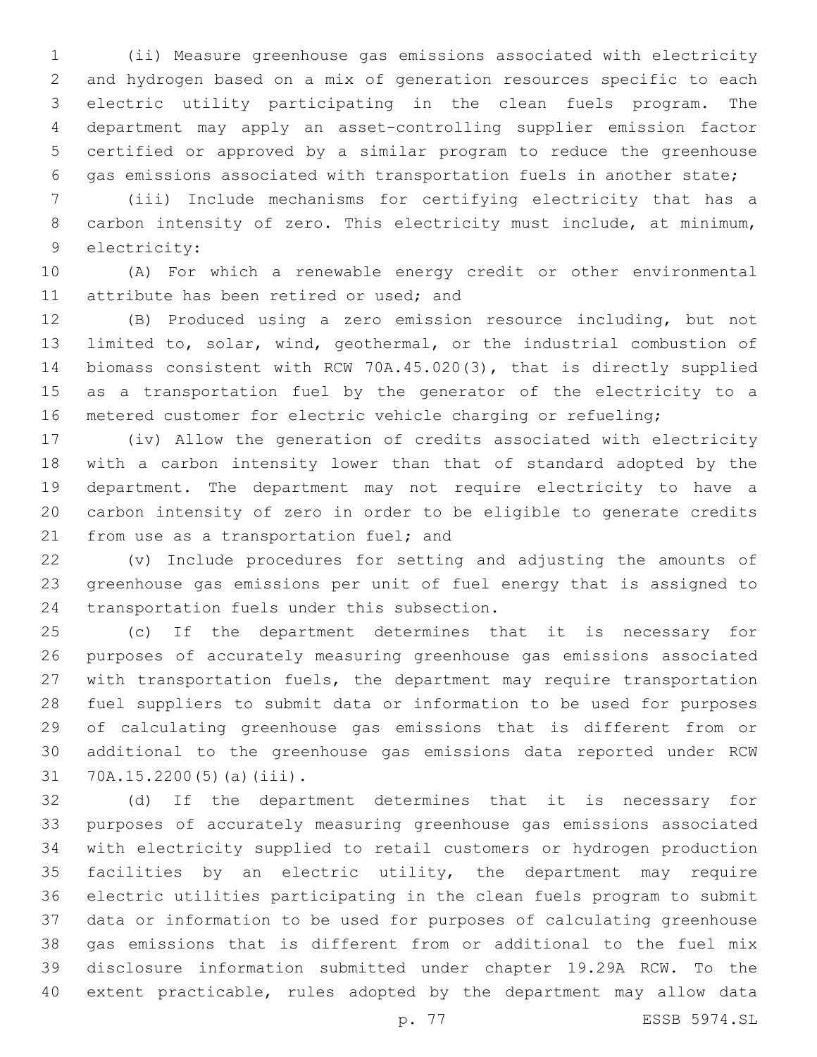(ii) Measure greenhouse gas emissions associated with electricity and hydrogen based on a mix of generation resources specific to each electric utility participating in the clean fuels program. The department may apply an asset-controlling supplier emission factor certified or approved by a similar program to reduce the greenhouse gas emissions associated with transportation fuels in another state;

(iii) Include mechanisms for certifying electricity that has a carbon intensity of zero. This electricity must include, at minimum, electricity:

(A) For which a renewable energy credit or other environmental attribute has been retired or used; and

(B) Produced using a zero emission resource including, but not limited to, solar, wind, geothermal, or the industrial combustion of biomass consistent with RCW 70A.45.020(3), that is directly supplied as a transportation fuel by the generator of the electricity to a metered customer for electric vehicle charging or refueling;

(iv) Allow the generation of credits associated with electricity with a carbon intensity lower than that of standard adopted by the department. The department may not require electricity to have a carbon intensity of zero in order to be eligible to generate credits from use as a transportation fuel; and

(v) Include procedures for setting and adjusting the amounts of greenhouse gas emissions per unit of fuel energy that is assigned to transportation fuels under this subsection.

(c) If the department determines that it is necessary for purposes of accurately measuring greenhouse gas emissions associated with transportation fuels, the department may require transportation fuel suppliers to submit data or information to be used for purposes of calculating greenhouse gas emissions that is different from or additional to the greenhouse gas emissions data reported under RCW 70A.15.2200(5)(a)(iii).

(d) If the department determines that it is necessary for purposes of accurately measuring greenhouse gas emissions associated with electricity supplied to retail customers or hydrogen production facilities by an electric utility, the department may require electric utilities participating in the clean fuels program to submit data or information to be used for purposes of calculating greenhouse gas emissions that is different from or additional to the fuel mix disclosure information submitted under chapter 19.29A RCW. To the extent practicable, rules adopted by the department may allow data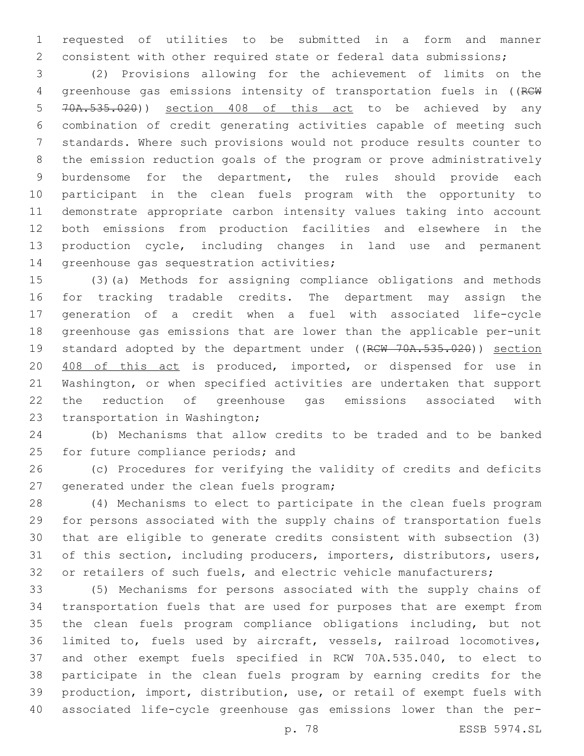requested of utilities to be submitted in a form and manner consistent with other required state or federal data submissions;

(2) Provisions allowing for the achievement of limits on the greenhouse gas emissions intensity of transportation fuels in ((~~RCW 70A.535.020~~)) section 408 of this act to be achieved by any combination of credit generating activities capable of meeting such standards. Where such provisions would not produce results counter to the emission reduction goals of the program or prove administratively burdensome for the department, the rules should provide each participant in the clean fuels program with the opportunity to demonstrate appropriate carbon intensity values taking into account both emissions from production facilities and elsewhere in the production cycle, including changes in land use and permanent greenhouse gas sequestration activities;

(3)(a) Methods for assigning compliance obligations and methods for tracking tradable credits. The department may assign the generation of a credit when a fuel with associated life-cycle greenhouse gas emissions that are lower than the applicable per-unit standard adopted by the department under ((~~RCW 70A.535.020~~)) section 408 of this act is produced, imported, or dispensed for use in Washington, or when specified activities are undertaken that support the reduction of greenhouse gas emissions associated with transportation in Washington;

(b) Mechanisms that allow credits to be traded and to be banked for future compliance periods; and

(c) Procedures for verifying the validity of credits and deficits generated under the clean fuels program;

(4) Mechanisms to elect to participate in the clean fuels program for persons associated with the supply chains of transportation fuels that are eligible to generate credits consistent with subsection (3) of this section, including producers, importers, distributors, users, or retailers of such fuels, and electric vehicle manufacturers;

(5) Mechanisms for persons associated with the supply chains of transportation fuels that are used for purposes that are exempt from the clean fuels program compliance obligations including, but not limited to, fuels used by aircraft, vessels, railroad locomotives, and other exempt fuels specified in RCW 70A.535.040, to elect to participate in the clean fuels program by earning credits for the production, import, distribution, use, or retail of exempt fuels with associated life-cycle greenhouse gas emissions lower than the per-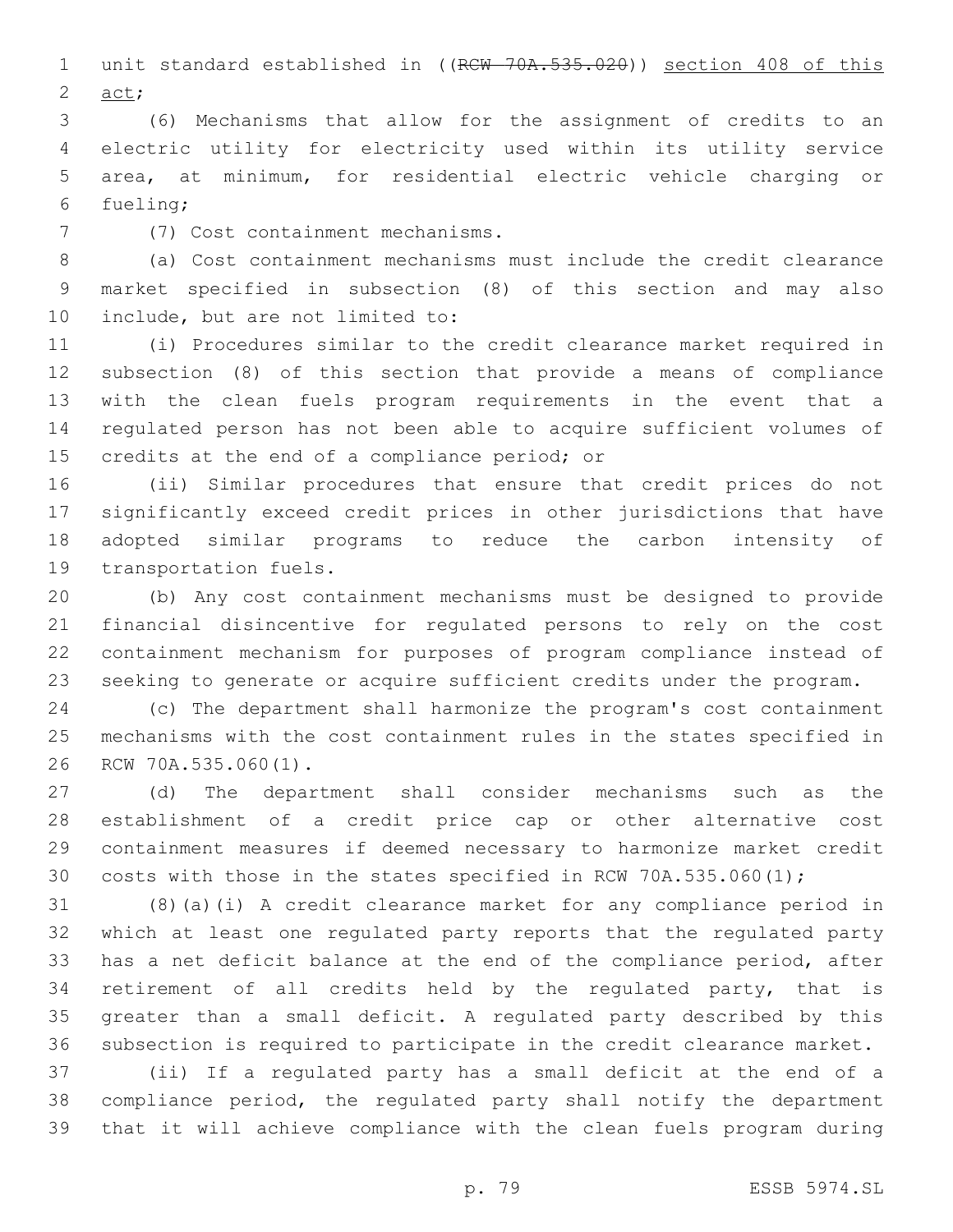unit standard established in ((~~RCW 70A.535.020~~)) section 408 of this act;

(6) Mechanisms that allow for the assignment of credits to an electric utility for electricity used within its utility service area, at minimum, for residential electric vehicle charging or fueling;

(7) Cost containment mechanisms.

(a) Cost containment mechanisms must include the credit clearance market specified in subsection (8) of this section and may also include, but are not limited to:

(i) Procedures similar to the credit clearance market required in subsection (8) of this section that provide a means of compliance with the clean fuels program requirements in the event that a regulated person has not been able to acquire sufficient volumes of credits at the end of a compliance period; or

(ii) Similar procedures that ensure that credit prices do not significantly exceed credit prices in other jurisdictions that have adopted similar programs to reduce the carbon intensity of transportation fuels.

(b) Any cost containment mechanisms must be designed to provide financial disincentive for regulated persons to rely on the cost containment mechanism for purposes of program compliance instead of seeking to generate or acquire sufficient credits under the program.

(c) The department shall harmonize the program's cost containment mechanisms with the cost containment rules in the states specified in RCW 70A.535.060(1).

(d) The department shall consider mechanisms such as the establishment of a credit price cap or other alternative cost containment measures if deemed necessary to harmonize market credit costs with those in the states specified in RCW 70A.535.060(1);

(8)(a)(i) A credit clearance market for any compliance period in which at least one regulated party reports that the regulated party has a net deficit balance at the end of the compliance period, after retirement of all credits held by the regulated party, that is greater than a small deficit. A regulated party described by this subsection is required to participate in the credit clearance market.

(ii) If a regulated party has a small deficit at the end of a compliance period, the regulated party shall notify the department that it will achieve compliance with the clean fuels program during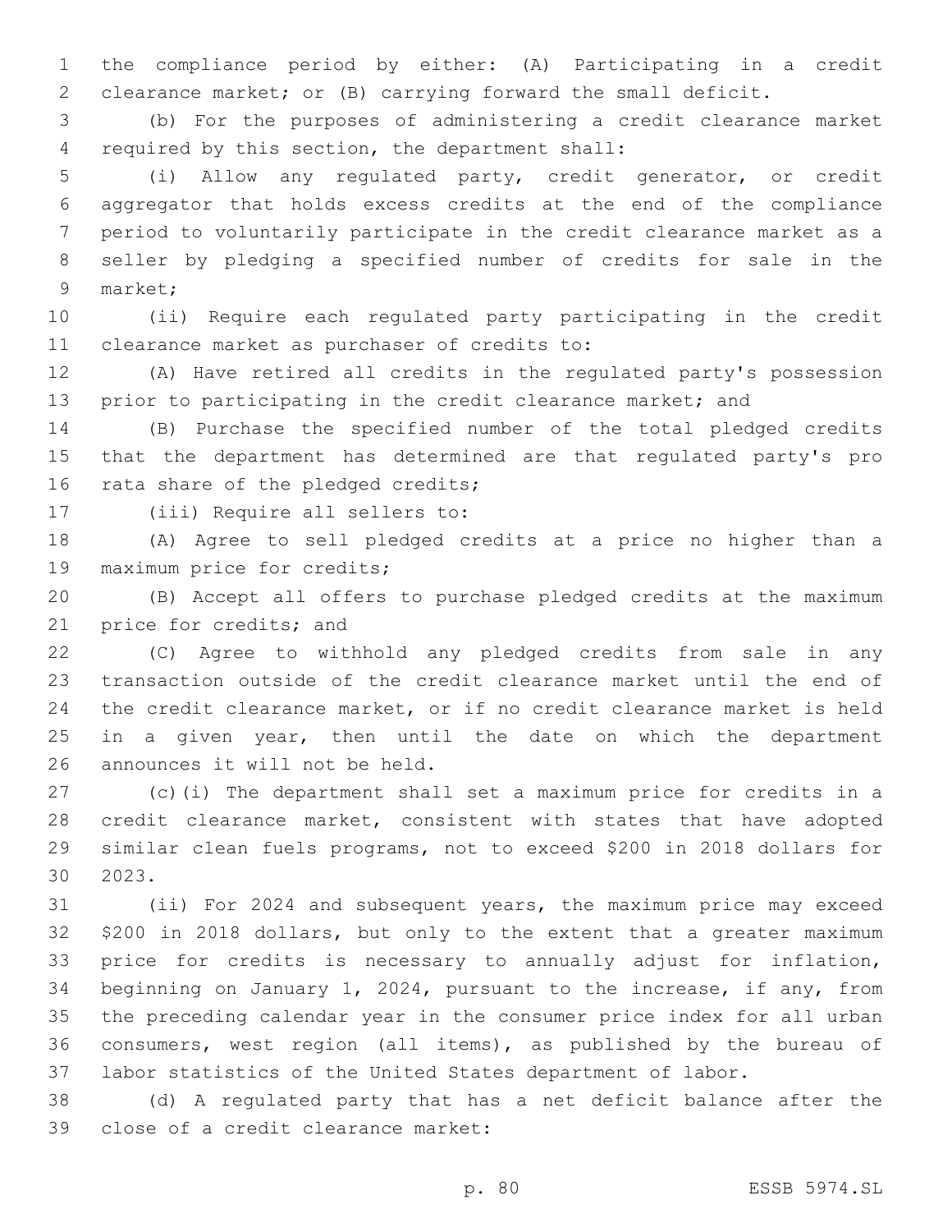the compliance period by either: (A) Participating in a credit clearance market; or (B) carrying forward the small deficit.

(b) For the purposes of administering a credit clearance market required by this section, the department shall:

(i) Allow any regulated party, credit generator, or credit aggregator that holds excess credits at the end of the compliance period to voluntarily participate in the credit clearance market as a seller by pledging a specified number of credits for sale in the market;

(ii) Require each regulated party participating in the credit clearance market as purchaser of credits to:

(A) Have retired all credits in the regulated party's possession prior to participating in the credit clearance market; and

(B) Purchase the specified number of the total pledged credits that the department has determined are that regulated party's pro rata share of the pledged credits;

(iii) Require all sellers to:

(A) Agree to sell pledged credits at a price no higher than a maximum price for credits;

(B) Accept all offers to purchase pledged credits at the maximum price for credits; and

(C) Agree to withhold any pledged credits from sale in any transaction outside of the credit clearance market until the end of the credit clearance market, or if no credit clearance market is held in a given year, then until the date on which the department announces it will not be held.

(c)(i) The department shall set a maximum price for credits in a credit clearance market, consistent with states that have adopted similar clean fuels programs, not to exceed $200 in 2018 dollars for 2023.

(ii) For 2024 and subsequent years, the maximum price may exceed $200 in 2018 dollars, but only to the extent that a greater maximum price for credits is necessary to annually adjust for inflation, beginning on January 1, 2024, pursuant to the increase, if any, from the preceding calendar year in the consumer price index for all urban consumers, west region (all items), as published by the bureau of labor statistics of the United States department of labor.

(d) A regulated party that has a net deficit balance after the close of a credit clearance market: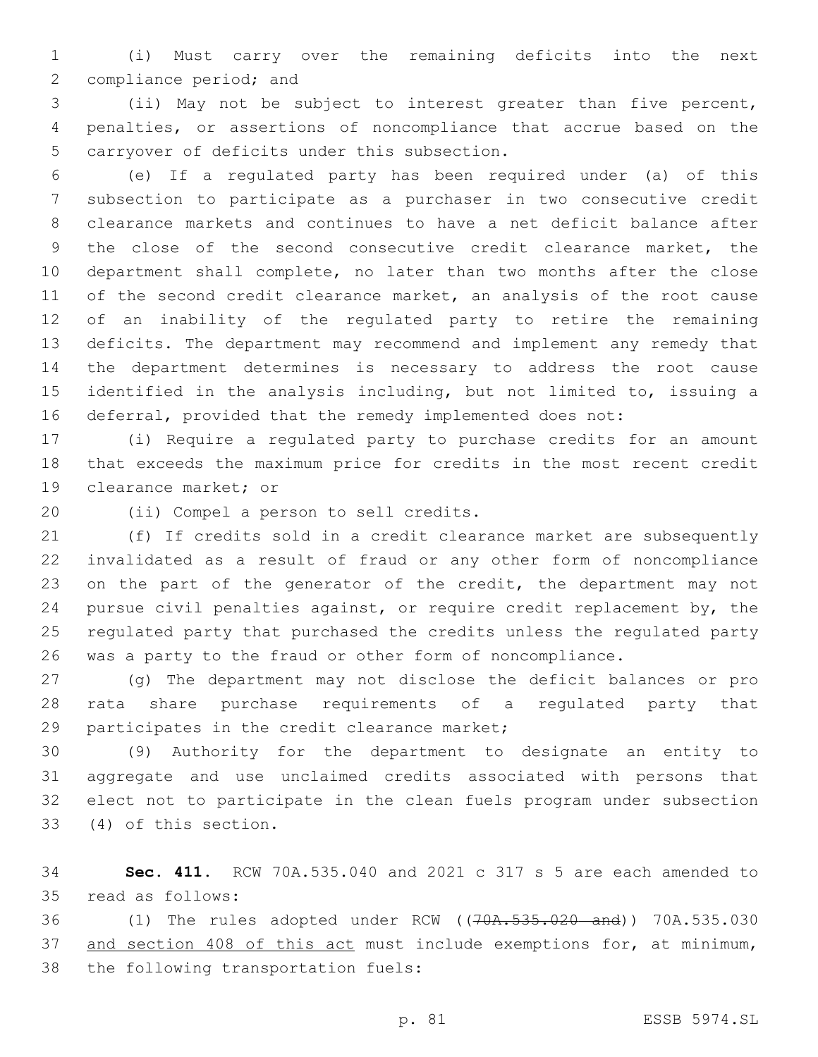(i) Must carry over the remaining deficits into the next compliance period; and

(ii) May not be subject to interest greater than five percent, penalties, or assertions of noncompliance that accrue based on the carryover of deficits under this subsection.

(e) If a regulated party has been required under (a) of this subsection to participate as a purchaser in two consecutive credit clearance markets and continues to have a net deficit balance after the close of the second consecutive credit clearance market, the department shall complete, no later than two months after the close of the second credit clearance market, an analysis of the root cause of an inability of the regulated party to retire the remaining deficits. The department may recommend and implement any remedy that the department determines is necessary to address the root cause identified in the analysis including, but not limited to, issuing a deferral, provided that the remedy implemented does not:

(i) Require a regulated party to purchase credits for an amount that exceeds the maximum price for credits in the most recent credit clearance market; or

(ii) Compel a person to sell credits.

(f) If credits sold in a credit clearance market are subsequently invalidated as a result of fraud or any other form of noncompliance on the part of the generator of the credit, the department may not pursue civil penalties against, or require credit replacement by, the regulated party that purchased the credits unless the regulated party was a party to the fraud or other form of noncompliance.

(g) The department may not disclose the deficit balances or pro rata share purchase requirements of a regulated party that participates in the credit clearance market;

(9) Authority for the department to designate an entity to aggregate and use unclaimed credits associated with persons that elect not to participate in the clean fuels program under subsection (4) of this section.

**Sec. 411.** RCW 70A.535.040 and 2021 c 317 s 5 are each amended to read as follows:

(1) The rules adopted under RCW ((~~70A.535.020 and~~)) 70A.535.030 <u>and section 408 of this act</u> must include exemptions for, at minimum, the following transportation fuels: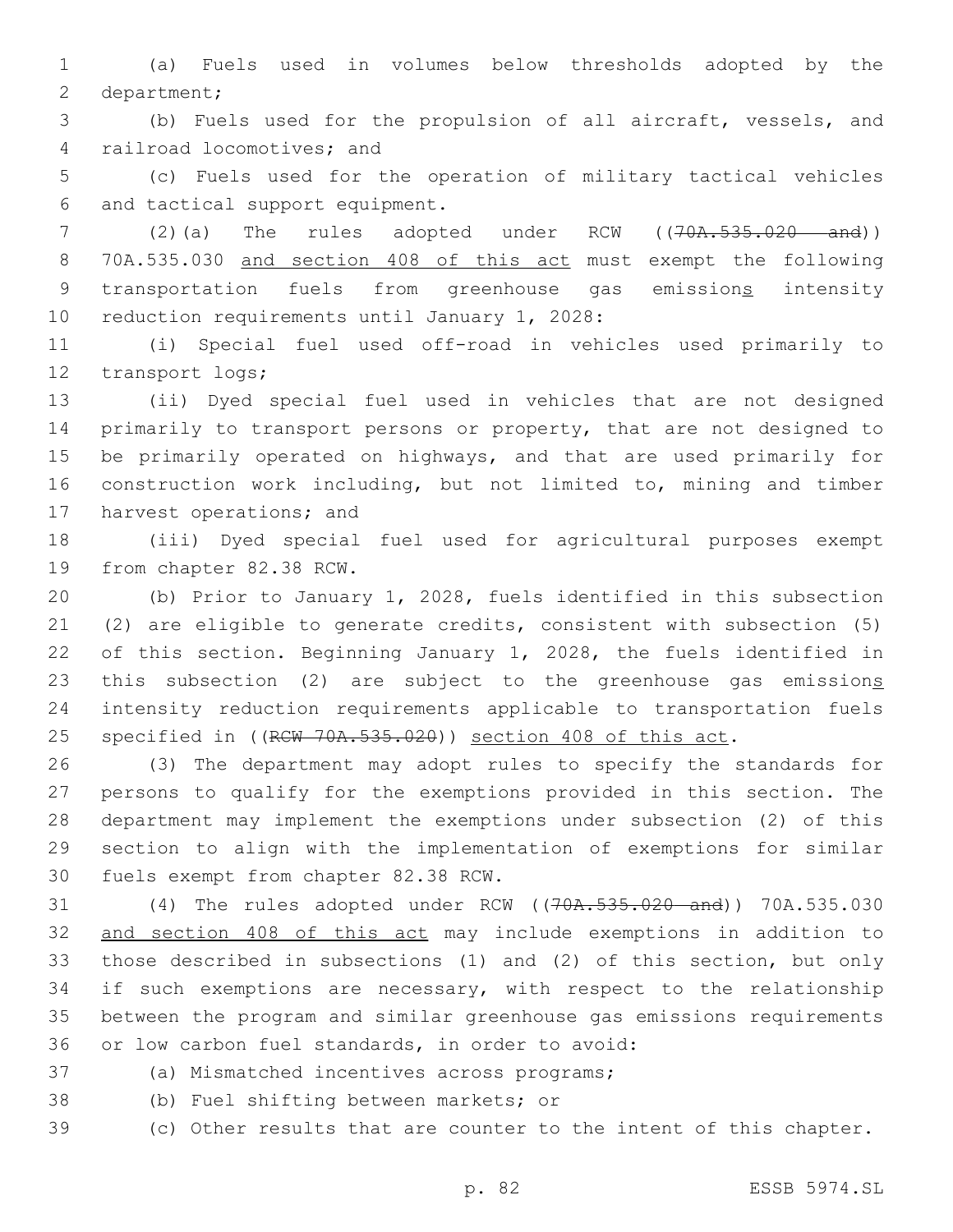(a) Fuels used in volumes below thresholds adopted by the department;

(b) Fuels used for the propulsion of all aircraft, vessels, and railroad locomotives; and

(c) Fuels used for the operation of military tactical vehicles and tactical support equipment.

(2)(a) The rules adopted under RCW ((~~70A.535.020 and~~)) 70A.535.030 <u>and section 408 of this act</u> must exempt the following transportation fuels from greenhouse gas emission<u>s</u> intensity reduction requirements until January 1, 2028:

(i) Special fuel used off-road in vehicles used primarily to transport logs;

(ii) Dyed special fuel used in vehicles that are not designed primarily to transport persons or property, that are not designed to be primarily operated on highways, and that are used primarily for construction work including, but not limited to, mining and timber harvest operations; and

(iii) Dyed special fuel used for agricultural purposes exempt from chapter 82.38 RCW.

(b) Prior to January 1, 2028, fuels identified in this subsection (2) are eligible to generate credits, consistent with subsection (5) of this section. Beginning January 1, 2028, the fuels identified in this subsection (2) are subject to the greenhouse gas emission<u>s</u> intensity reduction requirements applicable to transportation fuels specified in ((~~RCW 70A.535.020~~)) <u>section 408 of this act</u>.

(3) The department may adopt rules to specify the standards for persons to qualify for the exemptions provided in this section. The department may implement the exemptions under subsection (2) of this section to align with the implementation of exemptions for similar fuels exempt from chapter 82.38 RCW.

(4) The rules adopted under RCW ((~~70A.535.020 and~~)) 70A.535.030 <u>and section 408 of this act</u> may include exemptions in addition to those described in subsections (1) and (2) of this section, but only if such exemptions are necessary, with respect to the relationship between the program and similar greenhouse gas emissions requirements or low carbon fuel standards, in order to avoid:

(a) Mismatched incentives across programs;

(b) Fuel shifting between markets; or

(c) Other results that are counter to the intent of this chapter.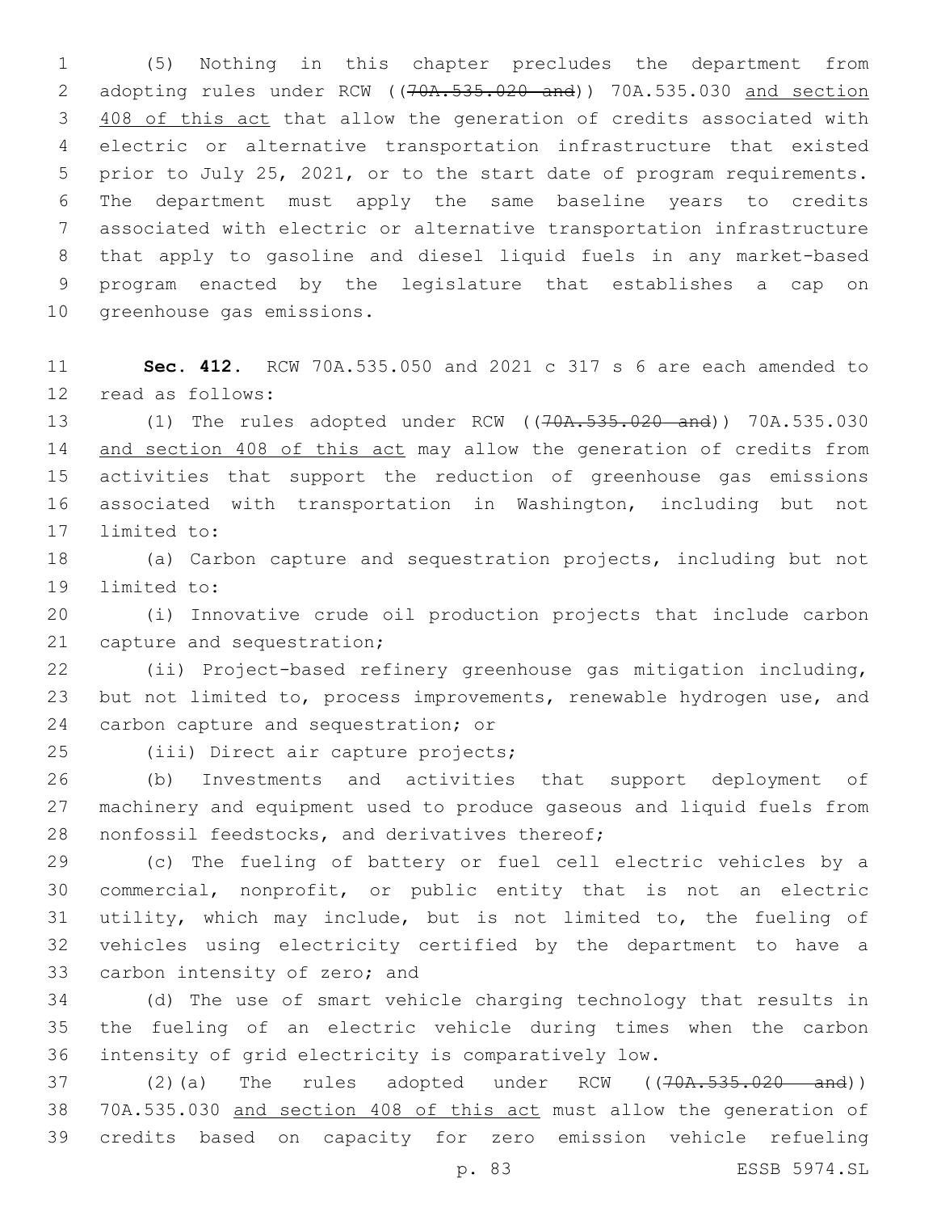(5) Nothing in this chapter precludes the department from adopting rules under RCW ((~~70A.535.020 and~~)) 70A.535.030 <u>and section 408 of this act</u> that allow the generation of credits associated with electric or alternative transportation infrastructure that existed prior to July 25, 2021, or to the start date of program requirements. The department must apply the same baseline years to credits associated with electric or alternative transportation infrastructure that apply to gasoline and diesel liquid fuels in any market-based program enacted by the legislature that establishes a cap on greenhouse gas emissions.

**Sec. 412.** RCW 70A.535.050 and 2021 c 317 s 6 are each amended to read as follows:

(1) The rules adopted under RCW ((~~70A.535.020 and~~)) 70A.535.030 <u>and section 408 of this act</u> may allow the generation of credits from activities that support the reduction of greenhouse gas emissions associated with transportation in Washington, including but not limited to:

(a) Carbon capture and sequestration projects, including but not limited to:

(i) Innovative crude oil production projects that include carbon capture and sequestration;

(ii) Project-based refinery greenhouse gas mitigation including, but not limited to, process improvements, renewable hydrogen use, and carbon capture and sequestration; or

(iii) Direct air capture projects;

(b) Investments and activities that support deployment of machinery and equipment used to produce gaseous and liquid fuels from nonfossil feedstocks, and derivatives thereof;

(c) The fueling of battery or fuel cell electric vehicles by a commercial, nonprofit, or public entity that is not an electric utility, which may include, but is not limited to, the fueling of vehicles using electricity certified by the department to have a carbon intensity of zero; and

(d) The use of smart vehicle charging technology that results in the fueling of an electric vehicle during times when the carbon intensity of grid electricity is comparatively low.

(2)(a) The rules adopted under RCW ((~~70A.535.020 and~~)) 70A.535.030 <u>and section 408 of this act</u> must allow the generation of credits based on capacity for zero emission vehicle refueling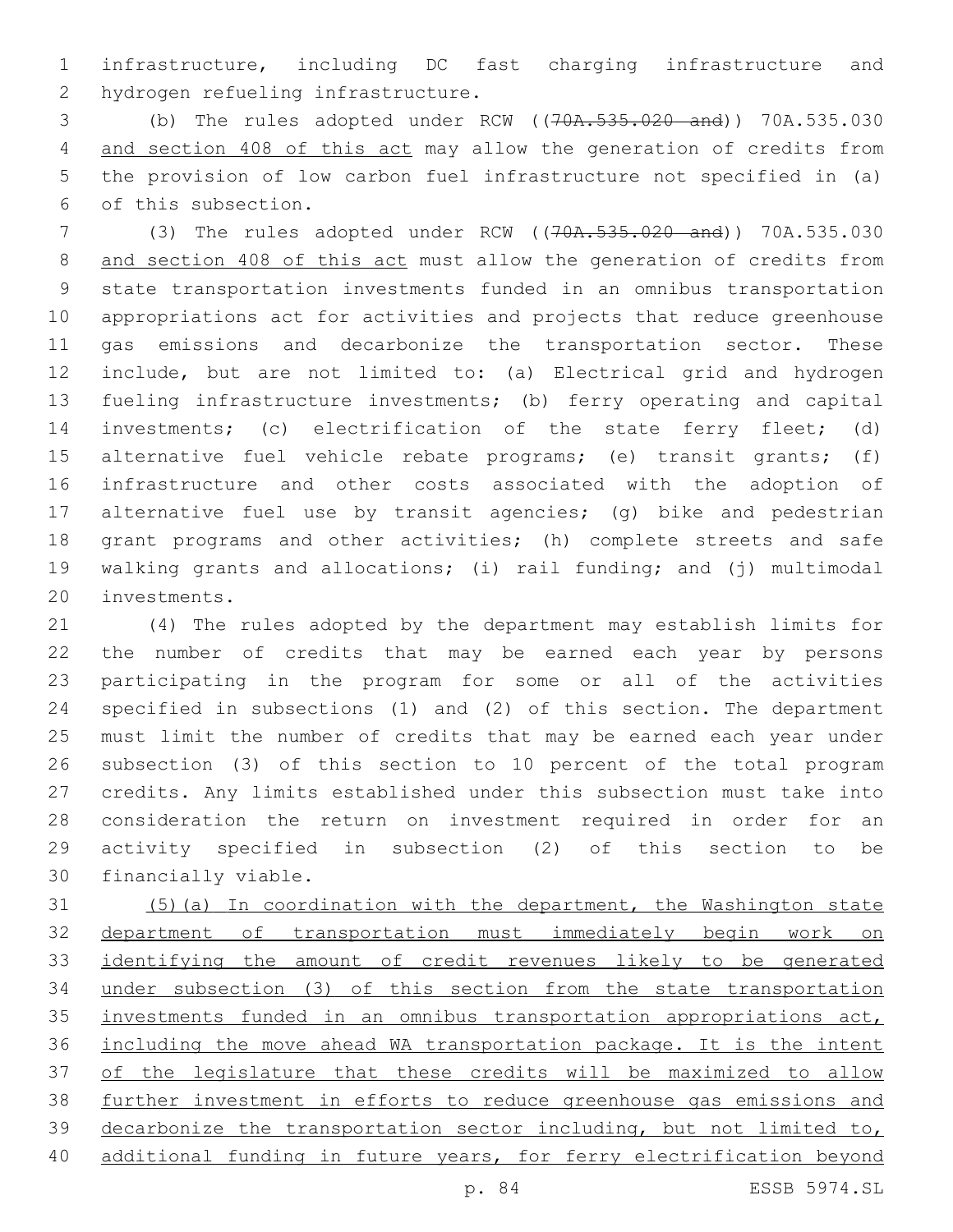infrastructure, including DC fast charging infrastructure and hydrogen refueling infrastructure.

(b) The rules adopted under RCW ((~~70A.535.020 and~~)) 70A.535.030 <u>and section 408 of this act</u> may allow the generation of credits from the provision of low carbon fuel infrastructure not specified in (a) of this subsection.

(3) The rules adopted under RCW ((~~70A.535.020 and~~)) 70A.535.030 <u>and section 408 of this act</u> must allow the generation of credits from state transportation investments funded in an omnibus transportation appropriations act for activities and projects that reduce greenhouse gas emissions and decarbonize the transportation sector. These include, but are not limited to: (a) Electrical grid and hydrogen fueling infrastructure investments; (b) ferry operating and capital investments; (c) electrification of the state ferry fleet; (d) alternative fuel vehicle rebate programs; (e) transit grants; (f) infrastructure and other costs associated with the adoption of alternative fuel use by transit agencies; (g) bike and pedestrian grant programs and other activities; (h) complete streets and safe walking grants and allocations; (i) rail funding; and (j) multimodal investments.

(4) The rules adopted by the department may establish limits for the number of credits that may be earned each year by persons participating in the program for some or all of the activities specified in subsections (1) and (2) of this section. The department must limit the number of credits that may be earned each year under subsection (3) of this section to 10 percent of the total program credits. Any limits established under this subsection must take into consideration the return on investment required in order for an activity specified in subsection (2) of this section to be financially viable.

<u>(5)(a) In coordination with the department, the Washington state department of transportation must immediately begin work on identifying the amount of credit revenues likely to be generated under subsection (3) of this section from the state transportation investments funded in an omnibus transportation appropriations act, including the move ahead WA transportation package. It is the intent of the legislature that these credits will be maximized to allow further investment in efforts to reduce greenhouse gas emissions and decarbonize the transportation sector including, but not limited to, additional funding in future years, for ferry electrification beyond</u>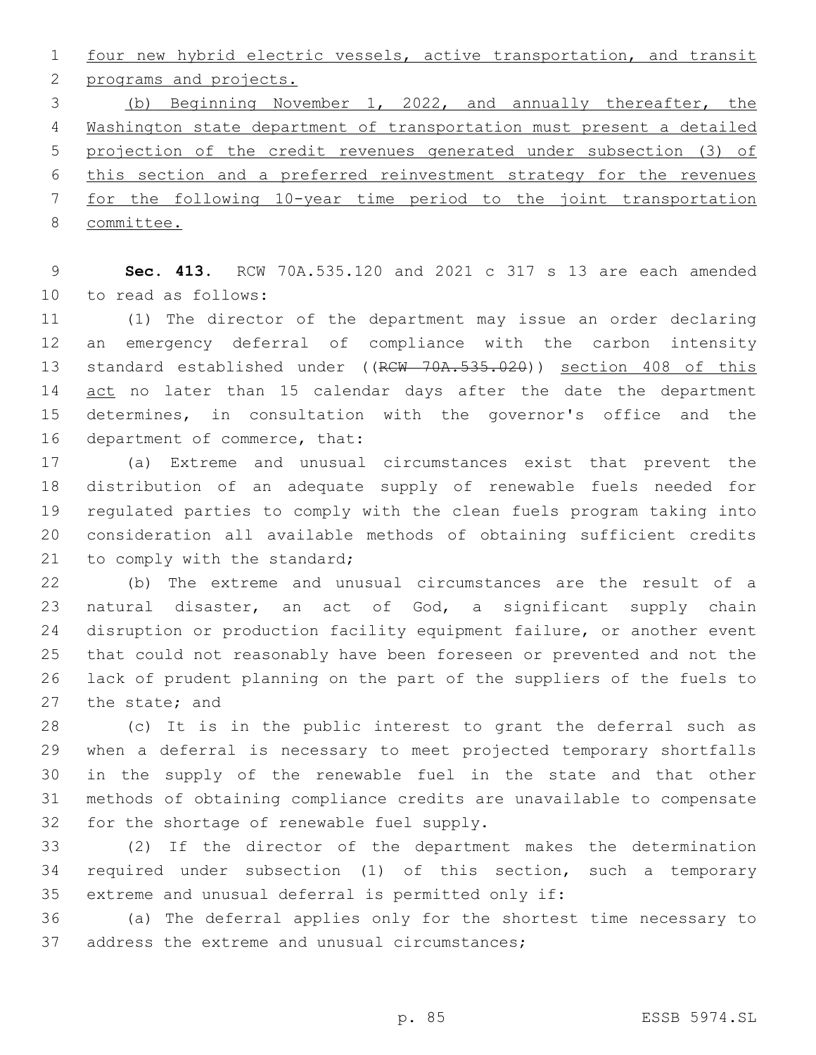four new hybrid electric vessels, active transportation, and transit programs and projects.

(b) Beginning November 1, 2022, and annually thereafter, the Washington state department of transportation must present a detailed projection of the credit revenues generated under subsection (3) of this section and a preferred reinvestment strategy for the revenues for the following 10-year time period to the joint transportation committee.

**Sec. 413.** RCW 70A.535.120 and 2021 c 317 s 13 are each amended to read as follows:

(1) The director of the department may issue an order declaring an emergency deferral of compliance with the carbon intensity standard established under ((~~RCW 70A.535.020~~)) section 408 of this act no later than 15 calendar days after the date the department determines, in consultation with the governor's office and the department of commerce, that:

(a) Extreme and unusual circumstances exist that prevent the distribution of an adequate supply of renewable fuels needed for regulated parties to comply with the clean fuels program taking into consideration all available methods of obtaining sufficient credits to comply with the standard;

(b) The extreme and unusual circumstances are the result of a natural disaster, an act of God, a significant supply chain disruption or production facility equipment failure, or another event that could not reasonably have been foreseen or prevented and not the lack of prudent planning on the part of the suppliers of the fuels to the state; and

(c) It is in the public interest to grant the deferral such as when a deferral is necessary to meet projected temporary shortfalls in the supply of the renewable fuel in the state and that other methods of obtaining compliance credits are unavailable to compensate for the shortage of renewable fuel supply.

(2) If the director of the department makes the determination required under subsection (1) of this section, such a temporary extreme and unusual deferral is permitted only if:

(a) The deferral applies only for the shortest time necessary to address the extreme and unusual circumstances;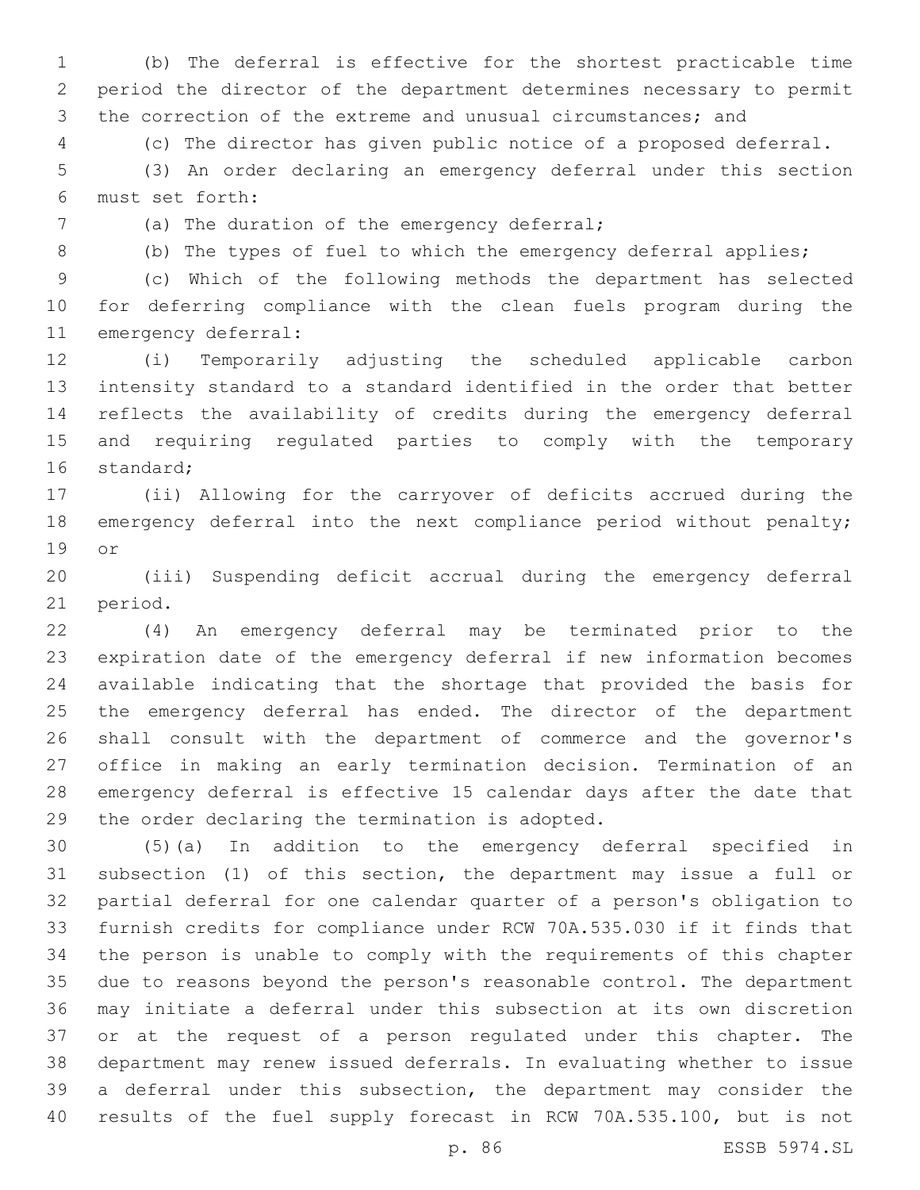(b) The deferral is effective for the shortest practicable time period the director of the department determines necessary to permit the correction of the extreme and unusual circumstances; and

(c) The director has given public notice of a proposed deferral.

(3) An order declaring an emergency deferral under this section must set forth:

(a) The duration of the emergency deferral;

(b) The types of fuel to which the emergency deferral applies;

(c) Which of the following methods the department has selected for deferring compliance with the clean fuels program during the emergency deferral:

(i) Temporarily adjusting the scheduled applicable carbon intensity standard to a standard identified in the order that better reflects the availability of credits during the emergency deferral and requiring regulated parties to comply with the temporary standard;

(ii) Allowing for the carryover of deficits accrued during the emergency deferral into the next compliance period without penalty; or

(iii) Suspending deficit accrual during the emergency deferral period.

(4) An emergency deferral may be terminated prior to the expiration date of the emergency deferral if new information becomes available indicating that the shortage that provided the basis for the emergency deferral has ended. The director of the department shall consult with the department of commerce and the governor's office in making an early termination decision. Termination of an emergency deferral is effective 15 calendar days after the date that the order declaring the termination is adopted.

(5)(a) In addition to the emergency deferral specified in subsection (1) of this section, the department may issue a full or partial deferral for one calendar quarter of a person's obligation to furnish credits for compliance under RCW 70A.535.030 if it finds that the person is unable to comply with the requirements of this chapter due to reasons beyond the person's reasonable control. The department may initiate a deferral under this subsection at its own discretion or at the request of a person regulated under this chapter. The department may renew issued deferrals. In evaluating whether to issue a deferral under this subsection, the department may consider the results of the fuel supply forecast in RCW 70A.535.100, but is not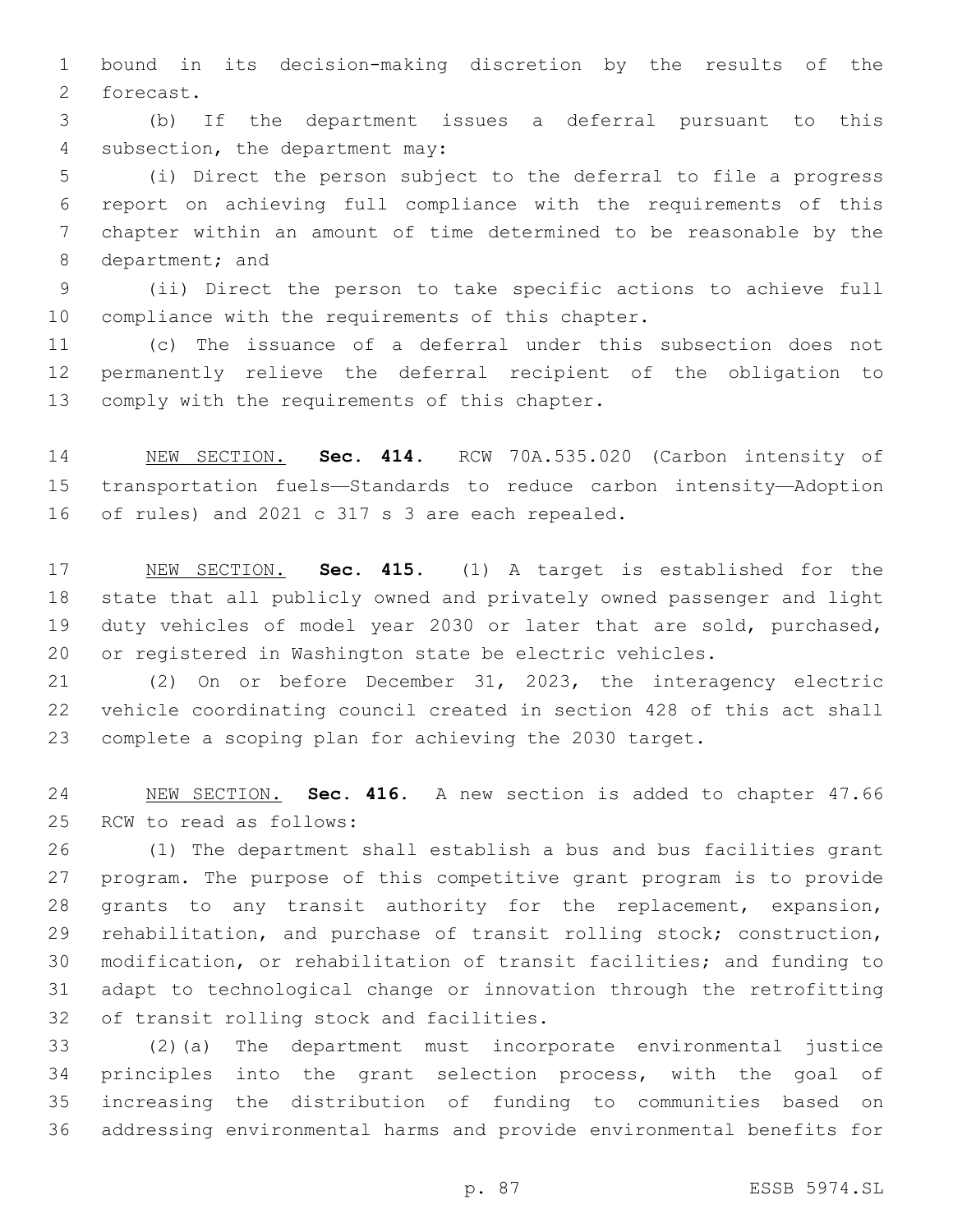bound in its decision-making discretion by the results of the forecast.

(b) If the department issues a deferral pursuant to this subsection, the department may:

(i) Direct the person subject to the deferral to file a progress report on achieving full compliance with the requirements of this chapter within an amount of time determined to be reasonable by the department; and

(ii) Direct the person to take specific actions to achieve full compliance with the requirements of this chapter.

(c) The issuance of a deferral under this subsection does not permanently relieve the deferral recipient of the obligation to comply with the requirements of this chapter.

NEW SECTION. **Sec. 414.** RCW 70A.535.020 (Carbon intensity of transportation fuels—Standards to reduce carbon intensity—Adoption of rules) and 2021 c 317 s 3 are each repealed.

NEW SECTION. **Sec. 415.** (1) A target is established for the state that all publicly owned and privately owned passenger and light duty vehicles of model year 2030 or later that are sold, purchased, or registered in Washington state be electric vehicles.

(2) On or before December 31, 2023, the interagency electric vehicle coordinating council created in section 428 of this act shall complete a scoping plan for achieving the 2030 target.

NEW SECTION. **Sec. 416.** A new section is added to chapter 47.66 RCW to read as follows:

(1) The department shall establish a bus and bus facilities grant program. The purpose of this competitive grant program is to provide grants to any transit authority for the replacement, expansion, rehabilitation, and purchase of transit rolling stock; construction, modification, or rehabilitation of transit facilities; and funding to adapt to technological change or innovation through the retrofitting of transit rolling stock and facilities.

(2)(a) The department must incorporate environmental justice principles into the grant selection process, with the goal of increasing the distribution of funding to communities based on addressing environmental harms and provide environmental benefits for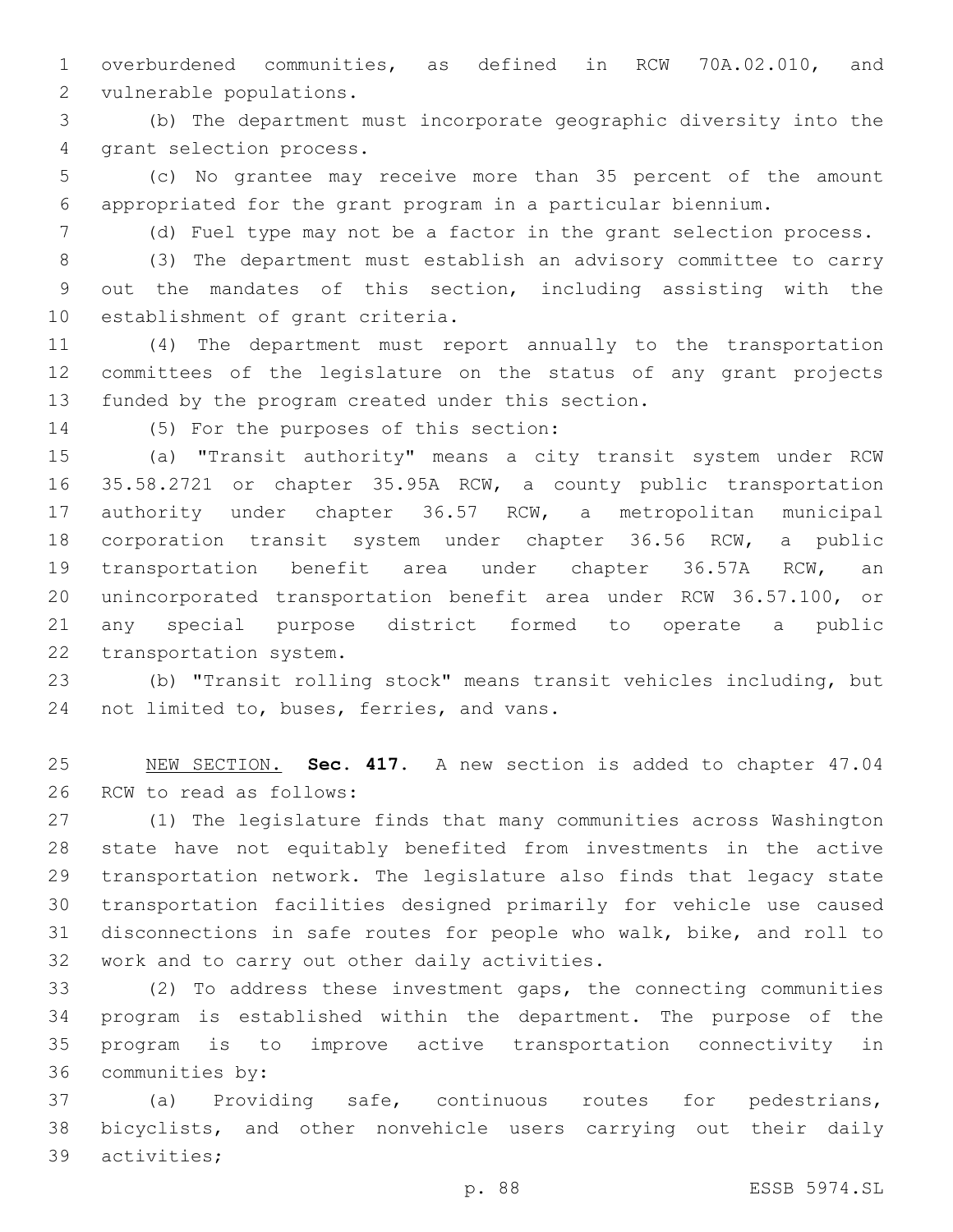overburdened communities, as defined in RCW 70A.02.010, and vulnerable populations.

(b) The department must incorporate geographic diversity into the grant selection process.

(c) No grantee may receive more than 35 percent of the amount appropriated for the grant program in a particular biennium.

(d) Fuel type may not be a factor in the grant selection process.

(3) The department must establish an advisory committee to carry out the mandates of this section, including assisting with the establishment of grant criteria.

(4) The department must report annually to the transportation committees of the legislature on the status of any grant projects funded by the program created under this section.

(5) For the purposes of this section:

(a) "Transit authority" means a city transit system under RCW 35.58.2721 or chapter 35.95A RCW, a county public transportation authority under chapter 36.57 RCW, a metropolitan municipal corporation transit system under chapter 36.56 RCW, a public transportation benefit area under chapter 36.57A RCW, an unincorporated transportation benefit area under RCW 36.57.100, or any special purpose district formed to operate a public transportation system.

(b) "Transit rolling stock" means transit vehicles including, but not limited to, buses, ferries, and vans.

NEW SECTION. **Sec. 417.** A new section is added to chapter 47.04 RCW to read as follows:

(1) The legislature finds that many communities across Washington state have not equitably benefited from investments in the active transportation network. The legislature also finds that legacy state transportation facilities designed primarily for vehicle use caused disconnections in safe routes for people who walk, bike, and roll to work and to carry out other daily activities.

(2) To address these investment gaps, the connecting communities program is established within the department. The purpose of the program is to improve active transportation connectivity in communities by:

(a) Providing safe, continuous routes for pedestrians, bicyclists, and other nonvehicle users carrying out their daily activities;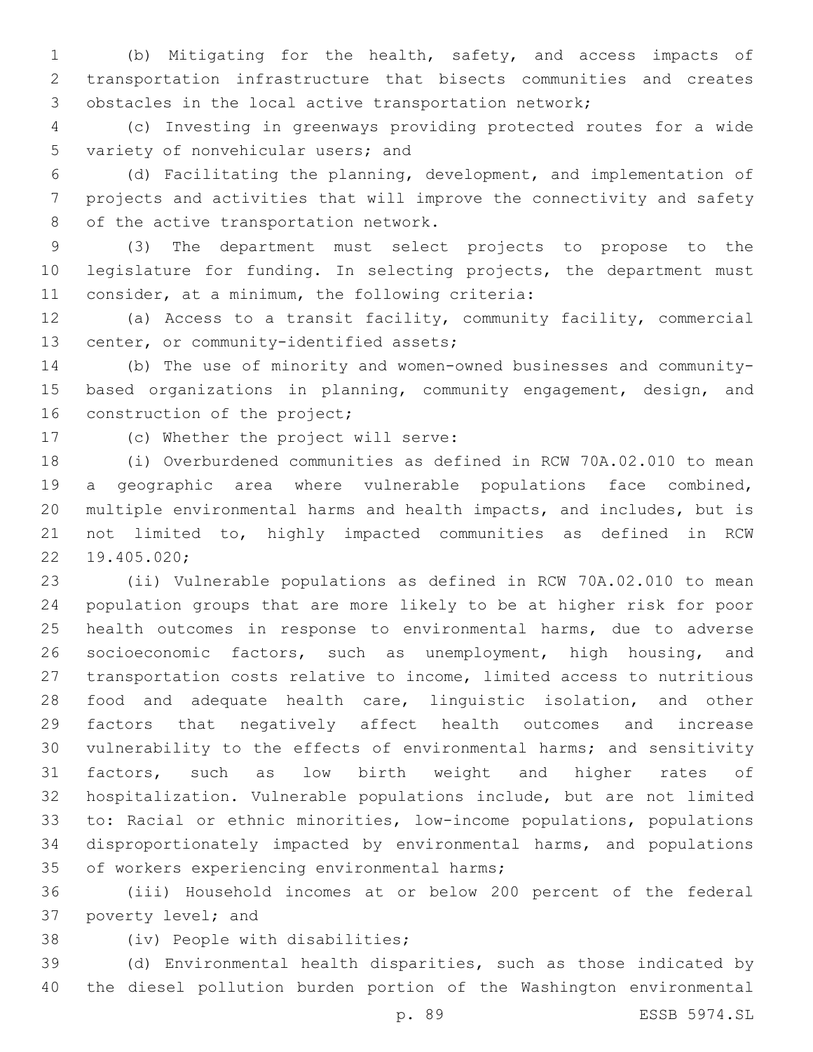(b) Mitigating for the health, safety, and access impacts of transportation infrastructure that bisects communities and creates obstacles in the local active transportation network;

(c) Investing in greenways providing protected routes for a wide variety of nonvehicular users; and

(d) Facilitating the planning, development, and implementation of projects and activities that will improve the connectivity and safety of the active transportation network.

(3) The department must select projects to propose to the legislature for funding. In selecting projects, the department must consider, at a minimum, the following criteria:

(a) Access to a transit facility, community facility, commercial center, or community-identified assets;

(b) The use of minority and women-owned businesses and community-based organizations in planning, community engagement, design, and construction of the project;

(c) Whether the project will serve:

(i) Overburdened communities as defined in RCW 70A.02.010 to mean a geographic area where vulnerable populations face combined, multiple environmental harms and health impacts, and includes, but is not limited to, highly impacted communities as defined in RCW 19.405.020;

(ii) Vulnerable populations as defined in RCW 70A.02.010 to mean population groups that are more likely to be at higher risk for poor health outcomes in response to environmental harms, due to adverse socioeconomic factors, such as unemployment, high housing, and transportation costs relative to income, limited access to nutritious food and adequate health care, linguistic isolation, and other factors that negatively affect health outcomes and increase vulnerability to the effects of environmental harms; and sensitivity factors, such as low birth weight and higher rates of hospitalization. Vulnerable populations include, but are not limited to: Racial or ethnic minorities, low-income populations, populations disproportionately impacted by environmental harms, and populations of workers experiencing environmental harms;

(iii) Household incomes at or below 200 percent of the federal poverty level; and

(iv) People with disabilities;

(d) Environmental health disparities, such as those indicated by the diesel pollution burden portion of the Washington environmental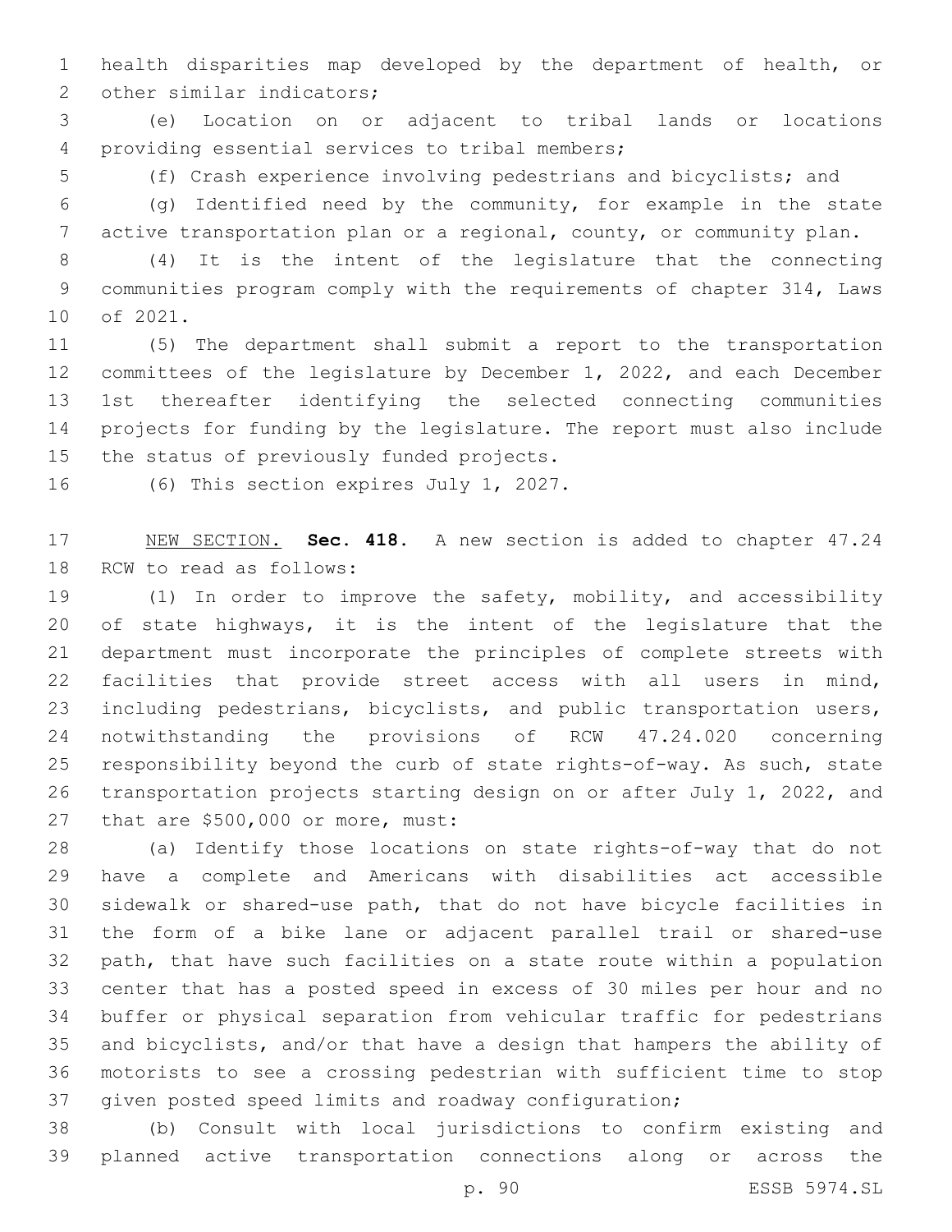health disparities map developed by the department of health, or other similar indicators;

(e) Location on or adjacent to tribal lands or locations providing essential services to tribal members;

(f) Crash experience involving pedestrians and bicyclists; and

(g) Identified need by the community, for example in the state active transportation plan or a regional, county, or community plan.

(4) It is the intent of the legislature that the connecting communities program comply with the requirements of chapter 314, Laws of 2021.

(5) The department shall submit a report to the transportation committees of the legislature by December 1, 2022, and each December 1st thereafter identifying the selected connecting communities projects for funding by the legislature. The report must also include the status of previously funded projects.

(6) This section expires July 1, 2027.

NEW SECTION. **Sec. 418.** A new section is added to chapter 47.24 RCW to read as follows:

(1) In order to improve the safety, mobility, and accessibility of state highways, it is the intent of the legislature that the department must incorporate the principles of complete streets with facilities that provide street access with all users in mind, including pedestrians, bicyclists, and public transportation users, notwithstanding the provisions of RCW 47.24.020 concerning responsibility beyond the curb of state rights-of-way. As such, state transportation projects starting design on or after July 1, 2022, and that are $500,000 or more, must:

(a) Identify those locations on state rights-of-way that do not have a complete and Americans with disabilities act accessible sidewalk or shared-use path, that do not have bicycle facilities in the form of a bike lane or adjacent parallel trail or shared-use path, that have such facilities on a state route within a population center that has a posted speed in excess of 30 miles per hour and no buffer or physical separation from vehicular traffic for pedestrians and bicyclists, and/or that have a design that hampers the ability of motorists to see a crossing pedestrian with sufficient time to stop given posted speed limits and roadway configuration;

(b) Consult with local jurisdictions to confirm existing and planned active transportation connections along or across the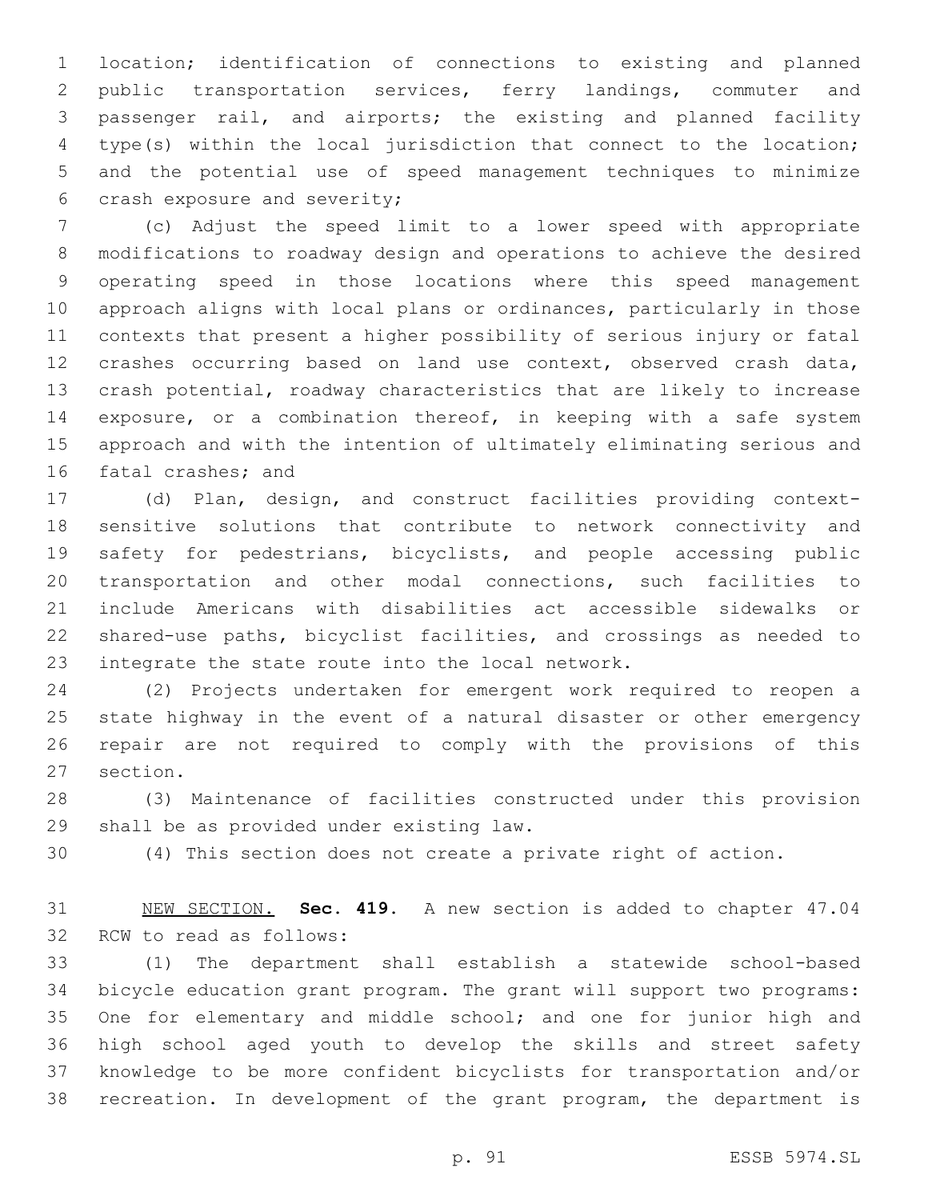location; identification of connections to existing and planned public transportation services, ferry landings, commuter and passenger rail, and airports; the existing and planned facility type(s) within the local jurisdiction that connect to the location; and the potential use of speed management techniques to minimize crash exposure and severity;

(c) Adjust the speed limit to a lower speed with appropriate modifications to roadway design and operations to achieve the desired operating speed in those locations where this speed management approach aligns with local plans or ordinances, particularly in those contexts that present a higher possibility of serious injury or fatal crashes occurring based on land use context, observed crash data, crash potential, roadway characteristics that are likely to increase exposure, or a combination thereof, in keeping with a safe system approach and with the intention of ultimately eliminating serious and fatal crashes; and

(d) Plan, design, and construct facilities providing context-sensitive solutions that contribute to network connectivity and safety for pedestrians, bicyclists, and people accessing public transportation and other modal connections, such facilities to include Americans with disabilities act accessible sidewalks or shared-use paths, bicyclist facilities, and crossings as needed to integrate the state route into the local network.

(2) Projects undertaken for emergent work required to reopen a state highway in the event of a natural disaster or other emergency repair are not required to comply with the provisions of this section.

(3) Maintenance of facilities constructed under this provision shall be as provided under existing law.

(4) This section does not create a private right of action.

NEW SECTION. **Sec. 419.** A new section is added to chapter 47.04 RCW to read as follows:

(1) The department shall establish a statewide school-based bicycle education grant program. The grant will support two programs: One for elementary and middle school; and one for junior high and high school aged youth to develop the skills and street safety knowledge to be more confident bicyclists for transportation and/or recreation. In development of the grant program, the department is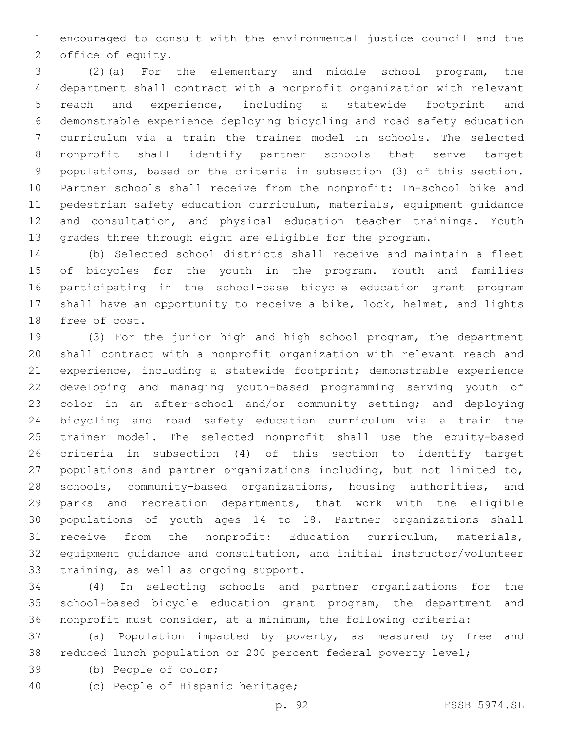encouraged to consult with the environmental justice council and the office of equity.

(2)(a) For the elementary and middle school program, the department shall contract with a nonprofit organization with relevant reach and experience, including a statewide footprint and demonstrable experience deploying bicycling and road safety education curriculum via a train the trainer model in schools. The selected nonprofit shall identify partner schools that serve target populations, based on the criteria in subsection (3) of this section. Partner schools shall receive from the nonprofit: In-school bike and pedestrian safety education curriculum, materials, equipment guidance and consultation, and physical education teacher trainings. Youth grades three through eight are eligible for the program.

(b) Selected school districts shall receive and maintain a fleet of bicycles for the youth in the program. Youth and families participating in the school-base bicycle education grant program shall have an opportunity to receive a bike, lock, helmet, and lights free of cost.

(3) For the junior high and high school program, the department shall contract with a nonprofit organization with relevant reach and experience, including a statewide footprint; demonstrable experience developing and managing youth-based programming serving youth of color in an after-school and/or community setting; and deploying bicycling and road safety education curriculum via a train the trainer model. The selected nonprofit shall use the equity-based criteria in subsection (4) of this section to identify target populations and partner organizations including, but not limited to, schools, community-based organizations, housing authorities, and parks and recreation departments, that work with the eligible populations of youth ages 14 to 18. Partner organizations shall receive from the nonprofit: Education curriculum, materials, equipment guidance and consultation, and initial instructor/volunteer training, as well as ongoing support.

(4) In selecting schools and partner organizations for the school-based bicycle education grant program, the department and nonprofit must consider, at a minimum, the following criteria:

(a) Population impacted by poverty, as measured by free and reduced lunch population or 200 percent federal poverty level;

(b) People of color;

(c) People of Hispanic heritage;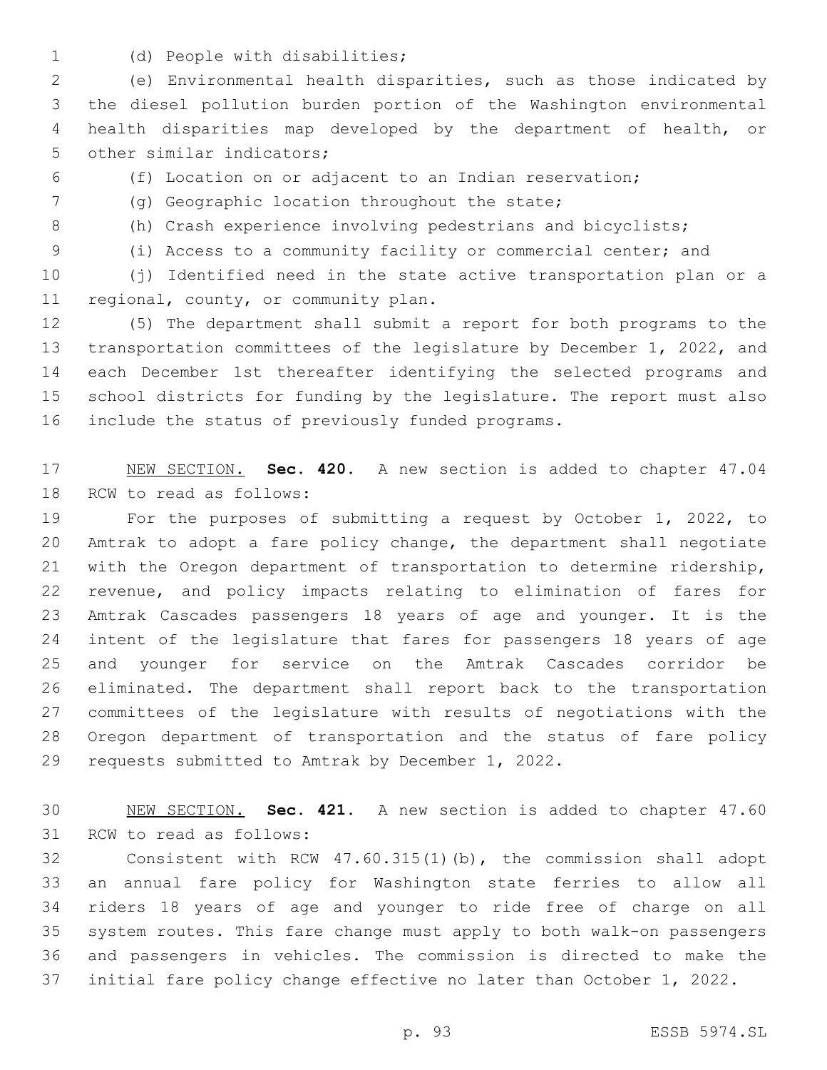(d) People with disabilities;

(e) Environmental health disparities, such as those indicated by the diesel pollution burden portion of the Washington environmental health disparities map developed by the department of health, or other similar indicators;

(f) Location on or adjacent to an Indian reservation;

(g) Geographic location throughout the state;

(h) Crash experience involving pedestrians and bicyclists;

(i) Access to a community facility or commercial center; and

(j) Identified need in the state active transportation plan or a regional, county, or community plan.

(5) The department shall submit a report for both programs to the transportation committees of the legislature by December 1, 2022, and each December 1st thereafter identifying the selected programs and school districts for funding by the legislature. The report must also include the status of previously funded programs.

NEW SECTION. **Sec. 420.** A new section is added to chapter 47.04 RCW to read as follows:

For the purposes of submitting a request by October 1, 2022, to Amtrak to adopt a fare policy change, the department shall negotiate with the Oregon department of transportation to determine ridership, revenue, and policy impacts relating to elimination of fares for Amtrak Cascades passengers 18 years of age and younger. It is the intent of the legislature that fares for passengers 18 years of age and younger for service on the Amtrak Cascades corridor be eliminated. The department shall report back to the transportation committees of the legislature with results of negotiations with the Oregon department of transportation and the status of fare policy requests submitted to Amtrak by December 1, 2022.

NEW SECTION. **Sec. 421.** A new section is added to chapter 47.60 RCW to read as follows:

Consistent with RCW 47.60.315(1)(b), the commission shall adopt an annual fare policy for Washington state ferries to allow all riders 18 years of age and younger to ride free of charge on all system routes. This fare change must apply to both walk-on passengers and passengers in vehicles. The commission is directed to make the initial fare policy change effective no later than October 1, 2022.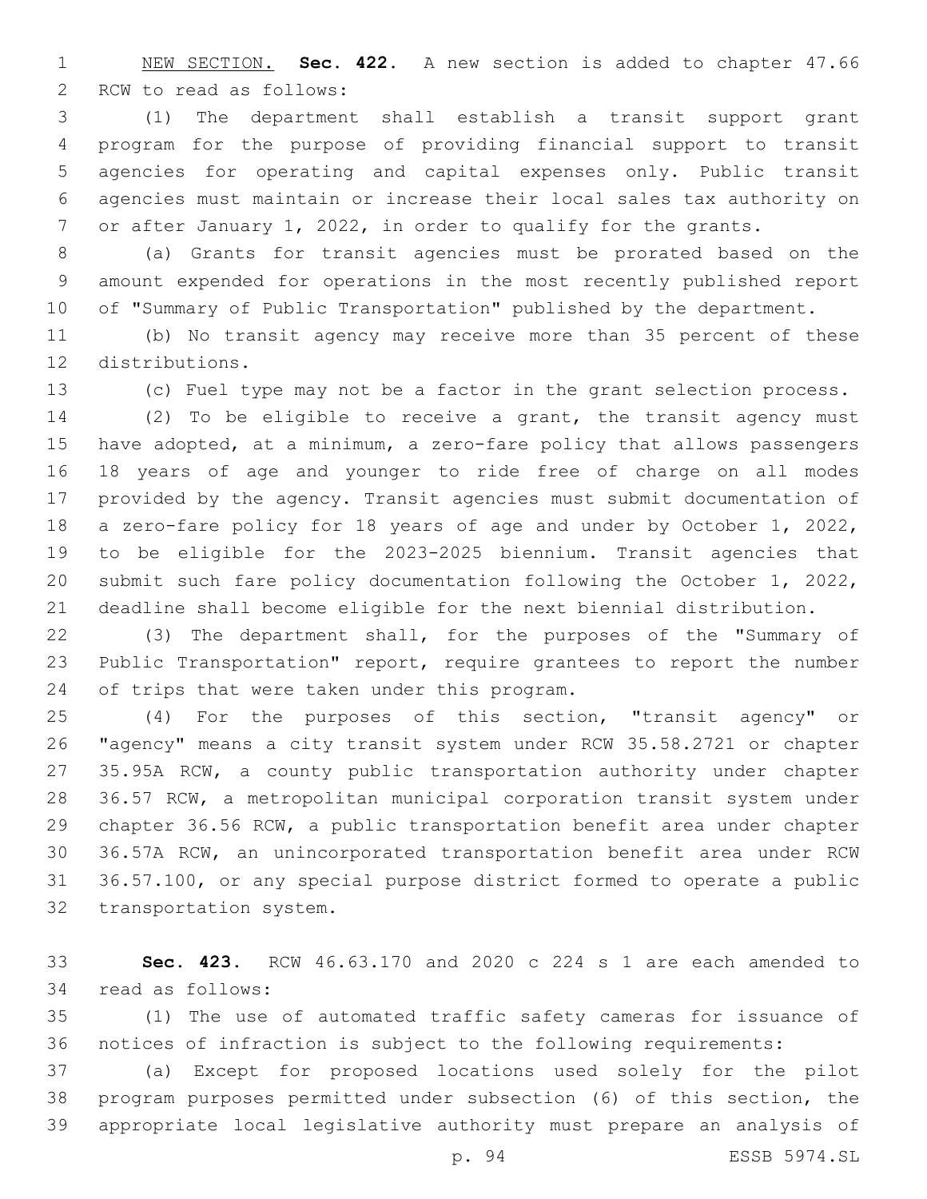NEW SECTION. **Sec. 422.** A new section is added to chapter 47.66 RCW to read as follows:

(1) The department shall establish a transit support grant program for the purpose of providing financial support to transit agencies for operating and capital expenses only. Public transit agencies must maintain or increase their local sales tax authority on or after January 1, 2022, in order to qualify for the grants.

(a) Grants for transit agencies must be prorated based on the amount expended for operations in the most recently published report of "Summary of Public Transportation" published by the department.

(b) No transit agency may receive more than 35 percent of these distributions.

(c) Fuel type may not be a factor in the grant selection process.

(2) To be eligible to receive a grant, the transit agency must have adopted, at a minimum, a zero-fare policy that allows passengers 18 years of age and younger to ride free of charge on all modes provided by the agency. Transit agencies must submit documentation of a zero-fare policy for 18 years of age and under by October 1, 2022, to be eligible for the 2023-2025 biennium. Transit agencies that submit such fare policy documentation following the October 1, 2022, deadline shall become eligible for the next biennial distribution.

(3) The department shall, for the purposes of the "Summary of Public Transportation" report, require grantees to report the number of trips that were taken under this program.

(4) For the purposes of this section, "transit agency" or "agency" means a city transit system under RCW 35.58.2721 or chapter 35.95A RCW, a county public transportation authority under chapter 36.57 RCW, a metropolitan municipal corporation transit system under chapter 36.56 RCW, a public transportation benefit area under chapter 36.57A RCW, an unincorporated transportation benefit area under RCW 36.57.100, or any special purpose district formed to operate a public transportation system.

**Sec. 423.** RCW 46.63.170 and 2020 c 224 s 1 are each amended to read as follows:

(1) The use of automated traffic safety cameras for issuance of notices of infraction is subject to the following requirements:

(a) Except for proposed locations used solely for the pilot program purposes permitted under subsection (6) of this section, the appropriate local legislative authority must prepare an analysis of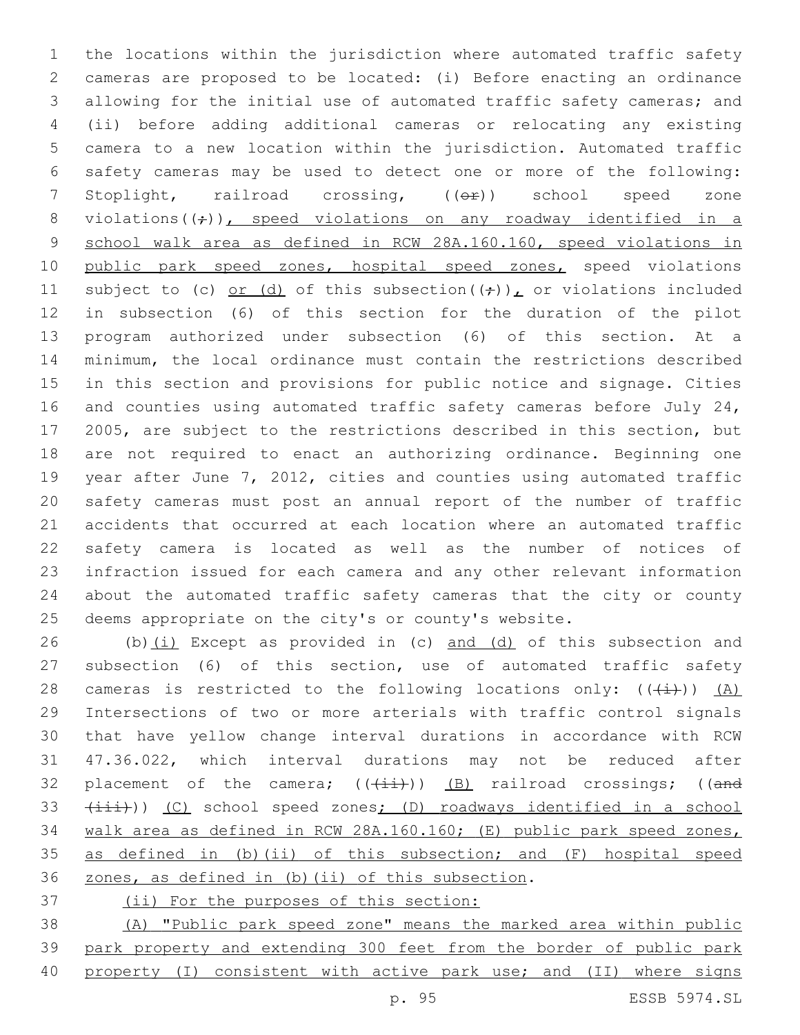the locations within the jurisdiction where automated traffic safety cameras are proposed to be located: (i) Before enacting an ordinance allowing for the initial use of automated traffic safety cameras; and (ii) before adding additional cameras or relocating any existing camera to a new location within the jurisdiction. Automated traffic safety cameras may be used to detect one or more of the following: Stoplight, railroad crossing, ((~~or~~)) school speed zone violations((~~;~~)), speed violations on any roadway identified in a school walk area as defined in RCW 28A.160.160, speed violations in public park speed zones, hospital speed zones, speed violations subject to (c) or (d) of this subsection((~~;~~)), or violations included in subsection (6) of this section for the duration of the pilot program authorized under subsection (6) of this section. At a minimum, the local ordinance must contain the restrictions described in this section and provisions for public notice and signage. Cities and counties using automated traffic safety cameras before July 24, 2005, are subject to the restrictions described in this section, but are not required to enact an authorizing ordinance. Beginning one year after June 7, 2012, cities and counties using automated traffic safety cameras must post an annual report of the number of traffic accidents that occurred at each location where an automated traffic safety camera is located as well as the number of notices of infraction issued for each camera and any other relevant information about the automated traffic safety cameras that the city or county deems appropriate on the city's or county's website.

(b)(i) Except as provided in (c) and (d) of this subsection and subsection (6) of this section, use of automated traffic safety cameras is restricted to the following locations only: ((~~(i)~~)) (A) Intersections of two or more arterials with traffic control signals that have yellow change interval durations in accordance with RCW 47.36.022, which interval durations may not be reduced after placement of the camera; ((~~(ii)~~)) (B) railroad crossings; ((~~and (iii)~~)) (C) school speed zones; (D) roadways identified in a school walk area as defined in RCW 28A.160.160; (E) public park speed zones, as defined in (b)(ii) of this subsection; and (F) hospital speed zones, as defined in (b)(ii) of this subsection.

(ii) For the purposes of this section:

(A) "Public park speed zone" means the marked area within public park property and extending 300 feet from the border of public park property (I) consistent with active park use; and (II) where signs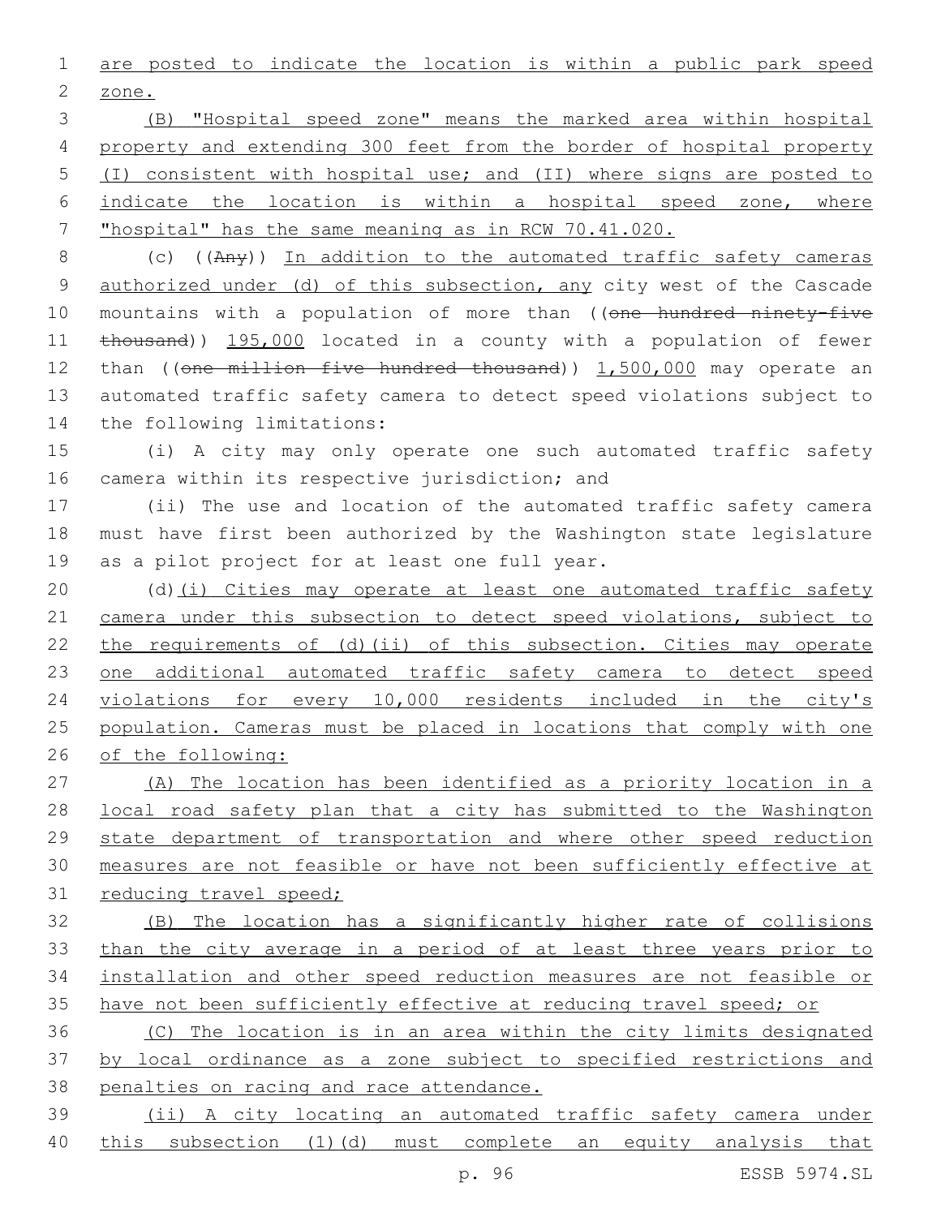are posted to indicate the location is within a public park speed zone.

(B) "Hospital speed zone" means the marked area within hospital property and extending 300 feet from the border of hospital property (I) consistent with hospital use; and (II) where signs are posted to indicate the location is within a hospital speed zone, where "hospital" has the same meaning as in RCW 70.41.020.

(c) ((~~Any~~)) In addition to the automated traffic safety cameras authorized under (d) of this subsection, any city west of the Cascade mountains with a population of more than ((~~one hundred ninety-five thousand~~)) 195,000 located in a county with a population of fewer than ((~~one million five hundred thousand~~)) 1,500,000 may operate an automated traffic safety camera to detect speed violations subject to the following limitations:

(i) A city may only operate one such automated traffic safety camera within its respective jurisdiction; and

(ii) The use and location of the automated traffic safety camera must have first been authorized by the Washington state legislature as a pilot project for at least one full year.

(d)(i) Cities may operate at least one automated traffic safety camera under this subsection to detect speed violations, subject to the requirements of (d)(ii) of this subsection. Cities may operate one additional automated traffic safety camera to detect speed violations for every 10,000 residents included in the city's population. Cameras must be placed in locations that comply with one of the following:

(A) The location has been identified as a priority location in a local road safety plan that a city has submitted to the Washington state department of transportation and where other speed reduction measures are not feasible or have not been sufficiently effective at reducing travel speed;

(B) The location has a significantly higher rate of collisions than the city average in a period of at least three years prior to installation and other speed reduction measures are not feasible or have not been sufficiently effective at reducing travel speed; or

(C) The location is in an area within the city limits designated by local ordinance as a zone subject to specified restrictions and penalties on racing and race attendance.

(ii) A city locating an automated traffic safety camera under this subsection (1)(d) must complete an equity analysis that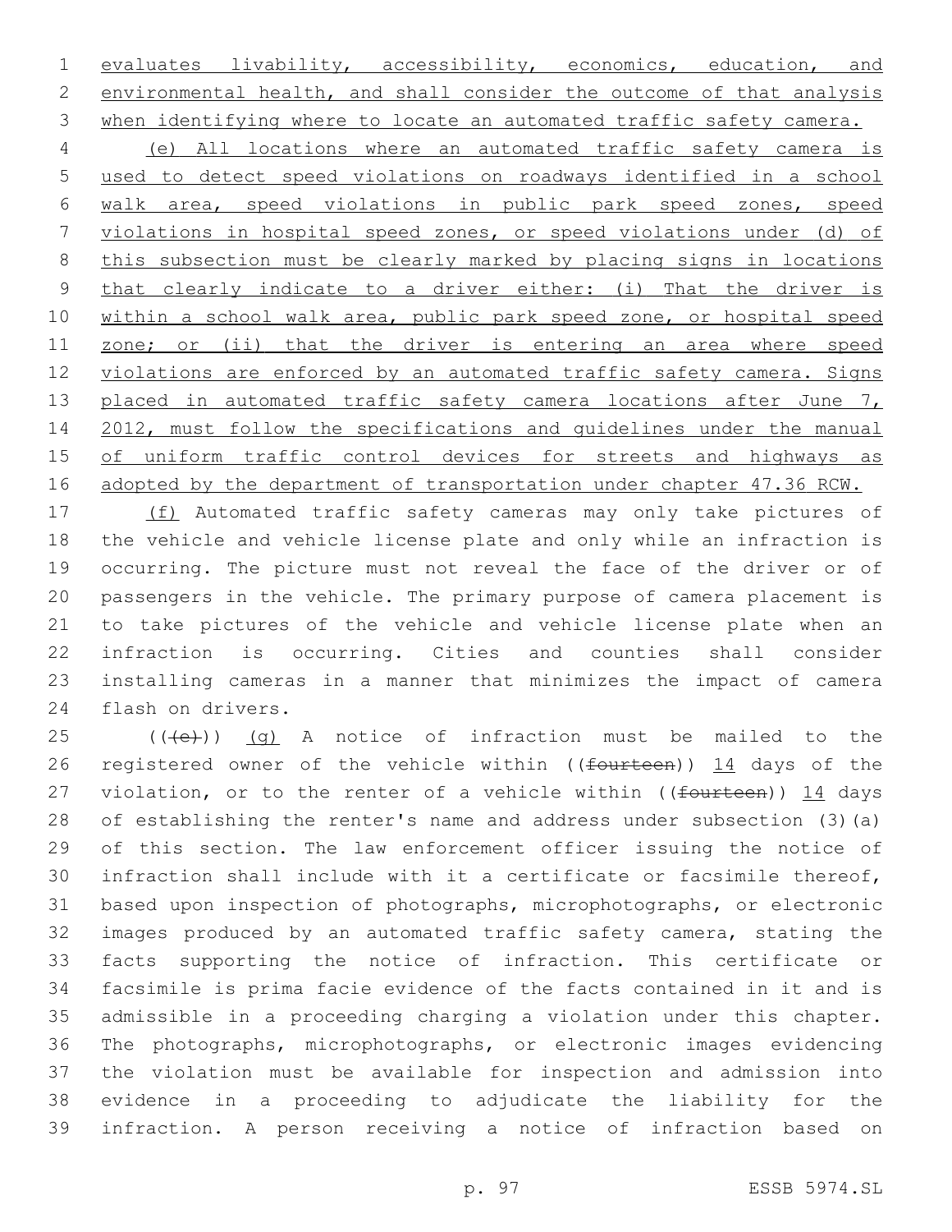evaluates livability, accessibility, economics, education, and environmental health, and shall consider the outcome of that analysis when identifying where to locate an automated traffic safety camera.

(e) All locations where an automated traffic safety camera is used to detect speed violations on roadways identified in a school walk area, speed violations in public park speed zones, speed violations in hospital speed zones, or speed violations under (d) of this subsection must be clearly marked by placing signs in locations that clearly indicate to a driver either: (i) That the driver is within a school walk area, public park speed zone, or hospital speed zone; or (ii) that the driver is entering an area where speed violations are enforced by an automated traffic safety camera. Signs placed in automated traffic safety camera locations after June 7, 2012, must follow the specifications and guidelines under the manual of uniform traffic control devices for streets and highways as adopted by the department of transportation under chapter 47.36 RCW.

(f) Automated traffic safety cameras may only take pictures of the vehicle and vehicle license plate and only while an infraction is occurring. The picture must not reveal the face of the driver or of passengers in the vehicle. The primary purpose of camera placement is to take pictures of the vehicle and vehicle license plate when an infraction is occurring. Cities and counties shall consider installing cameras in a manner that minimizes the impact of camera flash on drivers.

(((e))) (g) A notice of infraction must be mailed to the registered owner of the vehicle within ((fourteen)) 14 days of the violation, or to the renter of a vehicle within ((fourteen)) 14 days of establishing the renter's name and address under subsection (3)(a) of this section. The law enforcement officer issuing the notice of infraction shall include with it a certificate or facsimile thereof, based upon inspection of photographs, microphotographs, or electronic images produced by an automated traffic safety camera, stating the facts supporting the notice of infraction. This certificate or facsimile is prima facie evidence of the facts contained in it and is admissible in a proceeding charging a violation under this chapter. The photographs, microphotographs, or electronic images evidencing the violation must be available for inspection and admission into evidence in a proceeding to adjudicate the liability for the infraction. A person receiving a notice of infraction based on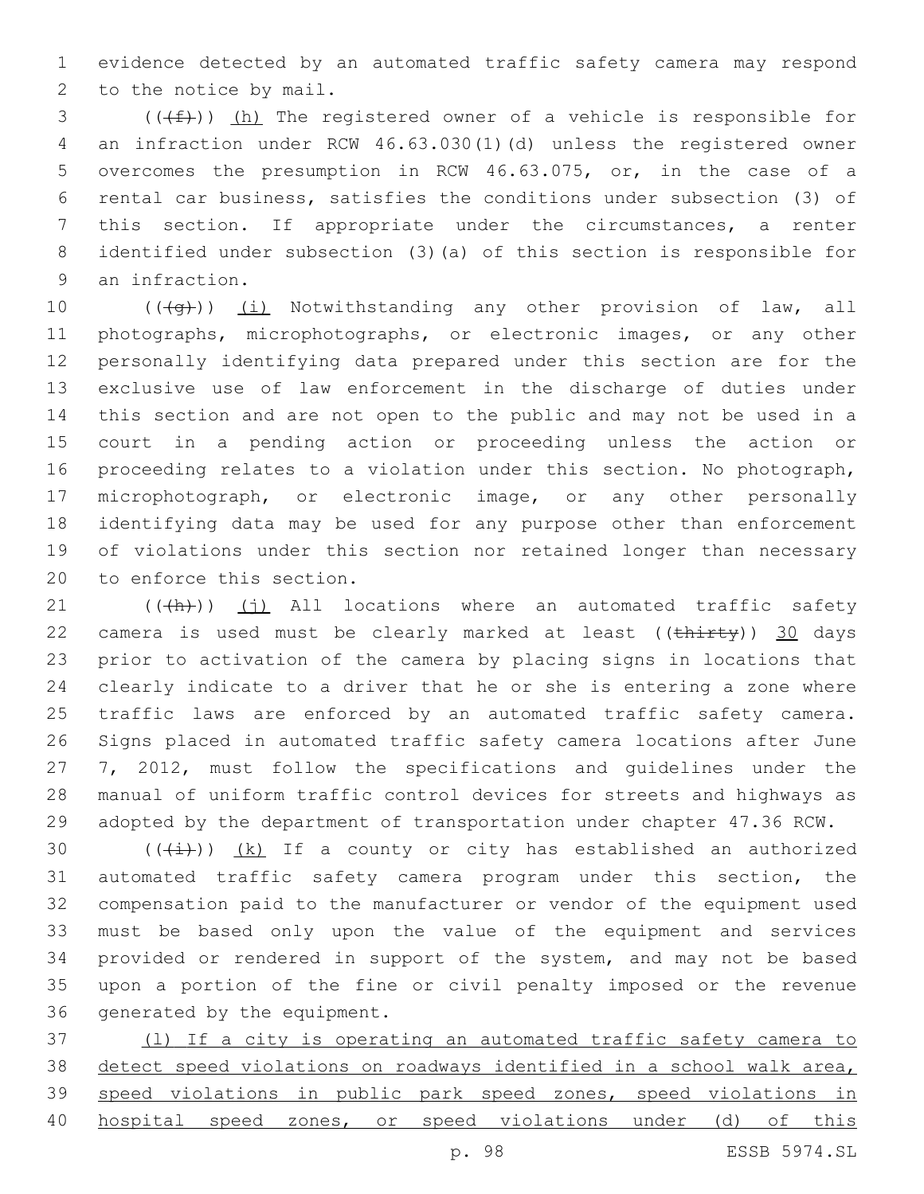evidence detected by an automated traffic safety camera may respond to the notice by mail.

(((f))) (h) The registered owner of a vehicle is responsible for an infraction under RCW 46.63.030(1)(d) unless the registered owner overcomes the presumption in RCW 46.63.075, or, in the case of a rental car business, satisfies the conditions under subsection (3) of this section. If appropriate under the circumstances, a renter identified under subsection (3)(a) of this section is responsible for an infraction.

(((g))) (i) Notwithstanding any other provision of law, all photographs, microphotographs, or electronic images, or any other personally identifying data prepared under this section are for the exclusive use of law enforcement in the discharge of duties under this section and are not open to the public and may not be used in a court in a pending action or proceeding unless the action or proceeding relates to a violation under this section. No photograph, microphotograph, or electronic image, or any other personally identifying data may be used for any purpose other than enforcement of violations under this section nor retained longer than necessary to enforce this section.

(((h))) (j) All locations where an automated traffic safety camera is used must be clearly marked at least ((~~thirty~~)) 30 days prior to activation of the camera by placing signs in locations that clearly indicate to a driver that he or she is entering a zone where traffic laws are enforced by an automated traffic safety camera. Signs placed in automated traffic safety camera locations after June 7, 2012, must follow the specifications and guidelines under the manual of uniform traffic control devices for streets and highways as adopted by the department of transportation under chapter 47.36 RCW.

(((i))) (k) If a county or city has established an authorized automated traffic safety camera program under this section, the compensation paid to the manufacturer or vendor of the equipment used must be based only upon the value of the equipment and services provided or rendered in support of the system, and may not be based upon a portion of the fine or civil penalty imposed or the revenue generated by the equipment.

(l) If a city is operating an automated traffic safety camera to detect speed violations on roadways identified in a school walk area, speed violations in public park speed zones, speed violations in hospital speed zones, or speed violations under (d) of this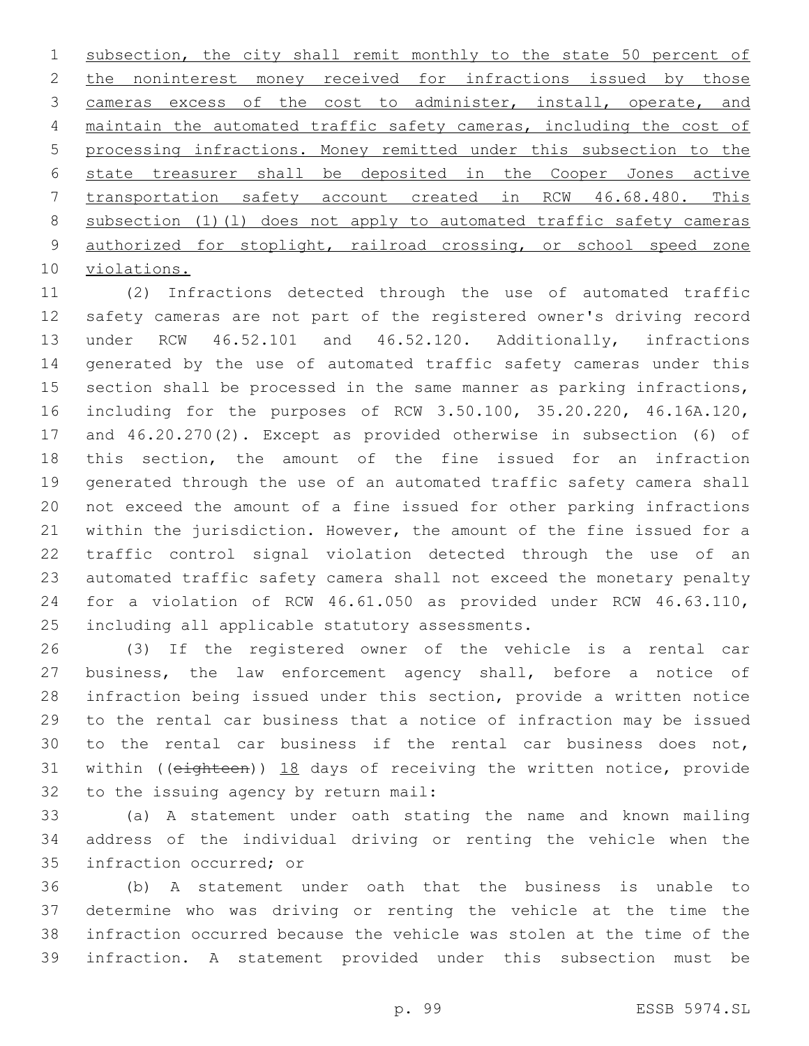subsection, the city shall remit monthly to the state 50 percent of the noninterest money received for infractions issued by those cameras excess of the cost to administer, install, operate, and maintain the automated traffic safety cameras, including the cost of processing infractions. Money remitted under this subsection to the state treasurer shall be deposited in the Cooper Jones active transportation safety account created in RCW 46.68.480. This subsection (1)(l) does not apply to automated traffic safety cameras authorized for stoplight, railroad crossing, or school speed zone violations.

(2) Infractions detected through the use of automated traffic safety cameras are not part of the registered owner's driving record under RCW 46.52.101 and 46.52.120. Additionally, infractions generated by the use of automated traffic safety cameras under this section shall be processed in the same manner as parking infractions, including for the purposes of RCW 3.50.100, 35.20.220, 46.16A.120, and 46.20.270(2). Except as provided otherwise in subsection (6) of this section, the amount of the fine issued for an infraction generated through the use of an automated traffic safety camera shall not exceed the amount of a fine issued for other parking infractions within the jurisdiction. However, the amount of the fine issued for a traffic control signal violation detected through the use of an automated traffic safety camera shall not exceed the monetary penalty for a violation of RCW 46.61.050 as provided under RCW 46.63.110, including all applicable statutory assessments.

(3) If the registered owner of the vehicle is a rental car business, the law enforcement agency shall, before a notice of infraction being issued under this section, provide a written notice to the rental car business that a notice of infraction may be issued to the rental car business if the rental car business does not, within ((~~eighteen~~)) 18 days of receiving the written notice, provide to the issuing agency by return mail:

(a) A statement under oath stating the name and known mailing address of the individual driving or renting the vehicle when the infraction occurred; or

(b) A statement under oath that the business is unable to determine who was driving or renting the vehicle at the time the infraction occurred because the vehicle was stolen at the time of the infraction. A statement provided under this subsection must be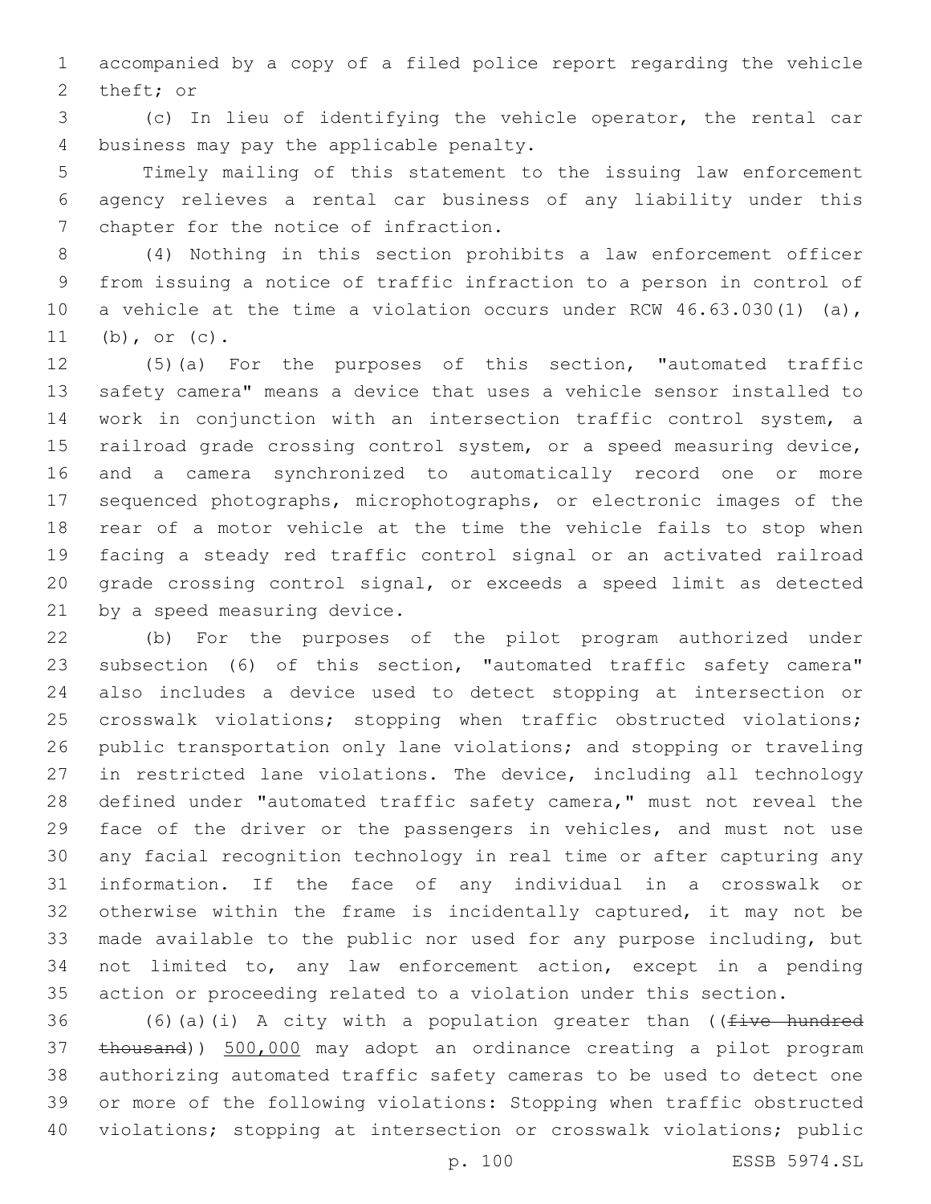accompanied by a copy of a filed police report regarding the vehicle theft; or

(c) In lieu of identifying the vehicle operator, the rental car business may pay the applicable penalty.

Timely mailing of this statement to the issuing law enforcement agency relieves a rental car business of any liability under this chapter for the notice of infraction.

(4) Nothing in this section prohibits a law enforcement officer from issuing a notice of traffic infraction to a person in control of a vehicle at the time a violation occurs under RCW 46.63.030(1) (a), (b), or (c).

(5)(a) For the purposes of this section, "automated traffic safety camera" means a device that uses a vehicle sensor installed to work in conjunction with an intersection traffic control system, a railroad grade crossing control system, or a speed measuring device, and a camera synchronized to automatically record one or more sequenced photographs, microphotographs, or electronic images of the rear of a motor vehicle at the time the vehicle fails to stop when facing a steady red traffic control signal or an activated railroad grade crossing control signal, or exceeds a speed limit as detected by a speed measuring device.

(b) For the purposes of the pilot program authorized under subsection (6) of this section, "automated traffic safety camera" also includes a device used to detect stopping at intersection or crosswalk violations; stopping when traffic obstructed violations; public transportation only lane violations; and stopping or traveling in restricted lane violations. The device, including all technology defined under "automated traffic safety camera," must not reveal the face of the driver or the passengers in vehicles, and must not use any facial recognition technology in real time or after capturing any information. If the face of any individual in a crosswalk or otherwise within the frame is incidentally captured, it may not be made available to the public nor used for any purpose including, but not limited to, any law enforcement action, except in a pending action or proceeding related to a violation under this section.

(6)(a)(i) A city with a population greater than ((~~five hundred thousand~~)) <u>500,000</u> may adopt an ordinance creating a pilot program authorizing automated traffic safety cameras to be used to detect one or more of the following violations: Stopping when traffic obstructed violations; stopping at intersection or crosswalk violations; public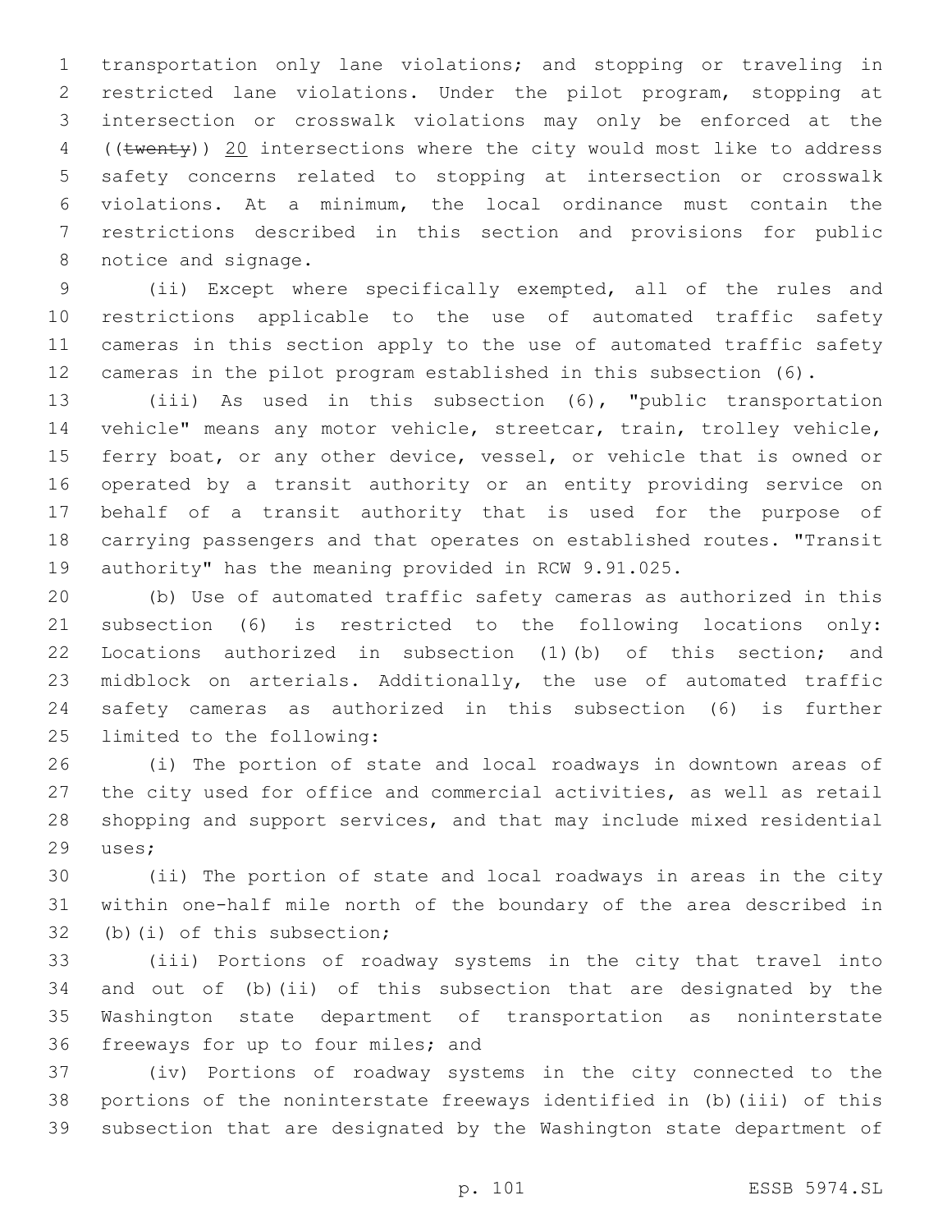transportation only lane violations; and stopping or traveling in restricted lane violations. Under the pilot program, stopping at intersection or crosswalk violations may only be enforced at the ((~~twenty~~)) <u>20</u> intersections where the city would most like to address safety concerns related to stopping at intersection or crosswalk violations. At a minimum, the local ordinance must contain the restrictions described in this section and provisions for public notice and signage.

(ii) Except where specifically exempted, all of the rules and restrictions applicable to the use of automated traffic safety cameras in this section apply to the use of automated traffic safety cameras in the pilot program established in this subsection (6).

(iii) As used in this subsection (6), "public transportation vehicle" means any motor vehicle, streetcar, train, trolley vehicle, ferry boat, or any other device, vessel, or vehicle that is owned or operated by a transit authority or an entity providing service on behalf of a transit authority that is used for the purpose of carrying passengers and that operates on established routes. "Transit authority" has the meaning provided in RCW 9.91.025.

(b) Use of automated traffic safety cameras as authorized in this subsection (6) is restricted to the following locations only: Locations authorized in subsection (1)(b) of this section; and midblock on arterials. Additionally, the use of automated traffic safety cameras as authorized in this subsection (6) is further limited to the following:

(i) The portion of state and local roadways in downtown areas of the city used for office and commercial activities, as well as retail shopping and support services, and that may include mixed residential uses;

(ii) The portion of state and local roadways in areas in the city within one-half mile north of the boundary of the area described in (b)(i) of this subsection;

(iii) Portions of roadway systems in the city that travel into and out of (b)(ii) of this subsection that are designated by the Washington state department of transportation as noninterstate freeways for up to four miles; and

(iv) Portions of roadway systems in the city connected to the portions of the noninterstate freeways identified in (b)(iii) of this subsection that are designated by the Washington state department of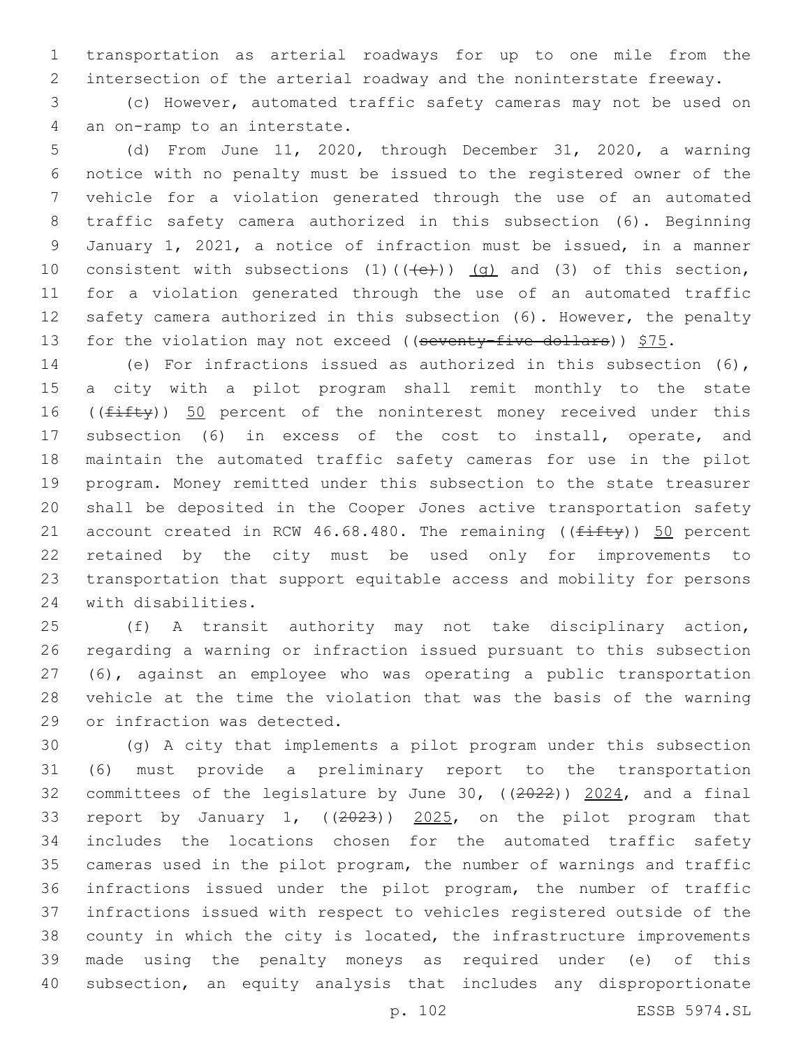transportation as arterial roadways for up to one mile from the intersection of the arterial roadway and the noninterstate freeway.

(c) However, automated traffic safety cameras may not be used on an on-ramp to an interstate.

(d) From June 11, 2020, through December 31, 2020, a warning notice with no penalty must be issued to the registered owner of the vehicle for a violation generated through the use of an automated traffic safety camera authorized in this subsection (6). Beginning January 1, 2021, a notice of infraction must be issued, in a manner consistent with subsections (1)(((e))) (g) and (3) of this section, for a violation generated through the use of an automated traffic safety camera authorized in this subsection (6). However, the penalty for the violation may not exceed ((seventy-five dollars)) $75.

(e) For infractions issued as authorized in this subsection (6), a city with a pilot program shall remit monthly to the state ((fifty)) 50 percent of the noninterest money received under this subsection (6) in excess of the cost to install, operate, and maintain the automated traffic safety cameras for use in the pilot program. Money remitted under this subsection to the state treasurer shall be deposited in the Cooper Jones active transportation safety account created in RCW 46.68.480. The remaining ((fifty)) 50 percent retained by the city must be used only for improvements to transportation that support equitable access and mobility for persons with disabilities.

(f) A transit authority may not take disciplinary action, regarding a warning or infraction issued pursuant to this subsection (6), against an employee who was operating a public transportation vehicle at the time the violation that was the basis of the warning or infraction was detected.

(g) A city that implements a pilot program under this subsection (6) must provide a preliminary report to the transportation committees of the legislature by June 30, ((2022)) 2024, and a final report by January 1, ((2023)) 2025, on the pilot program that includes the locations chosen for the automated traffic safety cameras used in the pilot program, the number of warnings and traffic infractions issued under the pilot program, the number of traffic infractions issued with respect to vehicles registered outside of the county in which the city is located, the infrastructure improvements made using the penalty moneys as required under (e) of this subsection, an equity analysis that includes any disproportionate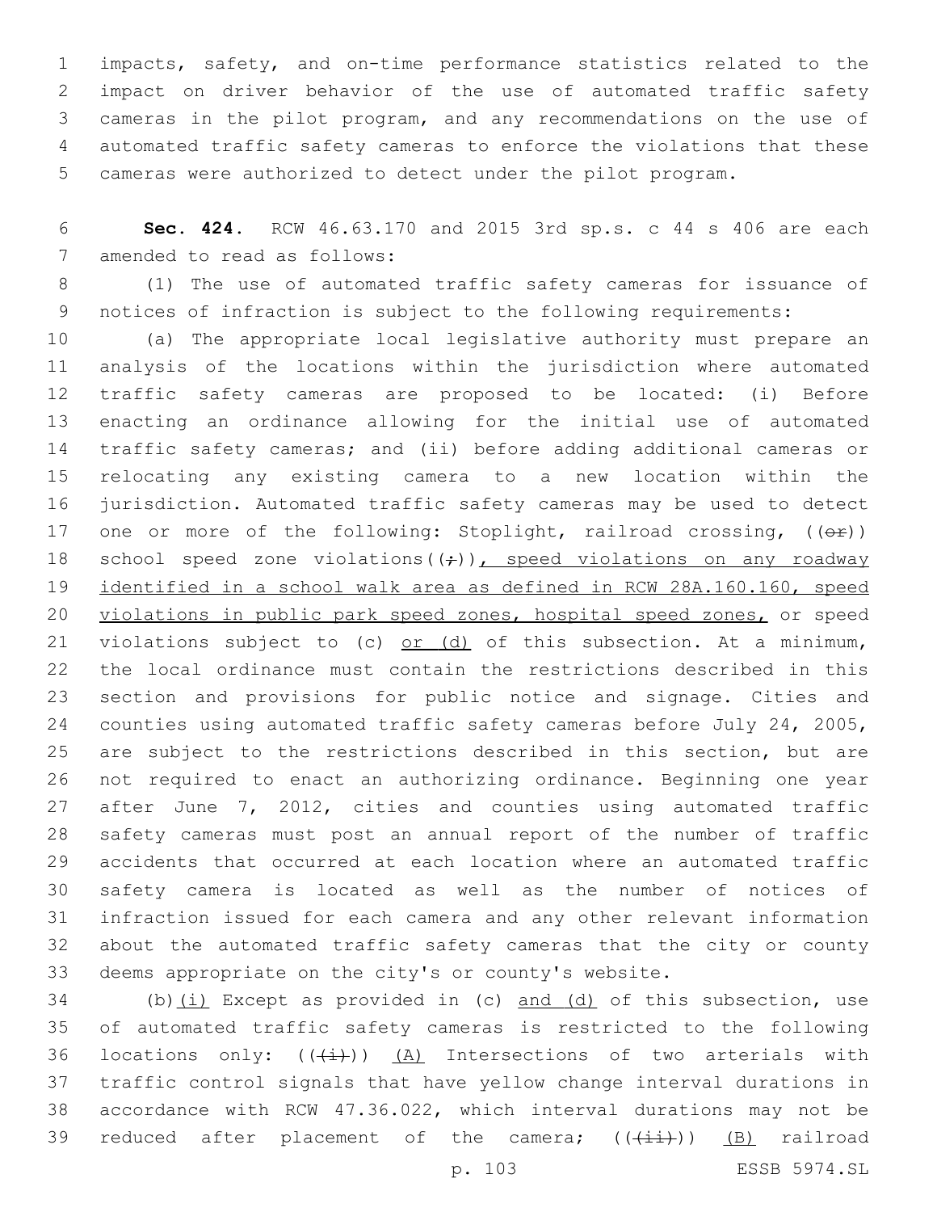impacts, safety, and on-time performance statistics related to the impact on driver behavior of the use of automated traffic safety cameras in the pilot program, and any recommendations on the use of automated traffic safety cameras to enforce the violations that these cameras were authorized to detect under the pilot program.

**Sec. 424.** RCW 46.63.170 and 2015 3rd sp.s. c 44 s 406 are each amended to read as follows:

(1) The use of automated traffic safety cameras for issuance of notices of infraction is subject to the following requirements:

(a) The appropriate local legislative authority must prepare an analysis of the locations within the jurisdiction where automated traffic safety cameras are proposed to be located: (i) Before enacting an ordinance allowing for the initial use of automated traffic safety cameras; and (ii) before adding additional cameras or relocating any existing camera to a new location within the jurisdiction. Automated traffic safety cameras may be used to detect one or more of the following: Stoplight, railroad crossing, ((~~or~~)) school speed zone violations((~~;~~))<u>, speed violations on any roadway identified in a school walk area as defined in RCW 28A.160.160, speed violations in public park speed zones, hospital speed zones,</u> or speed violations subject to (c) <u>or (d)</u> of this subsection. At a minimum, the local ordinance must contain the restrictions described in this section and provisions for public notice and signage. Cities and counties using automated traffic safety cameras before July 24, 2005, are subject to the restrictions described in this section, but are not required to enact an authorizing ordinance. Beginning one year after June 7, 2012, cities and counties using automated traffic safety cameras must post an annual report of the number of traffic accidents that occurred at each location where an automated traffic safety camera is located as well as the number of notices of infraction issued for each camera and any other relevant information about the automated traffic safety cameras that the city or county deems appropriate on the city's or county's website.

(b)<u>(i)</u> Except as provided in (c) <u>and (d)</u> of this subsection, use of automated traffic safety cameras is restricted to the following locations only: ((~~(i)~~)) <u>(A)</u> Intersections of two arterials with traffic control signals that have yellow change interval durations in accordance with RCW 47.36.022, which interval durations may not be reduced after placement of the camera; ((~~(ii)~~)) <u>(B)</u> railroad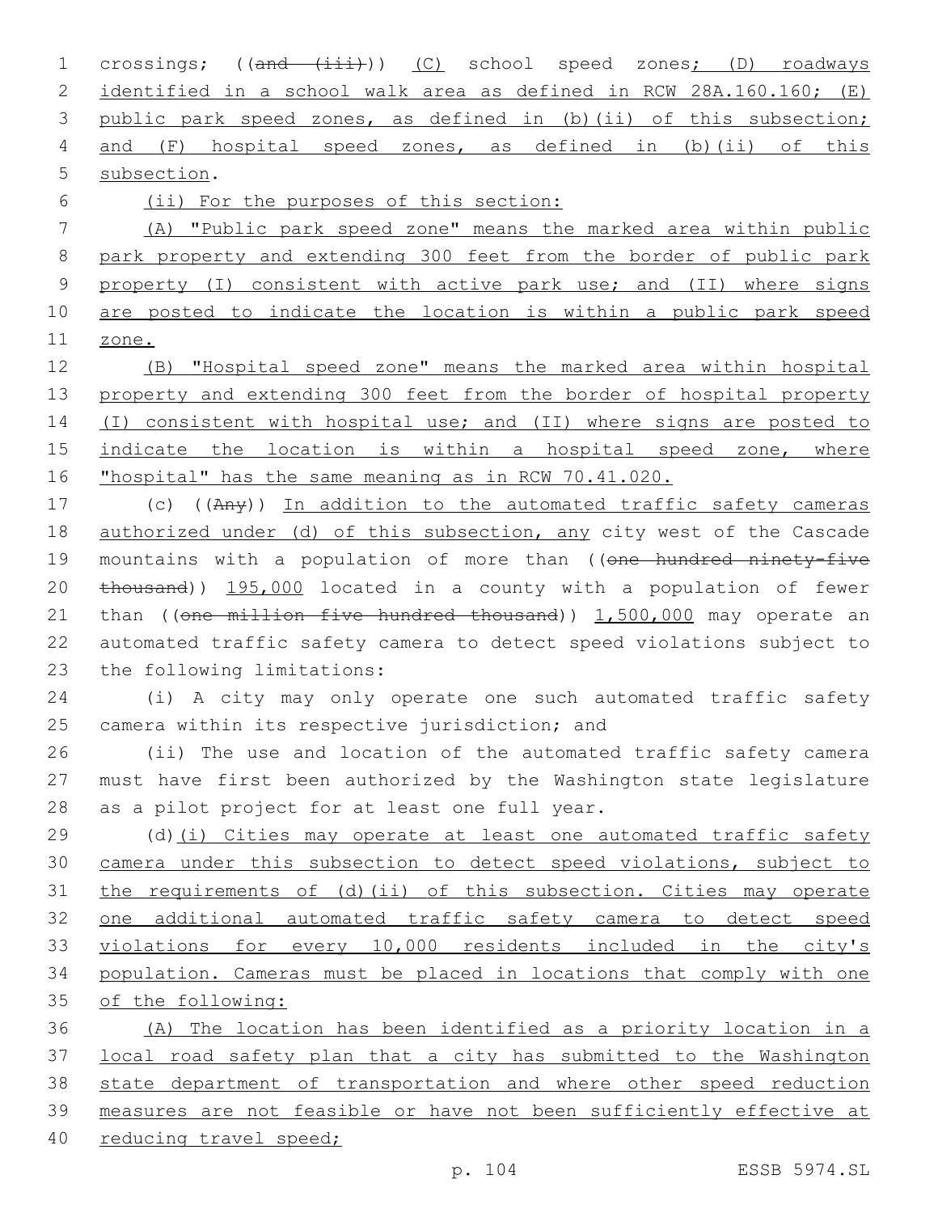crossings; ((~~and (iii)~~)) (C) school speed zones; (D) roadways identified in a school walk area as defined in RCW 28A.160.160; (E) public park speed zones, as defined in (b)(ii) of this subsection; and (F) hospital speed zones, as defined in (b)(ii) of this subsection.

(ii) For the purposes of this section:

(A) "Public park speed zone" means the marked area within public park property and extending 300 feet from the border of public park property (I) consistent with active park use; and (II) where signs are posted to indicate the location is within a public park speed zone.

(B) "Hospital speed zone" means the marked area within hospital property and extending 300 feet from the border of hospital property (I) consistent with hospital use; and (II) where signs are posted to indicate the location is within a hospital speed zone, where "hospital" has the same meaning as in RCW 70.41.020.

(c) ((~~Any~~)) In addition to the automated traffic safety cameras authorized under (d) of this subsection, any city west of the Cascade mountains with a population of more than ((~~one hundred ninety-five thousand~~)) 195,000 located in a county with a population of fewer than ((~~one million five hundred thousand~~)) 1,500,000 may operate an automated traffic safety camera to detect speed violations subject to the following limitations:

(i) A city may only operate one such automated traffic safety camera within its respective jurisdiction; and

(ii) The use and location of the automated traffic safety camera must have first been authorized by the Washington state legislature as a pilot project for at least one full year.

(d)(i) Cities may operate at least one automated traffic safety camera under this subsection to detect speed violations, subject to the requirements of (d)(ii) of this subsection. Cities may operate one additional automated traffic safety camera to detect speed violations for every 10,000 residents included in the city's population. Cameras must be placed in locations that comply with one of the following:

(A) The location has been identified as a priority location in a local road safety plan that a city has submitted to the Washington state department of transportation and where other speed reduction measures are not feasible or have not been sufficiently effective at reducing travel speed;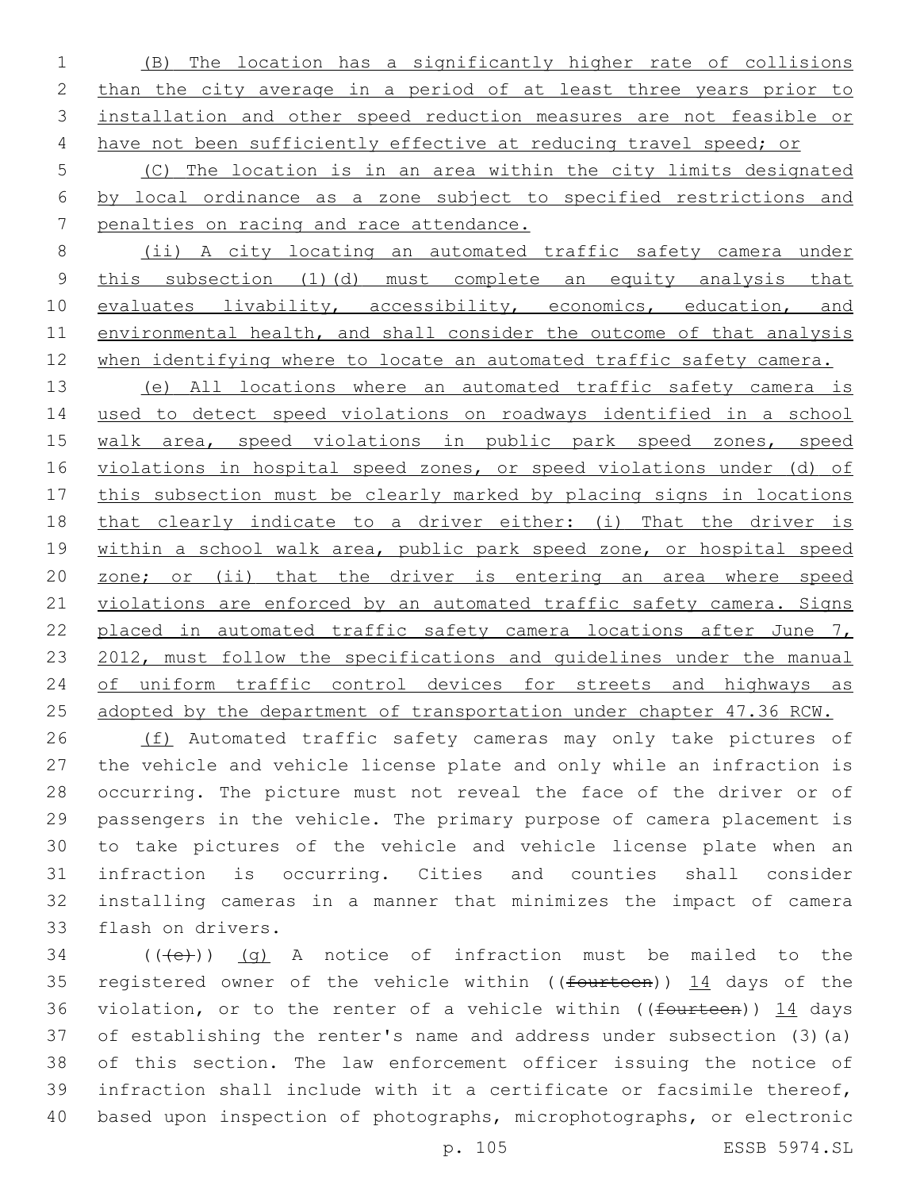(B) The location has a significantly higher rate of collisions than the city average in a period of at least three years prior to installation and other speed reduction measures are not feasible or have not been sufficiently effective at reducing travel speed; or

(C) The location is in an area within the city limits designated by local ordinance as a zone subject to specified restrictions and penalties on racing and race attendance.

(ii) A city locating an automated traffic safety camera under this subsection (1)(d) must complete an equity analysis that evaluates livability, accessibility, economics, education, and environmental health, and shall consider the outcome of that analysis when identifying where to locate an automated traffic safety camera.

(e) All locations where an automated traffic safety camera is used to detect speed violations on roadways identified in a school walk area, speed violations in public park speed zones, speed violations in hospital speed zones, or speed violations under (d) of this subsection must be clearly marked by placing signs in locations that clearly indicate to a driver either: (i) That the driver is within a school walk area, public park speed zone, or hospital speed zone; or (ii) that the driver is entering an area where speed violations are enforced by an automated traffic safety camera. Signs placed in automated traffic safety camera locations after June 7, 2012, must follow the specifications and guidelines under the manual of uniform traffic control devices for streets and highways as adopted by the department of transportation under chapter 47.36 RCW.

(f) Automated traffic safety cameras may only take pictures of the vehicle and vehicle license plate and only while an infraction is occurring. The picture must not reveal the face of the driver or of passengers in the vehicle. The primary purpose of camera placement is to take pictures of the vehicle and vehicle license plate when an infraction is occurring. Cities and counties shall consider installing cameras in a manner that minimizes the impact of camera flash on drivers.

((~~(e)~~)) (g) A notice of infraction must be mailed to the registered owner of the vehicle within ((~~fourteen~~)) 14 days of the violation, or to the renter of a vehicle within ((~~fourteen~~)) 14 days of establishing the renter's name and address under subsection (3)(a) of this section. The law enforcement officer issuing the notice of infraction shall include with it a certificate or facsimile thereof, based upon inspection of photographs, microphotographs, or electronic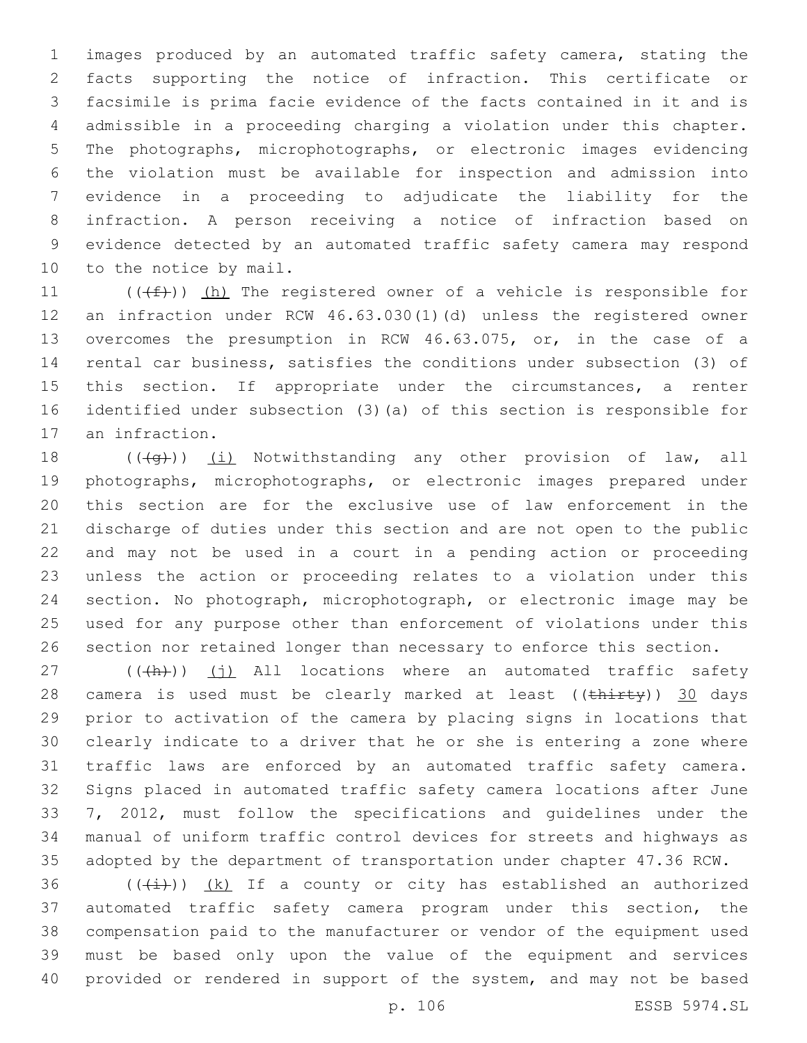images produced by an automated traffic safety camera, stating the facts supporting the notice of infraction. This certificate or facsimile is prima facie evidence of the facts contained in it and is admissible in a proceeding charging a violation under this chapter. The photographs, microphotographs, or electronic images evidencing the violation must be available for inspection and admission into evidence in a proceeding to adjudicate the liability for the infraction. A person receiving a notice of infraction based on evidence detected by an automated traffic safety camera may respond to the notice by mail.

(((f))) (h) The registered owner of a vehicle is responsible for an infraction under RCW 46.63.030(1)(d) unless the registered owner overcomes the presumption in RCW 46.63.075, or, in the case of a rental car business, satisfies the conditions under subsection (3) of this section. If appropriate under the circumstances, a renter identified under subsection (3)(a) of this section is responsible for an infraction.

(((g))) (i) Notwithstanding any other provision of law, all photographs, microphotographs, or electronic images prepared under this section are for the exclusive use of law enforcement in the discharge of duties under this section and are not open to the public and may not be used in a court in a pending action or proceeding unless the action or proceeding relates to a violation under this section. No photograph, microphotograph, or electronic image may be used for any purpose other than enforcement of violations under this section nor retained longer than necessary to enforce this section.

(((h))) (j) All locations where an automated traffic safety camera is used must be clearly marked at least ((thirty)) 30 days prior to activation of the camera by placing signs in locations that clearly indicate to a driver that he or she is entering a zone where traffic laws are enforced by an automated traffic safety camera. Signs placed in automated traffic safety camera locations after June 7, 2012, must follow the specifications and guidelines under the manual of uniform traffic control devices for streets and highways as adopted by the department of transportation under chapter 47.36 RCW.

(((i))) (k) If a county or city has established an authorized automated traffic safety camera program under this section, the compensation paid to the manufacturer or vendor of the equipment used must be based only upon the value of the equipment and services provided or rendered in support of the system, and may not be based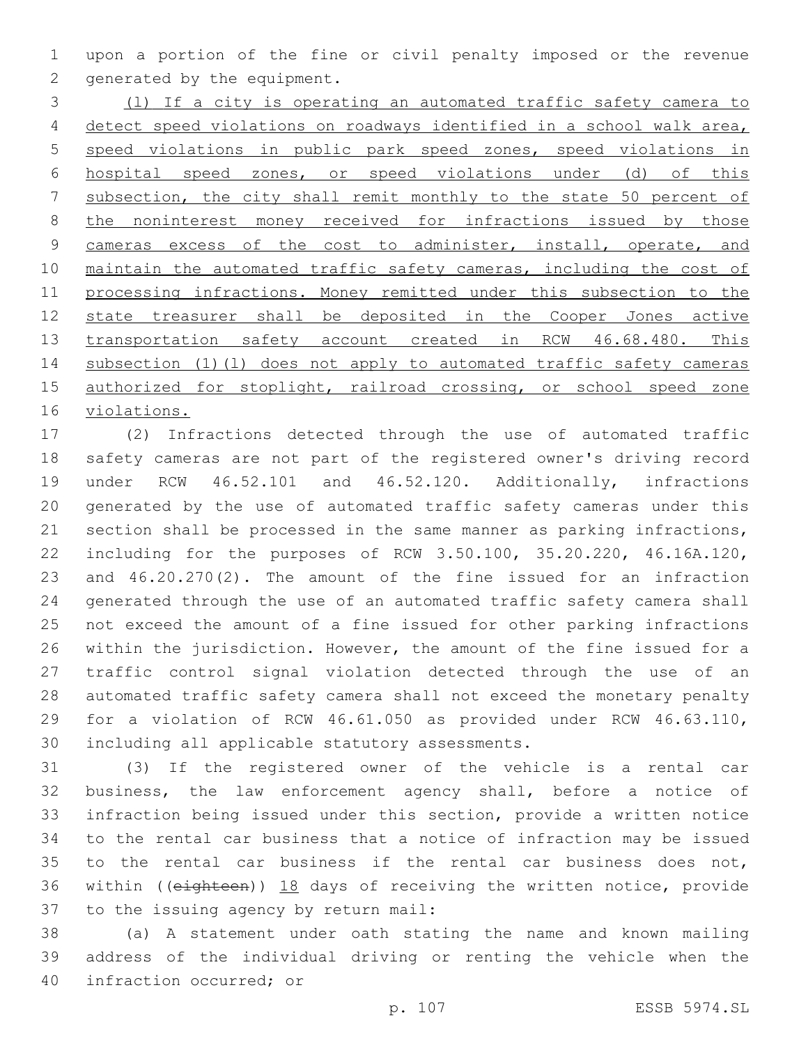upon a portion of the fine or civil penalty imposed or the revenue generated by the equipment.

(l) If a city is operating an automated traffic safety camera to detect speed violations on roadways identified in a school walk area, speed violations in public park speed zones, speed violations in hospital speed zones, or speed violations under (d) of this subsection, the city shall remit monthly to the state 50 percent of the noninterest money received for infractions issued by those cameras excess of the cost to administer, install, operate, and maintain the automated traffic safety cameras, including the cost of processing infractions. Money remitted under this subsection to the state treasurer shall be deposited in the Cooper Jones active transportation safety account created in RCW 46.68.480. This subsection (1)(l) does not apply to automated traffic safety cameras authorized for stoplight, railroad crossing, or school speed zone violations.

(2) Infractions detected through the use of automated traffic safety cameras are not part of the registered owner's driving record under RCW 46.52.101 and 46.52.120. Additionally, infractions generated by the use of automated traffic safety cameras under this section shall be processed in the same manner as parking infractions, including for the purposes of RCW 3.50.100, 35.20.220, 46.16A.120, and 46.20.270(2). The amount of the fine issued for an infraction generated through the use of an automated traffic safety camera shall not exceed the amount of a fine issued for other parking infractions within the jurisdiction. However, the amount of the fine issued for a traffic control signal violation detected through the use of an automated traffic safety camera shall not exceed the monetary penalty for a violation of RCW 46.61.050 as provided under RCW 46.63.110, including all applicable statutory assessments.

(3) If the registered owner of the vehicle is a rental car business, the law enforcement agency shall, before a notice of infraction being issued under this section, provide a written notice to the rental car business that a notice of infraction may be issued to the rental car business if the rental car business does not, within ((~~eighteen~~)) 18 days of receiving the written notice, provide to the issuing agency by return mail:

(a) A statement under oath stating the name and known mailing address of the individual driving or renting the vehicle when the infraction occurred; or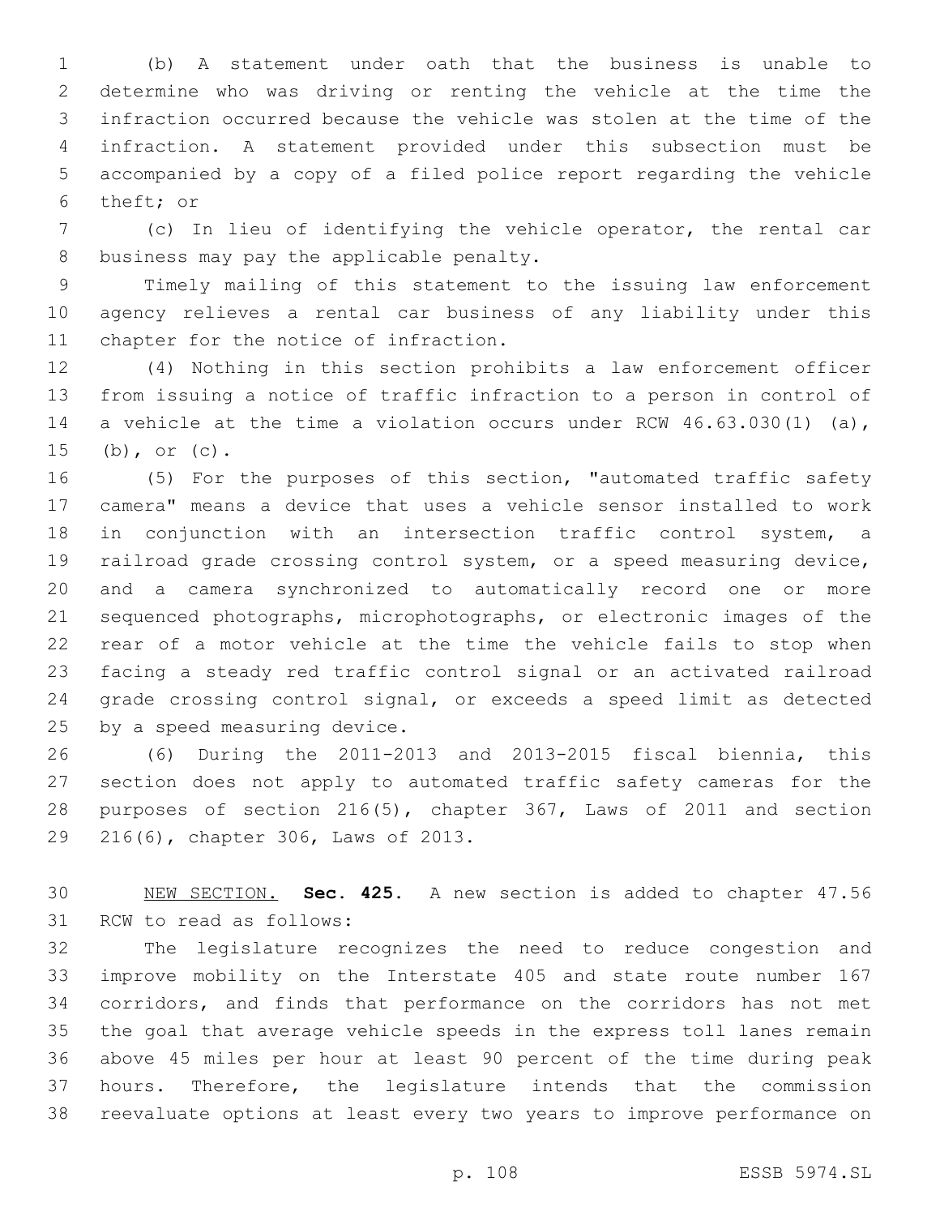(b) A statement under oath that the business is unable to determine who was driving or renting the vehicle at the time the infraction occurred because the vehicle was stolen at the time of the infraction. A statement provided under this subsection must be accompanied by a copy of a filed police report regarding the vehicle theft; or

(c) In lieu of identifying the vehicle operator, the rental car business may pay the applicable penalty.

Timely mailing of this statement to the issuing law enforcement agency relieves a rental car business of any liability under this chapter for the notice of infraction.

(4) Nothing in this section prohibits a law enforcement officer from issuing a notice of traffic infraction to a person in control of a vehicle at the time a violation occurs under RCW 46.63.030(1) (a), (b), or (c).

(5) For the purposes of this section, "automated traffic safety camera" means a device that uses a vehicle sensor installed to work in conjunction with an intersection traffic control system, a railroad grade crossing control system, or a speed measuring device, and a camera synchronized to automatically record one or more sequenced photographs, microphotographs, or electronic images of the rear of a motor vehicle at the time the vehicle fails to stop when facing a steady red traffic control signal or an activated railroad grade crossing control signal, or exceeds a speed limit as detected by a speed measuring device.

(6) During the 2011-2013 and 2013-2015 fiscal biennia, this section does not apply to automated traffic safety cameras for the purposes of section 216(5), chapter 367, Laws of 2011 and section 216(6), chapter 306, Laws of 2013.

NEW SECTION. **Sec. 425.** A new section is added to chapter 47.56 RCW to read as follows:

The legislature recognizes the need to reduce congestion and improve mobility on the Interstate 405 and state route number 167 corridors, and finds that performance on the corridors has not met the goal that average vehicle speeds in the express toll lanes remain above 45 miles per hour at least 90 percent of the time during peak hours. Therefore, the legislature intends that the commission reevaluate options at least every two years to improve performance on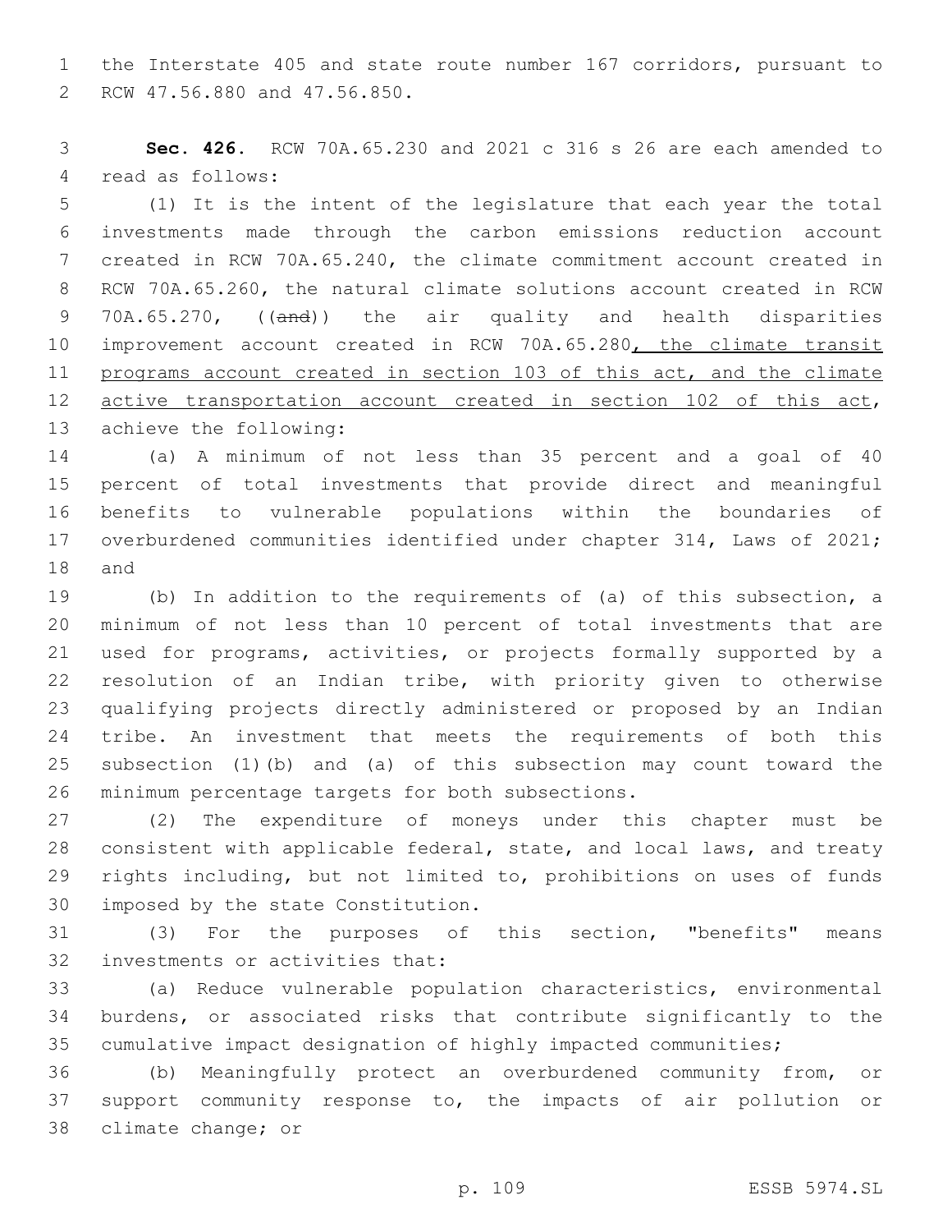the Interstate 405 and state route number 167 corridors, pursuant to RCW 47.56.880 and 47.56.850.

**Sec. 426.** RCW 70A.65.230 and 2021 c 316 s 26 are each amended to read as follows:

(1) It is the intent of the legislature that each year the total investments made through the carbon emissions reduction account created in RCW 70A.65.240, the climate commitment account created in RCW 70A.65.260, the natural climate solutions account created in RCW 70A.65.270, ((~~and~~)) the air quality and health disparities improvement account created in RCW 70A.65.280<u>, the climate transit programs account created in section 103 of this act, and the climate active transportation account created in section 102 of this act</u>, achieve the following:

(a) A minimum of not less than 35 percent and a goal of 40 percent of total investments that provide direct and meaningful benefits to vulnerable populations within the boundaries of overburdened communities identified under chapter 314, Laws of 2021; and

(b) In addition to the requirements of (a) of this subsection, a minimum of not less than 10 percent of total investments that are used for programs, activities, or projects formally supported by a resolution of an Indian tribe, with priority given to otherwise qualifying projects directly administered or proposed by an Indian tribe. An investment that meets the requirements of both this subsection (1)(b) and (a) of this subsection may count toward the minimum percentage targets for both subsections.

(2) The expenditure of moneys under this chapter must be consistent with applicable federal, state, and local laws, and treaty rights including, but not limited to, prohibitions on uses of funds imposed by the state Constitution.

(3) For the purposes of this section, "benefits" means investments or activities that:

(a) Reduce vulnerable population characteristics, environmental burdens, or associated risks that contribute significantly to the cumulative impact designation of highly impacted communities;

(b) Meaningfully protect an overburdened community from, or support community response to, the impacts of air pollution or climate change; or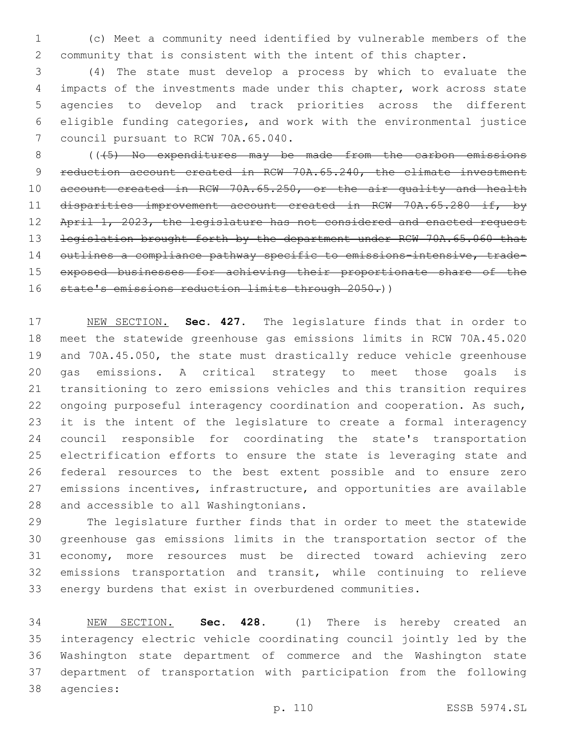(c) Meet a community need identified by vulnerable members of the community that is consistent with the intent of this chapter.

(4) The state must develop a process by which to evaluate the impacts of the investments made under this chapter, work across state agencies to develop and track priorities across the different eligible funding categories, and work with the environmental justice council pursuant to RCW 70A.65.040.

(( ~~(5) No expenditures may be made from the carbon emissions reduction account created in RCW 70A.65.240, the climate investment account created in RCW 70A.65.250, or the air quality and health disparities improvement account created in RCW 70A.65.280 if, by April 1, 2023, the legislature has not considered and enacted request legislation brought forth by the department under RCW 70A.65.060 that outlines a compliance pathway specific to emissions-intensive, trade-exposed businesses for achieving their proportionate share of the state's emissions reduction limits through 2050.~~ ))

NEW SECTION. **Sec. 427.** The legislature finds that in order to meet the statewide greenhouse gas emissions limits in RCW 70A.45.020 and 70A.45.050, the state must drastically reduce vehicle greenhouse gas emissions. A critical strategy to meet those goals is transitioning to zero emissions vehicles and this transition requires ongoing purposeful interagency coordination and cooperation. As such, it is the intent of the legislature to create a formal interagency council responsible for coordinating the state's transportation electrification efforts to ensure the state is leveraging state and federal resources to the best extent possible and to ensure zero emissions incentives, infrastructure, and opportunities are available and accessible to all Washingtonians.

The legislature further finds that in order to meet the statewide greenhouse gas emissions limits in the transportation sector of the economy, more resources must be directed toward achieving zero emissions transportation and transit, while continuing to relieve energy burdens that exist in overburdened communities.

NEW SECTION. **Sec. 428.** (1) There is hereby created an interagency electric vehicle coordinating council jointly led by the Washington state department of commerce and the Washington state department of transportation with participation from the following agencies: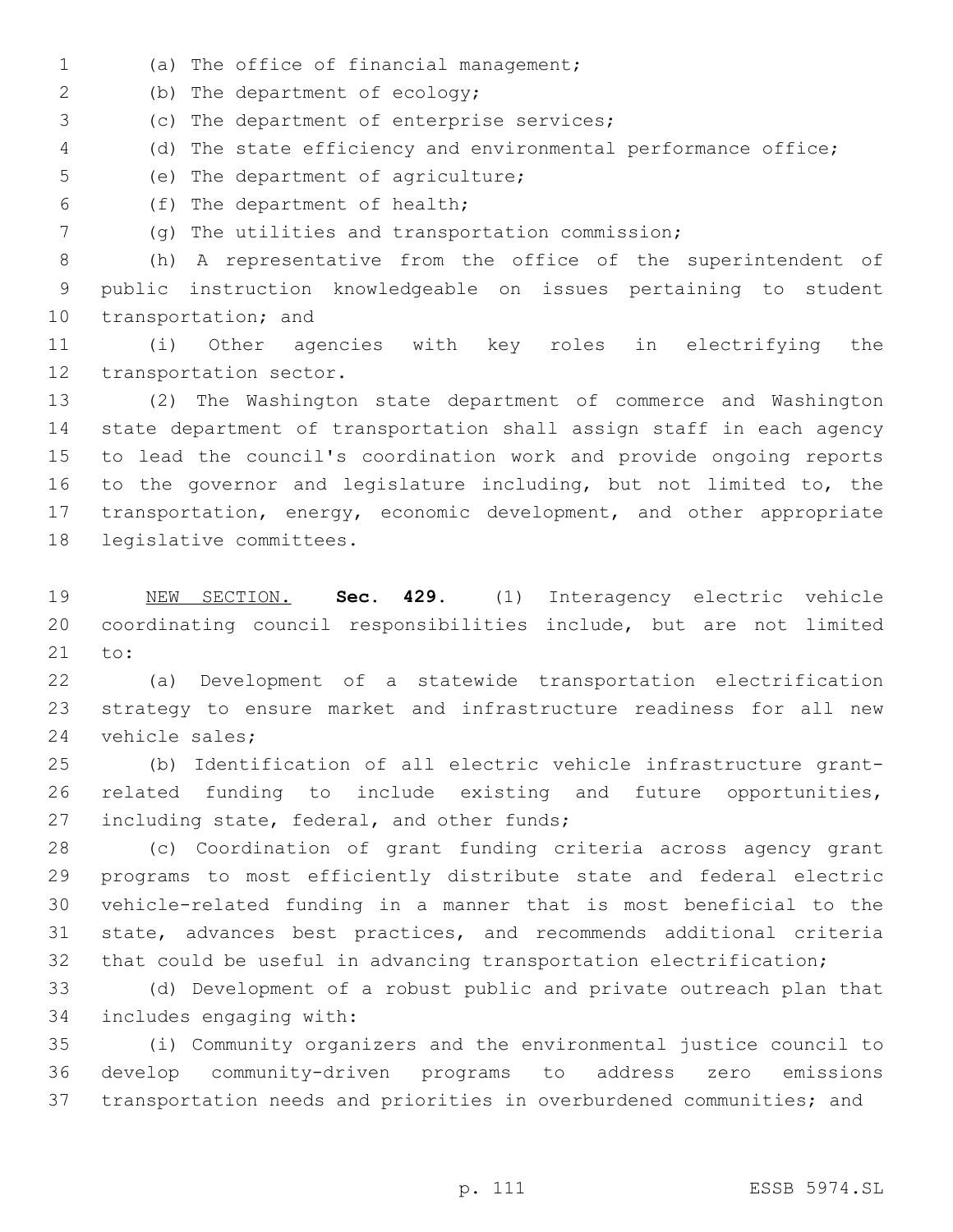(a) The office of financial management;

(b) The department of ecology;

(c) The department of enterprise services;

(d) The state efficiency and environmental performance office;

(e) The department of agriculture;

(f) The department of health;

(g) The utilities and transportation commission;

(h) A representative from the office of the superintendent of public instruction knowledgeable on issues pertaining to student transportation; and

(i) Other agencies with key roles in electrifying the transportation sector.

(2) The Washington state department of commerce and Washington state department of transportation shall assign staff in each agency to lead the council's coordination work and provide ongoing reports to the governor and legislature including, but not limited to, the transportation, energy, economic development, and other appropriate legislative committees.

NEW SECTION. **Sec. 429.** (1) Interagency electric vehicle coordinating council responsibilities include, but are not limited to:

(a) Development of a statewide transportation electrification strategy to ensure market and infrastructure readiness for all new vehicle sales;

(b) Identification of all electric vehicle infrastructure grant-related funding to include existing and future opportunities, including state, federal, and other funds;

(c) Coordination of grant funding criteria across agency grant programs to most efficiently distribute state and federal electric vehicle-related funding in a manner that is most beneficial to the state, advances best practices, and recommends additional criteria that could be useful in advancing transportation electrification;

(d) Development of a robust public and private outreach plan that includes engaging with:

(i) Community organizers and the environmental justice council to develop community-driven programs to address zero emissions transportation needs and priorities in overburdened communities; and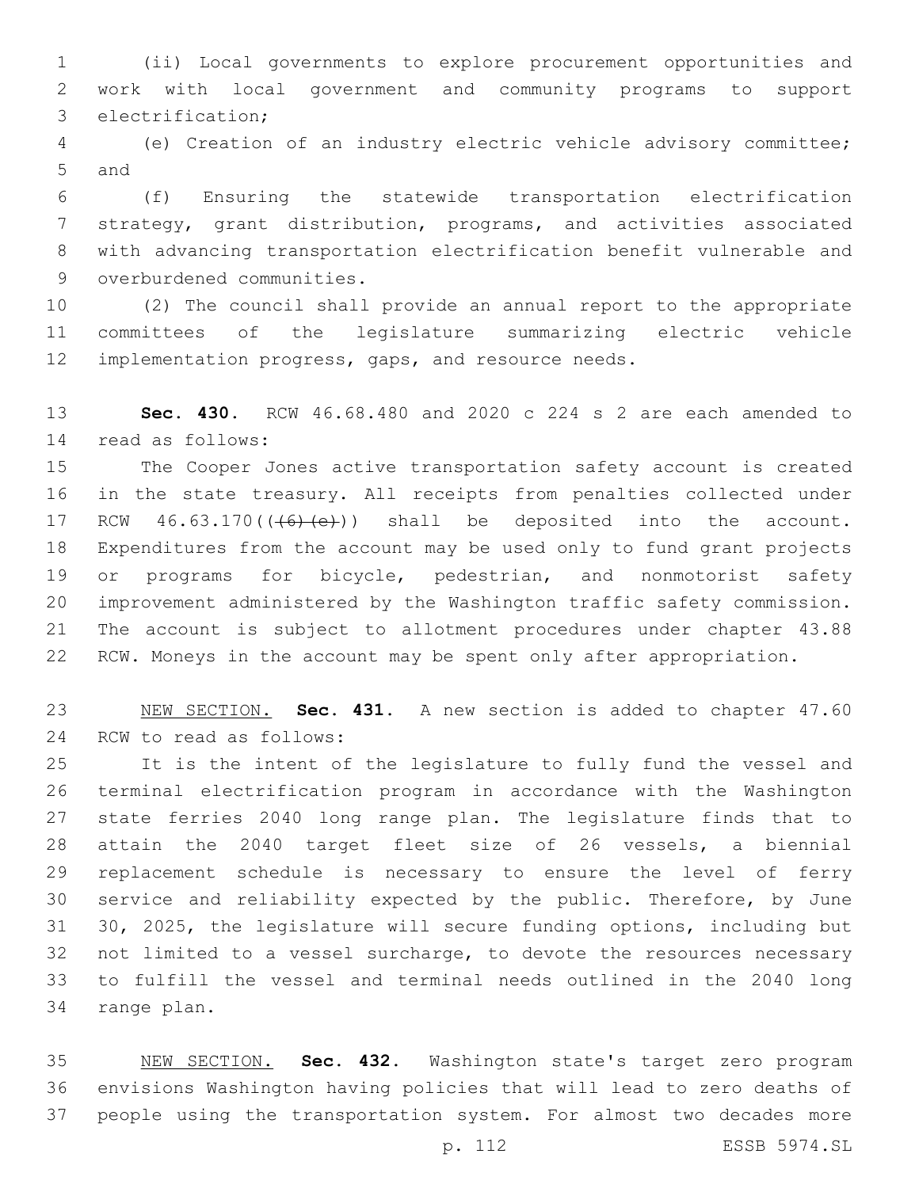(ii) Local governments to explore procurement opportunities and work with local government and community programs to support electrification;

(e) Creation of an industry electric vehicle advisory committee; and

(f) Ensuring the statewide transportation electrification strategy, grant distribution, programs, and activities associated with advancing transportation electrification benefit vulnerable and overburdened communities.

(2) The council shall provide an annual report to the appropriate committees of the legislature summarizing electric vehicle implementation progress, gaps, and resource needs.

**Sec. 430.** RCW 46.68.480 and 2020 c 224 s 2 are each amended to read as follows:

The Cooper Jones active transportation safety account is created in the state treasury. All receipts from penalties collected under RCW 46.63.170((~~(6)(e)~~)) shall be deposited into the account. Expenditures from the account may be used only to fund grant projects or programs for bicycle, pedestrian, and nonmotorist safety improvement administered by the Washington traffic safety commission. The account is subject to allotment procedures under chapter 43.88 RCW. Moneys in the account may be spent only after appropriation.

NEW SECTION. **Sec. 431.** A new section is added to chapter 47.60 RCW to read as follows:

It is the intent of the legislature to fully fund the vessel and terminal electrification program in accordance with the Washington state ferries 2040 long range plan. The legislature finds that to attain the 2040 target fleet size of 26 vessels, a biennial replacement schedule is necessary to ensure the level of ferry service and reliability expected by the public. Therefore, by June 30, 2025, the legislature will secure funding options, including but not limited to a vessel surcharge, to devote the resources necessary to fulfill the vessel and terminal needs outlined in the 2040 long range plan.

NEW SECTION. **Sec. 432.** Washington state's target zero program envisions Washington having policies that will lead to zero deaths of people using the transportation system. For almost two decades more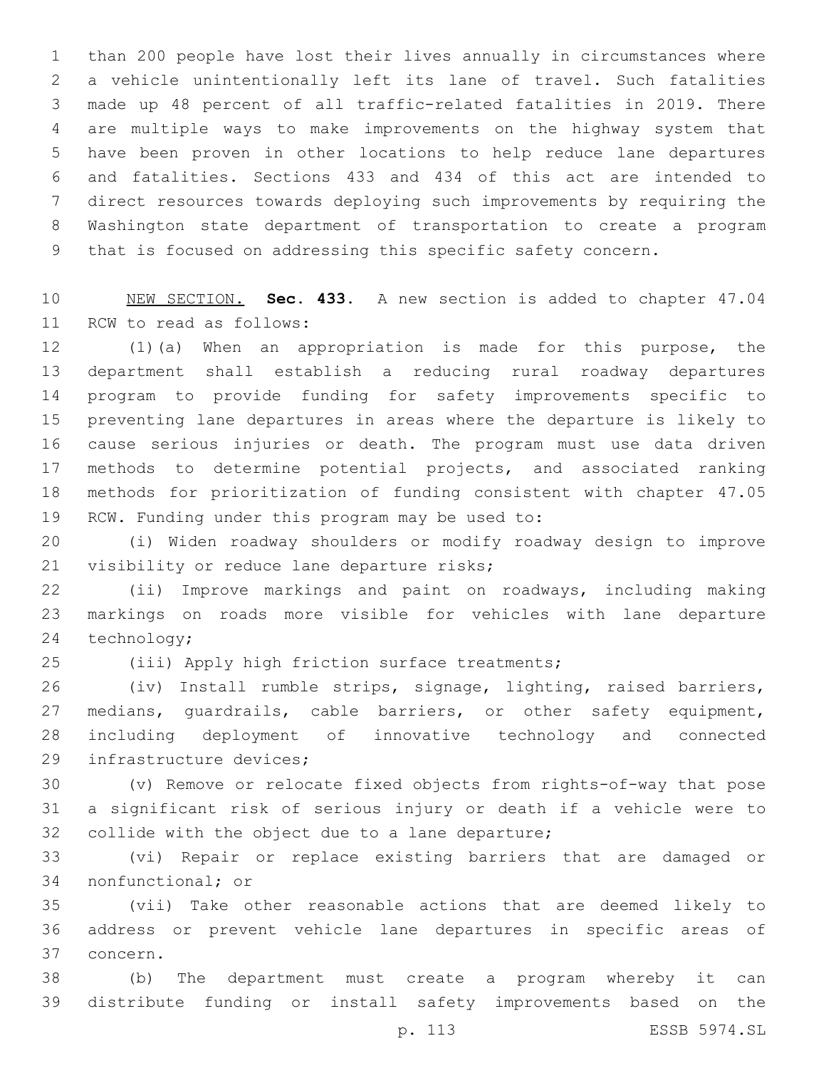than 200 people have lost their lives annually in circumstances where a vehicle unintentionally left its lane of travel. Such fatalities made up 48 percent of all traffic-related fatalities in 2019. There are multiple ways to make improvements on the highway system that have been proven in other locations to help reduce lane departures and fatalities. Sections 433 and 434 of this act are intended to direct resources towards deploying such improvements by requiring the Washington state department of transportation to create a program that is focused on addressing this specific safety concern.

NEW SECTION. **Sec. 433.** A new section is added to chapter 47.04 RCW to read as follows:

(1)(a) When an appropriation is made for this purpose, the department shall establish a reducing rural roadway departures program to provide funding for safety improvements specific to preventing lane departures in areas where the departure is likely to cause serious injuries or death. The program must use data driven methods to determine potential projects, and associated ranking methods for prioritization of funding consistent with chapter 47.05 RCW. Funding under this program may be used to:

(i) Widen roadway shoulders or modify roadway design to improve visibility or reduce lane departure risks;

(ii) Improve markings and paint on roadways, including making markings on roads more visible for vehicles with lane departure technology;

(iii) Apply high friction surface treatments;

(iv) Install rumble strips, signage, lighting, raised barriers, medians, guardrails, cable barriers, or other safety equipment, including deployment of innovative technology and connected infrastructure devices;

(v) Remove or relocate fixed objects from rights-of-way that pose a significant risk of serious injury or death if a vehicle were to collide with the object due to a lane departure;

(vi) Repair or replace existing barriers that are damaged or nonfunctional; or

(vii) Take other reasonable actions that are deemed likely to address or prevent vehicle lane departures in specific areas of concern.

(b) The department must create a program whereby it can distribute funding or install safety improvements based on the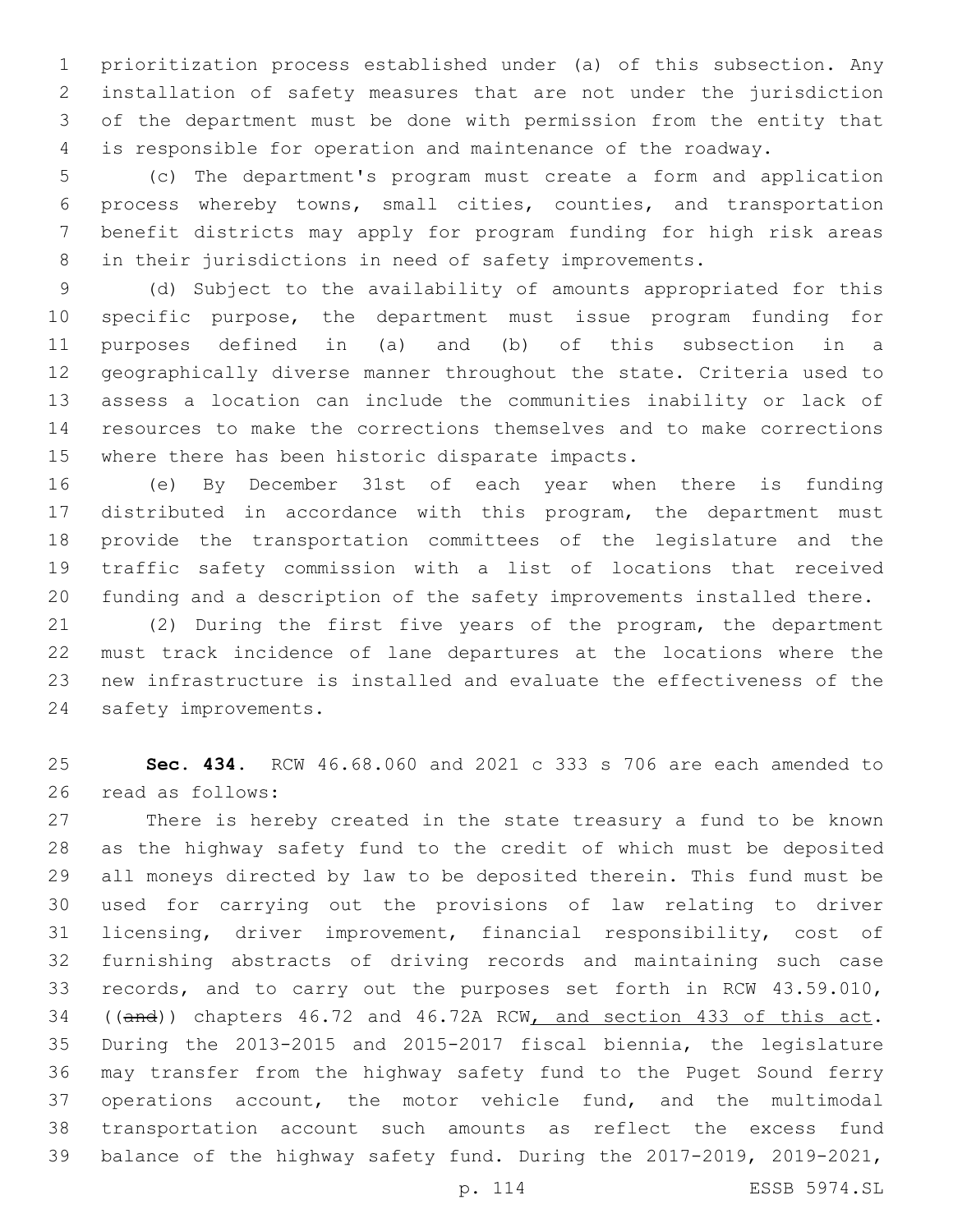prioritization process established under (a) of this subsection. Any installation of safety measures that are not under the jurisdiction of the department must be done with permission from the entity that is responsible for operation and maintenance of the roadway.

(c) The department's program must create a form and application process whereby towns, small cities, counties, and transportation benefit districts may apply for program funding for high risk areas in their jurisdictions in need of safety improvements.

(d) Subject to the availability of amounts appropriated for this specific purpose, the department must issue program funding for purposes defined in (a) and (b) of this subsection in a geographically diverse manner throughout the state. Criteria used to assess a location can include the communities inability or lack of resources to make the corrections themselves and to make corrections where there has been historic disparate impacts.

(e) By December 31st of each year when there is funding distributed in accordance with this program, the department must provide the transportation committees of the legislature and the traffic safety commission with a list of locations that received funding and a description of the safety improvements installed there.

(2) During the first five years of the program, the department must track incidence of lane departures at the locations where the new infrastructure is installed and evaluate the effectiveness of the safety improvements.

**Sec. 434.** RCW 46.68.060 and 2021 c 333 s 706 are each amended to read as follows:

There is hereby created in the state treasury a fund to be known as the highway safety fund to the credit of which must be deposited all moneys directed by law to be deposited therein. This fund must be used for carrying out the provisions of law relating to driver licensing, driver improvement, financial responsibility, cost of furnishing abstracts of driving records and maintaining such case records, and to carry out the purposes set forth in RCW 43.59.010, ((~~and~~)) chapters 46.72 and 46.72A RCW, and section 433 of this act. During the 2013-2015 and 2015-2017 fiscal biennia, the legislature may transfer from the highway safety fund to the Puget Sound ferry operations account, the motor vehicle fund, and the multimodal transportation account such amounts as reflect the excess fund balance of the highway safety fund. During the 2017-2019, 2019-2021,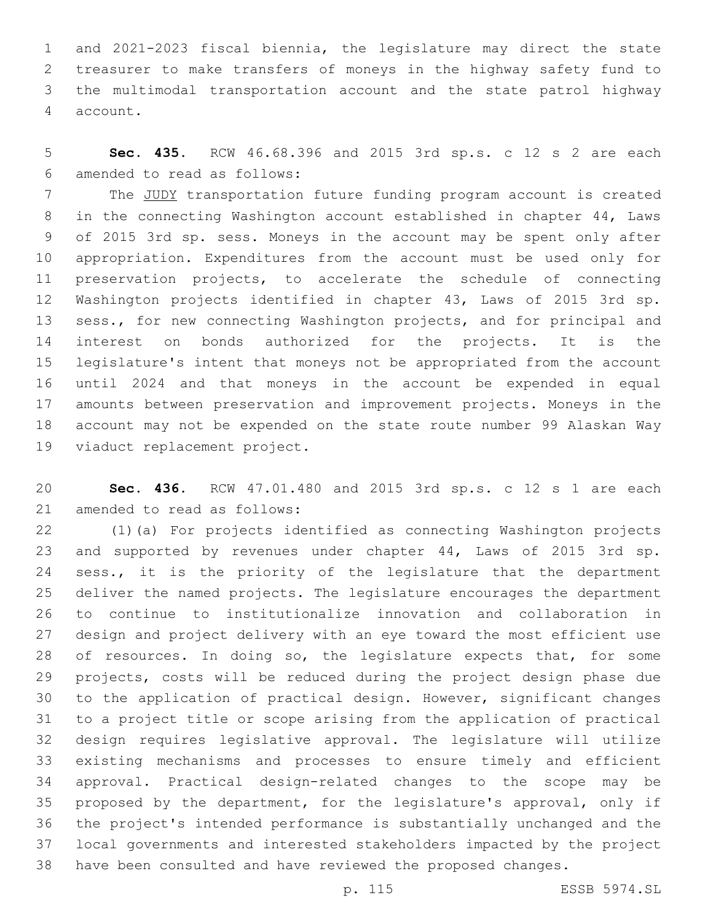and 2021-2023 fiscal biennia, the legislature may direct the state treasurer to make transfers of moneys in the highway safety fund to the multimodal transportation account and the state patrol highway account.

**Sec. 435.** RCW 46.68.396 and 2015 3rd sp.s. c 12 s 2 are each amended to read as follows:

The JUDY transportation future funding program account is created in the connecting Washington account established in chapter 44, Laws of 2015 3rd sp. sess. Moneys in the account may be spent only after appropriation. Expenditures from the account must be used only for preservation projects, to accelerate the schedule of connecting Washington projects identified in chapter 43, Laws of 2015 3rd sp. sess., for new connecting Washington projects, and for principal and interest on bonds authorized for the projects. It is the legislature's intent that moneys not be appropriated from the account until 2024 and that moneys in the account be expended in equal amounts between preservation and improvement projects. Moneys in the account may not be expended on the state route number 99 Alaskan Way viaduct replacement project.

**Sec. 436.** RCW 47.01.480 and 2015 3rd sp.s. c 12 s 1 are each amended to read as follows:

(1)(a) For projects identified as connecting Washington projects and supported by revenues under chapter 44, Laws of 2015 3rd sp. sess., it is the priority of the legislature that the department deliver the named projects. The legislature encourages the department to continue to institutionalize innovation and collaboration in design and project delivery with an eye toward the most efficient use of resources. In doing so, the legislature expects that, for some projects, costs will be reduced during the project design phase due to the application of practical design. However, significant changes to a project title or scope arising from the application of practical design requires legislative approval. The legislature will utilize existing mechanisms and processes to ensure timely and efficient approval. Practical design-related changes to the scope may be proposed by the department, for the legislature's approval, only if the project's intended performance is substantially unchanged and the local governments and interested stakeholders impacted by the project have been consulted and have reviewed the proposed changes.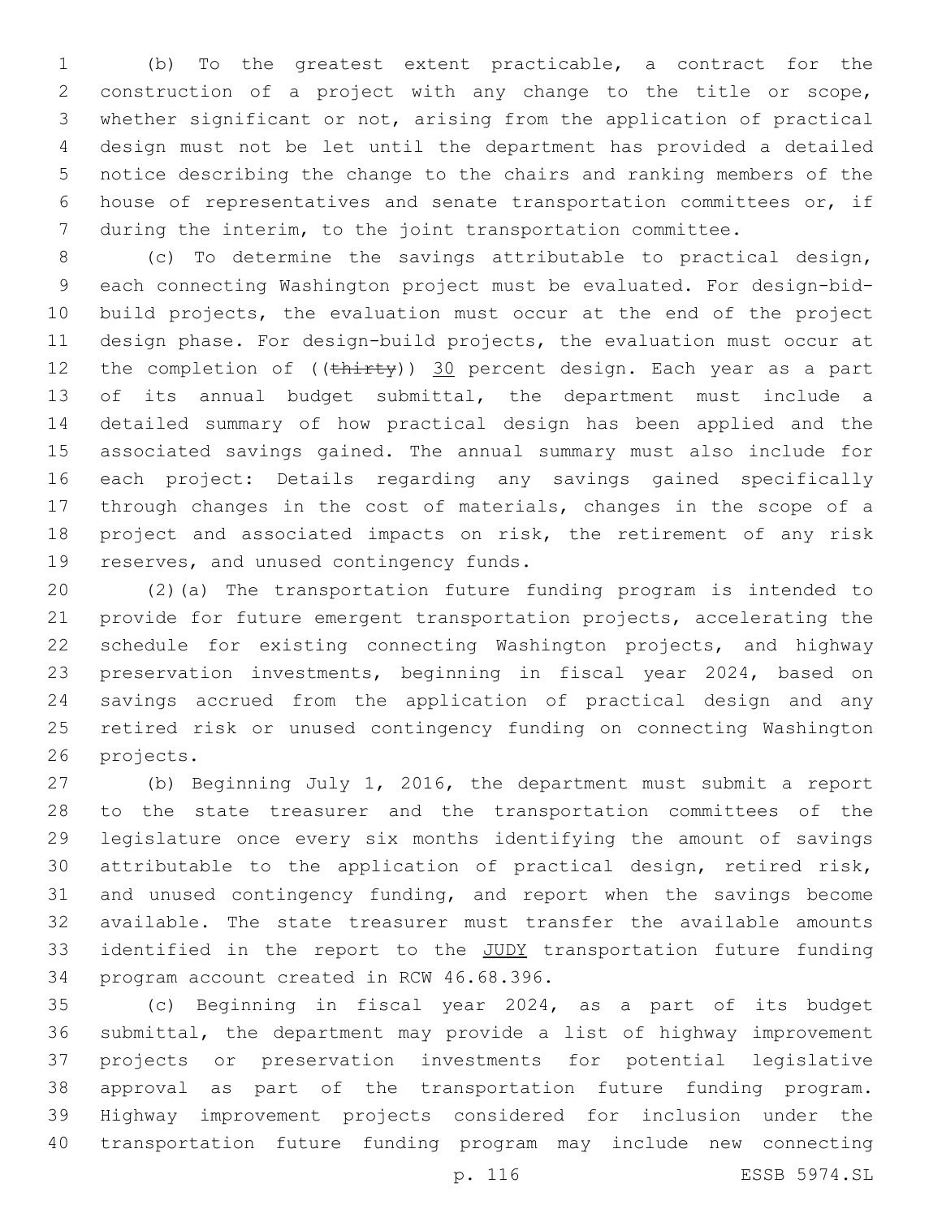(b) To the greatest extent practicable, a contract for the construction of a project with any change to the title or scope, whether significant or not, arising from the application of practical design must not be let until the department has provided a detailed notice describing the change to the chairs and ranking members of the house of representatives and senate transportation committees or, if during the interim, to the joint transportation committee.

(c) To determine the savings attributable to practical design, each connecting Washington project must be evaluated. For design-bid-build projects, the evaluation must occur at the end of the project design phase. For design-build projects, the evaluation must occur at the completion of ((~~thirty~~)) 30 percent design. Each year as a part of its annual budget submittal, the department must include a detailed summary of how practical design has been applied and the associated savings gained. The annual summary must also include for each project: Details regarding any savings gained specifically through changes in the cost of materials, changes in the scope of a project and associated impacts on risk, the retirement of any risk reserves, and unused contingency funds.

(2)(a) The transportation future funding program is intended to provide for future emergent transportation projects, accelerating the schedule for existing connecting Washington projects, and highway preservation investments, beginning in fiscal year 2024, based on savings accrued from the application of practical design and any retired risk or unused contingency funding on connecting Washington projects.

(b) Beginning July 1, 2016, the department must submit a report to the state treasurer and the transportation committees of the legislature once every six months identifying the amount of savings attributable to the application of practical design, retired risk, and unused contingency funding, and report when the savings become available. The state treasurer must transfer the available amounts identified in the report to the JUDY transportation future funding program account created in RCW 46.68.396.

(c) Beginning in fiscal year 2024, as a part of its budget submittal, the department may provide a list of highway improvement projects or preservation investments for potential legislative approval as part of the transportation future funding program. Highway improvement projects considered for inclusion under the transportation future funding program may include new connecting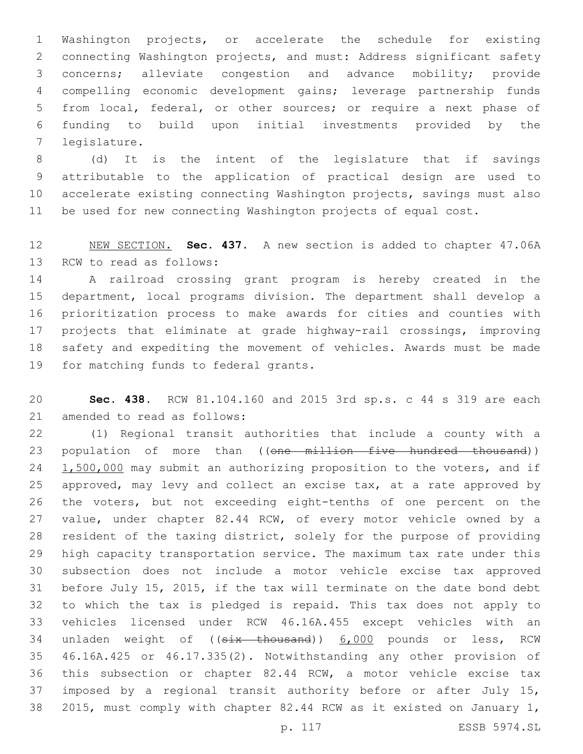Washington projects, or accelerate the schedule for existing connecting Washington projects, and must: Address significant safety concerns; alleviate congestion and advance mobility; provide compelling economic development gains; leverage partnership funds from local, federal, or other sources; or require a next phase of funding to build upon initial investments provided by the legislature.

(d) It is the intent of the legislature that if savings attributable to the application of practical design are used to accelerate existing connecting Washington projects, savings must also be used for new connecting Washington projects of equal cost.

NEW SECTION. **Sec. 437.** A new section is added to chapter 47.06A RCW to read as follows:

A railroad crossing grant program is hereby created in the department, local programs division. The department shall develop a prioritization process to make awards for cities and counties with projects that eliminate at grade highway-rail crossings, improving safety and expediting the movement of vehicles. Awards must be made for matching funds to federal grants.

**Sec. 438.** RCW 81.104.160 and 2015 3rd sp.s. c 44 s 319 are each amended to read as follows:

(1) Regional transit authorities that include a county with a population of more than ((~~one million five hundred thousand~~)) 1,500,000 may submit an authorizing proposition to the voters, and if approved, may levy and collect an excise tax, at a rate approved by the voters, but not exceeding eight-tenths of one percent on the value, under chapter 82.44 RCW, of every motor vehicle owned by a resident of the taxing district, solely for the purpose of providing high capacity transportation service. The maximum tax rate under this subsection does not include a motor vehicle excise tax approved before July 15, 2015, if the tax will terminate on the date bond debt to which the tax is pledged is repaid. This tax does not apply to vehicles licensed under RCW 46.16A.455 except vehicles with an unladen weight of ((~~six thousand~~)) 6,000 pounds or less, RCW 46.16A.425 or 46.17.335(2). Notwithstanding any other provision of this subsection or chapter 82.44 RCW, a motor vehicle excise tax imposed by a regional transit authority before or after July 15, 2015, must comply with chapter 82.44 RCW as it existed on January 1,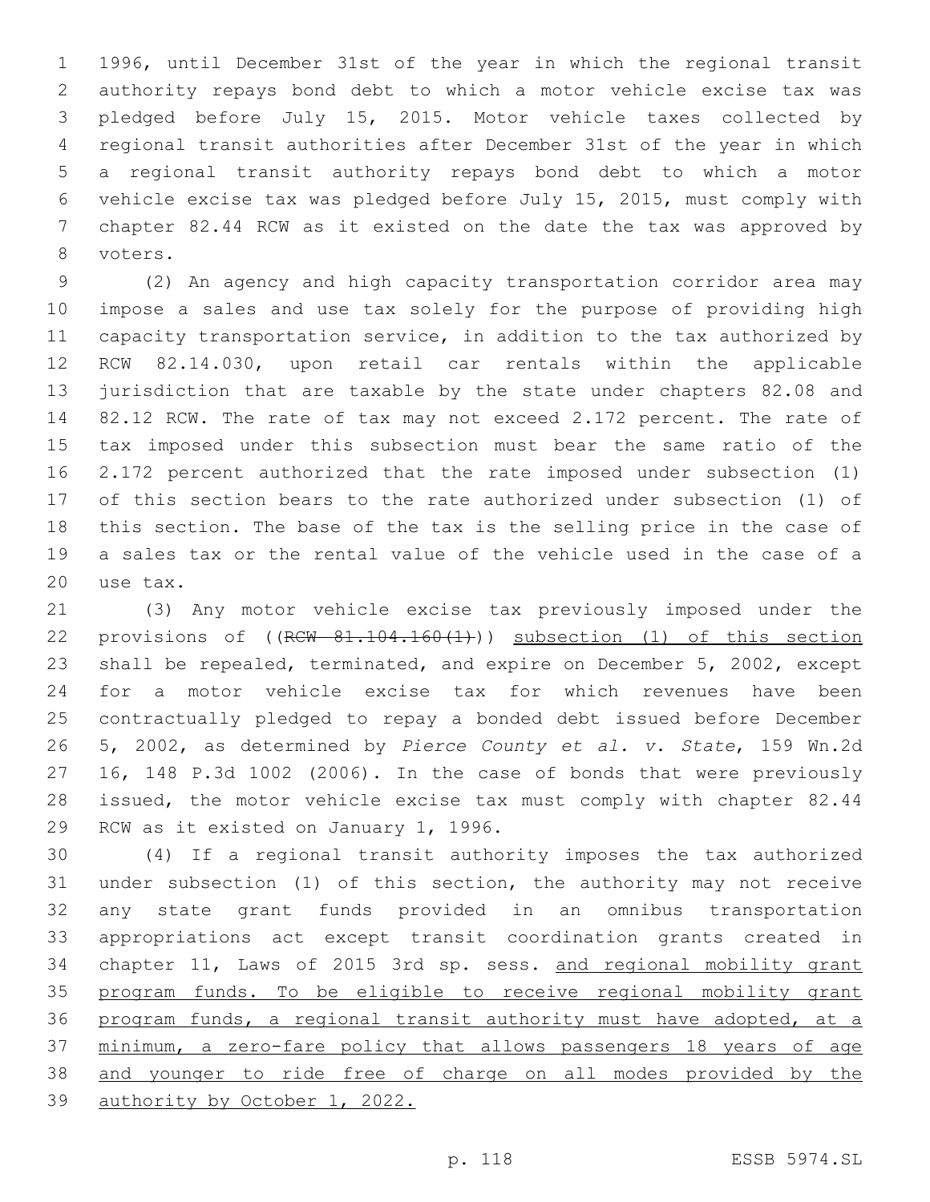1996, until December 31st of the year in which the regional transit authority repays bond debt to which a motor vehicle excise tax was pledged before July 15, 2015. Motor vehicle taxes collected by regional transit authorities after December 31st of the year in which a regional transit authority repays bond debt to which a motor vehicle excise tax was pledged before July 15, 2015, must comply with chapter 82.44 RCW as it existed on the date the tax was approved by voters.

(2) An agency and high capacity transportation corridor area may impose a sales and use tax solely for the purpose of providing high capacity transportation service, in addition to the tax authorized by RCW 82.14.030, upon retail car rentals within the applicable jurisdiction that are taxable by the state under chapters 82.08 and 82.12 RCW. The rate of tax may not exceed 2.172 percent. The rate of tax imposed under this subsection must bear the same ratio of the 2.172 percent authorized that the rate imposed under subsection (1) of this section bears to the rate authorized under subsection (1) of this section. The base of the tax is the selling price in the case of a sales tax or the rental value of the vehicle used in the case of a use tax.

(3) Any motor vehicle excise tax previously imposed under the provisions of ((~~RCW 81.104.160(1)~~)) <u>subsection (1) of this section</u> shall be repealed, terminated, and expire on December 5, 2002, except for a motor vehicle excise tax for which revenues have been contractually pledged to repay a bonded debt issued before December 5, 2002, as determined by *Pierce County et al. v. State*, 159 Wn.2d 16, 148 P.3d 1002 (2006). In the case of bonds that were previously issued, the motor vehicle excise tax must comply with chapter 82.44 RCW as it existed on January 1, 1996.

(4) If a regional transit authority imposes the tax authorized under subsection (1) of this section, the authority may not receive any state grant funds provided in an omnibus transportation appropriations act except transit coordination grants created in chapter 11, Laws of 2015 3rd sp. sess. <u>and regional mobility grant program funds. To be eligible to receive regional mobility grant program funds, a regional transit authority must have adopted, at a minimum, a zero-fare policy that allows passengers 18 years of age and younger to ride free of charge on all modes provided by the authority by October 1, 2022.</u>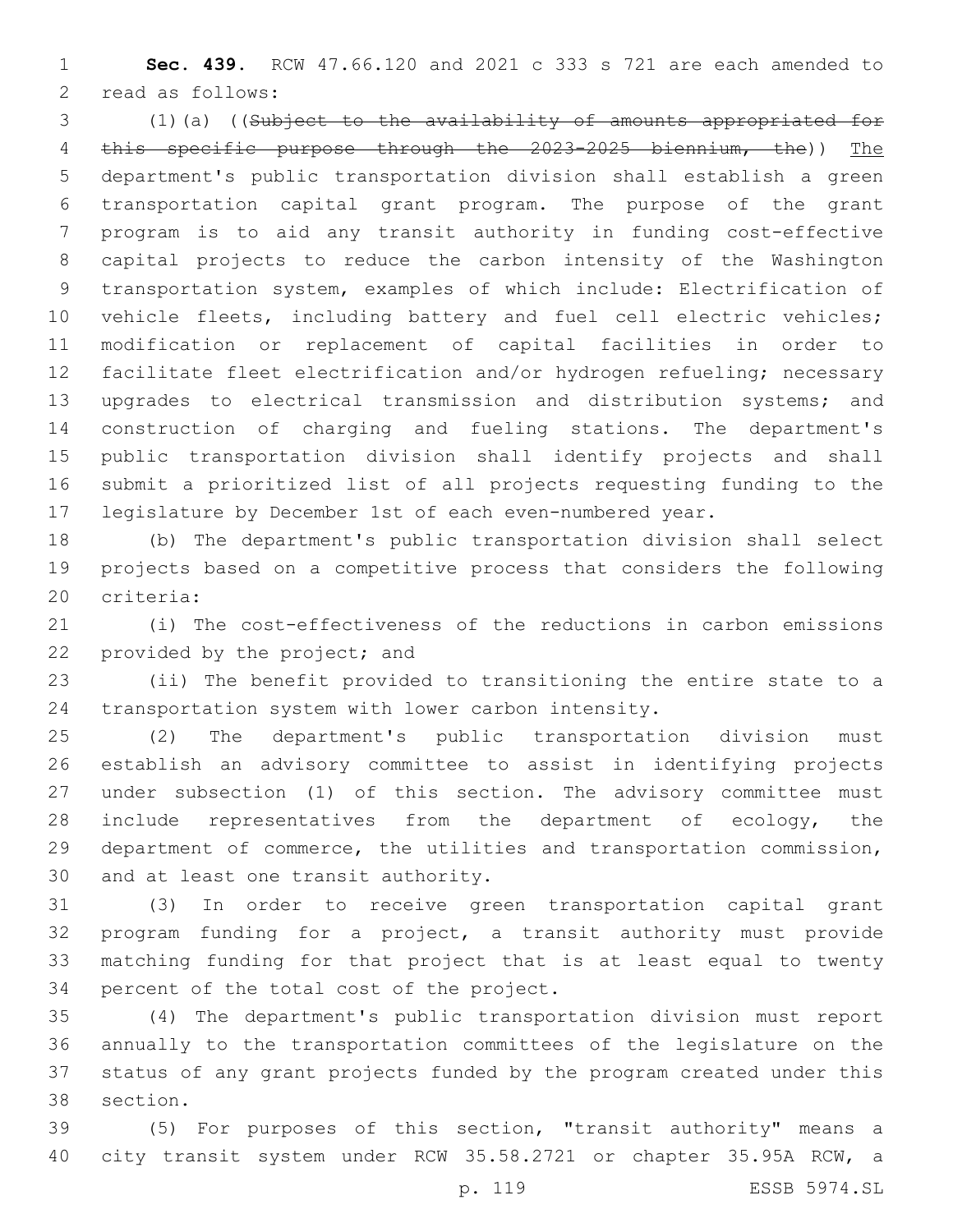**Sec. 439.** RCW 47.66.120 and 2021 c 333 s 721 are each amended to read as follows:

(1)(a) ((~~Subject to the availability of amounts appropriated for this specific purpose through the 2023-2025 biennium, the~~)) The department's public transportation division shall establish a green transportation capital grant program. The purpose of the grant program is to aid any transit authority in funding cost-effective capital projects to reduce the carbon intensity of the Washington transportation system, examples of which include: Electrification of vehicle fleets, including battery and fuel cell electric vehicles; modification or replacement of capital facilities in order to facilitate fleet electrification and/or hydrogen refueling; necessary upgrades to electrical transmission and distribution systems; and construction of charging and fueling stations. The department's public transportation division shall identify projects and shall submit a prioritized list of all projects requesting funding to the legislature by December 1st of each even-numbered year.

(b) The department's public transportation division shall select projects based on a competitive process that considers the following criteria:

(i) The cost-effectiveness of the reductions in carbon emissions provided by the project; and

(ii) The benefit provided to transitioning the entire state to a transportation system with lower carbon intensity.

(2) The department's public transportation division must establish an advisory committee to assist in identifying projects under subsection (1) of this section. The advisory committee must include representatives from the department of ecology, the department of commerce, the utilities and transportation commission, and at least one transit authority.

(3) In order to receive green transportation capital grant program funding for a project, a transit authority must provide matching funding for that project that is at least equal to twenty percent of the total cost of the project.

(4) The department's public transportation division must report annually to the transportation committees of the legislature on the status of any grant projects funded by the program created under this section.

(5) For purposes of this section, "transit authority" means a city transit system under RCW 35.58.2721 or chapter 35.95A RCW, a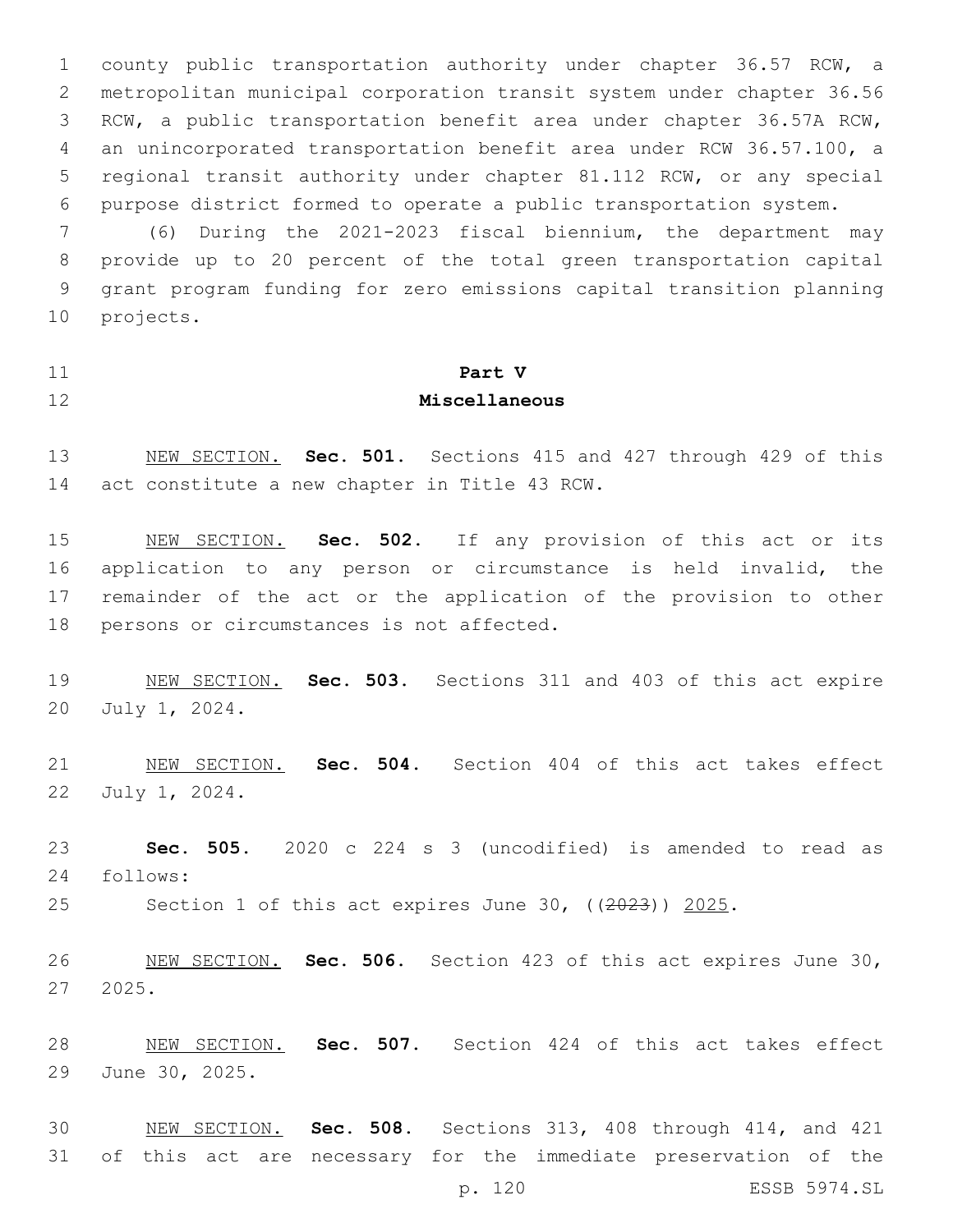county public transportation authority under chapter 36.57 RCW, a metropolitan municipal corporation transit system under chapter 36.56 RCW, a public transportation benefit area under chapter 36.57A RCW, an unincorporated transportation benefit area under RCW 36.57.100, a regional transit authority under chapter 81.112 RCW, or any special purpose district formed to operate a public transportation system.

(6) During the 2021-2023 fiscal biennium, the department may provide up to 20 percent of the total green transportation capital grant program funding for zero emissions capital transition planning projects.

## Part V
## Miscellaneous

NEW SECTION. **Sec. 501.** Sections 415 and 427 through 429 of this act constitute a new chapter in Title 43 RCW.

NEW SECTION. **Sec. 502.** If any provision of this act or its application to any person or circumstance is held invalid, the remainder of the act or the application of the provision to other persons or circumstances is not affected.

NEW SECTION. **Sec. 503.** Sections 311 and 403 of this act expire July 1, 2024.

NEW SECTION. **Sec. 504.** Section 404 of this act takes effect July 1, 2024.

**Sec. 505.** 2020 c 224 s 3 (uncodified) is amended to read as follows:

Section 1 of this act expires June 30, ((~~2023~~)) 2025.

NEW SECTION. **Sec. 506.** Section 423 of this act expires June 30, 2025.

NEW SECTION. **Sec. 507.** Section 424 of this act takes effect June 30, 2025.

NEW SECTION. **Sec. 508.** Sections 313, 408 through 414, and 421 of this act are necessary for the immediate preservation of the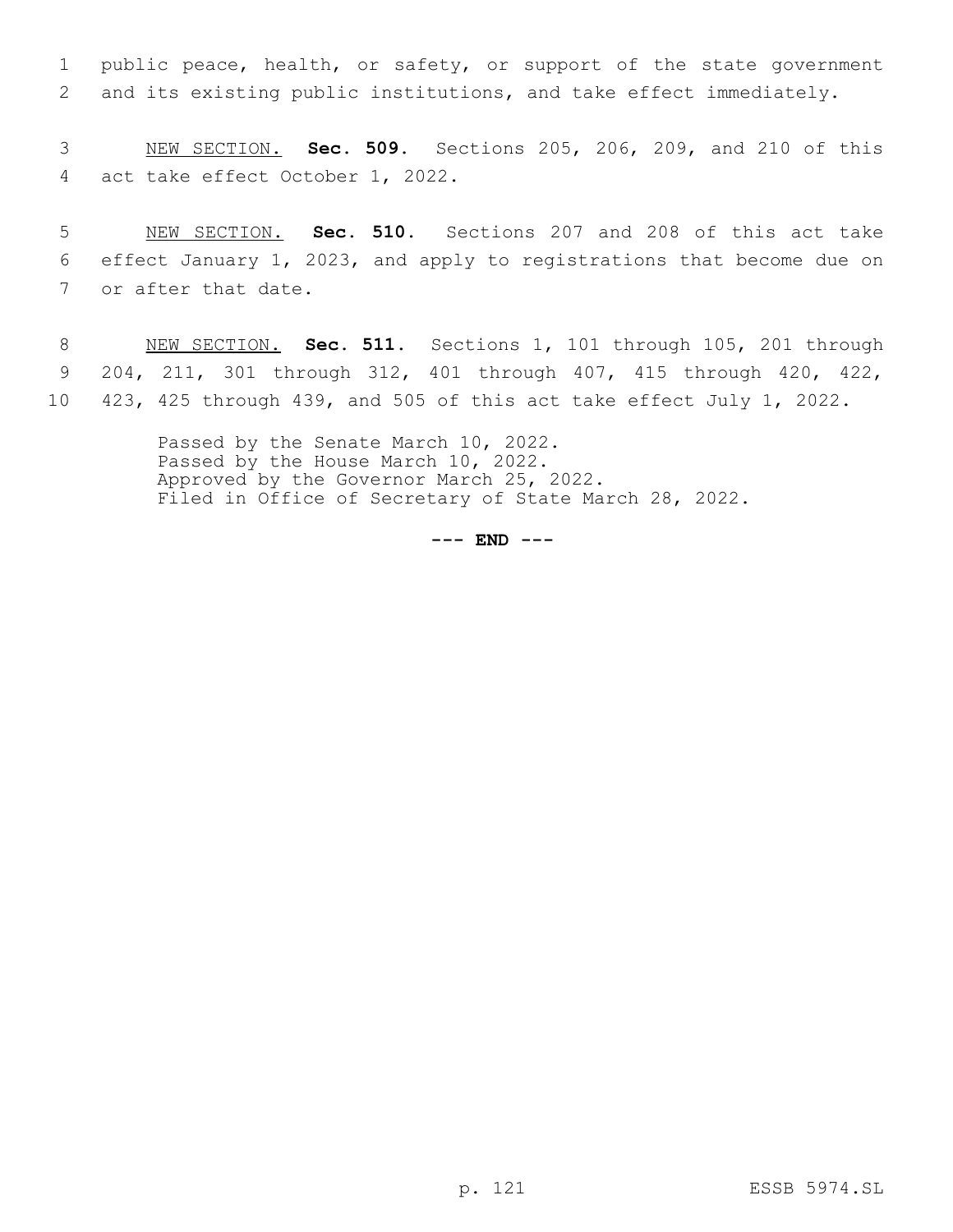public peace, health, or safety, or support of the state government and its existing public institutions, and take effect immediately.

NEW SECTION. **Sec. 509.** Sections 205, 206, 209, and 210 of this act take effect October 1, 2022.

NEW SECTION. **Sec. 510.** Sections 207 and 208 of this act take effect January 1, 2023, and apply to registrations that become due on or after that date.

NEW SECTION. **Sec. 511.** Sections 1, 101 through 105, 201 through 204, 211, 301 through 312, 401 through 407, 415 through 420, 422, 423, 425 through 439, and 505 of this act take effect July 1, 2022.

Passed by the Senate March 10, 2022.
Passed by the House March 10, 2022.
Approved by the Governor March 25, 2022.
Filed in Office of Secretary of State March 28, 2022.

**--- END ---**